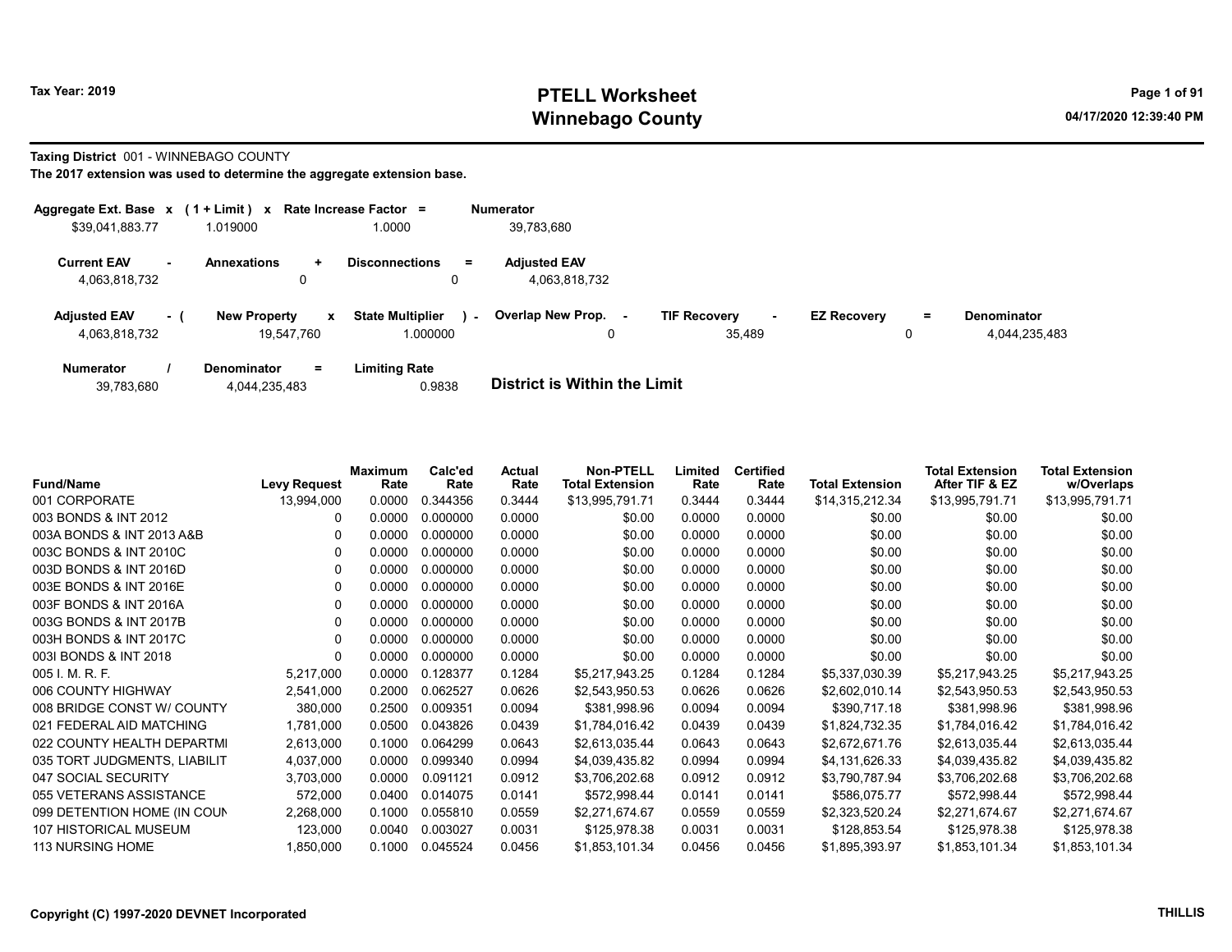# PTELL Worksheet
# Winnebago County

Tax Year: 2019

**Taxing District** 001 - WINNEBAGO COUNTY

**The 2017 extension was used to determine the aggregate extension base.**

| Aggregate Ext. Base | x | (1 + Limit) | x | Rate Increase Factor | = | Numerator |
|---|---|---|---|---|---|---|
| $39,041,883.77 | | 1.019000 | | 1.0000 | | 39,783,680 |

| Current EAV | - | Annexations | + | Disconnections | = | Adjusted EAV |
|---|---|---|---|---|---|---|
| 4,063,818,732 | | 0 | | 0 | | 4,063,818,732 |

| Adjusted EAV | - ( | New Property | x | State Multiplier | ) - | Overlap New Prop. | - | TIF Recovery | - | EZ Recovery | = | Denominator |
|---|---|---|---|---|---|---|---|---|---|---|---|---|
| 4,063,818,732 | | 19,547,760 | | 1.000000 | | 0 | | 35,489 | | 0 | | 4,044,235,483 |

| Numerator | / | Denominator | = | Limiting Rate |
|---|---|---|---|---|
| 39,783,680 | | 4,044,235,483 | | 0.9838 |

**District is Within the Limit**

| Fund/Name | Levy Request | Maximum Rate | Calc'ed Rate | Actual Rate | Non-PTELL Total Extension | Limited Rate | Certified Rate | Total Extension | Total Extension After TIF & EZ | Total Extension w/Overlaps |
|---|---|---|---|---|---|---|---|---|---|---|
| 001 CORPORATE | 13,994,000 | 0.0000 | 0.344356 | 0.3444 | $13,995,791.71 | 0.3444 | 0.3444 | $14,315,212.34 | $13,995,791.71 | $13,995,791.71 |
| 003 BONDS & INT 2012 | 0 | 0.0000 | 0.000000 | 0.0000 | $0.00 | 0.0000 | 0.0000 | $0.00 | $0.00 | $0.00 |
| 003A BONDS & INT 2013 A&B | 0 | 0.0000 | 0.000000 | 0.0000 | $0.00 | 0.0000 | 0.0000 | $0.00 | $0.00 | $0.00 |
| 003C BONDS & INT 2010C | 0 | 0.0000 | 0.000000 | 0.0000 | $0.00 | 0.0000 | 0.0000 | $0.00 | $0.00 | $0.00 |
| 003D BONDS & INT 2016D | 0 | 0.0000 | 0.000000 | 0.0000 | $0.00 | 0.0000 | 0.0000 | $0.00 | $0.00 | $0.00 |
| 003E BONDS & INT 2016E | 0 | 0.0000 | 0.000000 | 0.0000 | $0.00 | 0.0000 | 0.0000 | $0.00 | $0.00 | $0.00 |
| 003F BONDS & INT 2016A | 0 | 0.0000 | 0.000000 | 0.0000 | $0.00 | 0.0000 | 0.0000 | $0.00 | $0.00 | $0.00 |
| 003G BONDS & INT 2017B | 0 | 0.0000 | 0.000000 | 0.0000 | $0.00 | 0.0000 | 0.0000 | $0.00 | $0.00 | $0.00 |
| 003H BONDS & INT 2017C | 0 | 0.0000 | 0.000000 | 0.0000 | $0.00 | 0.0000 | 0.0000 | $0.00 | $0.00 | $0.00 |
| 003I BONDS & INT 2018 | 0 | 0.0000 | 0.000000 | 0.0000 | $0.00 | 0.0000 | 0.0000 | $0.00 | $0.00 | $0.00 |
| 005 I. M. R. F. | 5,217,000 | 0.0000 | 0.128377 | 0.1284 | $5,217,943.25 | 0.1284 | 0.1284 | $5,337,030.39 | $5,217,943.25 | $5,217,943.25 |
| 006 COUNTY HIGHWAY | 2,541,000 | 0.2000 | 0.062527 | 0.0626 | $2,543,950.53 | 0.0626 | 0.0626 | $2,602,010.14 | $2,543,950.53 | $2,543,950.53 |
| 008 BRIDGE CONST W/ COUNTY | 380,000 | 0.2500 | 0.009351 | 0.0094 | $381,998.96 | 0.0094 | 0.0094 | $390,717.18 | $381,998.96 | $381,998.96 |
| 021 FEDERAL AID MATCHING | 1,781,000 | 0.0500 | 0.043826 | 0.0439 | $1,784,016.42 | 0.0439 | 0.0439 | $1,824,732.35 | $1,784,016.42 | $1,784,016.42 |
| 022 COUNTY HEALTH DEPARTMI | 2,613,000 | 0.1000 | 0.064299 | 0.0643 | $2,613,035.44 | 0.0643 | 0.0643 | $2,672,671.76 | $2,613,035.44 | $2,613,035.44 |
| 035 TORT JUDGMENTS, LIABILIT | 4,037,000 | 0.0000 | 0.099340 | 0.0994 | $4,039,435.82 | 0.0994 | 0.0994 | $4,131,626.33 | $4,039,435.82 | $4,039,435.82 |
| 047 SOCIAL SECURITY | 3,703,000 | 0.0000 | 0.091121 | 0.0912 | $3,706,202.68 | 0.0912 | 0.0912 | $3,790,787.94 | $3,706,202.68 | $3,706,202.68 |
| 055 VETERANS ASSISTANCE | 572,000 | 0.0400 | 0.014075 | 0.0141 | $572,998.44 | 0.0141 | 0.0141 | $586,075.77 | $572,998.44 | $572,998.44 |
| 099 DETENTION HOME (IN COUN | 2,268,000 | 0.1000 | 0.055810 | 0.0559 | $2,271,674.67 | 0.0559 | 0.0559 | $2,323,520.24 | $2,271,674.67 | $2,271,674.67 |
| 107 HISTORICAL MUSEUM | 123,000 | 0.0040 | 0.003027 | 0.0031 | $125,978.38 | 0.0031 | 0.0031 | $128,853.54 | $125,978.38 | $125,978.38 |
| 113 NURSING HOME | 1,850,000 | 0.1000 | 0.045524 | 0.0456 | $1,853,101.34 | 0.0456 | 0.0456 | $1,895,393.97 | $1,853,101.34 | $1,853,101.34 |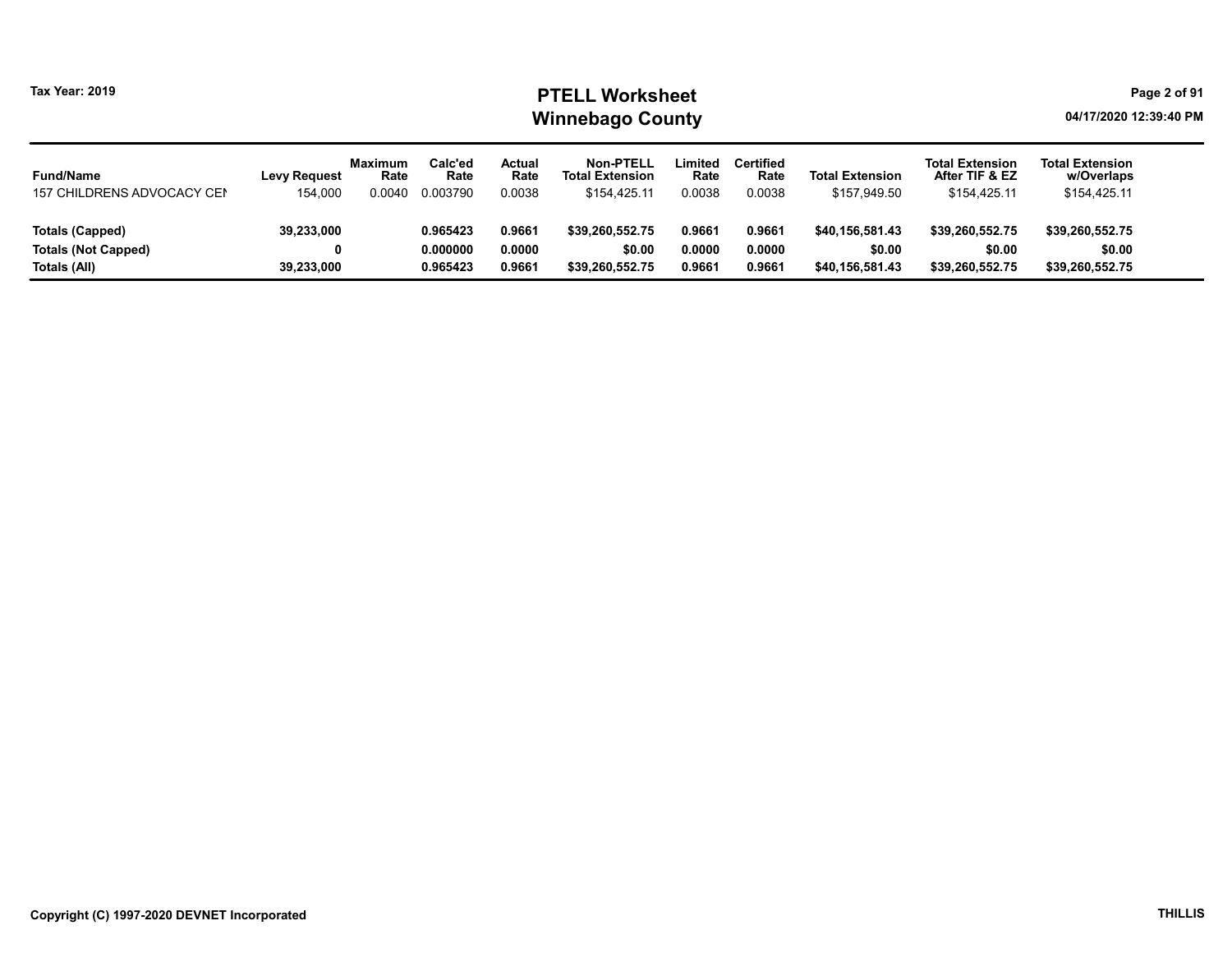| Fund/Name | Levy Request | Maximum Rate | Calc'ed Rate | Actual Rate | Non-PTELL Total Extension | Limited Rate | Certified Rate | Total Extension | Total Extension After TIF & EZ | Total Extension w/Overlaps |
|---|---|---|---|---|---|---|---|---|---|---|
| 157 CHILDRENS ADVOCACY CEI | 154,000 | 0.0040 | 0.003790 | 0.0038 | $154,425.11 | 0.0038 | 0.0038 | $157,949.50 | $154,425.11 | $154,425.11 |
| **Totals (Capped)** | **39,233,000** | | **0.965423** | **0.9661** | **$39,260,552.75** | **0.9661** | **0.9661** | **$40,156,581.43** | **$39,260,552.75** | **$39,260,552.75** |
| **Totals (Not Capped)** | **0** | | **0.000000** | **0.0000** | **$0.00** | **0.0000** | **0.0000** | **$0.00** | **$0.00** | **$0.00** |
| **Totals (All)** | **39,233,000** | | **0.965423** | **0.9661** | **$39,260,552.75** | **0.9661** | **0.9661** | **$40,156,581.43** | **$39,260,552.75** | **$39,260,552.75** |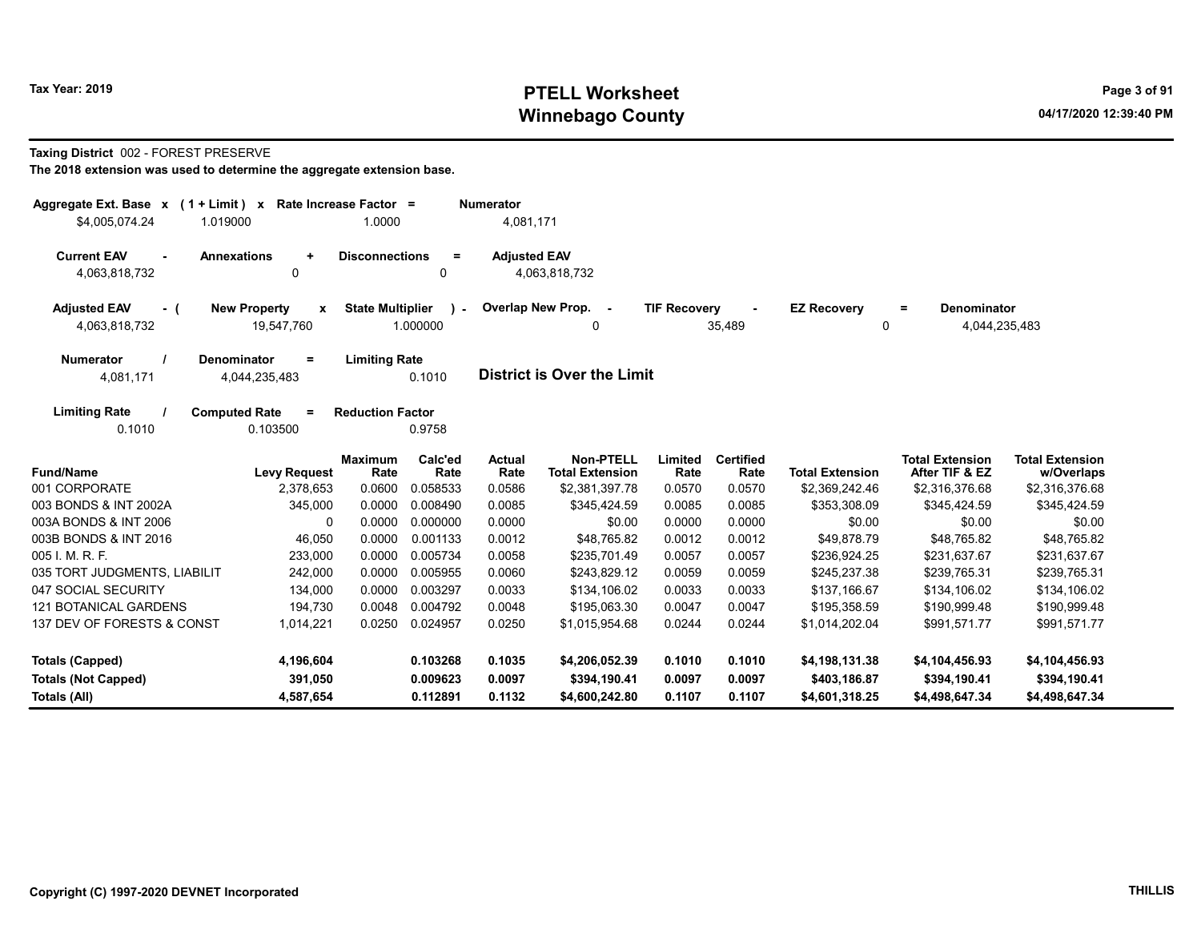# PTELL Worksheet
# Winnebago County

Tax Year: 2019

04/17/2020 12:39:40 PM

**Taxing District** 002 - FOREST PRESERVE

**The 2018 extension was used to determine the aggregate extension base.**

| Aggregate Ext. Base | x | (1 + Limit) | x | Rate Increase Factor | = | Numerator |
|---|---|---|---|---|---|---|
| $4,005,074.24 | | 1.019000 | | 1.0000 | | 4,081,171 |

| Current EAV | - | Annexations | + | Disconnections | = | Adjusted EAV |
|---|---|---|---|---|---|---|
| 4,063,818,732 | | 0 | | 0 | | 4,063,818,732 |

| Adjusted EAV | - ( | New Property | x | State Multiplier | ) - | Overlap New Prop. | - | TIF Recovery | - | EZ Recovery | = | Denominator |
|---|---|---|---|---|---|---|---|---|---|---|---|---|
| 4,063,818,732 | | 19,547,760 | | 1.000000 | | 0 | | 35,489 | | 0 | | 4,044,235,483 |

| Numerator | / | Denominator | = | Limiting Rate |
|---|---|---|---|---|
| 4,081,171 | | 4,044,235,483 | | 0.1010 |

**District is Over the Limit**

| Limiting Rate | / | Computed Rate | = | Reduction Factor |
|---|---|---|---|---|
| 0.1010 | | 0.103500 | | 0.9758 |

| Fund/Name | Levy Request | Maximum Rate | Calc'ed Rate | Actual Rate | Non-PTELL Total Extension | Limited Rate | Certified Rate | Total Extension | Total Extension After TIF & EZ | Total Extension w/Overlaps |
|---|---|---|---|---|---|---|---|---|---|---|
| 001 CORPORATE | 2,378,653 | 0.0600 | 0.058533 | 0.0586 | $2,381,397.78 | 0.0570 | 0.0570 | $2,369,242.46 | $2,316,376.68 | $2,316,376.68 |
| 003 BONDS & INT 2002A | 345,000 | 0.0000 | 0.008490 | 0.0085 | $345,424.59 | 0.0085 | 0.0085 | $353,308.09 | $345,424.59 | $345,424.59 |
| 003A BONDS & INT 2006 | 0 | 0.0000 | 0.000000 | 0.0000 | $0.00 | 0.0000 | 0.0000 | $0.00 | $0.00 | $0.00 |
| 003B BONDS & INT 2016 | 46,050 | 0.0000 | 0.001133 | 0.0012 | $48,765.82 | 0.0012 | 0.0012 | $49,878.79 | $48,765.82 | $48,765.82 |
| 005 I. M. R. F. | 233,000 | 0.0000 | 0.005734 | 0.0058 | $235,701.49 | 0.0057 | 0.0057 | $236,924.25 | $231,637.67 | $231,637.67 |
| 035 TORT JUDGMENTS, LIABILIT | 242,000 | 0.0000 | 0.005955 | 0.0060 | $243,829.12 | 0.0059 | 0.0059 | $245,237.38 | $239,765.31 | $239,765.31 |
| 047 SOCIAL SECURITY | 134,000 | 0.0000 | 0.003297 | 0.0033 | $134,106.02 | 0.0033 | 0.0033 | $137,166.67 | $134,106.02 | $134,106.02 |
| 121 BOTANICAL GARDENS | 194,730 | 0.0048 | 0.004792 | 0.0048 | $195,063.30 | 0.0047 | 0.0047 | $195,358.59 | $190,999.48 | $190,999.48 |
| 137 DEV OF FORESTS & CONST | 1,014,221 | 0.0250 | 0.024957 | 0.0250 | $1,015,954.68 | 0.0244 | 0.0244 | $1,014,202.04 | $991,571.77 | $991,571.77 |
| **Totals (Capped)** | **4,196,604** | | **0.103268** | **0.1035** | **$4,206,052.39** | **0.1010** | **0.1010** | **$4,198,131.38** | **$4,104,456.93** | **$4,104,456.93** |
| **Totals (Not Capped)** | **391,050** | | **0.009623** | **0.0097** | **$394,190.41** | **0.0097** | **0.0097** | **$403,186.87** | **$394,190.41** | **$394,190.41** |
| **Totals (All)** | **4,587,654** | | **0.112891** | **0.1132** | **$4,600,242.80** | **0.1107** | **0.1107** | **$4,601,318.25** | **$4,498,647.34** | **$4,498,647.34** |

Copyright (C) 1997-2020 DEVNET Incorporated

THILLIS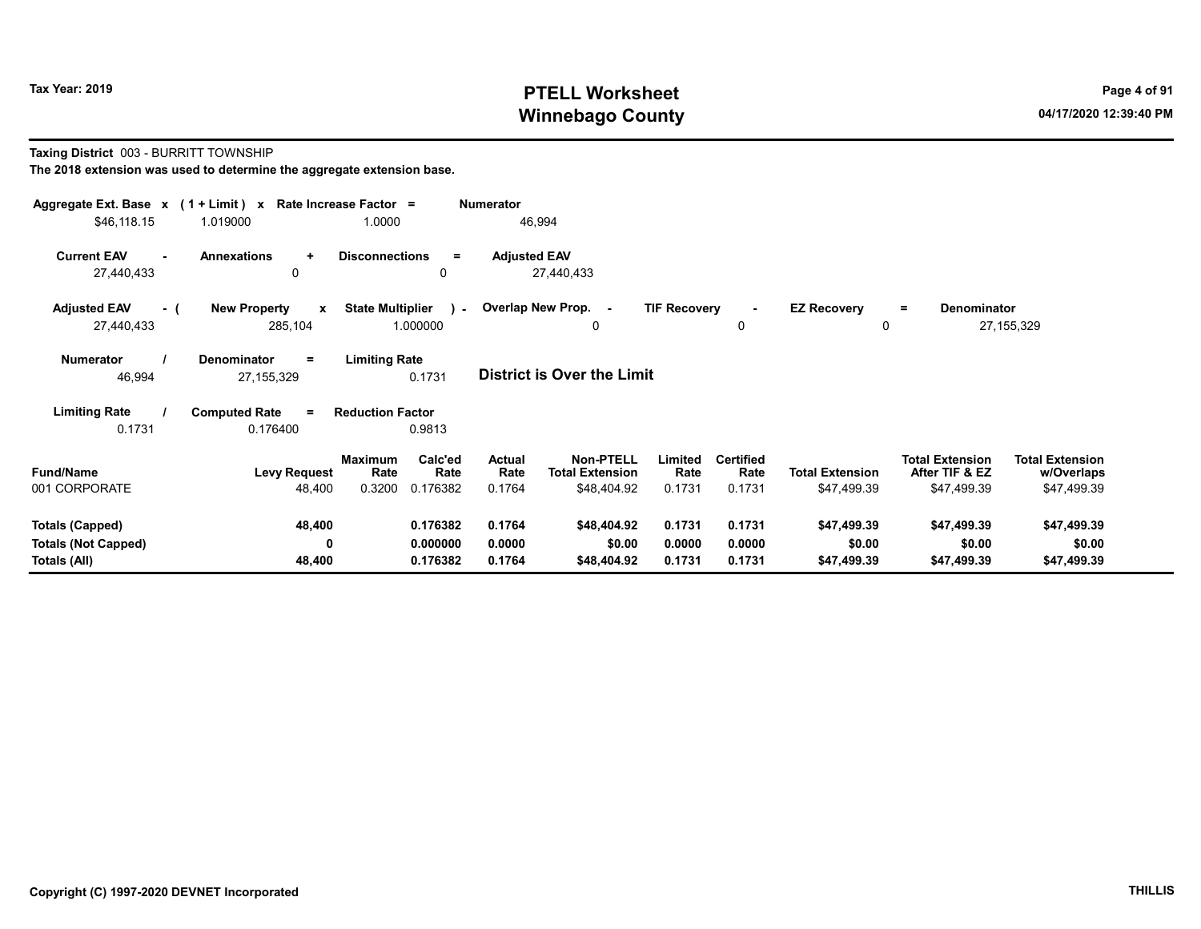# PTELL Worksheet
## Winnebago County

Tax Year: 2019

04/17/2020 12:39:40 PM

**Taxing District** 003 - BURRITT TOWNSHIP

**The 2018 extension was used to determine the aggregate extension base.**

| Aggregate Ext. Base | x | (1 + Limit) | x | Rate Increase Factor | = | Numerator |
|---|---|---|---|---|---|---|
| $46,118.15 | | 1.019000 | | 1.0000 | | 46,994 |

| Current EAV | - | Annexations | + | Disconnections | = | Adjusted EAV |
|---|---|---|---|---|---|---|
| 27,440,433 | | 0 | | 0 | | 27,440,433 |

| Adjusted EAV | - ( | New Property | x | State Multiplier | ) - | Overlap New Prop. | - | TIF Recovery | - | EZ Recovery | = | Denominator |
|---|---|---|---|---|---|---|---|---|---|---|---|---|
| 27,440,433 | | 285,104 | | 1.000000 | | 0 | | 0 | | 0 | | 27,155,329 |

| Numerator | / | Denominator | = | Limiting Rate |
|---|---|---|---|---|
| 46,994 | | 27,155,329 | | 0.1731 |

**District is Over the Limit**

| Limiting Rate | / | Computed Rate | = | Reduction Factor |
|---|---|---|---|---|
| 0.1731 | | 0.176400 | | 0.9813 |

| Fund/Name | Levy Request | Maximum Rate | Calc'ed Rate | Actual Rate | Non-PTELL Total Extension | Limited Rate | Certified Rate | Total Extension | Total Extension After TIF & EZ | Total Extension w/Overlaps |
|---|---|---|---|---|---|---|---|---|---|---|
| 001 CORPORATE | 48,400 | 0.3200 | 0.176382 | 0.1764 | $48,404.92 | 0.1731 | 0.1731 | $47,499.39 | $47,499.39 | $47,499.39 |
| **Totals (Capped)** | **48,400** | | **0.176382** | **0.1764** | **$48,404.92** | **0.1731** | **0.1731** | **$47,499.39** | **$47,499.39** | **$47,499.39** |
| **Totals (Not Capped)** | **0** | | **0.000000** | **0.0000** | **$0.00** | **0.0000** | **0.0000** | **$0.00** | **$0.00** | **$0.00** |
| **Totals (All)** | **48,400** | | **0.176382** | **0.1764** | **$48,404.92** | **0.1731** | **0.1731** | **$47,499.39** | **$47,499.39** | **$47,499.39** |

**Copyright (C) 1997-2020 DEVNET Incorporated**

**THILLIS**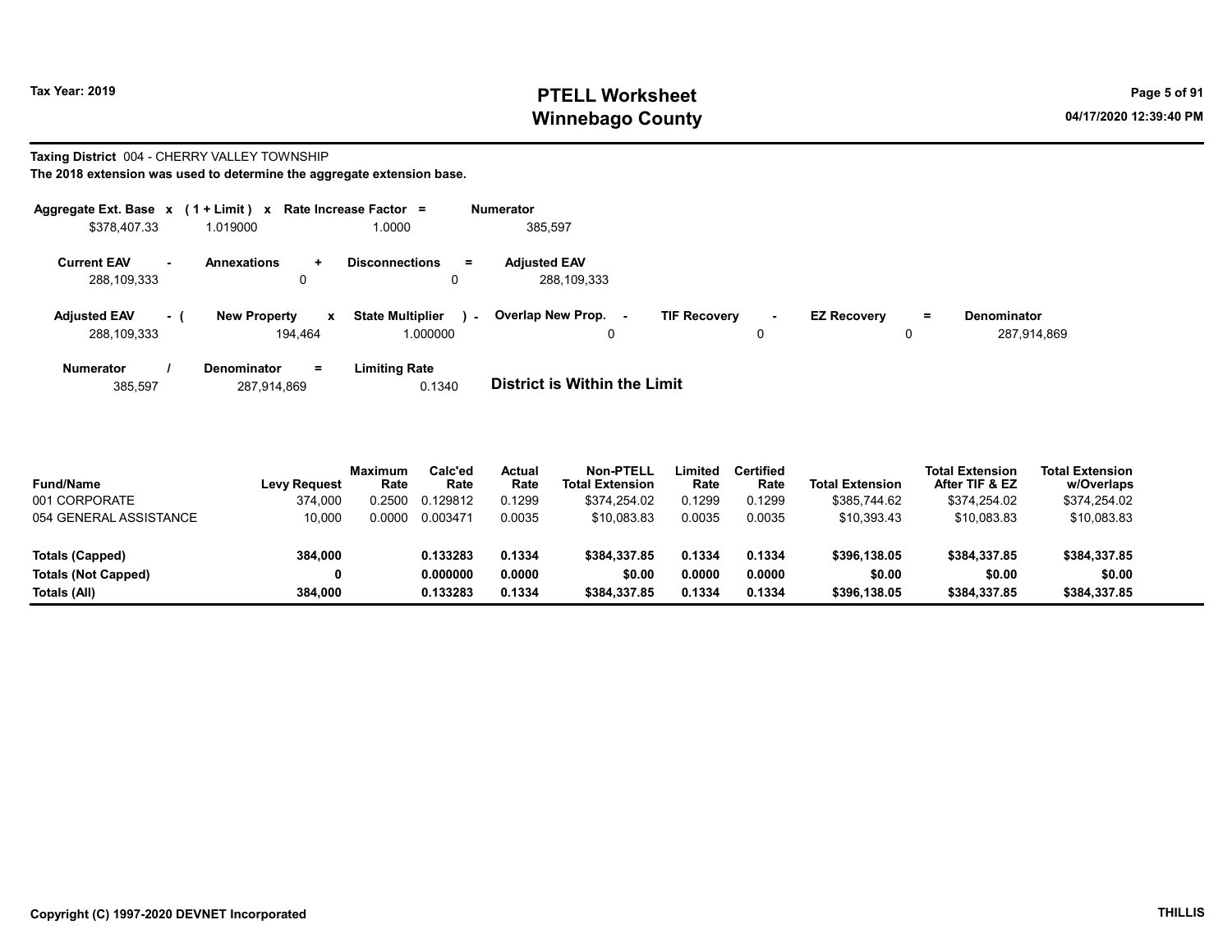Tax Year: 2019

# PTELL Worksheet
# Winnebago County

04/17/2020 12:39:40 PM

**Taxing District** 004 - CHERRY VALLEY TOWNSHIP

**The 2018 extension was used to determine the aggregate extension base.**

| Aggregate Ext. Base | x | (1 + Limit) | x | Rate Increase Factor | = | Numerator |
|---|---|---|---|---|---|---|
| $378,407.33 | | 1.019000 | | 1.0000 | | 385,597 |

| Current EAV | - | Annexations | + | Disconnections | = | Adjusted EAV |
|---|---|---|---|---|---|---|
| 288,109,333 | | 0 | | 0 | | 288,109,333 |

| Adjusted EAV | - ( | New Property | x | State Multiplier | ) - | Overlap New Prop. | - | TIF Recovery | - | EZ Recovery | = | Denominator |
|---|---|---|---|---|---|---|---|---|---|---|---|---|
| 288,109,333 | | 194,464 | | 1.000000 | | 0 | | 0 | | 0 | | 287,914,869 |

| Numerator | / | Denominator | = | Limiting Rate |
|---|---|---|---|---|
| 385,597 | | 287,914,869 | | 0.1340 |

**District is Within the Limit**

| Fund/Name | Levy Request | Maximum Rate | Calc'ed Rate | Actual Rate | Non-PTELL Total Extension | Limited Rate | Certified Rate | Total Extension | Total Extension After TIF & EZ | Total Extension w/Overlaps |
|---|---|---|---|---|---|---|---|---|---|---|
| 001 CORPORATE | 374,000 | 0.2500 | 0.129812 | 0.1299 | $374,254.02 | 0.1299 | 0.1299 | $385,744.62 | $374,254.02 | $374,254.02 |
| 054 GENERAL ASSISTANCE | 10,000 | 0.0000 | 0.003471 | 0.0035 | $10,083.83 | 0.0035 | 0.0035 | $10,393.43 | $10,083.83 | $10,083.83 |
| **Totals (Capped)** | **384,000** | | **0.133283** | **0.1334** | **$384,337.85** | **0.1334** | **0.1334** | **$396,138.05** | **$384,337.85** | **$384,337.85** |
| **Totals (Not Capped)** | **0** | | **0.000000** | **0.0000** | **$0.00** | **0.0000** | **0.0000** | **$0.00** | **$0.00** | **$0.00** |
| **Totals (All)** | **384,000** | | **0.133283** | **0.1334** | **$384,337.85** | **0.1334** | **0.1334** | **$396,138.05** | **$384,337.85** | **$384,337.85** |

Copyright (C) 1997-2020 DEVNET Incorporated

THILLIS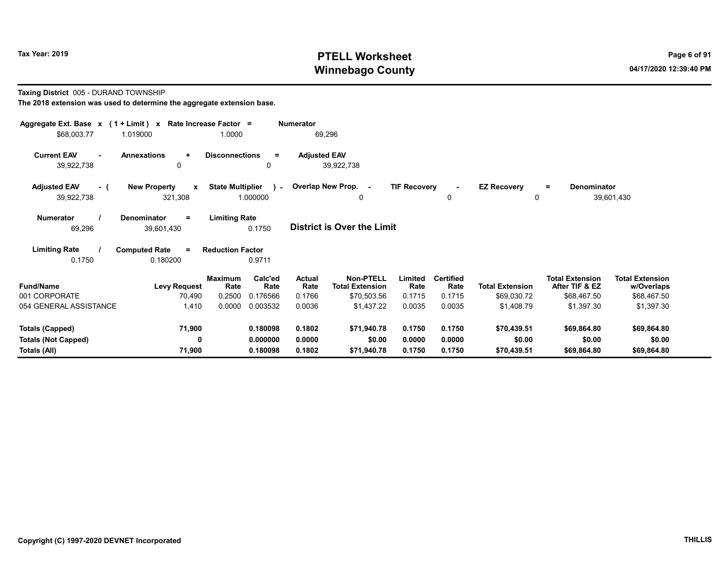# PTELL Worksheet
# Winnebago County

Tax Year: 2019

04/17/2020 12:39:40 PM

**Taxing District** 005 - DURAND TOWNSHIP

**The 2018 extension was used to determine the aggregate extension base.**

| Aggregate Ext. Base | x | (1 + Limit) | x | Rate Increase Factor | = | Numerator |
|---|---|---|---|---|---|---|
| $68,003.77 | | 1.019000 | | 1.0000 | | 69,296 |

| Current EAV | - | Annexations | + | Disconnections | = | Adjusted EAV |
|---|---|---|---|---|---|---|
| 39,922,738 | | 0 | | 0 | | 39,922,738 |

| Adjusted EAV | - ( | New Property | x | State Multiplier | ) - | Overlap New Prop. | - | TIF Recovery | - | EZ Recovery | = | Denominator |
|---|---|---|---|---|---|---|---|---|---|---|---|---|
| 39,922,738 | | 321,308 | | 1.000000 | | 0 | | 0 | | 0 | | 39,601,430 |

| Numerator | / | Denominator | = | Limiting Rate |
|---|---|---|---|---|
| 69,296 | | 39,601,430 | | 0.1750 |

**District is Over the Limit**

| Limiting Rate | / | Computed Rate | = | Reduction Factor |
|---|---|---|---|---|
| 0.1750 | | 0.180200 | | 0.9711 |

| Fund/Name | Levy Request | Maximum Rate | Calc'ed Rate | Actual Rate | Non-PTELL Total Extension | Limited Rate | Certified Rate | Total Extension | Total Extension After TIF & EZ | Total Extension w/Overlaps |
|---|---|---|---|---|---|---|---|---|---|---|
| 001 CORPORATE | 70,490 | 0.2500 | 0.176566 | 0.1766 | $70,503.56 | 0.1715 | 0.1715 | $69,030.72 | $68,467.50 | $68,467.50 |
| 054 GENERAL ASSISTANCE | 1,410 | 0.0000 | 0.003532 | 0.0036 | $1,437.22 | 0.0035 | 0.0035 | $1,408.79 | $1,397.30 | $1,397.30 |
| **Totals (Capped)** | **71,900** | | **0.180098** | **0.1802** | **$71,940.78** | **0.1750** | **0.1750** | **$70,439.51** | **$69,864.80** | **$69,864.80** |
| **Totals (Not Capped)** | **0** | | **0.000000** | **0.0000** | **$0.00** | **0.0000** | **0.0000** | **$0.00** | **$0.00** | **$0.00** |
| **Totals (All)** | **71,900** | | **0.180098** | **0.1802** | **$71,940.78** | **0.1750** | **0.1750** | **$70,439.51** | **$69,864.80** | **$69,864.80** |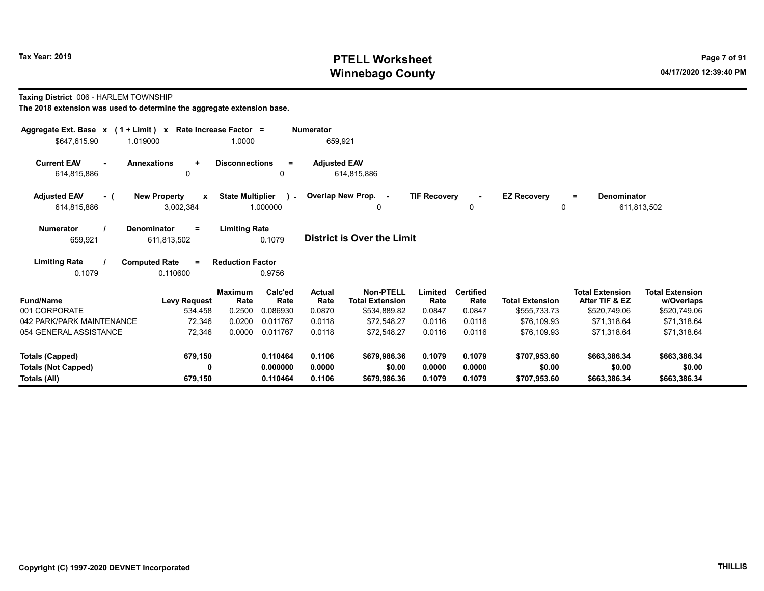Tax Year: 2019

# PTELL Worksheet
# Winnebago County

04/17/2020 12:39:40 PM

**Taxing District** 006 - HARLEM TOWNSHIP

**The 2018 extension was used to determine the aggregate extension base.**

| Aggregate Ext. Base | x | (1 + Limit) | x | Rate Increase Factor | = | Numerator |
|---|---|---|---|---|---|---|
| $647,615.90 | | 1.019000 | | 1.0000 | | 659,921 |

| Current EAV | - | Annexations | + | Disconnections | = | Adjusted EAV |
|---|---|---|---|---|---|---|
| 614,815,886 | | 0 | | 0 | | 614,815,886 |

| Adjusted EAV | - ( | New Property | x | State Multiplier | ) - | Overlap New Prop. | - | TIF Recovery | - | EZ Recovery | = | Denominator |
|---|---|---|---|---|---|---|---|---|---|---|---|---|
| 614,815,886 | | 3,002,384 | | 1.000000 | | 0 | | 0 | | 0 | | 611,813,502 |

| Numerator | / | Denominator | = | Limiting Rate |
|---|---|---|---|---|
| 659,921 | | 611,813,502 | | 0.1079 |

**District is Over the Limit**

| Limiting Rate | / | Computed Rate | = | Reduction Factor |
|---|---|---|---|---|
| 0.1079 | | 0.110600 | | 0.9756 |

| Fund/Name | Levy Request | Maximum Rate | Calc'ed Rate | Actual Rate | Non-PTELL Total Extension | Limited Rate | Certified Rate | Total Extension | Total Extension After TIF & EZ | Total Extension w/Overlaps |
|---|---|---|---|---|---|---|---|---|---|---|
| 001 CORPORATE | 534,458 | 0.2500 | 0.086930 | 0.0870 | $534,889.82 | 0.0847 | 0.0847 | $555,733.73 | $520,749.06 | $520,749.06 |
| 042 PARK/PARK MAINTENANCE | 72,346 | 0.0200 | 0.011767 | 0.0118 | $72,548.27 | 0.0116 | 0.0116 | $76,109.93 | $71,318.64 | $71,318.64 |
| 054 GENERAL ASSISTANCE | 72,346 | 0.0000 | 0.011767 | 0.0118 | $72,548.27 | 0.0116 | 0.0116 | $76,109.93 | $71,318.64 | $71,318.64 |
| **Totals (Capped)** | **679,150** | | **0.110464** | **0.1106** | **$679,986.36** | **0.1079** | **0.1079** | **$707,953.60** | **$663,386.34** | **$663,386.34** |
| **Totals (Not Capped)** | **0** | | **0.000000** | **0.0000** | **$0.00** | **0.0000** | **0.0000** | **$0.00** | **$0.00** | **$0.00** |
| **Totals (All)** | **679,150** | | **0.110464** | **0.1106** | **$679,986.36** | **0.1079** | **0.1079** | **$707,953.60** | **$663,386.34** | **$663,386.34** |

Copyright (C) 1997-2020 DEVNET Incorporated

THILLIS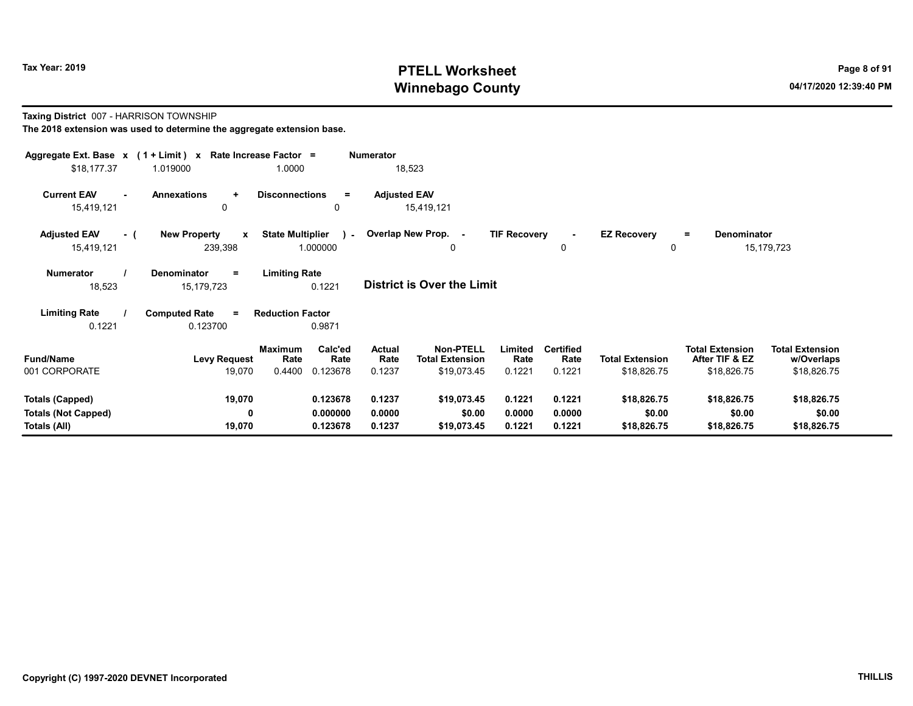# PTELL Worksheet
# Winnebago County

Tax Year: 2019

04/17/2020 12:39:40 PM

**Taxing District** 007 - HARRISON TOWNSHIP

**The 2018 extension was used to determine the aggregate extension base.**

| Aggregate Ext. Base | x | (1 + Limit) | x | Rate Increase Factor | = | Numerator |
|---|---|---|---|---|---|---|
| $18,177.37 | | 1.019000 | | 1.0000 | | 18,523 |

| Current EAV | - | Annexations | + | Disconnections | = | Adjusted EAV |
|---|---|---|---|---|---|---|
| 15,419,121 | | 0 | | 0 | | 15,419,121 |

| Adjusted EAV | - ( | New Property | x | State Multiplier | ) - | Overlap New Prop. | - | TIF Recovery | - | EZ Recovery | = | Denominator |
|---|---|---|---|---|---|---|---|---|---|---|---|---|
| 15,419,121 | | 239,398 | | 1.000000 | | 0 | | 0 | | 0 | | 15,179,723 |

| Numerator | / | Denominator | = | Limiting Rate |
|---|---|---|---|---|
| 18,523 | | 15,179,723 | | 0.1221 |

**District is Over the Limit**

| Limiting Rate | / | Computed Rate | = | Reduction Factor |
|---|---|---|---|---|
| 0.1221 | | 0.123700 | | 0.9871 |

| Fund/Name | Levy Request | Maximum Rate | Calc'ed Rate | Actual Rate | Non-PTELL Total Extension | Limited Rate | Certified Rate | Total Extension | Total Extension After TIF & EZ | Total Extension w/Overlaps |
|---|---|---|---|---|---|---|---|---|---|---|
| 001 CORPORATE | 19,070 | 0.4400 | 0.123678 | 0.1237 | $19,073.45 | 0.1221 | 0.1221 | $18,826.75 | $18,826.75 | $18,826.75 |
| **Totals (Capped)** | **19,070** | | **0.123678** | **0.1237** | **$19,073.45** | **0.1221** | **0.1221** | **$18,826.75** | **$18,826.75** | **$18,826.75** |
| **Totals (Not Capped)** | **0** | | **0.000000** | **0.0000** | **$0.00** | **0.0000** | **0.0000** | **$0.00** | **$0.00** | **$0.00** |
| **Totals (All)** | **19,070** | | **0.123678** | **0.1237** | **$19,073.45** | **0.1221** | **0.1221** | **$18,826.75** | **$18,826.75** | **$18,826.75** |

Copyright (C) 1997-2020 DEVNET Incorporated

THILLIS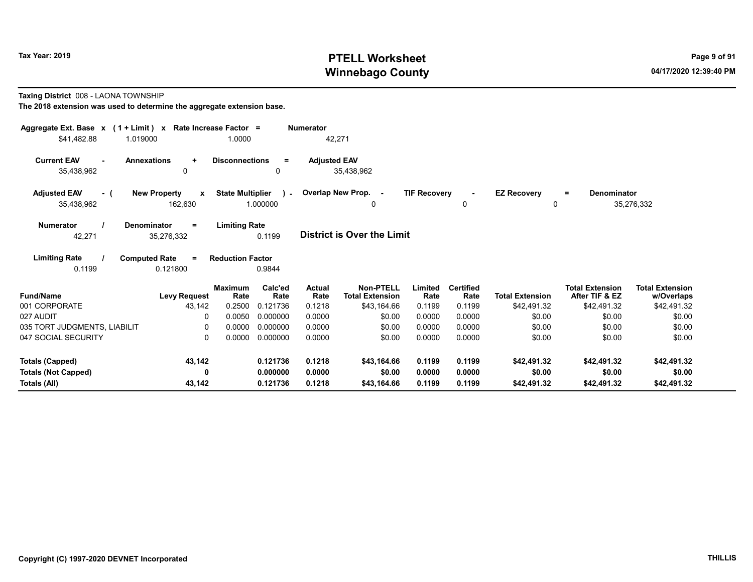# PTELL Worksheet
# Winnebago County

Tax Year: 2019

04/17/2020 12:39:40 PM

**Taxing District** 008 - LAONA TOWNSHIP

**The 2018 extension was used to determine the aggregate extension base.**

| Aggregate Ext. Base | x | (1 + Limit) | x | Rate Increase Factor | = | Numerator |
|---|---|---|---|---|---|---|
| $41,482.88 | | 1.019000 | | 1.0000 | | 42,271 |

| Current EAV | - | Annexations | + | Disconnections | = | Adjusted EAV |
|---|---|---|---|---|---|---|
| 35,438,962 | | 0 | | 0 | | 35,438,962 |

| Adjusted EAV | - ( | New Property | x | State Multiplier | ) - | Overlap New Prop. | - | TIF Recovery | - | EZ Recovery | = | Denominator |
|---|---|---|---|---|---|---|---|---|---|---|---|---|
| 35,438,962 | | 162,630 | | 1.000000 | | 0 | | 0 | | 0 | | 35,276,332 |

| Numerator | / | Denominator | = | Limiting Rate |
|---|---|---|---|---|
| 42,271 | | 35,276,332 | | 0.1199 |

**District is Over the Limit**

| Limiting Rate | / | Computed Rate | = | Reduction Factor |
|---|---|---|---|---|
| 0.1199 | | 0.121800 | | 0.9844 |

| Fund/Name | Levy Request | Maximum Rate | Calc'ed Rate | Actual Rate | Non-PTELL Total Extension | Limited Rate | Certified Rate | Total Extension | Total Extension After TIF & EZ | Total Extension w/Overlaps |
|---|---|---|---|---|---|---|---|---|---|---|
| 001 CORPORATE | 43,142 | 0.2500 | 0.121736 | 0.1218 | $43,164.66 | 0.1199 | 0.1199 | $42,491.32 | $42,491.32 | $42,491.32 |
| 027 AUDIT | 0 | 0.0050 | 0.000000 | 0.0000 | $0.00 | 0.0000 | 0.0000 | $0.00 | $0.00 | $0.00 |
| 035 TORT JUDGMENTS, LIABILIT | 0 | 0.0000 | 0.000000 | 0.0000 | $0.00 | 0.0000 | 0.0000 | $0.00 | $0.00 | $0.00 |
| 047 SOCIAL SECURITY | 0 | 0.0000 | 0.000000 | 0.0000 | $0.00 | 0.0000 | 0.0000 | $0.00 | $0.00 | $0.00 |
| **Totals (Capped)** | **43,142** | | **0.121736** | **0.1218** | **$43,164.66** | **0.1199** | **0.1199** | **$42,491.32** | **$42,491.32** | **$42,491.32** |
| **Totals (Not Capped)** | **0** | | **0.000000** | **0.0000** | **$0.00** | **0.0000** | **0.0000** | **$0.00** | **$0.00** | **$0.00** |
| **Totals (All)** | **43,142** | | **0.121736** | **0.1218** | **$43,164.66** | **0.1199** | **0.1199** | **$42,491.32** | **$42,491.32** | **$42,491.32** |

**Copyright (C) 1997-2020 DEVNET Incorporated**

**THILLIS**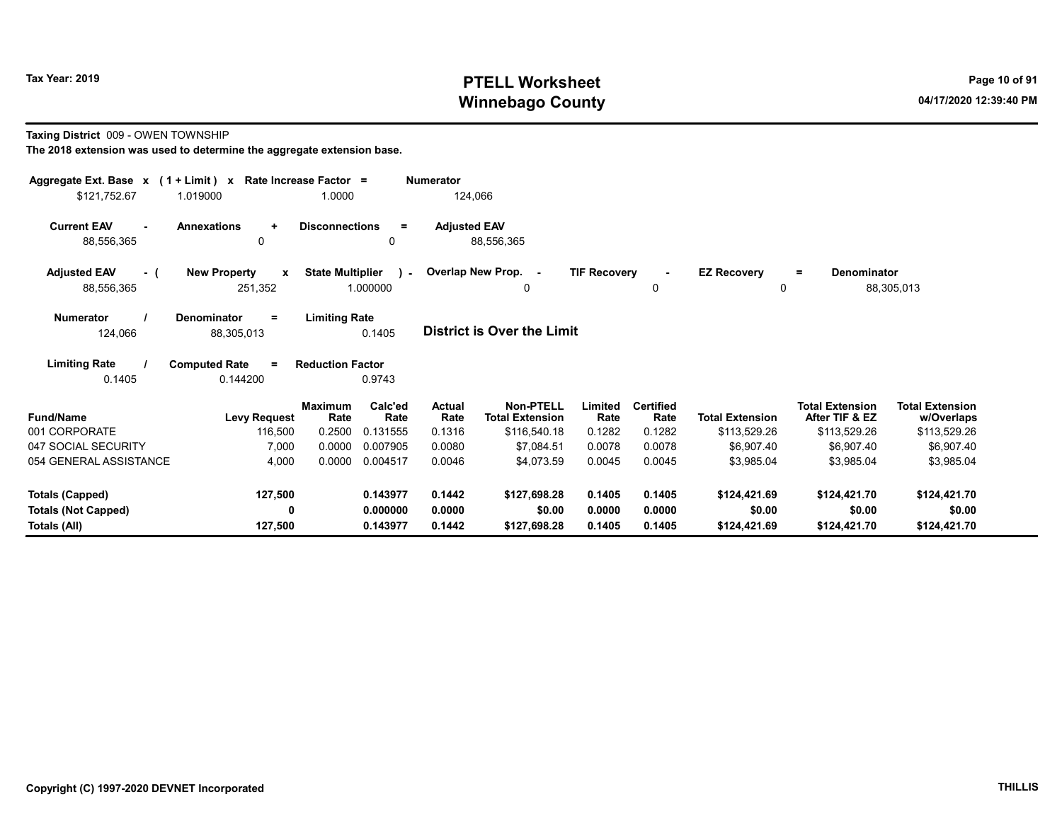**Tax Year: 2019**

# PTELL Worksheet
# Winnebago County

**Taxing District** 009 - OWEN TOWNSHIP

**The 2018 extension was used to determine the aggregate extension base.**

| Aggregate Ext. Base x | (1 + Limit) x | Rate Increase Factor = | Numerator |
|---|---|---|---|
| $121,752.67 | 1.019000 | 1.0000 | 124,066 |

| Current EAV - | Annexations + | Disconnections = | Adjusted EAV |
|---|---|---|---|
| 88,556,365 | 0 | 0 | 88,556,365 |

| Adjusted EAV - ( | New Property x | State Multiplier ) - | Overlap New Prop. - | TIF Recovery - | EZ Recovery = | Denominator |
|---|---|---|---|---|---|---|
| 88,556,365 | 251,352 | 1.000000 | 0 | 0 | 0 | 88,305,013 |

| Numerator / | Denominator = | Limiting Rate |
|---|---|---|
| 124,066 | 88,305,013 | 0.1405 |

**District is Over the Limit**

| Limiting Rate / | Computed Rate = | Reduction Factor |
|---|---|---|
| 0.1405 | 0.144200 | 0.9743 |

| Fund/Name | Levy Request | Maximum Rate | Calc'ed Rate | Actual Rate | Non-PTELL Total Extension | Limited Rate | Certified Rate | Total Extension | Total Extension After TIF & EZ | Total Extension w/Overlaps |
|---|---|---|---|---|---|---|---|---|---|---|
| 001 CORPORATE | 116,500 | 0.2500 | 0.131555 | 0.1316 | $116,540.18 | 0.1282 | 0.1282 | $113,529.26 | $113,529.26 | $113,529.26 |
| 047 SOCIAL SECURITY | 7,000 | 0.0000 | 0.007905 | 0.0080 | $7,084.51 | 0.0078 | 0.0078 | $6,907.40 | $6,907.40 | $6,907.40 |
| 054 GENERAL ASSISTANCE | 4,000 | 0.0000 | 0.004517 | 0.0046 | $4,073.59 | 0.0045 | 0.0045 | $3,985.04 | $3,985.04 | $3,985.04 |
| **Totals (Capped)** | **127,500** | | **0.143977** | **0.1442** | **$127,698.28** | **0.1405** | **0.1405** | **$124,421.69** | **$124,421.70** | **$124,421.70** |
| **Totals (Not Capped)** | **0** | | **0.000000** | **0.0000** | **$0.00** | **0.0000** | **0.0000** | **$0.00** | **$0.00** | **$0.00** |
| **Totals (All)** | **127,500** | | **0.143977** | **0.1442** | **$127,698.28** | **0.1405** | **0.1405** | **$124,421.69** | **$124,421.70** | **$124,421.70** |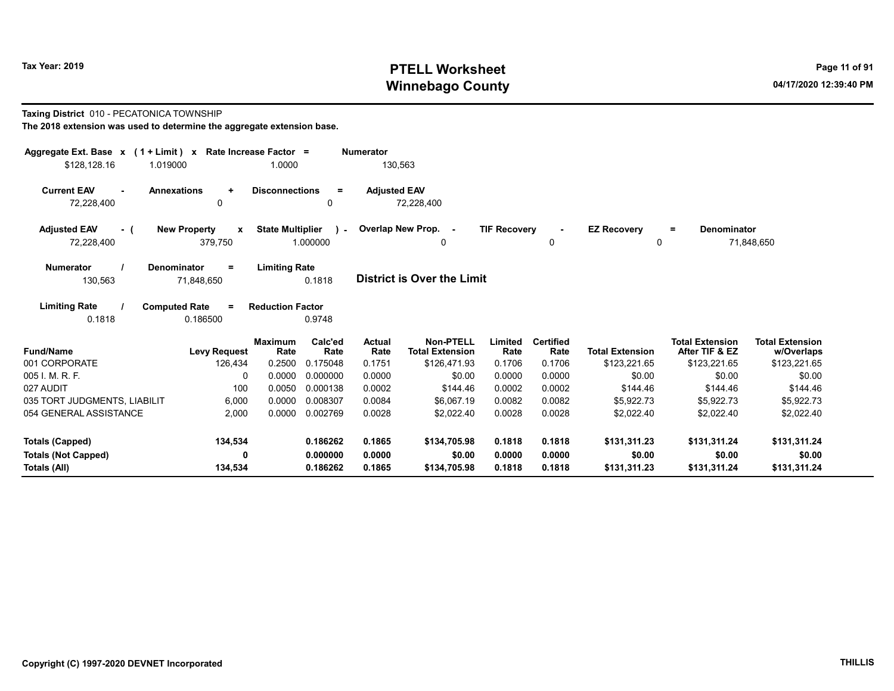# PTELL Worksheet
# Winnebago County

Tax Year: 2019

04/17/2020 12:39:40 PM

**Taxing District** 010 - PECATONICA TOWNSHIP

**The 2018 extension was used to determine the aggregate extension base.**

| Aggregate Ext. Base x | (1 + Limit) x | Rate Increase Factor = | Numerator |
|---|---|---|---|
| $128,128.16 | 1.019000 | 1.0000 | 130,563 |

| Current EAV - | Annexations + | Disconnections = | Adjusted EAV |
|---|---|---|---|
| 72,228,400 | 0 | 0 | 72,228,400 |

| Adjusted EAV - ( | New Property x | State Multiplier ) - | Overlap New Prop. - | TIF Recovery - | EZ Recovery = | Denominator |
|---|---|---|---|---|---|---|
| 72,228,400 | 379,750 | 1.000000 | 0 | 0 | 0 | 71,848,650 |

| Numerator / | Denominator = | Limiting Rate |
|---|---|---|
| 130,563 | 71,848,650 | 0.1818 |

**District is Over the Limit**

| Limiting Rate / | Computed Rate = | Reduction Factor |
|---|---|---|
| 0.1818 | 0.186500 | 0.9748 |

| Fund/Name | Levy Request | Maximum Rate | Calc'ed Rate | Actual Rate | Non-PTELL Total Extension | Limited Rate | Certified Rate | Total Extension | Total Extension After TIF & EZ | Total Extension w/Overlaps |
|---|---|---|---|---|---|---|---|---|---|---|
| 001 CORPORATE | 126,434 | 0.2500 | 0.175048 | 0.1751 | $126,471.93 | 0.1706 | 0.1706 | $123,221.65 | $123,221.65 | $123,221.65 |
| 005 I. M. R. F. | 0 | 0.0000 | 0.000000 | 0.0000 | $0.00 | 0.0000 | 0.0000 | $0.00 | $0.00 | $0.00 |
| 027 AUDIT | 100 | 0.0050 | 0.000138 | 0.0002 | $144.46 | 0.0002 | 0.0002 | $144.46 | $144.46 | $144.46 |
| 035 TORT JUDGMENTS, LIABILIT | 6,000 | 0.0000 | 0.008307 | 0.0084 | $6,067.19 | 0.0082 | 0.0082 | $5,922.73 | $5,922.73 | $5,922.73 |
| 054 GENERAL ASSISTANCE | 2,000 | 0.0000 | 0.002769 | 0.0028 | $2,022.40 | 0.0028 | 0.0028 | $2,022.40 | $2,022.40 | $2,022.40 |
| **Totals (Capped)** | **134,534** | | **0.186262** | **0.1865** | **$134,705.98** | **0.1818** | **0.1818** | **$131,311.23** | **$131,311.24** | **$131,311.24** |
| **Totals (Not Capped)** | **0** | | **0.000000** | **0.0000** | **$0.00** | **0.0000** | **0.0000** | **$0.00** | **$0.00** | **$0.00** |
| **Totals (All)** | **134,534** | | **0.186262** | **0.1865** | **$134,705.98** | **0.1818** | **0.1818** | **$131,311.23** | **$131,311.24** | **$131,311.24** |

Copyright (C) 1997-2020 DEVNET Incorporated

THILLIS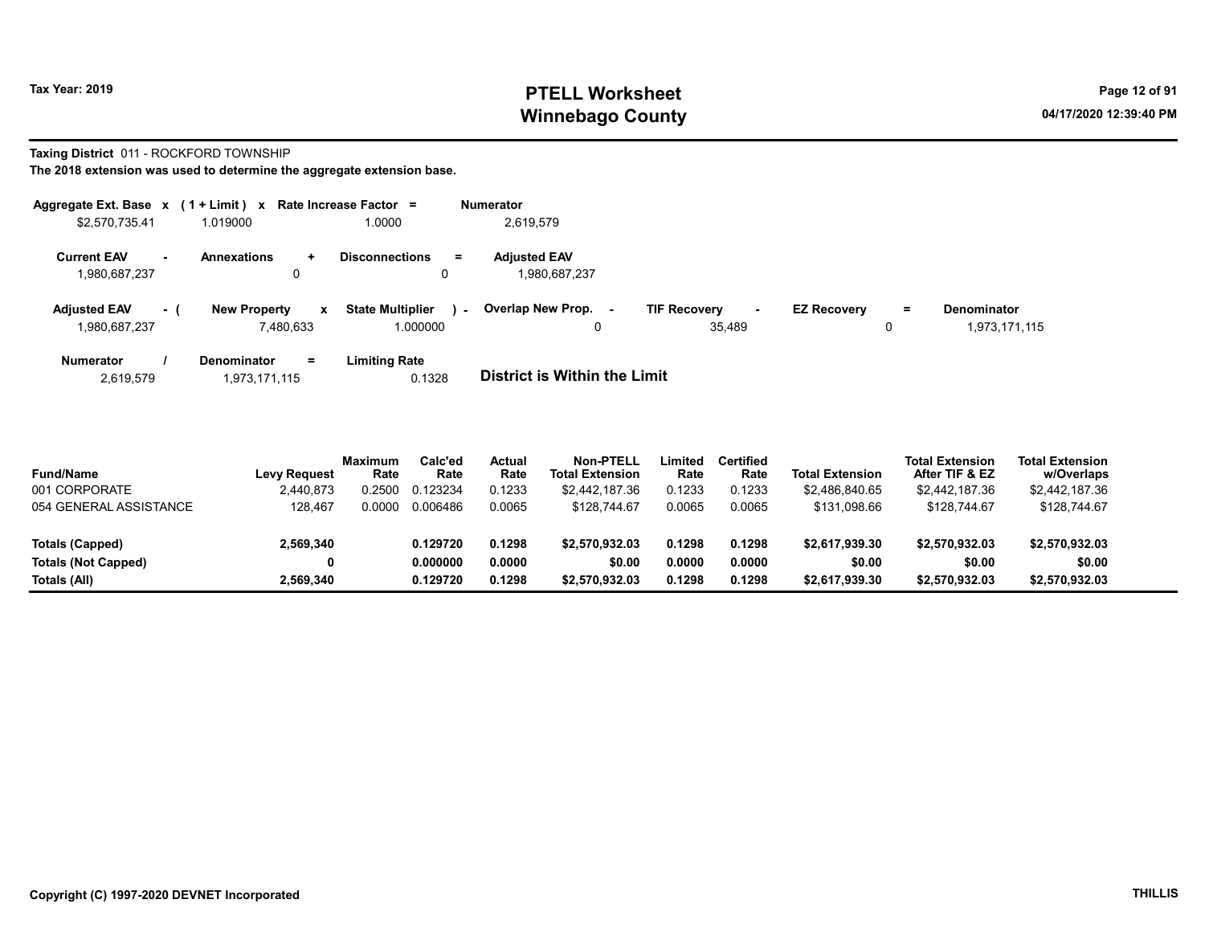Tax Year: 2019

# PTELL Worksheet
## Winnebago County

04/17/2020 12:39:40 PM

**Taxing District** 011 - ROCKFORD TOWNSHIP

**The 2018 extension was used to determine the aggregate extension base.**

| Aggregate Ext. Base | x | (1 + Limit) | x | Rate Increase Factor | = | Numerator |
|---|---|---|---|---|---|---|
| $2,570,735.41 | | 1.019000 | | 1.0000 | | 2,619,579 |

| Current EAV | - | Annexations | + | Disconnections | = | Adjusted EAV |
|---|---|---|---|---|---|---|
| 1,980,687,237 | | 0 | | 0 | | 1,980,687,237 |

| Adjusted EAV | - ( | New Property | x | State Multiplier | ) - | Overlap New Prop. | - | TIF Recovery | - | EZ Recovery | = | Denominator |
|---|---|---|---|---|---|---|---|---|---|---|---|---|
| 1,980,687,237 | | 7,480,633 | | 1.000000 | | 0 | | 35,489 | | 0 | | 1,973,171,115 |

| Numerator | / | Denominator | = | Limiting Rate |
|---|---|---|---|---|
| 2,619,579 | | 1,973,171,115 | | 0.1328 |

**District is Within the Limit**

| Fund/Name | Levy Request | Maximum Rate | Calc'ed Rate | Actual Rate | Non-PTELL Total Extension | Limited Rate | Certified Rate | Total Extension | Total Extension After TIF & EZ | Total Extension w/Overlaps |
|---|---|---|---|---|---|---|---|---|---|---|
| 001 CORPORATE | 2,440,873 | 0.2500 | 0.123234 | 0.1233 | $2,442,187.36 | 0.1233 | 0.1233 | $2,486,840.65 | $2,442,187.36 | $2,442,187.36 |
| 054 GENERAL ASSISTANCE | 128,467 | 0.0000 | 0.006486 | 0.0065 | $128,744.67 | 0.0065 | 0.0065 | $131,098.66 | $128,744.67 | $128,744.67 |
| **Totals (Capped)** | **2,569,340** | | **0.129720** | **0.1298** | **$2,570,932.03** | **0.1298** | **0.1298** | **$2,617,939.30** | **$2,570,932.03** | **$2,570,932.03** |
| **Totals (Not Capped)** | **0** | | **0.000000** | **0.0000** | **$0.00** | **0.0000** | **0.0000** | **$0.00** | **$0.00** | **$0.00** |
| **Totals (All)** | **2,569,340** | | **0.129720** | **0.1298** | **$2,570,932.03** | **0.1298** | **0.1298** | **$2,617,939.30** | **$2,570,932.03** | **$2,570,932.03** |

Copyright (C) 1997-2020 DEVNET Incorporated

THILLIS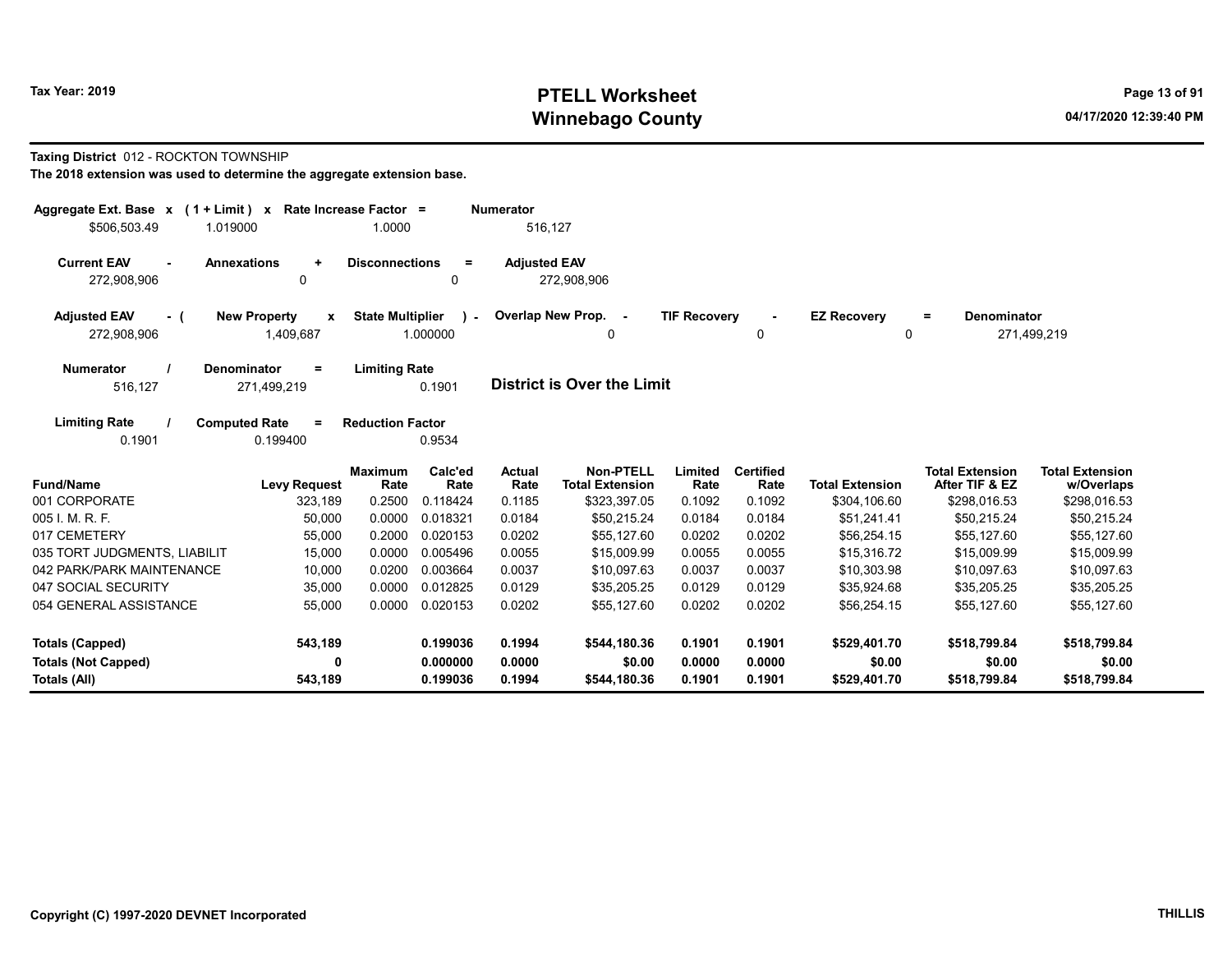# PTELL Worksheet
# Winnebago County

Tax Year: 2019

04/17/2020 12:39:40 PM

**Taxing District** 012 - ROCKTON TOWNSHIP

**The 2018 extension was used to determine the aggregate extension base.**

| Aggregate Ext. Base x | (1 + Limit) x | Rate Increase Factor = | Numerator |
|---|---|---|---|
| $506,503.49 | 1.019000 | 1.0000 | 516,127 |

| Current EAV - | Annexations + | Disconnections = | Adjusted EAV |
|---|---|---|---|
| 272,908,906 | 0 | 0 | 272,908,906 |

| Adjusted EAV - ( | New Property x | State Multiplier ) - | Overlap New Prop. - | TIF Recovery - | EZ Recovery = | Denominator |
|---|---|---|---|---|---|---|
| 272,908,906 | 1,409,687 | 1.000000 | 0 | 0 | 0 | 271,499,219 |

| Numerator / | Denominator = | Limiting Rate |
|---|---|---|
| 516,127 | 271,499,219 | 0.1901 |

**District is Over the Limit**

| Limiting Rate / | Computed Rate = | Reduction Factor |
|---|---|---|
| 0.1901 | 0.199400 | 0.9534 |

| Fund/Name | Levy Request | Maximum Rate | Calc'ed Rate | Actual Rate | Non-PTELL Total Extension | Limited Rate | Certified Rate | Total Extension | Total Extension After TIF & EZ | Total Extension w/Overlaps |
|---|---|---|---|---|---|---|---|---|---|---|
| 001 CORPORATE | 323,189 | 0.2500 | 0.118424 | 0.1185 | $323,397.05 | 0.1092 | 0.1092 | $304,106.60 | $298,016.53 | $298,016.53 |
| 005 I. M. R. F. | 50,000 | 0.0000 | 0.018321 | 0.0184 | $50,215.24 | 0.0184 | 0.0184 | $51,241.41 | $50,215.24 | $50,215.24 |
| 017 CEMETERY | 55,000 | 0.2000 | 0.020153 | 0.0202 | $55,127.60 | 0.0202 | 0.0202 | $56,254.15 | $55,127.60 | $55,127.60 |
| 035 TORT JUDGMENTS, LIABILIT | 15,000 | 0.0000 | 0.005496 | 0.0055 | $15,009.99 | 0.0055 | 0.0055 | $15,316.72 | $15,009.99 | $15,009.99 |
| 042 PARK/PARK MAINTENANCE | 10,000 | 0.0200 | 0.003664 | 0.0037 | $10,097.63 | 0.0037 | 0.0037 | $10,303.98 | $10,097.63 | $10,097.63 |
| 047 SOCIAL SECURITY | 35,000 | 0.0000 | 0.012825 | 0.0129 | $35,205.25 | 0.0129 | 0.0129 | $35,924.68 | $35,205.25 | $35,205.25 |
| 054 GENERAL ASSISTANCE | 55,000 | 0.0000 | 0.020153 | 0.0202 | $55,127.60 | 0.0202 | 0.0202 | $56,254.15 | $55,127.60 | $55,127.60 |
| **Totals (Capped)** | **543,189** | | **0.199036** | **0.1994** | **$544,180.36** | **0.1901** | **0.1901** | **$529,401.70** | **$518,799.84** | **$518,799.84** |
| **Totals (Not Capped)** | **0** | | **0.000000** | **0.0000** | **$0.00** | **0.0000** | **0.0000** | **$0.00** | **$0.00** | **$0.00** |
| **Totals (All)** | **543,189** | | **0.199036** | **0.1994** | **$544,180.36** | **0.1901** | **0.1901** | **$529,401.70** | **$518,799.84** | **$518,799.84** |

Copyright (C) 1997-2020 DEVNET Incorporated

THILLIS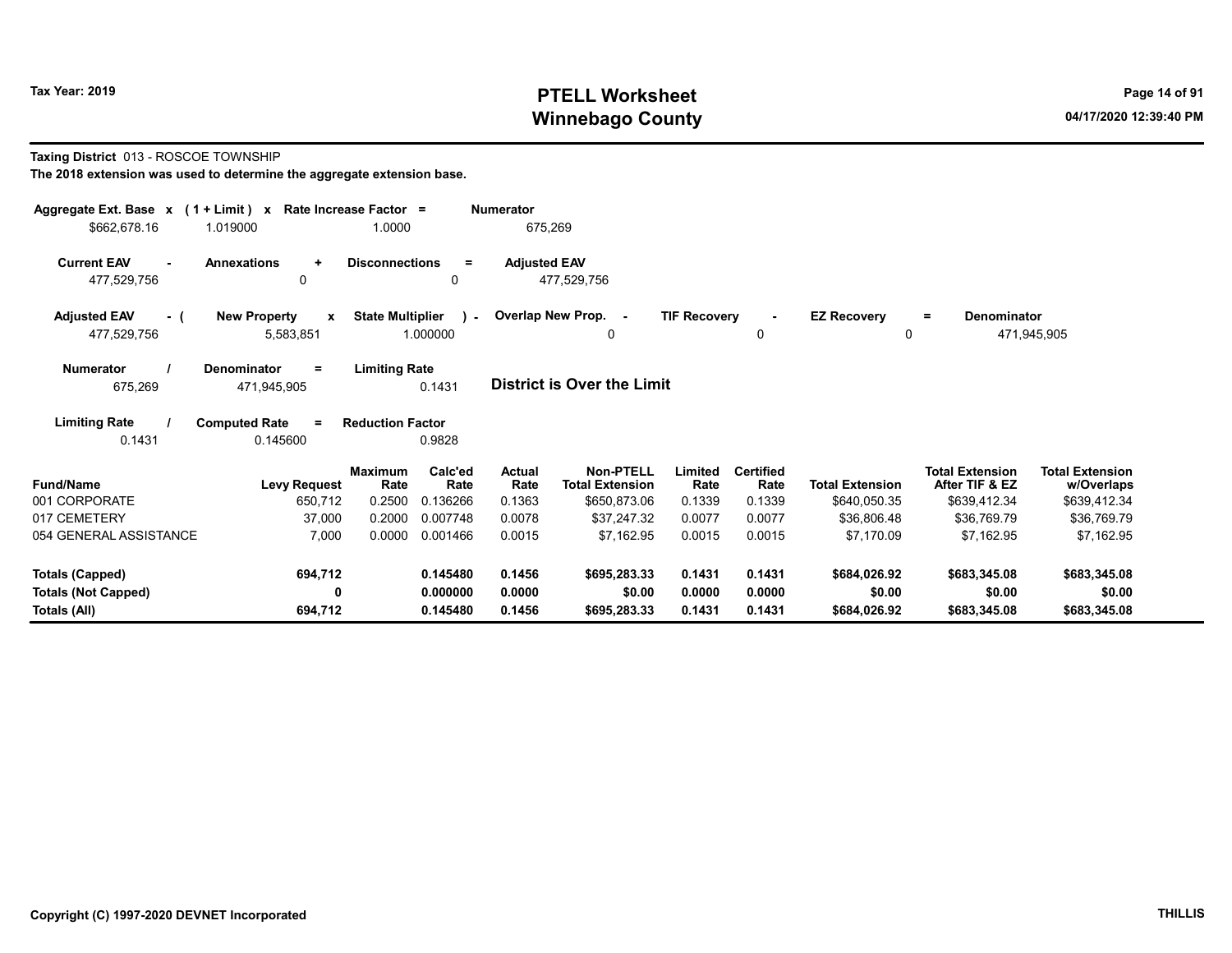**Taxing District** 013 - ROSCOE TOWNSHIP

**The 2018 extension was used to determine the aggregate extension base.**

| Aggregate Ext. Base | x | (1 + Limit) | x | Rate Increase Factor | = | Numerator |
|---|---|---|---|---|---|---|
| $662,678.16 | | 1.019000 | | 1.0000 | | 675,269 |

| Current EAV | - | Annexations | + | Disconnections | = | Adjusted EAV |
|---|---|---|---|---|---|---|
| 477,529,756 | | 0 | | 0 | | 477,529,756 |

| Adjusted EAV | - ( | New Property | x | State Multiplier | ) - | Overlap New Prop. | - | TIF Recovery | - | EZ Recovery | = | Denominator |
|---|---|---|---|---|---|---|---|---|---|---|---|---|
| 477,529,756 | | 5,583,851 | | 1.000000 | | 0 | | 0 | | 0 | | 471,945,905 |

| Numerator | / | Denominator | = | Limiting Rate |
|---|---|---|---|---|
| 675,269 | | 471,945,905 | | 0.1431 |

**District is Over the Limit**

| Limiting Rate | / | Computed Rate | = | Reduction Factor |
|---|---|---|---|---|
| 0.1431 | | 0.145600 | | 0.9828 |

| Fund/Name | Levy Request | Maximum Rate | Calc'ed Rate | Actual Rate | Non-PTELL Total Extension | Limited Rate | Certified Rate | Total Extension | Total Extension After TIF & EZ | Total Extension w/Overlaps |
|---|---|---|---|---|---|---|---|---|---|---|
| 001 CORPORATE | 650,712 | 0.2500 | 0.136266 | 0.1363 | $650,873.06 | 0.1339 | 0.1339 | $640,050.35 | $639,412.34 | $639,412.34 |
| 017 CEMETERY | 37,000 | 0.2000 | 0.007748 | 0.0078 | $37,247.32 | 0.0077 | 0.0077 | $36,806.48 | $36,769.79 | $36,769.79 |
| 054 GENERAL ASSISTANCE | 7,000 | 0.0000 | 0.001466 | 0.0015 | $7,162.95 | 0.0015 | 0.0015 | $7,170.09 | $7,162.95 | $7,162.95 |
| **Totals (Capped)** | **694,712** | | **0.145480** | **0.1456** | **$695,283.33** | **0.1431** | **0.1431** | **$684,026.92** | **$683,345.08** | **$683,345.08** |
| **Totals (Not Capped)** | **0** | | **0.000000** | **0.0000** | **$0.00** | **0.0000** | **0.0000** | **$0.00** | **$0.00** | **$0.00** |
| **Totals (All)** | **694,712** | | **0.145480** | **0.1456** | **$695,283.33** | **0.1431** | **0.1431** | **$684,026.92** | **$683,345.08** | **$683,345.08** |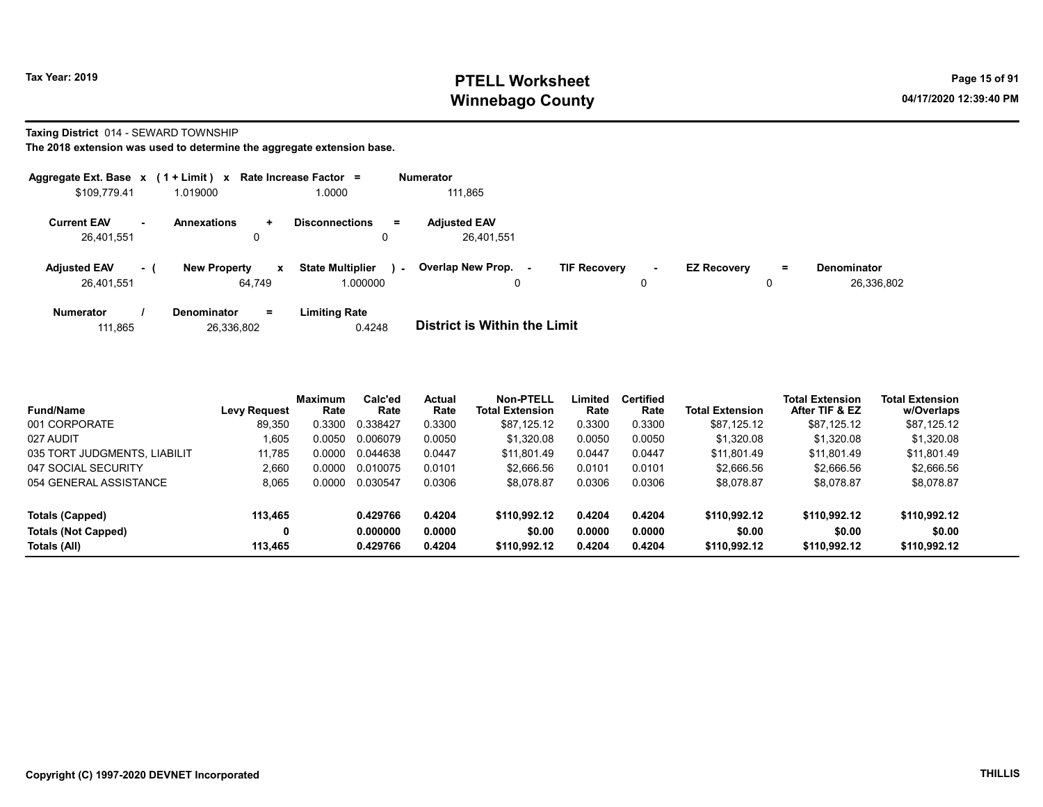# PTELL Worksheet
# Winnebago County

Tax Year: 2019

04/17/2020 12:39:40 PM

**Taxing District** 014 - SEWARD TOWNSHIP

**The 2018 extension was used to determine the aggregate extension base.**

| Aggregate Ext. Base | x | (1 + Limit) | x | Rate Increase Factor | = | Numerator |
|---|---|---|---|---|---|---|
| $109,779.41 | | 1.019000 | | 1.0000 | | 111,865 |

| Current EAV | - | Annexations | + | Disconnections | = | Adjusted EAV |
|---|---|---|---|---|---|---|
| 26,401,551 | | 0 | | 0 | | 26,401,551 |

| Adjusted EAV | - ( | New Property | x | State Multiplier | ) - | Overlap New Prop. | - | TIF Recovery | - | EZ Recovery | = | Denominator |
|---|---|---|---|---|---|---|---|---|---|---|---|---|
| 26,401,551 | | 64,749 | | 1.000000 | | 0 | | 0 | | 0 | | 26,336,802 |

| Numerator | / | Denominator | = | Limiting Rate |
|---|---|---|---|---|
| 111,865 | | 26,336,802 | | 0.4248 |

**District is Within the Limit**

| Fund/Name | Levy Request | Maximum Rate | Calc'ed Rate | Actual Rate | Non-PTELL Total Extension | Limited Rate | Certified Rate | Total Extension | Total Extension After TIF & EZ | Total Extension w/Overlaps |
|---|---|---|---|---|---|---|---|---|---|---|
| 001 CORPORATE | 89,350 | 0.3300 | 0.338427 | 0.3300 | $87,125.12 | 0.3300 | 0.3300 | $87,125.12 | $87,125.12 | $87,125.12 |
| 027 AUDIT | 1,605 | 0.0050 | 0.006079 | 0.0050 | $1,320.08 | 0.0050 | 0.0050 | $1,320.08 | $1,320.08 | $1,320.08 |
| 035 TORT JUDGMENTS, LIABILIT | 11,785 | 0.0000 | 0.044638 | 0.0447 | $11,801.49 | 0.0447 | 0.0447 | $11,801.49 | $11,801.49 | $11,801.49 |
| 047 SOCIAL SECURITY | 2,660 | 0.0000 | 0.010075 | 0.0101 | $2,666.56 | 0.0101 | 0.0101 | $2,666.56 | $2,666.56 | $2,666.56 |
| 054 GENERAL ASSISTANCE | 8,065 | 0.0000 | 0.030547 | 0.0306 | $8,078.87 | 0.0306 | 0.0306 | $8,078.87 | $8,078.87 | $8,078.87 |
| **Totals (Capped)** | **113,465** | | **0.429766** | **0.4204** | **$110,992.12** | **0.4204** | **0.4204** | **$110,992.12** | **$110,992.12** | **$110,992.12** |
| **Totals (Not Capped)** | **0** | | **0.000000** | **0.0000** | **$0.00** | **0.0000** | **0.0000** | **$0.00** | **$0.00** | **$0.00** |
| **Totals (All)** | **113,465** | | **0.429766** | **0.4204** | **$110,992.12** | **0.4204** | **0.4204** | **$110,992.12** | **$110,992.12** | **$110,992.12** |

Copyright (C) 1997-2020 DEVNET Incorporated

THILLIS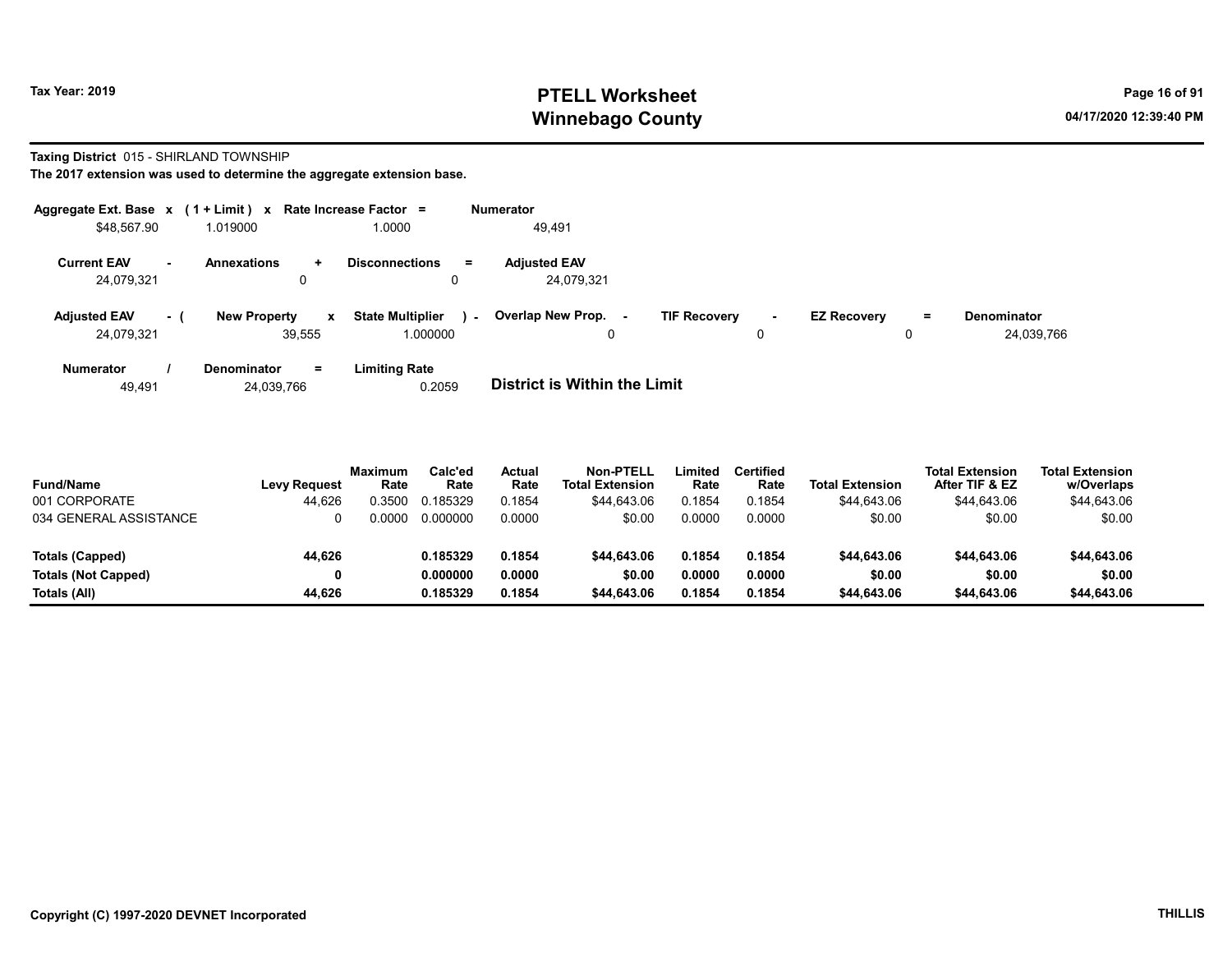# PTELL Worksheet
# Winnebago County

Tax Year: 2019

04/17/2020 12:39:40 PM

**Taxing District** 015 - SHIRLAND TOWNSHIP

**The 2017 extension was used to determine the aggregate extension base.**

| Aggregate Ext. Base | x | (1 + Limit) | x | Rate Increase Factor | = | Numerator |
|---|---|---|---|---|---|---|
| $48,567.90 | | 1.019000 | | 1.0000 | | 49,491 |

| Current EAV | - | Annexations | + | Disconnections | = | Adjusted EAV |
|---|---|---|---|---|---|---|
| 24,079,321 | | 0 | | 0 | | 24,079,321 |

| Adjusted EAV | - ( | New Property | x | State Multiplier | ) - | Overlap New Prop. | - | TIF Recovery | - | EZ Recovery | = | Denominator |
|---|---|---|---|---|---|---|---|---|---|---|---|---|
| 24,079,321 | | 39,555 | | 1.000000 | | 0 | | 0 | | 0 | | 24,039,766 |

| Numerator | / | Denominator | = | Limiting Rate |
|---|---|---|---|---|
| 49,491 | | 24,039,766 | | 0.2059 |

**District is Within the Limit**

| Fund/Name | Levy Request | Maximum Rate | Calc'ed Rate | Actual Rate | Non-PTELL Total Extension | Limited Rate | Certified Rate | Total Extension | Total Extension After TIF & EZ | Total Extension w/Overlaps |
|---|---|---|---|---|---|---|---|---|---|---|
| 001 CORPORATE | 44,626 | 0.3500 | 0.185329 | 0.1854 | $44,643.06 | 0.1854 | 0.1854 | $44,643.06 | $44,643.06 | $44,643.06 |
| 034 GENERAL ASSISTANCE | 0 | 0.0000 | 0.000000 | 0.0000 | $0.00 | 0.0000 | 0.0000 | $0.00 | $0.00 | $0.00 |
| **Totals (Capped)** | **44,626** | | **0.185329** | **0.1854** | **$44,643.06** | **0.1854** | **0.1854** | **$44,643.06** | **$44,643.06** | **$44,643.06** |
| **Totals (Not Capped)** | **0** | | **0.000000** | **0.0000** | **$0.00** | **0.0000** | **0.0000** | **$0.00** | **$0.00** | **$0.00** |
| **Totals (All)** | **44,626** | | **0.185329** | **0.1854** | **$44,643.06** | **0.1854** | **0.1854** | **$44,643.06** | **$44,643.06** | **$44,643.06** |

Copyright (C) 1997-2020 DEVNET Incorporated

THILLIS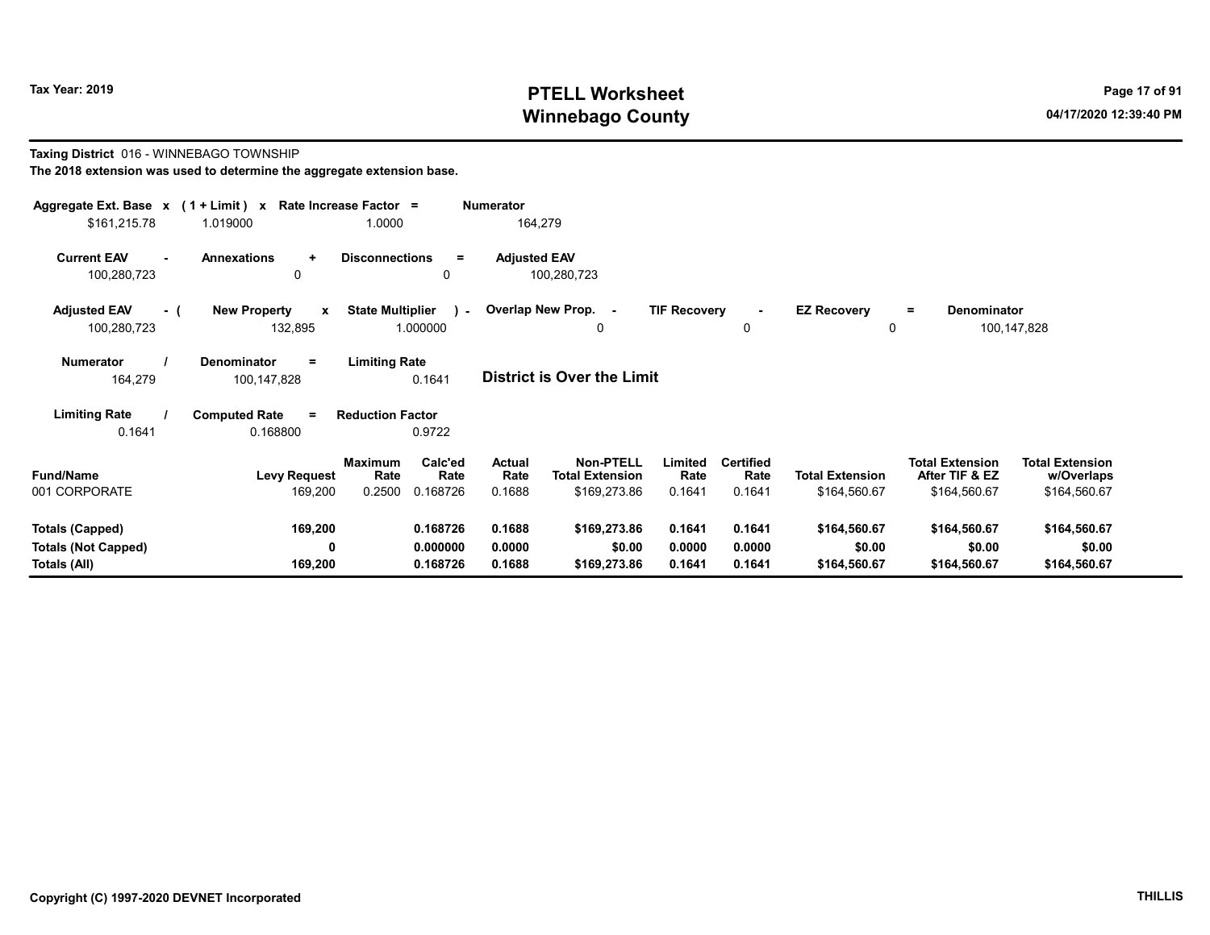**Taxing District** 016 - WINNEBAGO TOWNSHIP

**The 2018 extension was used to determine the aggregate extension base.**

| Aggregate Ext. Base | x | (1 + Limit) | x | Rate Increase Factor | = | Numerator |
|---|---|---|---|---|---|---|
| $161,215.78 | | 1.019000 | | 1.0000 | | 164,279 |

| Current EAV | - | Annexations | + | Disconnections | = | Adjusted EAV |
|---|---|---|---|---|---|---|
| 100,280,723 | | 0 | | 0 | | 100,280,723 |

| Adjusted EAV | - ( | New Property | x | State Multiplier | ) - | Overlap New Prop. | - | TIF Recovery | - | EZ Recovery | = | Denominator |
|---|---|---|---|---|---|---|---|---|---|---|---|---|
| 100,280,723 | | 132,895 | | 1.000000 | | 0 | | 0 | | 0 | | 100,147,828 |

| Numerator | / | Denominator | = | Limiting Rate |
|---|---|---|---|---|
| 164,279 | | 100,147,828 | | 0.1641 |

**District is Over the Limit**

| Limiting Rate | / | Computed Rate | = | Reduction Factor |
|---|---|---|---|---|
| 0.1641 | | 0.168800 | | 0.9722 |

| Fund/Name | Levy Request | Maximum Rate | Calc'ed Rate | Actual Rate | Non-PTELL Total Extension | Limited Rate | Certified Rate | Total Extension | Total Extension After TIF & EZ | Total Extension w/Overlaps |
|---|---|---|---|---|---|---|---|---|---|---|
| 001 CORPORATE | 169,200 | 0.2500 | 0.168726 | 0.1688 | $169,273.86 | 0.1641 | 0.1641 | $164,560.67 | $164,560.67 | $164,560.67 |
| **Totals (Capped)** | **169,200** | | **0.168726** | **0.1688** | **$169,273.86** | **0.1641** | **0.1641** | **$164,560.67** | **$164,560.67** | **$164,560.67** |
| **Totals (Not Capped)** | **0** | | **0.000000** | **0.0000** | **$0.00** | **0.0000** | **0.0000** | **$0.00** | **$0.00** | **$0.00** |
| **Totals (All)** | **169,200** | | **0.168726** | **0.1688** | **$169,273.86** | **0.1641** | **0.1641** | **$164,560.67** | **$164,560.67** | **$164,560.67** |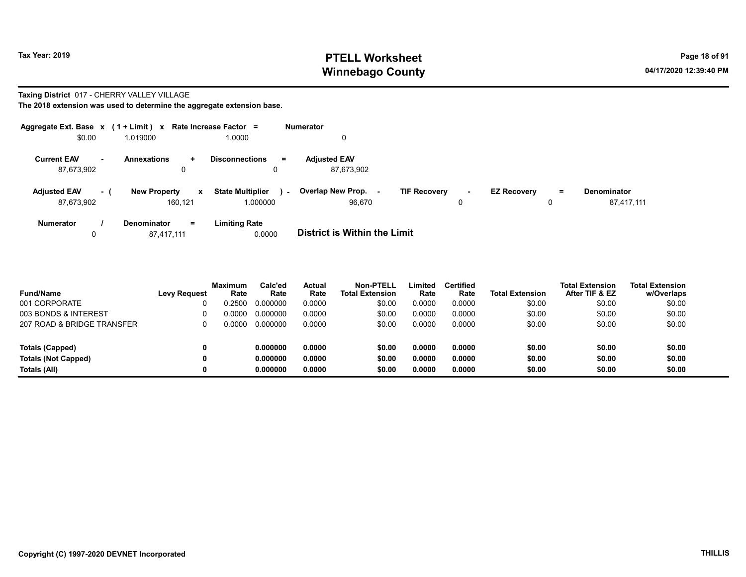Tax Year: 2019

# PTELL Worksheet
# Winnebago County

04/17/2020 12:39:40 PM

**Taxing District** 017 - CHERRY VALLEY VILLAGE

**The 2018 extension was used to determine the aggregate extension base.**

| Aggregate Ext. Base x | (1 + Limit) x | Rate Increase Factor = | Numerator |
|---|---|---|---|
| $0.00 | 1.019000 | 1.0000 | 0 |

| Current EAV - | Annexations + | Disconnections = | Adjusted EAV |
|---|---|---|---|
| 87,673,902 | 0 | 0 | 87,673,902 |

| Adjusted EAV - ( | New Property x | State Multiplier ) - | Overlap New Prop. - | TIF Recovery - | EZ Recovery = | Denominator |
|---|---|---|---|---|---|---|
| 87,673,902 | 160,121 | 1.000000 | 96,670 | 0 | 0 | 87,417,111 |

| Numerator / | Denominator = | Limiting Rate |
|---|---|---|
| 0 | 87,417,111 | 0.0000 |

**District is Within the Limit**

| Fund/Name | Levy Request | Maximum Rate | Calc'ed Rate | Actual Rate | Non-PTELL Total Extension | Limited Rate | Certified Rate | Total Extension | Total Extension After TIF & EZ | Total Extension w/Overlaps |
|---|---|---|---|---|---|---|---|---|---|---|
| 001 CORPORATE | 0 | 0.2500 | 0.000000 | 0.0000 | $0.00 | 0.0000 | 0.0000 | $0.00 | $0.00 | $0.00 |
| 003 BONDS & INTEREST | 0 | 0.0000 | 0.000000 | 0.0000 | $0.00 | 0.0000 | 0.0000 | $0.00 | $0.00 | $0.00 |
| 207 ROAD & BRIDGE TRANSFER | 0 | 0.0000 | 0.000000 | 0.0000 | $0.00 | 0.0000 | 0.0000 | $0.00 | $0.00 | $0.00 |
| **Totals (Capped)** | **0** | | **0.000000** | **0.0000** | **$0.00** | **0.0000** | **0.0000** | **$0.00** | **$0.00** | **$0.00** |
| **Totals (Not Capped)** | **0** | | **0.000000** | **0.0000** | **$0.00** | **0.0000** | **0.0000** | **$0.00** | **$0.00** | **$0.00** |
| **Totals (All)** | **0** | | **0.000000** | **0.0000** | **$0.00** | **0.0000** | **0.0000** | **$0.00** | **$0.00** | **$0.00** |

Copyright (C) 1997-2020 DEVNET Incorporated

THILLIS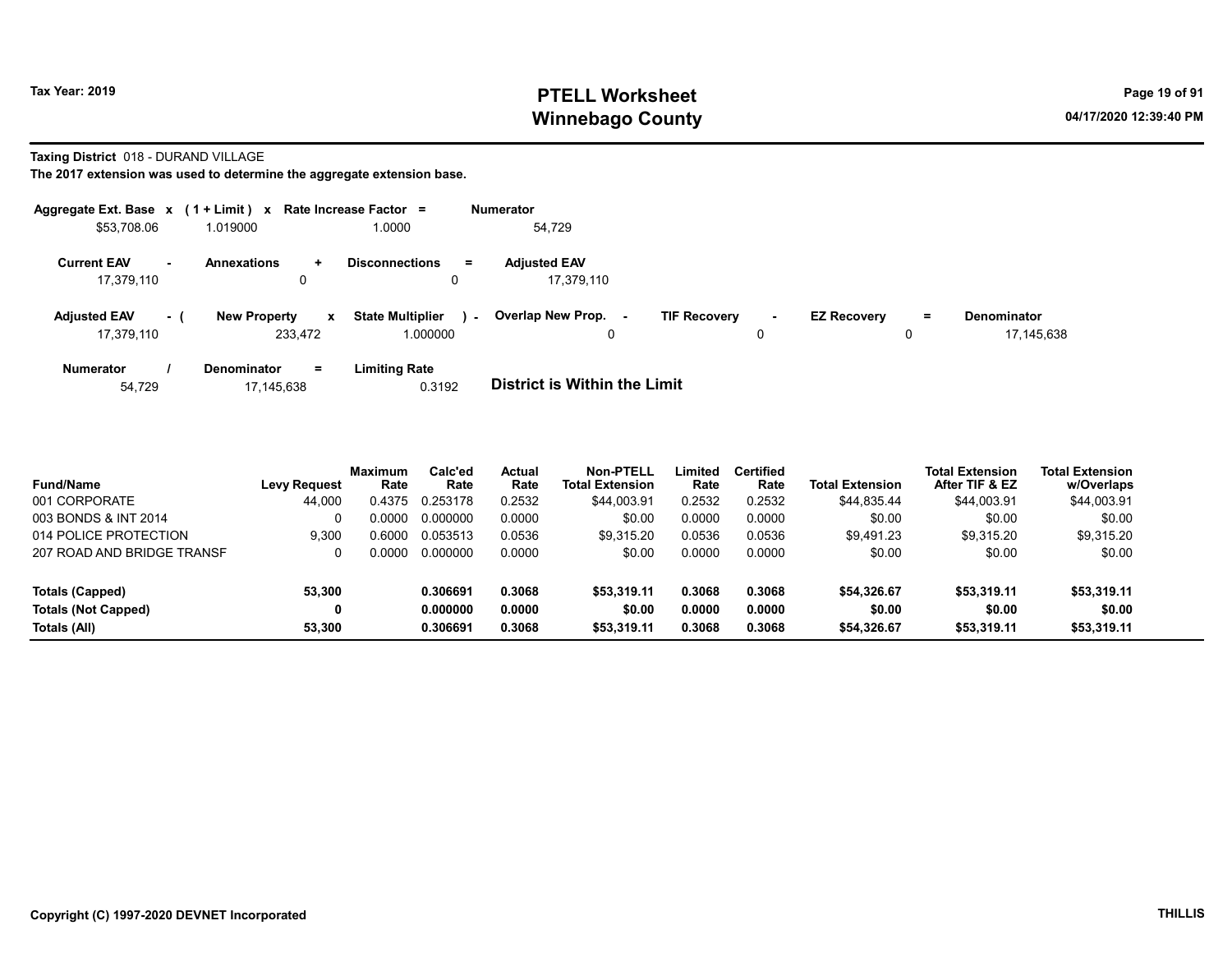Tax Year: 2019

# PTELL Worksheet
## Winnebago County

04/17/2020 12:39:40 PM

**Taxing District** 018 - DURAND VILLAGE

**The 2017 extension was used to determine the aggregate extension base.**

| Aggregate Ext. Base | x | ( 1 + Limit ) | x | Rate Increase Factor | = | Numerator |
|---|---|---|---|---|---|---|
| $53,708.06 | | 1.019000 | | 1.0000 | | 54,729 |

| Current EAV | - | Annexations | + | Disconnections | = | Adjusted EAV |
|---|---|---|---|---|---|---|
| 17,379,110 | | 0 | | 0 | | 17,379,110 |

| Adjusted EAV | - ( | New Property | x | State Multiplier | ) - | Overlap New Prop. | - | TIF Recovery | - | EZ Recovery | = | Denominator |
|---|---|---|---|---|---|---|---|---|---|---|---|---|
| 17,379,110 | | 233,472 | | 1.000000 | | 0 | | 0 | | 0 | | 17,145,638 |

| Numerator | / | Denominator | = | Limiting Rate |
|---|---|---|---|---|
| 54,729 | | 17,145,638 | | 0.3192 |

**District is Within the Limit**

| Fund/Name | Levy Request | Maximum Rate | Calc'ed Rate | Actual Rate | Non-PTELL Total Extension | Limited Rate | Certified Rate | Total Extension | Total Extension After TIF & EZ | Total Extension w/Overlaps |
|---|---|---|---|---|---|---|---|---|---|---|
| 001 CORPORATE | 44,000 | 0.4375 | 0.253178 | 0.2532 | $44,003.91 | 0.2532 | 0.2532 | $44,835.44 | $44,003.91 | $44,003.91 |
| 003 BONDS & INT 2014 | 0 | 0.0000 | 0.000000 | 0.0000 | $0.00 | 0.0000 | 0.0000 | $0.00 | $0.00 | $0.00 |
| 014 POLICE PROTECTION | 9,300 | 0.6000 | 0.053513 | 0.0536 | $9,315.20 | 0.0536 | 0.0536 | $9,491.23 | $9,315.20 | $9,315.20 |
| 207 ROAD AND BRIDGE TRANSF | 0 | 0.0000 | 0.000000 | 0.0000 | $0.00 | 0.0000 | 0.0000 | $0.00 | $0.00 | $0.00 |
| **Totals (Capped)** | **53,300** | | **0.306691** | **0.3068** | **$53,319.11** | **0.3068** | **0.3068** | **$54,326.67** | **$53,319.11** | **$53,319.11** |
| **Totals (Not Capped)** | **0** | | **0.000000** | **0.0000** | **$0.00** | **0.0000** | **0.0000** | **$0.00** | **$0.00** | **$0.00** |
| **Totals (All)** | **53,300** | | **0.306691** | **0.3068** | **$53,319.11** | **0.3068** | **0.3068** | **$54,326.67** | **$53,319.11** | **$53,319.11** |

Copyright (C) 1997-2020 DEVNET Incorporated

THILLIS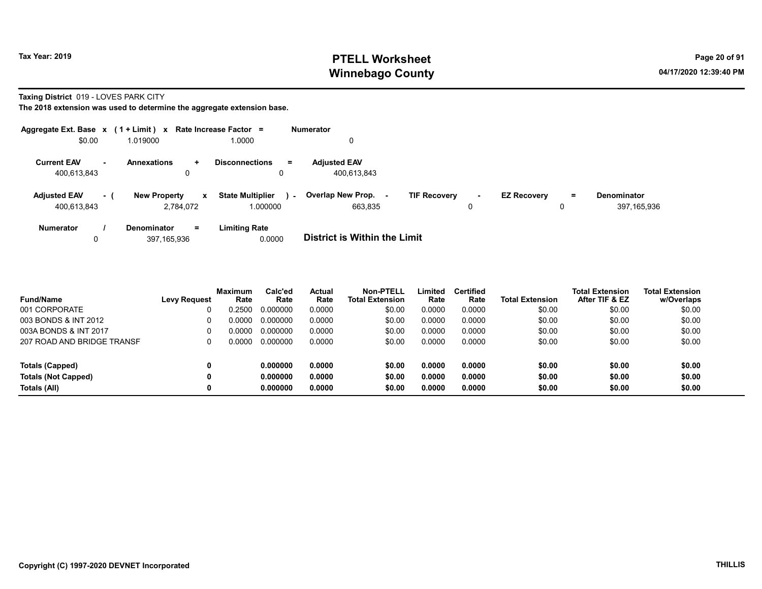# PTELL Worksheet
# Winnebago County

Tax Year: 2019

04/17/2020 12:39:40 PM

**Taxing District** 019 - LOVES PARK CITY

**The 2018 extension was used to determine the aggregate extension base.**

| Aggregate Ext. Base | x | (1 + Limit) | x | Rate Increase Factor | = | Numerator |
|---|---|---|---|---|---|---|
| $0.00 | | 1.019000 | | 1.0000 | | 0 |

| Current EAV | - | Annexations | + | Disconnections | = | Adjusted EAV |
|---|---|---|---|---|---|---|
| 400,613,843 | | 0 | | 0 | | 400,613,843 |

| Adjusted EAV | - ( | New Property | x | State Multiplier | ) - | Overlap New Prop. | - | TIF Recovery | - | EZ Recovery | = | Denominator |
|---|---|---|---|---|---|---|---|---|---|---|---|---|
| 400,613,843 | | 2,784,072 | | 1.000000 | | 663,835 | | 0 | | 0 | | 397,165,936 |

| Numerator | / | Denominator | = | Limiting Rate |
|---|---|---|---|---|
| 0 | | 397,165,936 | | 0.0000 |

**District is Within the Limit**

| Fund/Name | Levy Request | Maximum Rate | Calc'ed Rate | Actual Rate | Non-PTELL Total Extension | Limited Rate | Certified Rate | Total Extension | Total Extension After TIF & EZ | Total Extension w/Overlaps |
|---|---|---|---|---|---|---|---|---|---|---|
| 001 CORPORATE | 0 | 0.2500 | 0.000000 | 0.0000 | $0.00 | 0.0000 | 0.0000 | $0.00 | $0.00 | $0.00 |
| 003 BONDS & INT 2012 | 0 | 0.0000 | 0.000000 | 0.0000 | $0.00 | 0.0000 | 0.0000 | $0.00 | $0.00 | $0.00 |
| 003A BONDS & INT 2017 | 0 | 0.0000 | 0.000000 | 0.0000 | $0.00 | 0.0000 | 0.0000 | $0.00 | $0.00 | $0.00 |
| 207 ROAD AND BRIDGE TRANSF | 0 | 0.0000 | 0.000000 | 0.0000 | $0.00 | 0.0000 | 0.0000 | $0.00 | $0.00 | $0.00 |
| **Totals (Capped)** | **0** | | **0.000000** | **0.0000** | **$0.00** | **0.0000** | **0.0000** | **$0.00** | **$0.00** | **$0.00** |
| **Totals (Not Capped)** | **0** | | **0.000000** | **0.0000** | **$0.00** | **0.0000** | **0.0000** | **$0.00** | **$0.00** | **$0.00** |
| **Totals (All)** | **0** | | **0.000000** | **0.0000** | **$0.00** | **0.0000** | **0.0000** | **$0.00** | **$0.00** | **$0.00** |

**Copyright (C) 1997-2020 DEVNET Incorporated**

**THILLIS**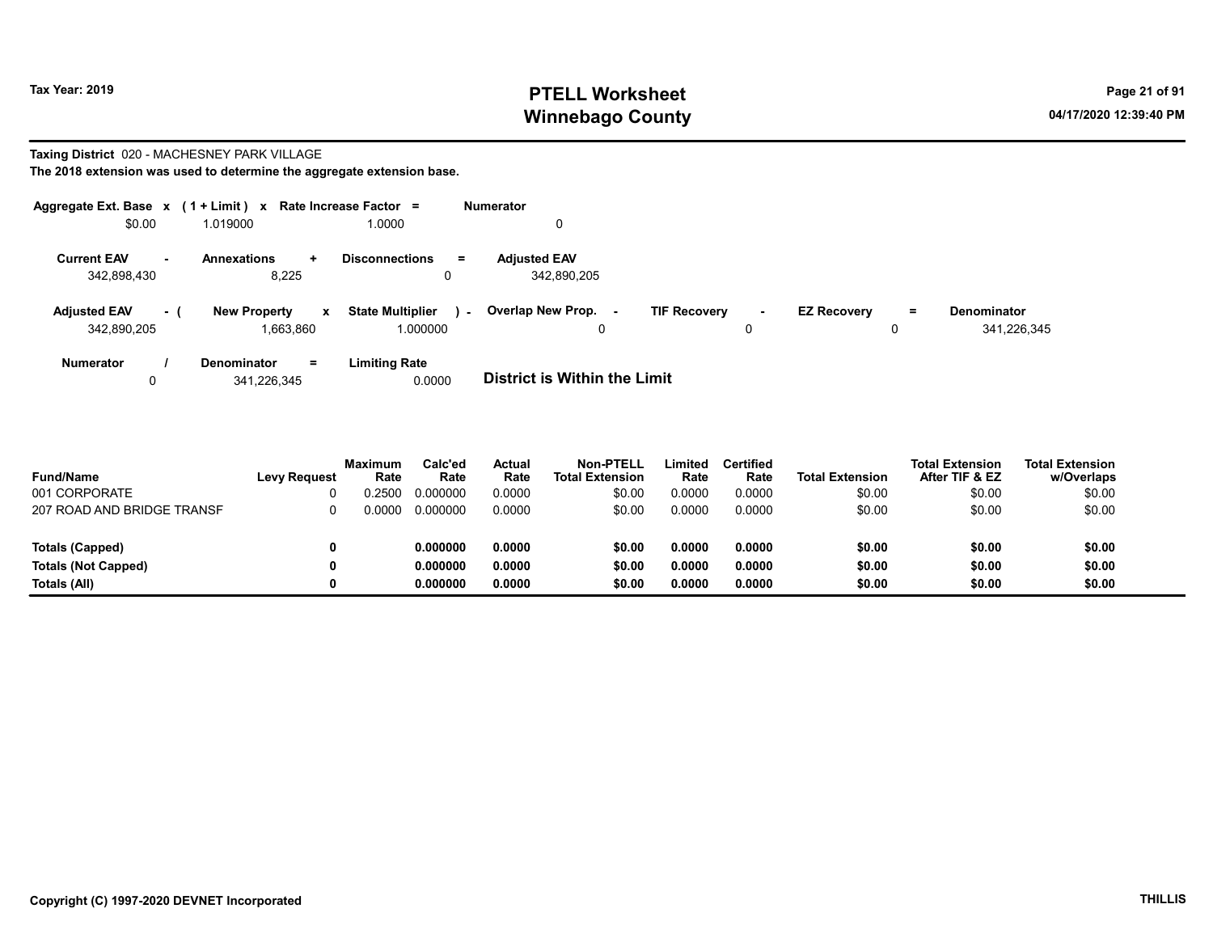Tax Year: 2019

# PTELL Worksheet
# Winnebago County

04/17/2020 12:39:40 PM

**Taxing District** 020 - MACHESNEY PARK VILLAGE

**The 2018 extension was used to determine the aggregate extension base.**

| Aggregate Ext. Base | x | (1 + Limit) | x | Rate Increase Factor | = | Numerator |
|---|---|---|---|---|---|---|
| $0.00 | | 1.019000 | | 1.0000 | | 0 |

| Current EAV | - | Annexations | + | Disconnections | = | Adjusted EAV |
|---|---|---|---|---|---|---|
| 342,898,430 | | 8,225 | | 0 | | 342,890,205 |

| Adjusted EAV | - ( | New Property | x | State Multiplier | ) - | Overlap New Prop. | - | TIF Recovery | - | EZ Recovery | = | Denominator |
|---|---|---|---|---|---|---|---|---|---|---|---|---|
| 342,890,205 | | 1,663,860 | | 1.000000 | | 0 | | 0 | | 0 | | 341,226,345 |

| Numerator | / | Denominator | = | Limiting Rate |
|---|---|---|---|---|
| 0 | | 341,226,345 | | 0.0000 |

**District is Within the Limit**

| Fund/Name | Levy Request | Maximum Rate | Calc'ed Rate | Actual Rate | Non-PTELL Total Extension | Limited Rate | Certified Rate | Total Extension | Total Extension After TIF & EZ | Total Extension w/Overlaps |
|---|---|---|---|---|---|---|---|---|---|---|
| 001 CORPORATE | 0 | 0.2500 | 0.000000 | 0.0000 | $0.00 | 0.0000 | 0.0000 | $0.00 | $0.00 | $0.00 |
| 207 ROAD AND BRIDGE TRANSF | 0 | 0.0000 | 0.000000 | 0.0000 | $0.00 | 0.0000 | 0.0000 | $0.00 | $0.00 | $0.00 |
| **Totals (Capped)** | **0** | | **0.000000** | **0.0000** | **$0.00** | **0.0000** | **0.0000** | **$0.00** | **$0.00** | **$0.00** |
| **Totals (Not Capped)** | **0** | | **0.000000** | **0.0000** | **$0.00** | **0.0000** | **0.0000** | **$0.00** | **$0.00** | **$0.00** |
| **Totals (All)** | **0** | | **0.000000** | **0.0000** | **$0.00** | **0.0000** | **0.0000** | **$0.00** | **$0.00** | **$0.00** |

Copyright (C) 1997-2020 DEVNET Incorporated

THILLIS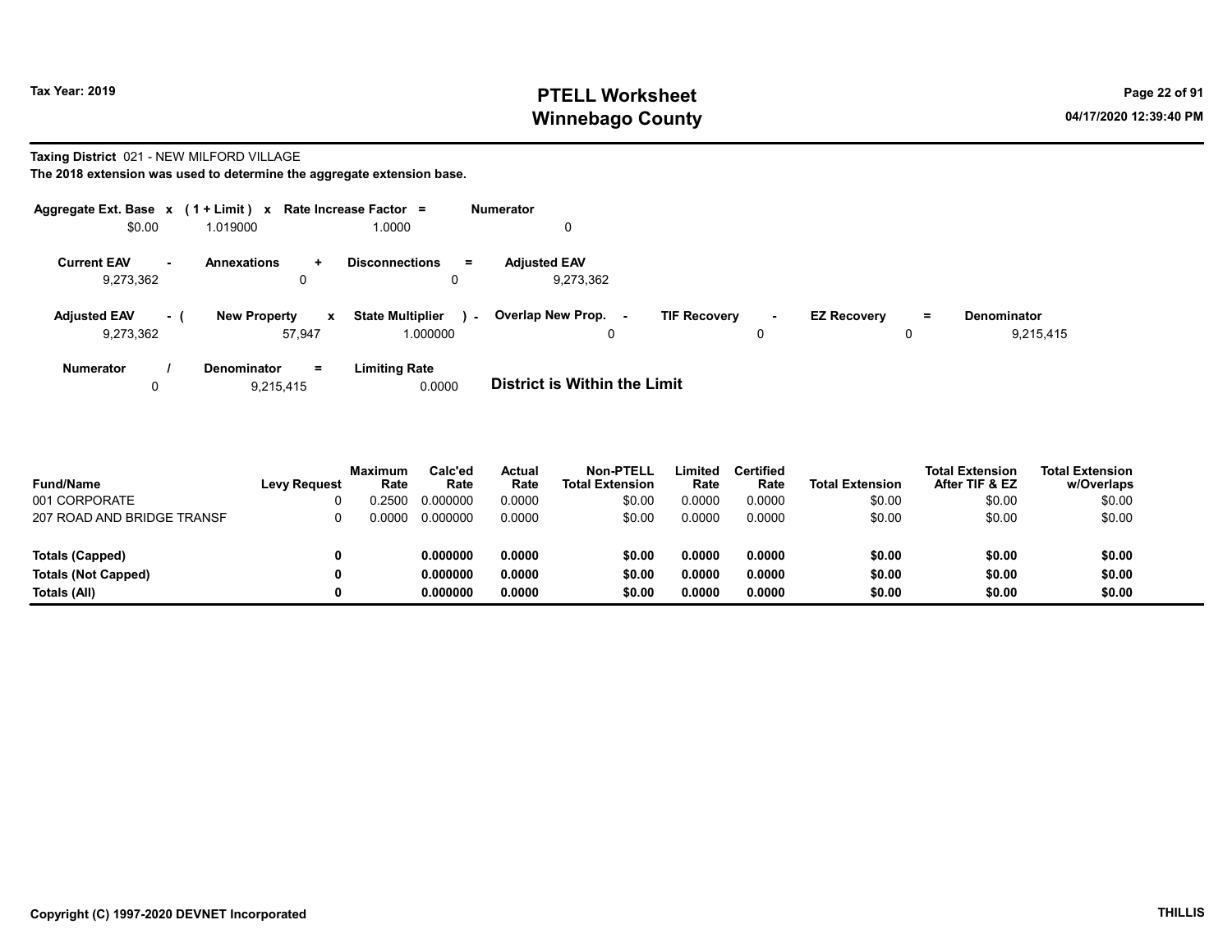# PTELL Worksheet
# Winnebago County

Tax Year: 2019

04/17/2020 12:39:40 PM

**Taxing District** 021 - NEW MILFORD VILLAGE

**The 2018 extension was used to determine the aggregate extension base.**

| Aggregate Ext. Base | x | (1 + Limit) | x | Rate Increase Factor | = | Numerator |
|---|---|---|---|---|---|---|
| $0.00 | | 1.019000 | | 1.0000 | | 0 |

| Current EAV | - | Annexations | + | Disconnections | = | Adjusted EAV |
|---|---|---|---|---|---|---|
| 9,273,362 | | 0 | | 0 | | 9,273,362 |

| Adjusted EAV | - ( | New Property | x | State Multiplier | ) - | Overlap New Prop. | - | TIF Recovery | - | EZ Recovery | = | Denominator |
|---|---|---|---|---|---|---|---|---|---|---|---|---|
| 9,273,362 | | 57,947 | | 1.000000 | | 0 | | 0 | | 0 | | 9,215,415 |

| Numerator | / | Denominator | = | Limiting Rate |
|---|---|---|---|---|
| 0 | | 9,215,415 | | 0.0000 |

**District is Within the Limit**

| Fund/Name | Levy Request | Maximum Rate | Calc'ed Rate | Actual Rate | Non-PTELL Total Extension | Limited Rate | Certified Rate | Total Extension | Total Extension After TIF & EZ | Total Extension w/Overlaps |
|---|---|---|---|---|---|---|---|---|---|---|
| 001 CORPORATE | 0 | 0.2500 | 0.000000 | 0.0000 | $0.00 | 0.0000 | 0.0000 | $0.00 | $0.00 | $0.00 |
| 207 ROAD AND BRIDGE TRANSF | 0 | 0.0000 | 0.000000 | 0.0000 | $0.00 | 0.0000 | 0.0000 | $0.00 | $0.00 | $0.00 |
| **Totals (Capped)** | **0** | | **0.000000** | **0.0000** | **$0.00** | **0.0000** | **0.0000** | **$0.00** | **$0.00** | **$0.00** |
| **Totals (Not Capped)** | **0** | | **0.000000** | **0.0000** | **$0.00** | **0.0000** | **0.0000** | **$0.00** | **$0.00** | **$0.00** |
| **Totals (All)** | **0** | | **0.000000** | **0.0000** | **$0.00** | **0.0000** | **0.0000** | **$0.00** | **$0.00** | **$0.00** |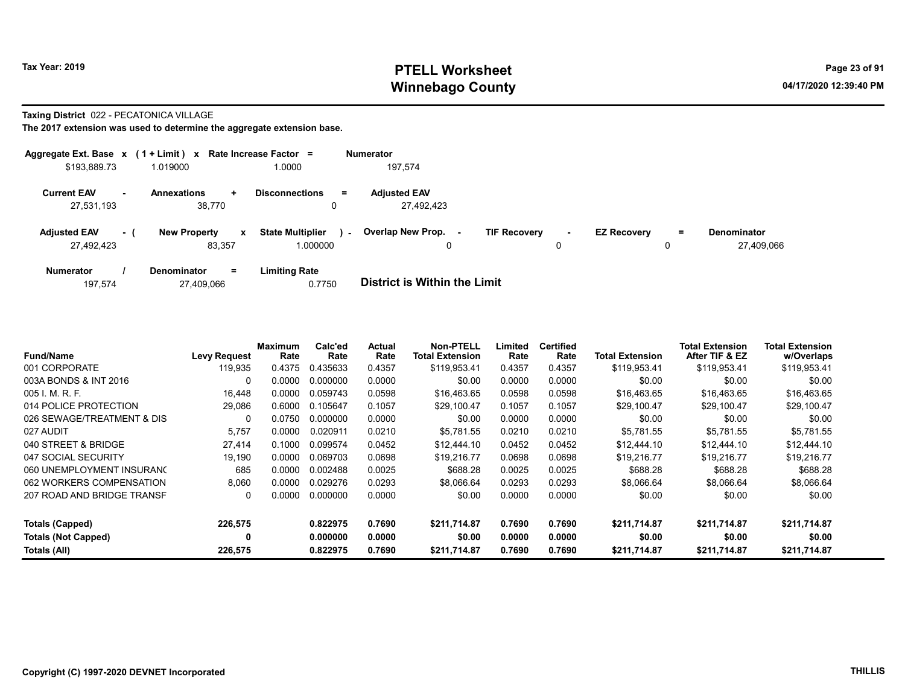Tax Year: 2019

# PTELL Worksheet
# Winnebago County

04/17/2020 12:39:40 PM

**Taxing District** 022 - PECATONICA VILLAGE

**The 2017 extension was used to determine the aggregate extension base.**

| Aggregate Ext. Base | x | (1 + Limit) | x | Rate Increase Factor | = | Numerator |
|---|---|---|---|---|---|---|
| $193,889.73 | | 1.019000 | | 1.0000 | | 197,574 |

| Current EAV | - | Annexations | + | Disconnections | = | Adjusted EAV |
|---|---|---|---|---|---|---|
| 27,531,193 | | 38,770 | | 0 | | 27,492,423 |

| Adjusted EAV | - ( | New Property | x | State Multiplier | ) - | Overlap New Prop. | - | TIF Recovery | - | EZ Recovery | = | Denominator |
|---|---|---|---|---|---|---|---|---|---|---|---|---|
| 27,492,423 | | 83,357 | | 1.000000 | | 0 | | 0 | | 0 | | 27,409,066 |

| Numerator | / | Denominator | = | Limiting Rate |
|---|---|---|---|---|
| 197,574 | | 27,409,066 | | 0.7750 |

**District is Within the Limit**

| Fund/Name | Levy Request | Maximum Rate | Calc'ed Rate | Actual Rate | Non-PTELL Total Extension | Limited Rate | Certified Rate | Total Extension | Total Extension After TIF & EZ | Total Extension w/Overlaps |
|---|---|---|---|---|---|---|---|---|---|---|
| 001 CORPORATE | 119,935 | 0.4375 | 0.435633 | 0.4357 | $119,953.41 | 0.4357 | 0.4357 | $119,953.41 | $119,953.41 | $119,953.41 |
| 003A BONDS & INT 2016 | 0 | 0.0000 | 0.000000 | 0.0000 | $0.00 | 0.0000 | 0.0000 | $0.00 | $0.00 | $0.00 |
| 005 I. M. R. F. | 16,448 | 0.0000 | 0.059743 | 0.0598 | $16,463.65 | 0.0598 | 0.0598 | $16,463.65 | $16,463.65 | $16,463.65 |
| 014 POLICE PROTECTION | 29,086 | 0.6000 | 0.105647 | 0.1057 | $29,100.47 | 0.1057 | 0.1057 | $29,100.47 | $29,100.47 | $29,100.47 |
| 026 SEWAGE/TREATMENT & DIS | 0 | 0.0750 | 0.000000 | 0.0000 | $0.00 | 0.0000 | 0.0000 | $0.00 | $0.00 | $0.00 |
| 027 AUDIT | 5,757 | 0.0000 | 0.020911 | 0.0210 | $5,781.55 | 0.0210 | 0.0210 | $5,781.55 | $5,781.55 | $5,781.55 |
| 040 STREET & BRIDGE | 27,414 | 0.1000 | 0.099574 | 0.0452 | $12,444.10 | 0.0452 | 0.0452 | $12,444.10 | $12,444.10 | $12,444.10 |
| 047 SOCIAL SECURITY | 19,190 | 0.0000 | 0.069703 | 0.0698 | $19,216.77 | 0.0698 | 0.0698 | $19,216.77 | $19,216.77 | $19,216.77 |
| 060 UNEMPLOYMENT INSURANC | 685 | 0.0000 | 0.002488 | 0.0025 | $688.28 | 0.0025 | 0.0025 | $688.28 | $688.28 | $688.28 |
| 062 WORKERS COMPENSATION | 8,060 | 0.0000 | 0.029276 | 0.0293 | $8,066.64 | 0.0293 | 0.0293 | $8,066.64 | $8,066.64 | $8,066.64 |
| 207 ROAD AND BRIDGE TRANSF | 0 | 0.0000 | 0.000000 | 0.0000 | $0.00 | 0.0000 | 0.0000 | $0.00 | $0.00 | $0.00 |
| **Totals (Capped)** | **226,575** | | **0.822975** | **0.7690** | **$211,714.87** | **0.7690** | **0.7690** | **$211,714.87** | **$211,714.87** | **$211,714.87** |
| **Totals (Not Capped)** | **0** | | **0.000000** | **0.0000** | **$0.00** | **0.0000** | **0.0000** | **$0.00** | **$0.00** | **$0.00** |
| **Totals (All)** | **226,575** | | **0.822975** | **0.7690** | **$211,714.87** | **0.7690** | **0.7690** | **$211,714.87** | **$211,714.87** | **$211,714.87** |

Copyright (C) 1997-2020 DEVNET Incorporated

THILLIS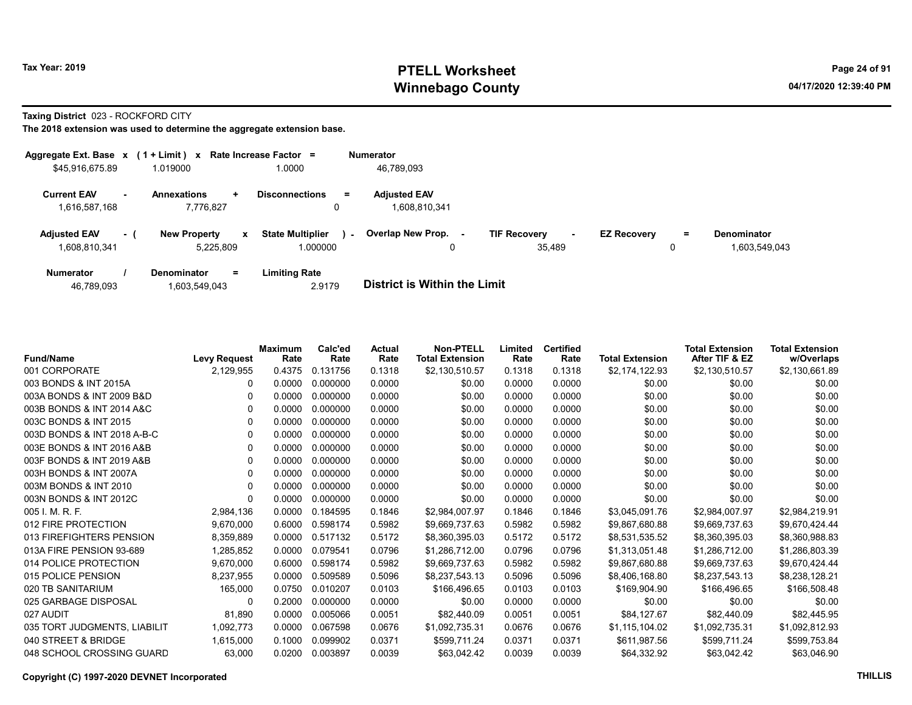**Taxing District** 023 - ROCKFORD CITY

**The 2018 extension was used to determine the aggregate extension base.**

| Aggregate Ext. Base x | (1 + Limit) x | Rate Increase Factor = | Numerator |
|---|---|---|---|
| $45,916,675.89 | 1.019000 | 1.0000 | 46,789,093 |

| Current EAV - | Annexations + | Disconnections = | Adjusted EAV |
|---|---|---|---|
| 1,616,587,168 | 7,776,827 | 0 | 1,608,810,341 |

| Adjusted EAV - ( | New Property x | State Multiplier ) - | Overlap New Prop. - | TIF Recovery - | EZ Recovery = | Denominator |
|---|---|---|---|---|---|---|
| 1,608,810,341 | 5,225,809 | 1.000000 | 0 | 35,489 | 0 | 1,603,549,043 |

| Numerator / | Denominator = | Limiting Rate |
|---|---|---|
| 46,789,093 | 1,603,549,043 | 2.9179 |

**District is Within the Limit**

| Fund/Name | Levy Request | Maximum Rate | Calc'ed Rate | Actual Rate | Non-PTELL Total Extension | Limited Rate | Certified Rate | Total Extension | Total Extension After TIF & EZ | Total Extension w/Overlaps |
|---|---|---|---|---|---|---|---|---|---|---|
| 001 CORPORATE | 2,129,955 | 0.4375 | 0.131756 | 0.1318 | $2,130,510.57 | 0.1318 | 0.1318 | $2,174,122.93 | $2,130,510.57 | $2,130,661.89 |
| 003 BONDS & INT 2015A | 0 | 0.0000 | 0.000000 | 0.0000 | $0.00 | 0.0000 | 0.0000 | $0.00 | $0.00 | $0.00 |
| 003A BONDS & INT 2009 B&D | 0 | 0.0000 | 0.000000 | 0.0000 | $0.00 | 0.0000 | 0.0000 | $0.00 | $0.00 | $0.00 |
| 003B BONDS & INT 2014 A&C | 0 | 0.0000 | 0.000000 | 0.0000 | $0.00 | 0.0000 | 0.0000 | $0.00 | $0.00 | $0.00 |
| 003C BONDS & INT 2015 | 0 | 0.0000 | 0.000000 | 0.0000 | $0.00 | 0.0000 | 0.0000 | $0.00 | $0.00 | $0.00 |
| 003D BONDS & INT 2018 A-B-C | 0 | 0.0000 | 0.000000 | 0.0000 | $0.00 | 0.0000 | 0.0000 | $0.00 | $0.00 | $0.00 |
| 003E BONDS & INT 2016 A&B | 0 | 0.0000 | 0.000000 | 0.0000 | $0.00 | 0.0000 | 0.0000 | $0.00 | $0.00 | $0.00 |
| 003F BONDS & INT 2019 A&B | 0 | 0.0000 | 0.000000 | 0.0000 | $0.00 | 0.0000 | 0.0000 | $0.00 | $0.00 | $0.00 |
| 003H BONDS & INT 2007A | 0 | 0.0000 | 0.000000 | 0.0000 | $0.00 | 0.0000 | 0.0000 | $0.00 | $0.00 | $0.00 |
| 003M BONDS & INT 2010 | 0 | 0.0000 | 0.000000 | 0.0000 | $0.00 | 0.0000 | 0.0000 | $0.00 | $0.00 | $0.00 |
| 003N BONDS & INT 2012C | 0 | 0.0000 | 0.000000 | 0.0000 | $0.00 | 0.0000 | 0.0000 | $0.00 | $0.00 | $0.00 |
| 005 I. M. R. F. | 2,984,136 | 0.0000 | 0.184595 | 0.1846 | $2,984,007.97 | 0.1846 | 0.1846 | $3,045,091.76 | $2,984,007.97 | $2,984,219.91 |
| 012 FIRE PROTECTION | 9,670,000 | 0.6000 | 0.598174 | 0.5982 | $9,669,737.63 | 0.5982 | 0.5982 | $9,867,680.88 | $9,669,737.63 | $9,670,424.44 |
| 013 FIREFIGHTERS PENSION | 8,359,889 | 0.0000 | 0.517132 | 0.5172 | $8,360,395.03 | 0.5172 | 0.5172 | $8,531,535.52 | $8,360,395.03 | $8,360,988.83 |
| 013A FIRE PENSION 93-689 | 1,285,852 | 0.0000 | 0.079541 | 0.0796 | $1,286,712.00 | 0.0796 | 0.0796 | $1,313,051.48 | $1,286,712.00 | $1,286,803.39 |
| 014 POLICE PROTECTION | 9,670,000 | 0.6000 | 0.598174 | 0.5982 | $9,669,737.63 | 0.5982 | 0.5982 | $9,867,680.88 | $9,669,737.63 | $9,670,424.44 |
| 015 POLICE PENSION | 8,237,955 | 0.0000 | 0.509589 | 0.5096 | $8,237,543.13 | 0.5096 | 0.5096 | $8,406,168.80 | $8,237,543.13 | $8,238,128.21 |
| 020 TB SANITARIUM | 165,000 | 0.0750 | 0.010207 | 0.0103 | $166,496.65 | 0.0103 | 0.0103 | $169,904.90 | $166,496.65 | $166,508.48 |
| 025 GARBAGE DISPOSAL | 0 | 0.2000 | 0.000000 | 0.0000 | $0.00 | 0.0000 | 0.0000 | $0.00 | $0.00 | $0.00 |
| 027 AUDIT | 81,890 | 0.0000 | 0.005066 | 0.0051 | $82,440.09 | 0.0051 | 0.0051 | $84,127.67 | $82,440.09 | $82,445.95 |
| 035 TORT JUDGMENTS, LIABILIT | 1,092,773 | 0.0000 | 0.067598 | 0.0676 | $1,092,735.31 | 0.0676 | 0.0676 | $1,115,104.02 | $1,092,735.31 | $1,092,812.93 |
| 040 STREET & BRIDGE | 1,615,000 | 0.1000 | 0.099902 | 0.0371 | $599,711.24 | 0.0371 | 0.0371 | $611,987.56 | $599,711.24 | $599,753.84 |
| 048 SCHOOL CROSSING GUARD | 63,000 | 0.0200 | 0.003897 | 0.0039 | $63,042.42 | 0.0039 | 0.0039 | $64,332.92 | $63,042.42 | $63,046.90 |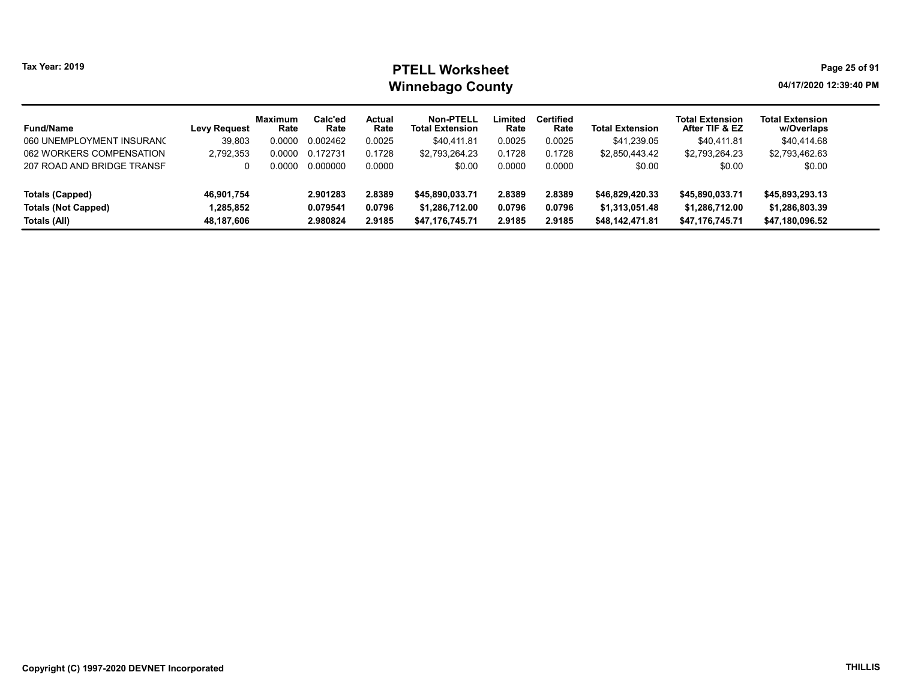# PTELL Worksheet
# Winnebago County

Tax Year: 2019

04/17/2020 12:39:40 PM

| Fund/Name | Levy Request | Maximum Rate | Calc'ed Rate | Actual Rate | Non-PTELL Total Extension | Limited Rate | Certified Rate | Total Extension | Total Extension After TIF & EZ | Total Extension w/Overlaps |
|---|---|---|---|---|---|---|---|---|---|---|
| 060 UNEMPLOYMENT INSURANC | 39,803 | 0.0000 | 0.002462 | 0.0025 | $40,411.81 | 0.0025 | 0.0025 | $41,239.05 | $40,411.81 | $40,414.68 |
| 062 WORKERS COMPENSATION | 2,792,353 | 0.0000 | 0.172731 | 0.1728 | $2,793,264.23 | 0.1728 | 0.1728 | $2,850,443.42 | $2,793,264.23 | $2,793,462.63 |
| 207 ROAD AND BRIDGE TRANSF | 0 | 0.0000 | 0.000000 | 0.0000 | $0.00 | 0.0000 | 0.0000 | $0.00 | $0.00 | $0.00 |
| **Totals (Capped)** | **46,901,754** | | **2.901283** | **2.8389** | **$45,890,033.71** | **2.8389** | **2.8389** | **$46,829,420.33** | **$45,890,033.71** | **$45,893,293.13** |
| **Totals (Not Capped)** | **1,285,852** | | **0.079541** | **0.0796** | **$1,286,712.00** | **0.0796** | **0.0796** | **$1,313,051.48** | **$1,286,712.00** | **$1,286,803.39** |
| **Totals (All)** | **48,187,606** | | **2.980824** | **2.9185** | **$47,176,745.71** | **2.9185** | **2.9185** | **$48,142,471.81** | **$47,176,745.71** | **$47,180,096.52** |

Copyright (C) 1997-2020 DEVNET Incorporated

THILLIS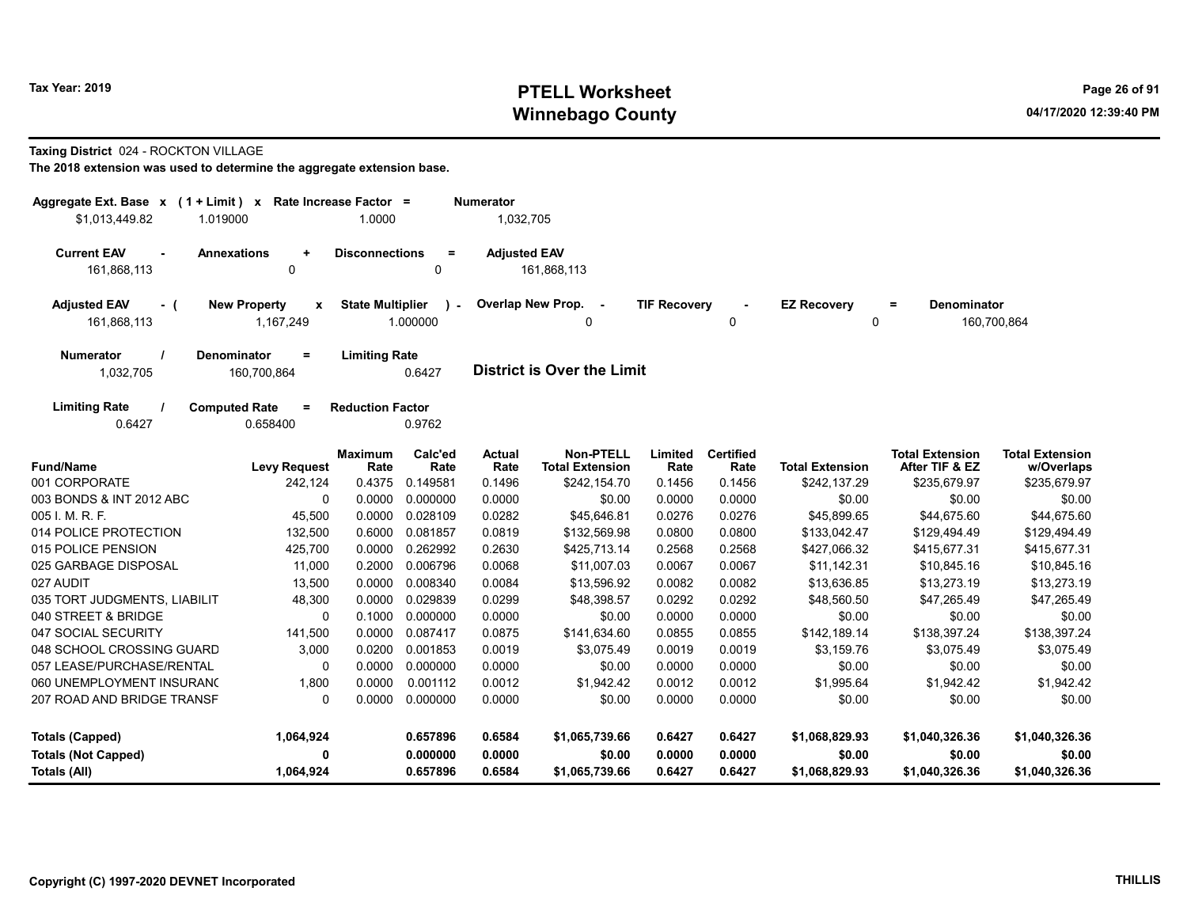Tax Year: 2019

# PTELL Worksheet
# Winnebago County

04/17/2020 12:39:40 PM

**Taxing District** 024 - ROCKTON VILLAGE

**The 2018 extension was used to determine the aggregate extension base.**

| Aggregate Ext. Base x | ( 1 + Limit ) x | Rate Increase Factor = | Numerator |
|---|---|---|---|
| $1,013,449.82 | 1.019000 | 1.0000 | 1,032,705 |

| Current EAV - | Annexations + | Disconnections = | Adjusted EAV |
|---|---|---|---|
| 161,868,113 | 0 | 0 | 161,868,113 |

| Adjusted EAV - ( | New Property x | State Multiplier ) - | Overlap New Prop. - | TIF Recovery - | EZ Recovery = | Denominator |
|---|---|---|---|---|---|---|
| 161,868,113 | 1,167,249 | 1.000000 | 0 | 0 | 0 | 160,700,864 |

| Numerator / | Denominator = | Limiting Rate |
|---|---|---|
| 1,032,705 | 160,700,864 | 0.6427 |

**District is Over the Limit**

| Limiting Rate / | Computed Rate = | Reduction Factor |
|---|---|---|
| 0.6427 | 0.658400 | 0.9762 |

| Fund/Name | Levy Request | Maximum Rate | Calc'ed Rate | Actual Rate | Non-PTELL Total Extension | Limited Rate | Certified Rate | Total Extension | Total Extension After TIF & EZ | Total Extension w/Overlaps |
|---|---|---|---|---|---|---|---|---|---|---|
| 001 CORPORATE | 242,124 | 0.4375 | 0.149581 | 0.1496 | $242,154.70 | 0.1456 | 0.1456 | $242,137.29 | $235,679.97 | $235,679.97 |
| 003 BONDS & INT 2012 ABC | 0 | 0.0000 | 0.000000 | 0.0000 | $0.00 | 0.0000 | 0.0000 | $0.00 | $0.00 | $0.00 |
| 005 I. M. R. F. | 45,500 | 0.0000 | 0.028109 | 0.0282 | $45,646.81 | 0.0276 | 0.0276 | $45,899.65 | $44,675.60 | $44,675.60 |
| 014 POLICE PROTECTION | 132,500 | 0.6000 | 0.081857 | 0.0819 | $132,569.98 | 0.0800 | 0.0800 | $133,042.47 | $129,494.49 | $129,494.49 |
| 015 POLICE PENSION | 425,700 | 0.0000 | 0.262992 | 0.2630 | $425,713.14 | 0.2568 | 0.2568 | $427,066.32 | $415,677.31 | $415,677.31 |
| 025 GARBAGE DISPOSAL | 11,000 | 0.2000 | 0.006796 | 0.0068 | $11,007.03 | 0.0067 | 0.0067 | $11,142.31 | $10,845.16 | $10,845.16 |
| 027 AUDIT | 13,500 | 0.0000 | 0.008340 | 0.0084 | $13,596.92 | 0.0082 | 0.0082 | $13,636.85 | $13,273.19 | $13,273.19 |
| 035 TORT JUDGMENTS, LIABILIT | 48,300 | 0.0000 | 0.029839 | 0.0299 | $48,398.57 | 0.0292 | 0.0292 | $48,560.50 | $47,265.49 | $47,265.49 |
| 040 STREET & BRIDGE | 0 | 0.1000 | 0.000000 | 0.0000 | $0.00 | 0.0000 | 0.0000 | $0.00 | $0.00 | $0.00 |
| 047 SOCIAL SECURITY | 141,500 | 0.0000 | 0.087417 | 0.0875 | $141,634.60 | 0.0855 | 0.0855 | $142,189.14 | $138,397.24 | $138,397.24 |
| 048 SCHOOL CROSSING GUARD | 3,000 | 0.0200 | 0.001853 | 0.0019 | $3,075.49 | 0.0019 | 0.0019 | $3,159.76 | $3,075.49 | $3,075.49 |
| 057 LEASE/PURCHASE/RENTAL | 0 | 0.0000 | 0.000000 | 0.0000 | $0.00 | 0.0000 | 0.0000 | $0.00 | $0.00 | $0.00 |
| 060 UNEMPLOYMENT INSURANC | 1,800 | 0.0000 | 0.001112 | 0.0012 | $1,942.42 | 0.0012 | 0.0012 | $1,995.64 | $1,942.42 | $1,942.42 |
| 207 ROAD AND BRIDGE TRANSF | 0 | 0.0000 | 0.000000 | 0.0000 | $0.00 | 0.0000 | 0.0000 | $0.00 | $0.00 | $0.00 |
| **Totals (Capped)** | **1,064,924** | | **0.657896** | **0.6584** | **$1,065,739.66** | **0.6427** | **0.6427** | **$1,068,829.93** | **$1,040,326.36** | **$1,040,326.36** |
| **Totals (Not Capped)** | **0** | | **0.000000** | **0.0000** | **$0.00** | **0.0000** | **0.0000** | **$0.00** | **$0.00** | **$0.00** |
| **Totals (All)** | **1,064,924** | | **0.657896** | **0.6584** | **$1,065,739.66** | **0.6427** | **0.6427** | **$1,068,829.93** | **$1,040,326.36** | **$1,040,326.36** |

Copyright (C) 1997-2020 DEVNET Incorporated

THILLIS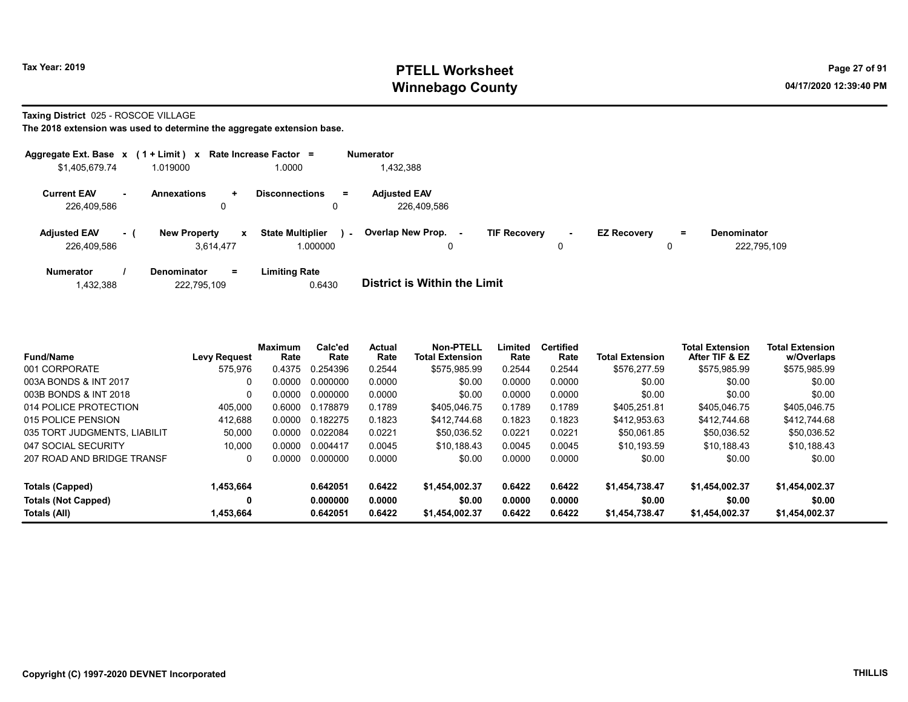# PTELL Worksheet
# Winnebago County

Tax Year: 2019

04/17/2020 12:39:40 PM

**Taxing District** 025 - ROSCOE VILLAGE

**The 2018 extension was used to determine the aggregate extension base.**

| Aggregate Ext. Base | x | (1 + Limit) | x | Rate Increase Factor | = | Numerator |
|---|---|---|---|---|---|---|
| $1,405,679.74 | | 1.019000 | | 1.0000 | | 1,432,388 |

| Current EAV | - | Annexations | + | Disconnections | = | Adjusted EAV |
|---|---|---|---|---|---|---|
| 226,409,586 | | 0 | | 0 | | 226,409,586 |

| Adjusted EAV | - ( | New Property | x | State Multiplier | ) - | Overlap New Prop. | - | TIF Recovery | - | EZ Recovery | = | Denominator |
|---|---|---|---|---|---|---|---|---|---|---|---|---|
| 226,409,586 | | 3,614,477 | | 1.000000 | | 0 | | 0 | | 0 | | 222,795,109 |

| Numerator | / | Denominator | = | Limiting Rate |
|---|---|---|---|---|
| 1,432,388 | | 222,795,109 | | 0.6430 |

**District is Within the Limit**

| Fund/Name | Levy Request | Maximum Rate | Calc'ed Rate | Actual Rate | Non-PTELL Total Extension | Limited Rate | Certified Rate | Total Extension | Total Extension After TIF & EZ | Total Extension w/Overlaps |
|---|---|---|---|---|---|---|---|---|---|---|
| 001 CORPORATE | 575,976 | 0.4375 | 0.254396 | 0.2544 | $575,985.99 | 0.2544 | 0.2544 | $576,277.59 | $575,985.99 | $575,985.99 |
| 003A BONDS & INT 2017 | 0 | 0.0000 | 0.000000 | 0.0000 | $0.00 | 0.0000 | 0.0000 | $0.00 | $0.00 | $0.00 |
| 003B BONDS & INT 2018 | 0 | 0.0000 | 0.000000 | 0.0000 | $0.00 | 0.0000 | 0.0000 | $0.00 | $0.00 | $0.00 |
| 014 POLICE PROTECTION | 405,000 | 0.6000 | 0.178879 | 0.1789 | $405,046.75 | 0.1789 | 0.1789 | $405,251.81 | $405,046.75 | $405,046.75 |
| 015 POLICE PENSION | 412,688 | 0.0000 | 0.182275 | 0.1823 | $412,744.68 | 0.1823 | 0.1823 | $412,953.63 | $412,744.68 | $412,744.68 |
| 035 TORT JUDGMENTS, LIABILIT | 50,000 | 0.0000 | 0.022084 | 0.0221 | $50,036.52 | 0.0221 | 0.0221 | $50,061.85 | $50,036.52 | $50,036.52 |
| 047 SOCIAL SECURITY | 10,000 | 0.0000 | 0.004417 | 0.0045 | $10,188.43 | 0.0045 | 0.0045 | $10,193.59 | $10,188.43 | $10,188.43 |
| 207 ROAD AND BRIDGE TRANSF | 0 | 0.0000 | 0.000000 | 0.0000 | $0.00 | 0.0000 | 0.0000 | $0.00 | $0.00 | $0.00 |
| **Totals (Capped)** | **1,453,664** | | **0.642051** | **0.6422** | **$1,454,002.37** | **0.6422** | **0.6422** | **$1,454,738.47** | **$1,454,002.37** | **$1,454,002.37** |
| **Totals (Not Capped)** | **0** | | **0.000000** | **0.0000** | **$0.00** | **0.0000** | **0.0000** | **$0.00** | **$0.00** | **$0.00** |
| **Totals (All)** | **1,453,664** | | **0.642051** | **0.6422** | **$1,454,002.37** | **0.6422** | **0.6422** | **$1,454,738.47** | **$1,454,002.37** | **$1,454,002.37** |

**Copyright (C) 1997-2020 DEVNET Incorporated** THILLIS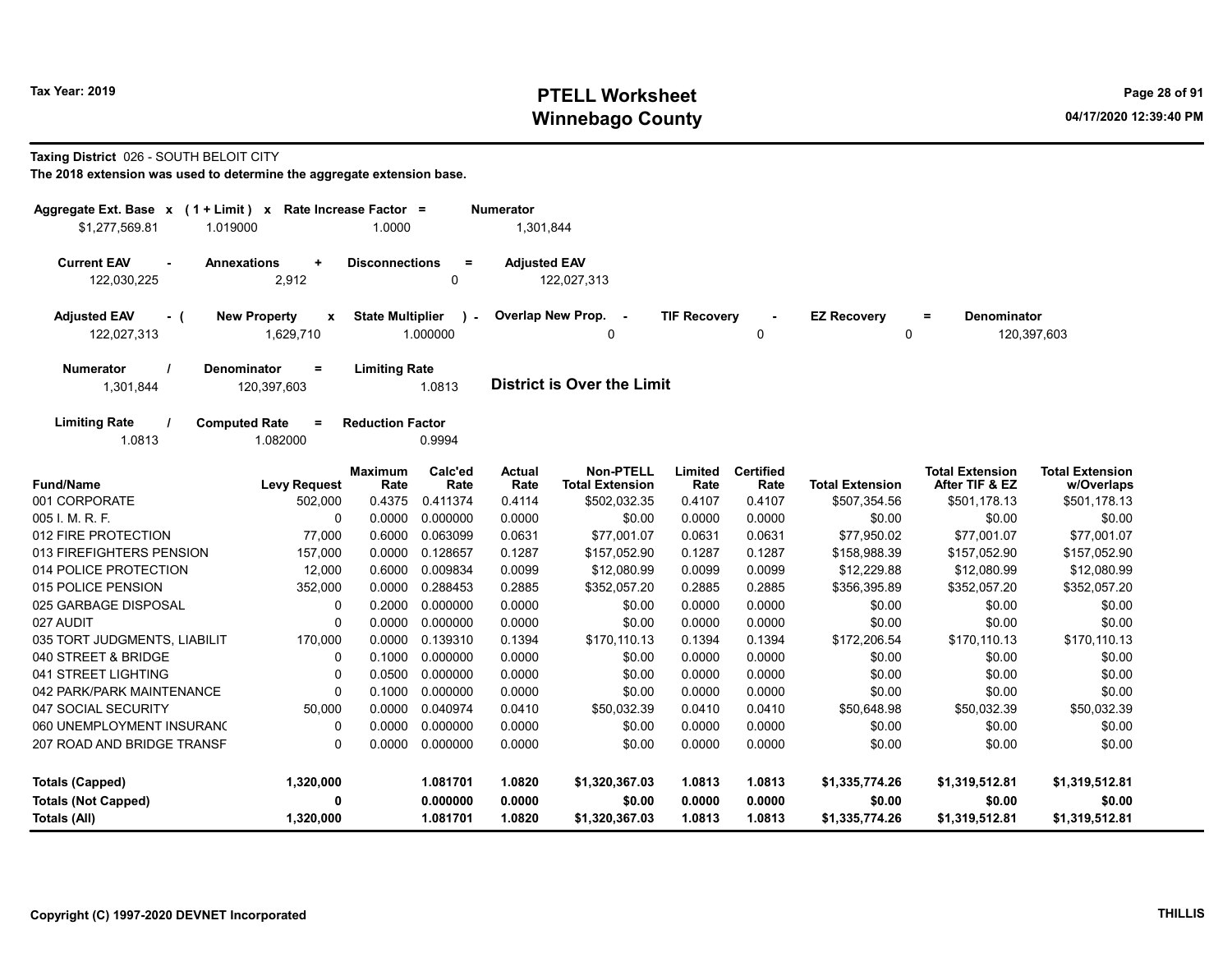Tax Year: 2019

# PTELL Worksheet
# Winnebago County

04/17/2020 12:39:40 PM

**Taxing District** 026 - SOUTH BELOIT CITY

**The 2018 extension was used to determine the aggregate extension base.**

| Aggregate Ext. Base x | (1 + Limit) x | Rate Increase Factor = | Numerator |
|---|---|---|---|
| $1,277,569.81 | 1.019000 | 1.0000 | 1,301,844 |

| Current EAV - | Annexations + | Disconnections = | Adjusted EAV |
|---|---|---|---|
| 122,030,225 | 2,912 | 0 | 122,027,313 |

| Adjusted EAV - ( | New Property x | State Multiplier ) - | Overlap New Prop. - | TIF Recovery - | EZ Recovery = | Denominator |
|---|---|---|---|---|---|---|
| 122,027,313 | 1,629,710 | 1.000000 | 0 | 0 | 0 | 120,397,603 |

| Numerator / | Denominator = | Limiting Rate |
|---|---|---|
| 1,301,844 | 120,397,603 | 1.0813 |

**District is Over the Limit**

| Limiting Rate / | Computed Rate = | Reduction Factor |
|---|---|---|
| 1.0813 | 1.082000 | 0.9994 |

| Fund/Name | Levy Request | Maximum Rate | Calc'ed Rate | Actual Rate | Non-PTELL Total Extension | Limited Rate | Certified Rate | Total Extension | Total Extension After TIF & EZ | Total Extension w/Overlaps |
|---|---|---|---|---|---|---|---|---|---|---|
| 001 CORPORATE | 502,000 | 0.4375 | 0.411374 | 0.4114 | $502,032.35 | 0.4107 | 0.4107 | $507,354.56 | $501,178.13 | $501,178.13 |
| 005 I. M. R. F. | 0 | 0.0000 | 0.000000 | 0.0000 | $0.00 | 0.0000 | 0.0000 | $0.00 | $0.00 | $0.00 |
| 012 FIRE PROTECTION | 77,000 | 0.6000 | 0.063099 | 0.0631 | $77,001.07 | 0.0631 | 0.0631 | $77,950.02 | $77,001.07 | $77,001.07 |
| 013 FIREFIGHTERS PENSION | 157,000 | 0.0000 | 0.128657 | 0.1287 | $157,052.90 | 0.1287 | 0.1287 | $158,988.39 | $157,052.90 | $157,052.90 |
| 014 POLICE PROTECTION | 12,000 | 0.6000 | 0.009834 | 0.0099 | $12,080.99 | 0.0099 | 0.0099 | $12,229.88 | $12,080.99 | $12,080.99 |
| 015 POLICE PENSION | 352,000 | 0.0000 | 0.288453 | 0.2885 | $352,057.20 | 0.2885 | 0.2885 | $356,395.89 | $352,057.20 | $352,057.20 |
| 025 GARBAGE DISPOSAL | 0 | 0.2000 | 0.000000 | 0.0000 | $0.00 | 0.0000 | 0.0000 | $0.00 | $0.00 | $0.00 |
| 027 AUDIT | 0 | 0.0000 | 0.000000 | 0.0000 | $0.00 | 0.0000 | 0.0000 | $0.00 | $0.00 | $0.00 |
| 035 TORT JUDGMENTS, LIABILIT | 170,000 | 0.0000 | 0.139310 | 0.1394 | $170,110.13 | 0.1394 | 0.1394 | $172,206.54 | $170,110.13 | $170,110.13 |
| 040 STREET & BRIDGE | 0 | 0.1000 | 0.000000 | 0.0000 | $0.00 | 0.0000 | 0.0000 | $0.00 | $0.00 | $0.00 |
| 041 STREET LIGHTING | 0 | 0.0500 | 0.000000 | 0.0000 | $0.00 | 0.0000 | 0.0000 | $0.00 | $0.00 | $0.00 |
| 042 PARK/PARK MAINTENANCE | 0 | 0.1000 | 0.000000 | 0.0000 | $0.00 | 0.0000 | 0.0000 | $0.00 | $0.00 | $0.00 |
| 047 SOCIAL SECURITY | 50,000 | 0.0000 | 0.040974 | 0.0410 | $50,032.39 | 0.0410 | 0.0410 | $50,648.98 | $50,032.39 | $50,032.39 |
| 060 UNEMPLOYMENT INSURANC | 0 | 0.0000 | 0.000000 | 0.0000 | $0.00 | 0.0000 | 0.0000 | $0.00 | $0.00 | $0.00 |
| 207 ROAD AND BRIDGE TRANSF | 0 | 0.0000 | 0.000000 | 0.0000 | $0.00 | 0.0000 | 0.0000 | $0.00 | $0.00 | $0.00 |
| **Totals (Capped)** | **1,320,000** | | **1.081701** | **1.0820** | **$1,320,367.03** | **1.0813** | **1.0813** | **$1,335,774.26** | **$1,319,512.81** | **$1,319,512.81** |
| **Totals (Not Capped)** | **0** | | **0.000000** | **0.0000** | **$0.00** | **0.0000** | **0.0000** | **$0.00** | **$0.00** | **$0.00** |
| **Totals (All)** | **1,320,000** | | **1.081701** | **1.0820** | **$1,320,367.03** | **1.0813** | **1.0813** | **$1,335,774.26** | **$1,319,512.81** | **$1,319,512.81** |

Copyright (C) 1997-2020 DEVNET Incorporated

THILLIS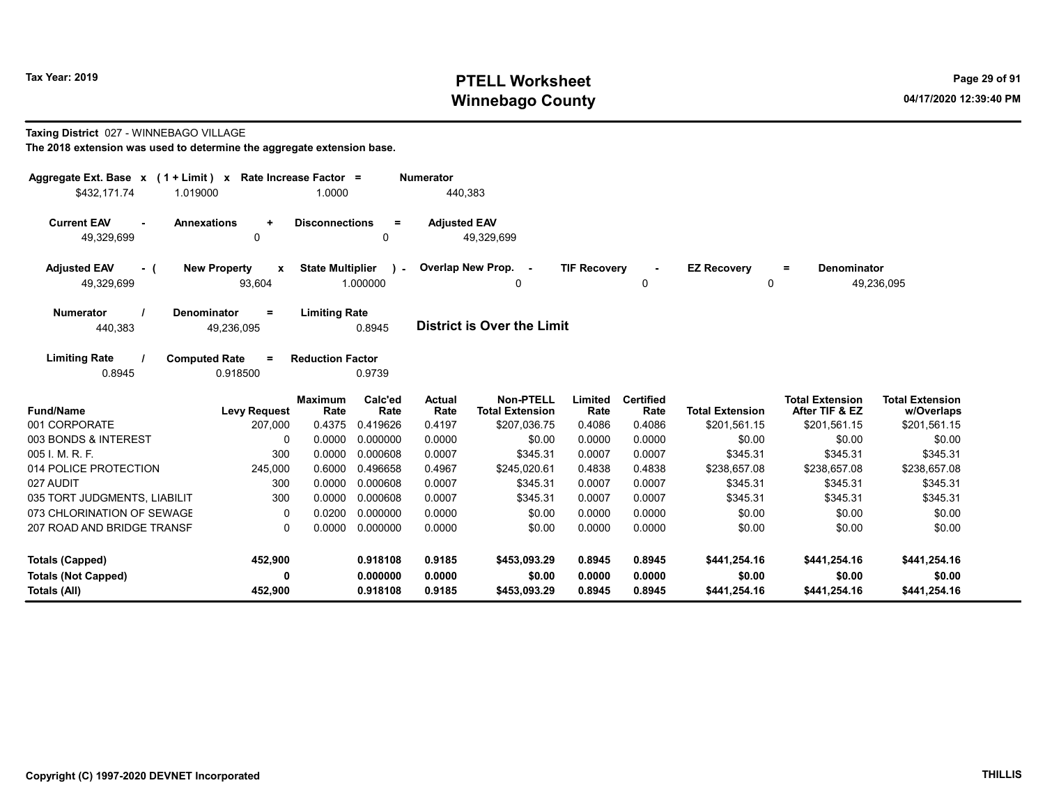Tax Year: 2019

# PTELL Worksheet
## Winnebago County

04/17/2020 12:39:40 PM

**Taxing District** 027 - WINNEBAGO VILLAGE

**The 2018 extension was used to determine the aggregate extension base.**

| Aggregate Ext. Base x | (1 + Limit) x | Rate Increase Factor = | Numerator |
|---|---|---|---|
| $432,171.74 | 1.019000 | 1.0000 | 440,383 |

| Current EAV - | Annexations + | Disconnections = | Adjusted EAV |
|---|---|---|---|
| 49,329,699 | 0 | 0 | 49,329,699 |

| Adjusted EAV - ( | New Property x | State Multiplier ) - | Overlap New Prop. - | TIF Recovery - | EZ Recovery = | Denominator |
|---|---|---|---|---|---|---|
| 49,329,699 | 93,604 | 1.000000 | 0 | 0 | 0 | 49,236,095 |

| Numerator / | Denominator = | Limiting Rate |
|---|---|---|
| 440,383 | 49,236,095 | 0.8945 |

**District is Over the Limit**

| Limiting Rate / | Computed Rate = | Reduction Factor |
|---|---|---|
| 0.8945 | 0.918500 | 0.9739 |

| Fund/Name | Levy Request | Maximum Rate | Calc'ed Rate | Actual Rate | Non-PTELL Total Extension | Limited Rate | Certified Rate | Total Extension | Total Extension After TIF & EZ | Total Extension w/Overlaps |
|---|---|---|---|---|---|---|---|---|---|---|
| 001 CORPORATE | 207,000 | 0.4375 | 0.419626 | 0.4197 | $207,036.75 | 0.4086 | 0.4086 | $201,561.15 | $201,561.15 | $201,561.15 |
| 003 BONDS & INTEREST | 0 | 0.0000 | 0.000000 | 0.0000 | $0.00 | 0.0000 | 0.0000 | $0.00 | $0.00 | $0.00 |
| 005 I. M. R. F. | 300 | 0.0000 | 0.000608 | 0.0007 | $345.31 | 0.0007 | 0.0007 | $345.31 | $345.31 | $345.31 |
| 014 POLICE PROTECTION | 245,000 | 0.6000 | 0.496658 | 0.4967 | $245,020.61 | 0.4838 | 0.4838 | $238,657.08 | $238,657.08 | $238,657.08 |
| 027 AUDIT | 300 | 0.0000 | 0.000608 | 0.0007 | $345.31 | 0.0007 | 0.0007 | $345.31 | $345.31 | $345.31 |
| 035 TORT JUDGMENTS, LIABILIT | 300 | 0.0000 | 0.000608 | 0.0007 | $345.31 | 0.0007 | 0.0007 | $345.31 | $345.31 | $345.31 |
| 073 CHLORINATION OF SEWAGE | 0 | 0.0200 | 0.000000 | 0.0000 | $0.00 | 0.0000 | 0.0000 | $0.00 | $0.00 | $0.00 |
| 207 ROAD AND BRIDGE TRANSF | 0 | 0.0000 | 0.000000 | 0.0000 | $0.00 | 0.0000 | 0.0000 | $0.00 | $0.00 | $0.00 |
| **Totals (Capped)** | **452,900** | | **0.918108** | **0.9185** | **$453,093.29** | **0.8945** | **0.8945** | **$441,254.16** | **$441,254.16** | **$441,254.16** |
| **Totals (Not Capped)** | **0** | | **0.000000** | **0.0000** | **$0.00** | **0.0000** | **0.0000** | **$0.00** | **$0.00** | **$0.00** |
| **Totals (All)** | **452,900** | | **0.918108** | **0.9185** | **$453,093.29** | **0.8945** | **0.8945** | **$441,254.16** | **$441,254.16** | **$441,254.16** |

Copyright (C) 1997-2020 DEVNET Incorporated

THILLIS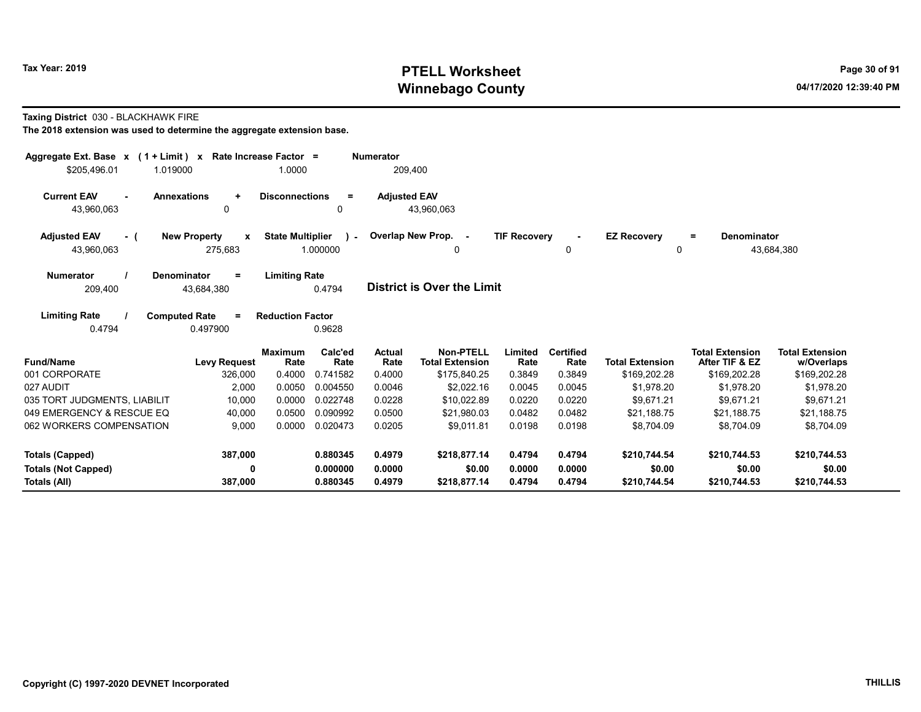Tax Year: 2019

# PTELL Worksheet
# Winnebago County

04/17/2020 12:39:40 PM

**Taxing District** 030 - BLACKHAWK FIRE

**The 2018 extension was used to determine the aggregate extension base.**

| Aggregate Ext. Base | x | (1 + Limit) | x | Rate Increase Factor | = | Numerator |
|---|---|---|---|---|---|---|
| $205,496.01 | | 1.019000 | | 1.0000 | | 209,400 |

| Current EAV | - | Annexations | + | Disconnections | = | Adjusted EAV |
|---|---|---|---|---|---|---|
| 43,960,063 | | 0 | | 0 | | 43,960,063 |

| Adjusted EAV | - ( | New Property | x | State Multiplier | ) - | Overlap New Prop. | - | TIF Recovery | - | EZ Recovery | = | Denominator |
|---|---|---|---|---|---|---|---|---|---|---|---|---|
| 43,960,063 | | 275,683 | | 1.000000 | | 0 | | 0 | | 0 | | 43,684,380 |

| Numerator | / | Denominator | = | Limiting Rate |
|---|---|---|---|---|
| 209,400 | | 43,684,380 | | 0.4794 |

**District is Over the Limit**

| Limiting Rate | / | Computed Rate | = | Reduction Factor |
|---|---|---|---|---|
| 0.4794 | | 0.497900 | | 0.9628 |

| Fund/Name | Levy Request | Maximum Rate | Calc'ed Rate | Actual Rate | Non-PTELL Total Extension | Limited Rate | Certified Rate | Total Extension | Total Extension After TIF & EZ | Total Extension w/Overlaps |
|---|---|---|---|---|---|---|---|---|---|---|
| 001 CORPORATE | 326,000 | 0.4000 | 0.741582 | 0.4000 | $175,840.25 | 0.3849 | 0.3849 | $169,202.28 | $169,202.28 | $169,202.28 |
| 027 AUDIT | 2,000 | 0.0050 | 0.004550 | 0.0046 | $2,022.16 | 0.0045 | 0.0045 | $1,978.20 | $1,978.20 | $1,978.20 |
| 035 TORT JUDGMENTS, LIABILIT | 10,000 | 0.0000 | 0.022748 | 0.0228 | $10,022.89 | 0.0220 | 0.0220 | $9,671.21 | $9,671.21 | $9,671.21 |
| 049 EMERGENCY & RESCUE EQ | 40,000 | 0.0500 | 0.090992 | 0.0500 | $21,980.03 | 0.0482 | 0.0482 | $21,188.75 | $21,188.75 | $21,188.75 |
| 062 WORKERS COMPENSATION | 9,000 | 0.0000 | 0.020473 | 0.0205 | $9,011.81 | 0.0198 | 0.0198 | $8,704.09 | $8,704.09 | $8,704.09 |
| **Totals (Capped)** | **387,000** | | **0.880345** | **0.4979** | **$218,877.14** | **0.4794** | **0.4794** | **$210,744.54** | **$210,744.53** | **$210,744.53** |
| **Totals (Not Capped)** | **0** | | **0.000000** | **0.0000** | **$0.00** | **0.0000** | **0.0000** | **$0.00** | **$0.00** | **$0.00** |
| **Totals (All)** | **387,000** | | **0.880345** | **0.4979** | **$218,877.14** | **0.4794** | **0.4794** | **$210,744.54** | **$210,744.53** | **$210,744.53** |

Copyright (C) 1997-2020 DEVNET Incorporated

THILLIS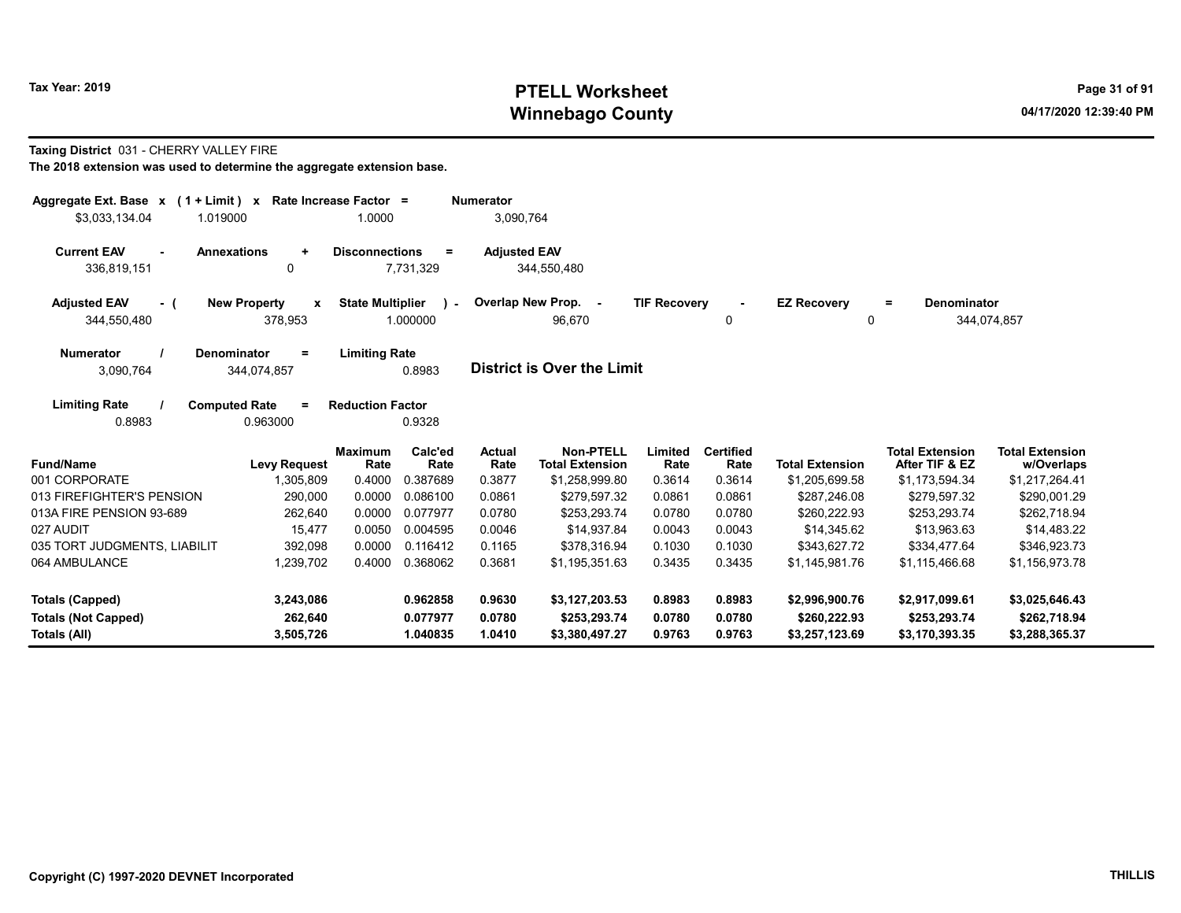# PTELL Worksheet
# Winnebago County

Tax Year: 2019

04/17/2020 12:39:40 PM

**Taxing District** 031 - CHERRY VALLEY FIRE

**The 2018 extension was used to determine the aggregate extension base.**

| Aggregate Ext. Base | x | (1 + Limit) | x | Rate Increase Factor | = | Numerator |
|---|---|---|---|---|---|---|
| $3,033,134.04 | | 1.019000 | | 1.0000 | | 3,090,764 |

| Current EAV | - | Annexations | + | Disconnections | = | Adjusted EAV |
|---|---|---|---|---|---|---|
| 336,819,151 | | 0 | | 7,731,329 | | 344,550,480 |

| Adjusted EAV | - ( | New Property | x | State Multiplier | ) - | Overlap New Prop. | - | TIF Recovery | - | EZ Recovery | = | Denominator |
|---|---|---|---|---|---|---|---|---|---|---|---|---|
| 344,550,480 | | 378,953 | | 1.000000 | | 96,670 | | 0 | | 0 | | 344,074,857 |

| Numerator | / | Denominator | = | Limiting Rate |
|---|---|---|---|---|
| 3,090,764 | | 344,074,857 | | 0.8983 |

**District is Over the Limit**

| Limiting Rate | / | Computed Rate | = | Reduction Factor |
|---|---|---|---|---|
| 0.8983 | | 0.963000 | | 0.9328 |

| Fund/Name | Levy Request | Maximum Rate | Calc'ed Rate | Actual Rate | Non-PTELL Total Extension | Limited Rate | Certified Rate | Total Extension | Total Extension After TIF & EZ | Total Extension w/Overlaps |
|---|---|---|---|---|---|---|---|---|---|---|
| 001 CORPORATE | 1,305,809 | 0.4000 | 0.387689 | 0.3877 | $1,258,999.80 | 0.3614 | 0.3614 | $1,205,699.58 | $1,173,594.34 | $1,217,264.41 |
| 013 FIREFIGHTER'S PENSION | 290,000 | 0.0000 | 0.086100 | 0.0861 | $279,597.32 | 0.0861 | 0.0861 | $287,246.08 | $279,597.32 | $290,001.29 |
| 013A FIRE PENSION 93-689 | 262,640 | 0.0000 | 0.077977 | 0.0780 | $253,293.74 | 0.0780 | 0.0780 | $260,222.93 | $253,293.74 | $262,718.94 |
| 027 AUDIT | 15,477 | 0.0050 | 0.004595 | 0.0046 | $14,937.84 | 0.0043 | 0.0043 | $14,345.62 | $13,963.63 | $14,483.22 |
| 035 TORT JUDGMENTS, LIABILIT | 392,098 | 0.0000 | 0.116412 | 0.1165 | $378,316.94 | 0.1030 | 0.1030 | $343,627.72 | $334,477.64 | $346,923.73 |
| 064 AMBULANCE | 1,239,702 | 0.4000 | 0.368062 | 0.3681 | $1,195,351.63 | 0.3435 | 0.3435 | $1,145,981.76 | $1,115,466.68 | $1,156,973.78 |
| **Totals (Capped)** | **3,243,086** | | **0.962858** | **0.9630** | **$3,127,203.53** | **0.8983** | **0.8983** | **$2,996,900.76** | **$2,917,099.61** | **$3,025,646.43** |
| **Totals (Not Capped)** | **262,640** | | **0.077977** | **0.0780** | **$253,293.74** | **0.0780** | **0.0780** | **$260,222.93** | **$253,293.74** | **$262,718.94** |
| **Totals (All)** | **3,505,726** | | **1.040835** | **1.0410** | **$3,380,497.27** | **0.9763** | **0.9763** | **$3,257,123.69** | **$3,170,393.35** | **$3,288,365.37** |

Copyright (C) 1997-2020 DEVNET Incorporated

THILLIS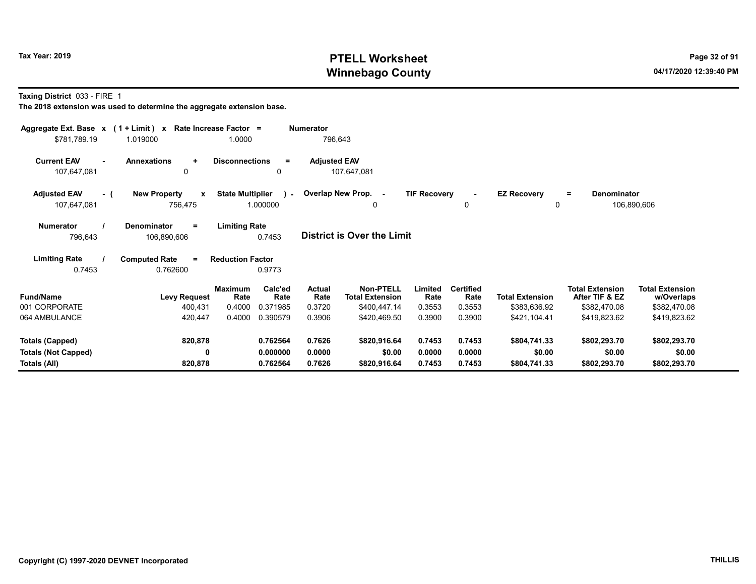# PTELL Worksheet
# Winnebago County

Tax Year: 2019

04/17/2020 12:39:40 PM

**Taxing District** 033 - FIRE 1

**The 2018 extension was used to determine the aggregate extension base.**

| Aggregate Ext. Base x | (1 + Limit) x | Rate Increase Factor = | Numerator |
|---|---|---|---|
| $781,789.19 | 1.019000 | 1.0000 | 796,643 |

| Current EAV - | Annexations + | Disconnections = | Adjusted EAV |
|---|---|---|---|
| 107,647,081 | 0 | 0 | 107,647,081 |

| Adjusted EAV - ( | New Property x | State Multiplier ) - | Overlap New Prop. - | TIF Recovery - | EZ Recovery = | Denominator |
|---|---|---|---|---|---|---|
| 107,647,081 | 756,475 | 1.000000 | 0 | 0 | 0 | 106,890,606 |

| Numerator / | Denominator = | Limiting Rate |
|---|---|---|
| 796,643 | 106,890,606 | 0.7453 |

**District is Over the Limit**

| Limiting Rate / | Computed Rate = | Reduction Factor |
|---|---|---|
| 0.7453 | 0.762600 | 0.9773 |

| Fund/Name | Levy Request | Maximum Rate | Calc'ed Rate | Actual Rate | Non-PTELL Total Extension | Limited Rate | Certified Rate | Total Extension | Total Extension After TIF & EZ | Total Extension w/Overlaps |
|---|---|---|---|---|---|---|---|---|---|---|
| 001 CORPORATE | 400,431 | 0.4000 | 0.371985 | 0.3720 | $400,447.14 | 0.3553 | 0.3553 | $383,636.92 | $382,470.08 | $382,470.08 |
| 064 AMBULANCE | 420,447 | 0.4000 | 0.390579 | 0.3906 | $420,469.50 | 0.3900 | 0.3900 | $421,104.41 | $419,823.62 | $419,823.62 |
| **Totals (Capped)** | **820,878** | | **0.762564** | **0.7626** | **$820,916.64** | **0.7453** | **0.7453** | **$804,741.33** | **$802,293.70** | **$802,293.70** |
| **Totals (Not Capped)** | **0** | | **0.000000** | **0.0000** | **$0.00** | **0.0000** | **0.0000** | **$0.00** | **$0.00** | **$0.00** |
| **Totals (All)** | **820,878** | | **0.762564** | **0.7626** | **$820,916.64** | **0.7453** | **0.7453** | **$804,741.33** | **$802,293.70** | **$802,293.70** |

Copyright (C) 1997-2020 DEVNET Incorporated

THILLIS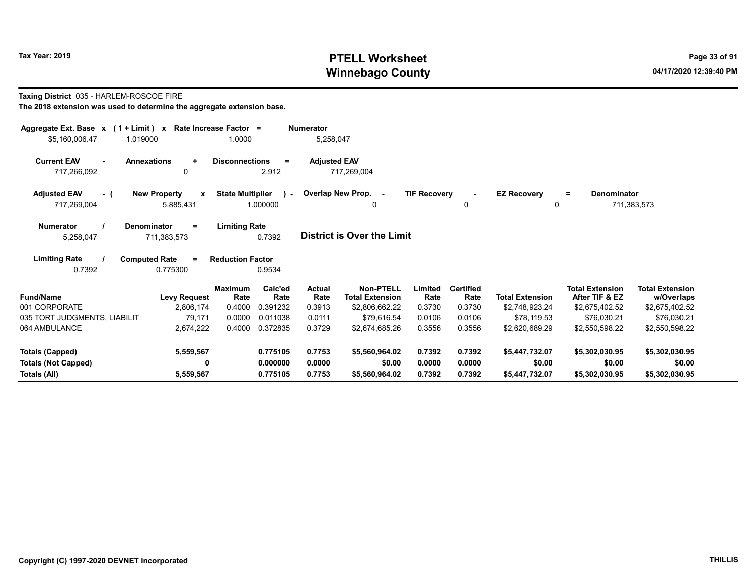Tax Year: 2019

# PTELL Worksheet
# Winnebago County

04/17/2020 12:39:40 PM

**Taxing District** 035 - HARLEM-ROSCOE FIRE

**The 2018 extension was used to determine the aggregate extension base.**

| Aggregate Ext. Base | x | (1 + Limit) | x | Rate Increase Factor | = | Numerator |
|---|---|---|---|---|---|---|
| $5,160,006.47 | | 1.019000 | | 1.0000 | | 5,258,047 |

| Current EAV | - | Annexations | + | Disconnections | = | Adjusted EAV |
|---|---|---|---|---|---|---|
| 717,266,092 | | 0 | | 2,912 | | 717,269,004 |

| Adjusted EAV | - ( | New Property | x | State Multiplier | ) - | Overlap New Prop. | - | TIF Recovery | - | EZ Recovery | = | Denominator |
|---|---|---|---|---|---|---|---|---|---|---|---|---|
| 717,269,004 | | 5,885,431 | | 1.000000 | | 0 | | 0 | | 0 | | 711,383,573 |

| Numerator | / | Denominator | = | Limiting Rate |
|---|---|---|---|---|
| 5,258,047 | | 711,383,573 | | 0.7392 |

**District is Over the Limit**

| Limiting Rate | / | Computed Rate | = | Reduction Factor |
|---|---|---|---|---|
| 0.7392 | | 0.775300 | | 0.9534 |

| Fund/Name | Levy Request | Maximum Rate | Calc'ed Rate | Actual Rate | Non-PTELL Total Extension | Limited Rate | Certified Rate | Total Extension | Total Extension After TIF & EZ | Total Extension w/Overlaps |
|---|---|---|---|---|---|---|---|---|---|---|
| 001 CORPORATE | 2,806,174 | 0.4000 | 0.391232 | 0.3913 | $2,806,662.22 | 0.3730 | 0.3730 | $2,748,923.24 | $2,675,402.52 | $2,675,402.52 |
| 035 TORT JUDGMENTS, LIABILIT | 79,171 | 0.0000 | 0.011038 | 0.0111 | $79,616.54 | 0.0106 | 0.0106 | $78,119.53 | $76,030.21 | $76,030.21 |
| 064 AMBULANCE | 2,674,222 | 0.4000 | 0.372835 | 0.3729 | $2,674,685.26 | 0.3556 | 0.3556 | $2,620,689.29 | $2,550,598.22 | $2,550,598.22 |
| **Totals (Capped)** | **5,559,567** | | **0.775105** | **0.7753** | **$5,560,964.02** | **0.7392** | **0.7392** | **$5,447,732.07** | **$5,302,030.95** | **$5,302,030.95** |
| **Totals (Not Capped)** | **0** | | **0.000000** | **0.0000** | **$0.00** | **0.0000** | **0.0000** | **$0.00** | **$0.00** | **$0.00** |
| **Totals (All)** | **5,559,567** | | **0.775105** | **0.7753** | **$5,560,964.02** | **0.7392** | **0.7392** | **$5,447,732.07** | **$5,302,030.95** | **$5,302,030.95** |

Copyright (C) 1997-2020 DEVNET Incorporated

THILLIS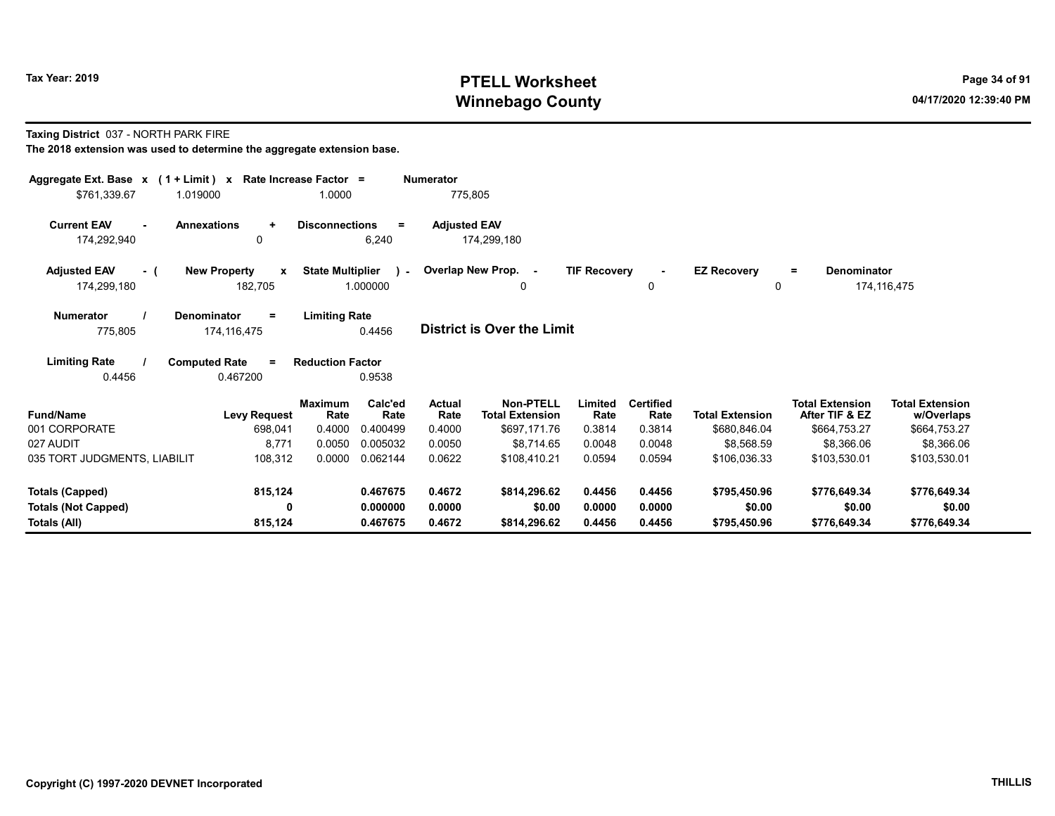# PTELL Worksheet
# Winnebago County

Tax Year: 2019

04/17/2020 12:39:40 PM

**Taxing District** 037 - NORTH PARK FIRE

**The 2018 extension was used to determine the aggregate extension base.**

| Aggregate Ext. Base | x | (1 + Limit) | x | Rate Increase Factor | = | Numerator |
|---|---|---|---|---|---|---|
| $761,339.67 | | 1.019000 | | 1.0000 | | 775,805 |

| Current EAV | - | Annexations | + | Disconnections | = | Adjusted EAV |
|---|---|---|---|---|---|---|
| 174,292,940 | | 0 | | 6,240 | | 174,299,180 |

| Adjusted EAV | - ( | New Property | x | State Multiplier | ) - | Overlap New Prop. | - | TIF Recovery | - | EZ Recovery | = | Denominator |
|---|---|---|---|---|---|---|---|---|---|---|---|---|
| 174,299,180 | | 182,705 | | 1.000000 | | 0 | | 0 | | 0 | | 174,116,475 |

| Numerator | / | Denominator | = | Limiting Rate |
|---|---|---|---|---|
| 775,805 | | 174,116,475 | | 0.4456 |

**District is Over the Limit**

| Limiting Rate | / | Computed Rate | = | Reduction Factor |
|---|---|---|---|---|
| 0.4456 | | 0.467200 | | 0.9538 |

| Fund/Name | Levy Request | Maximum Rate | Calc'ed Rate | Actual Rate | Non-PTELL Total Extension | Limited Rate | Certified Rate | Total Extension | Total Extension After TIF & EZ | Total Extension w/Overlaps |
|---|---|---|---|---|---|---|---|---|---|---|
| 001 CORPORATE | 698,041 | 0.4000 | 0.400499 | 0.4000 | $697,171.76 | 0.3814 | 0.3814 | $680,846.04 | $664,753.27 | $664,753.27 |
| 027 AUDIT | 8,771 | 0.0050 | 0.005032 | 0.0050 | $8,714.65 | 0.0048 | 0.0048 | $8,568.59 | $8,366.06 | $8,366.06 |
| 035 TORT JUDGMENTS, LIABILIT | 108,312 | 0.0000 | 0.062144 | 0.0622 | $108,410.21 | 0.0594 | 0.0594 | $106,036.33 | $103,530.01 | $103,530.01 |
| **Totals (Capped)** | **815,124** | | **0.467675** | **0.4672** | **$814,296.62** | **0.4456** | **0.4456** | **$795,450.96** | **$776,649.34** | **$776,649.34** |
| **Totals (Not Capped)** | **0** | | **0.000000** | **0.0000** | **$0.00** | **0.0000** | **0.0000** | **$0.00** | **$0.00** | **$0.00** |
| **Totals (All)** | **815,124** | | **0.467675** | **0.4672** | **$814,296.62** | **0.4456** | **0.4456** | **$795,450.96** | **$776,649.34** | **$776,649.34** |

Copyright (C) 1997-2020 DEVNET Incorporated

THILLIS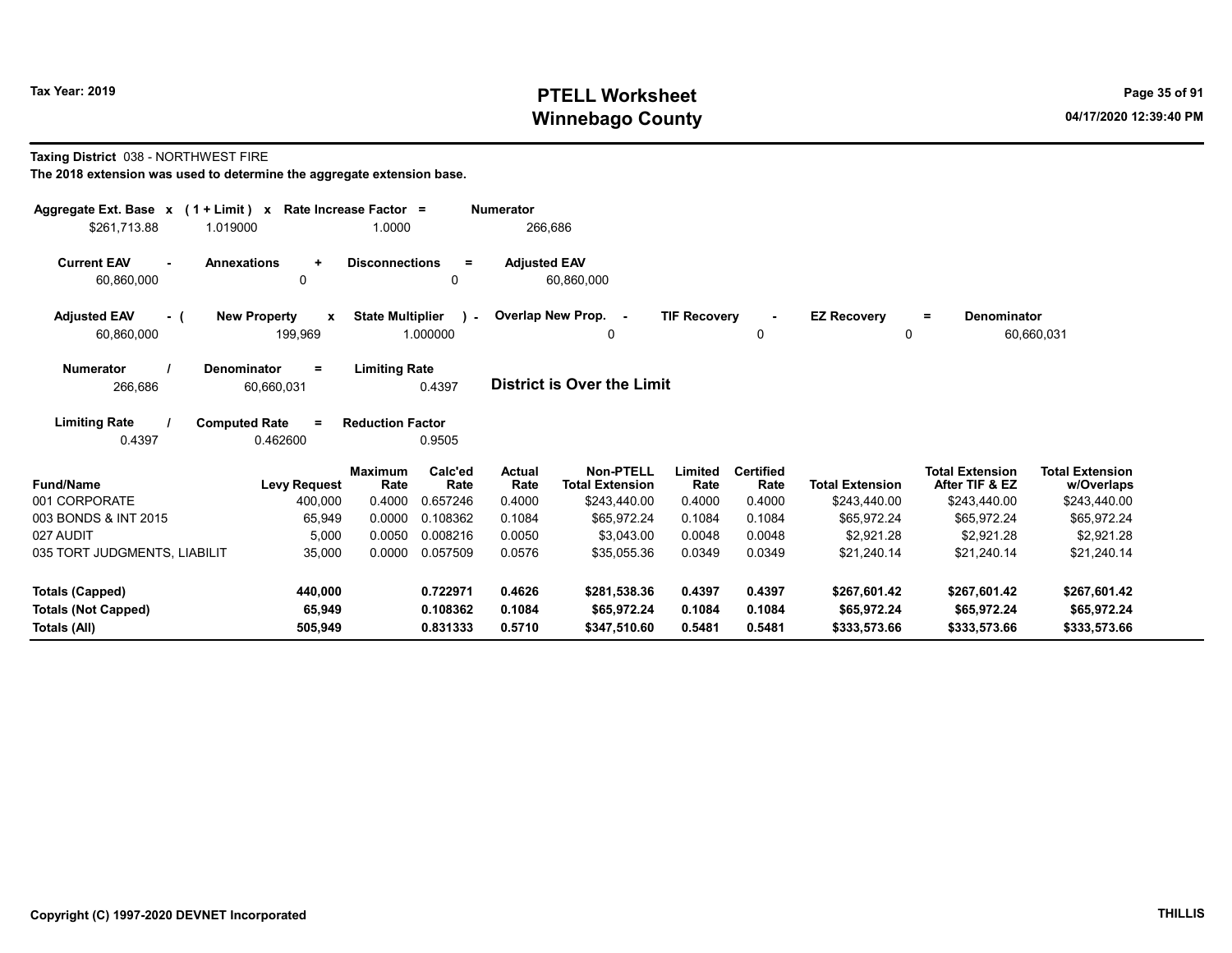**Taxing District** 038 - NORTHWEST FIRE

**The 2018 extension was used to determine the aggregate extension base.**

| Aggregate Ext. Base x | (1 + Limit) x | Rate Increase Factor = | Numerator |
|---|---|---|---|
| $261,713.88 | 1.019000 | 1.0000 | 266,686 |

| Current EAV - | Annexations + | Disconnections = | Adjusted EAV |
|---|---|---|---|
| 60,860,000 | 0 | 0 | 60,860,000 |

| Adjusted EAV - ( | New Property x | State Multiplier ) - | Overlap New Prop. - | TIF Recovery - | EZ Recovery = | Denominator |
|---|---|---|---|---|---|---|
| 60,860,000 | 199,969 | 1.000000 | 0 | 0 | 0 | 60,660,031 |

| Numerator / | Denominator = | Limiting Rate |
|---|---|---|
| 266,686 | 60,660,031 | 0.4397 |

**District is Over the Limit**

| Limiting Rate / | Computed Rate = | Reduction Factor |
|---|---|---|
| 0.4397 | 0.462600 | 0.9505 |

| Fund/Name | Levy Request | Maximum Rate | Calc'ed Rate | Actual Rate | Non-PTELL Total Extension | Limited Rate | Certified Rate | Total Extension | Total Extension After TIF & EZ | Total Extension w/Overlaps |
|---|---|---|---|---|---|---|---|---|---|---|
| 001 CORPORATE | 400,000 | 0.4000 | 0.657246 | 0.4000 | $243,440.00 | 0.4000 | 0.4000 | $243,440.00 | $243,440.00 | $243,440.00 |
| 003 BONDS & INT 2015 | 65,949 | 0.0000 | 0.108362 | 0.1084 | $65,972.24 | 0.1084 | 0.1084 | $65,972.24 | $65,972.24 | $65,972.24 |
| 027 AUDIT | 5,000 | 0.0050 | 0.008216 | 0.0050 | $3,043.00 | 0.0048 | 0.0048 | $2,921.28 | $2,921.28 | $2,921.28 |
| 035 TORT JUDGMENTS, LIABILIT | 35,000 | 0.0000 | 0.057509 | 0.0576 | $35,055.36 | 0.0349 | 0.0349 | $21,240.14 | $21,240.14 | $21,240.14 |
| **Totals (Capped)** | **440,000** | | **0.722971** | **0.4626** | **$281,538.36** | **0.4397** | **0.4397** | **$267,601.42** | **$267,601.42** | **$267,601.42** |
| **Totals (Not Capped)** | **65,949** | | **0.108362** | **0.1084** | **$65,972.24** | **0.1084** | **0.1084** | **$65,972.24** | **$65,972.24** | **$65,972.24** |
| **Totals (All)** | **505,949** | | **0.831333** | **0.5710** | **$347,510.60** | **0.5481** | **0.5481** | **$333,573.66** | **$333,573.66** | **$333,573.66** |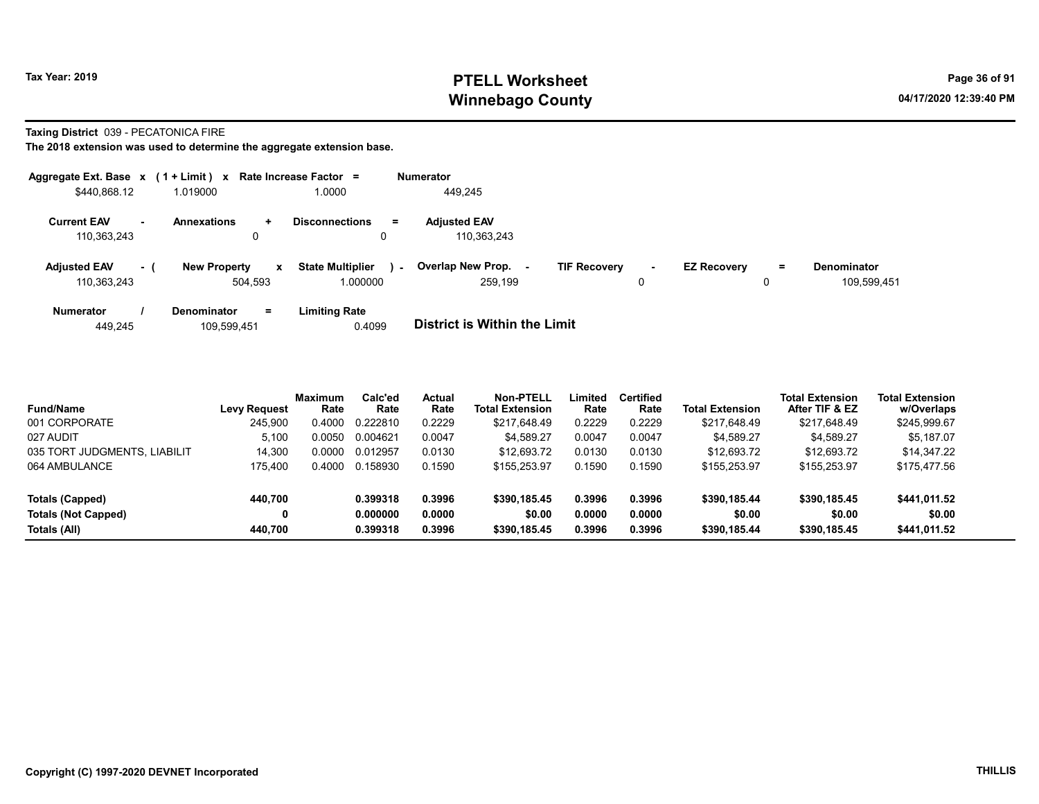**Tax Year: 2019**

# PTELL Worksheet
## Winnebago County

04/17/2020 12:39:40 PM

**Taxing District** 039 - PECATONICA FIRE

**The 2018 extension was used to determine the aggregate extension base.**

| Aggregate Ext. Base | x | ( 1 + Limit ) | x | Rate Increase Factor | = | Numerator |
|---|---|---|---|---|---|---|
| $440,868.12 | | 1.019000 | | 1.0000 | | 449,245 |

| Current EAV | - | Annexations | + | Disconnections | = | Adjusted EAV |
|---|---|---|---|---|---|---|
| 110,363,243 | | 0 | | 0 | | 110,363,243 |

| Adjusted EAV | - ( | New Property | x | State Multiplier | ) - | Overlap New Prop. | - | TIF Recovery | - | EZ Recovery | = | Denominator |
|---|---|---|---|---|---|---|---|---|---|---|---|---|
| 110,363,243 | | 504,593 | | 1.000000 | | 259,199 | | 0 | | 0 | | 109,599,451 |

| Numerator | / | Denominator | = | Limiting Rate |
|---|---|---|---|---|
| 449,245 | | 109,599,451 | | 0.4099 |

**District is Within the Limit**

| Fund/Name | Levy Request | Maximum Rate | Calc'ed Rate | Actual Rate | Non-PTELL Total Extension | Limited Rate | Certified Rate | Total Extension | Total Extension After TIF & EZ | Total Extension w/Overlaps |
|---|---|---|---|---|---|---|---|---|---|---|
| 001 CORPORATE | 245,900 | 0.4000 | 0.222810 | 0.2229 | $217,648.49 | 0.2229 | 0.2229 | $217,648.49 | $217,648.49 | $245,999.67 |
| 027 AUDIT | 5,100 | 0.0050 | 0.004621 | 0.0047 | $4,589.27 | 0.0047 | 0.0047 | $4,589.27 | $4,589.27 | $5,187.07 |
| 035 TORT JUDGMENTS, LIABILIT | 14,300 | 0.0000 | 0.012957 | 0.0130 | $12,693.72 | 0.0130 | 0.0130 | $12,693.72 | $12,693.72 | $14,347.22 |
| 064 AMBULANCE | 175,400 | 0.4000 | 0.158930 | 0.1590 | $155,253.97 | 0.1590 | 0.1590 | $155,253.97 | $155,253.97 | $175,477.56 |
| **Totals (Capped)** | **440,700** | | **0.399318** | **0.3996** | **$390,185.45** | **0.3996** | **0.3996** | **$390,185.44** | **$390,185.45** | **$441,011.52** |
| **Totals (Not Capped)** | **0** | | **0.000000** | **0.0000** | **$0.00** | **0.0000** | **0.0000** | **$0.00** | **$0.00** | **$0.00** |
| **Totals (All)** | **440,700** | | **0.399318** | **0.3996** | **$390,185.45** | **0.3996** | **0.3996** | **$390,185.44** | **$390,185.45** | **$441,011.52** |

**Copyright (C) 1997-2020 DEVNET Incorporated** — **THILLIS**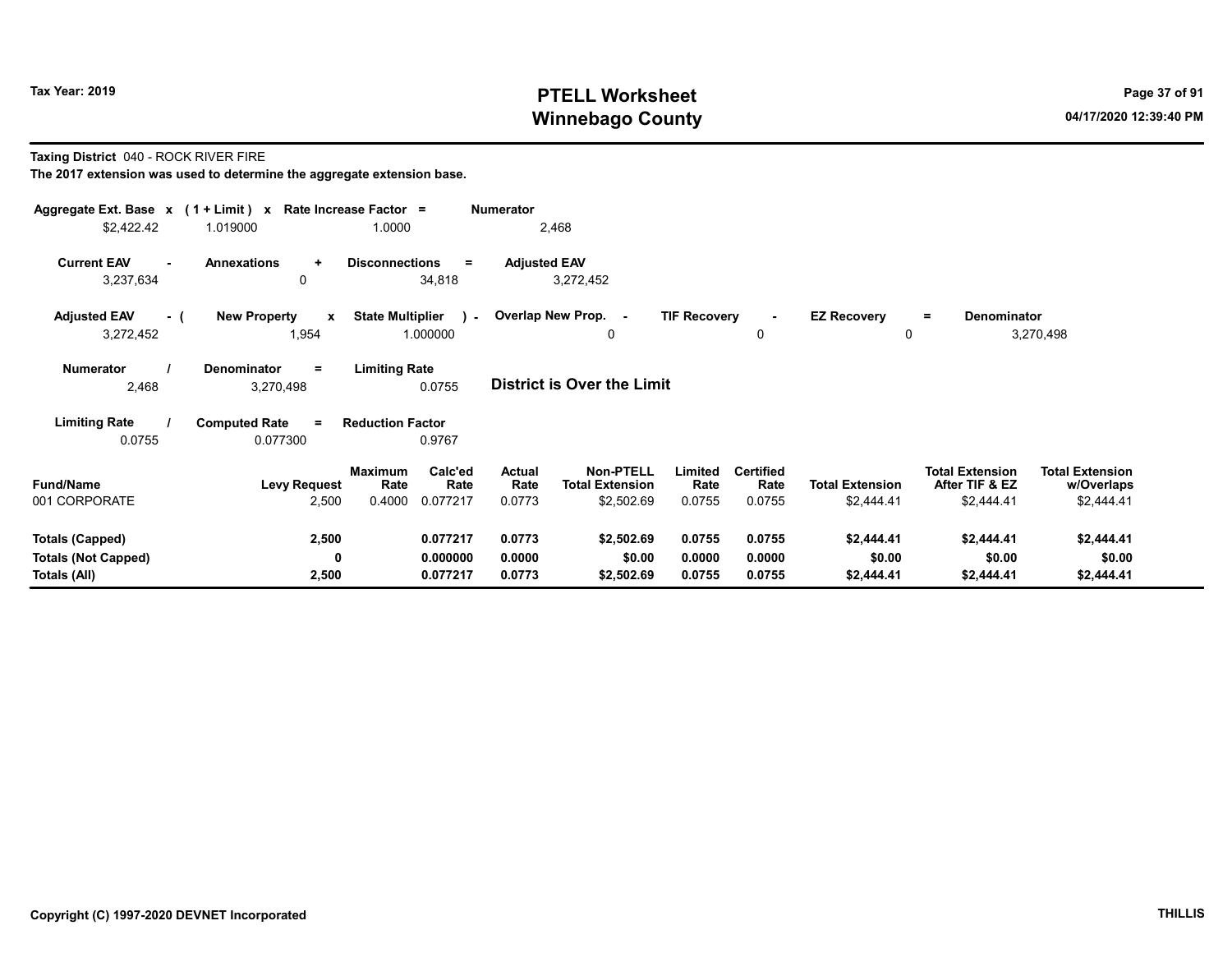# PTELL Worksheet
# Winnebago County

Tax Year: 2019

04/17/2020 12:39:40 PM

**Taxing District** 040 - ROCK RIVER FIRE

**The 2017 extension was used to determine the aggregate extension base.**

| Aggregate Ext. Base | x | (1 + Limit) | x | Rate Increase Factor | = | Numerator |
|---|---|---|---|---|---|---|
| $2,422.42 | | 1.019000 | | 1.0000 | | 2,468 |

| Current EAV | - | Annexations | + | Disconnections | = | Adjusted EAV |
|---|---|---|---|---|---|---|
| 3,237,634 | | 0 | | 34,818 | | 3,272,452 |

| Adjusted EAV | - ( | New Property | x | State Multiplier | ) - | Overlap New Prop. | - | TIF Recovery | - | EZ Recovery | = | Denominator |
|---|---|---|---|---|---|---|---|---|---|---|---|---|
| 3,272,452 | | 1,954 | | 1.000000 | | 0 | | 0 | | 0 | | 3,270,498 |

| Numerator | / | Denominator | = | Limiting Rate |
|---|---|---|---|---|
| 2,468 | | 3,270,498 | | 0.0755 |

**District is Over the Limit**

| Limiting Rate | / | Computed Rate | = | Reduction Factor |
|---|---|---|---|---|
| 0.0755 | | 0.077300 | | 0.9767 |

| Fund/Name | Levy Request | Maximum Rate | Calc'ed Rate | Actual Rate | Non-PTELL Total Extension | Limited Rate | Certified Rate | Total Extension | Total Extension After TIF & EZ | Total Extension w/Overlaps |
|---|---|---|---|---|---|---|---|---|---|---|
| 001 CORPORATE | 2,500 | 0.4000 | 0.077217 | 0.0773 | $2,502.69 | 0.0755 | 0.0755 | $2,444.41 | $2,444.41 | $2,444.41 |
| **Totals (Capped)** | **2,500** | | **0.077217** | **0.0773** | **$2,502.69** | **0.0755** | **0.0755** | **$2,444.41** | **$2,444.41** | **$2,444.41** |
| **Totals (Not Capped)** | **0** | | **0.000000** | **0.0000** | **$0.00** | **0.0000** | **0.0000** | **$0.00** | **$0.00** | **$0.00** |
| **Totals (All)** | **2,500** | | **0.077217** | **0.0773** | **$2,502.69** | **0.0755** | **0.0755** | **$2,444.41** | **$2,444.41** | **$2,444.41** |

Copyright (C) 1997-2020 DEVNET Incorporated

THILLIS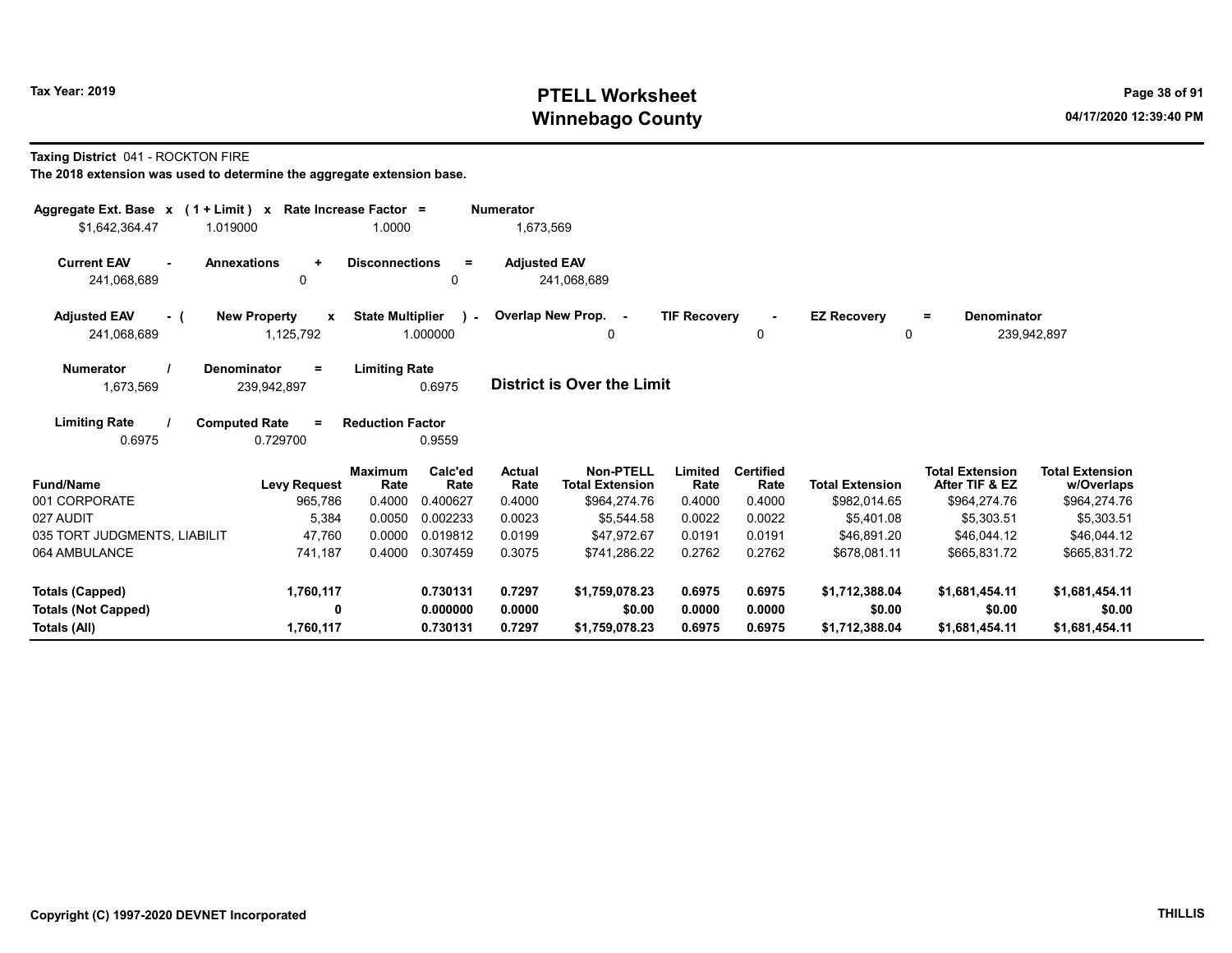# PTELL Worksheet
# Winnebago County

Tax Year: 2019

04/17/2020 12:39:40 PM

**Taxing District** 041 - ROCKTON FIRE

**The 2018 extension was used to determine the aggregate extension base.**

| Aggregate Ext. Base x | (1 + Limit) x | Rate Increase Factor = | Numerator |
|---|---|---|---|
| $1,642,364.47 | 1.019000 | 1.0000 | 1,673,569 |

| Current EAV - | Annexations + | Disconnections = | Adjusted EAV |
|---|---|---|---|
| 241,068,689 | 0 | 0 | 241,068,689 |

| Adjusted EAV - ( | New Property x | State Multiplier ) - | Overlap New Prop. - | TIF Recovery - | EZ Recovery = | Denominator |
|---|---|---|---|---|---|---|
| 241,068,689 | 1,125,792 | 1.000000 | 0 | 0 | 0 | 239,942,897 |

| Numerator / | Denominator = | Limiting Rate |
|---|---|---|
| 1,673,569 | 239,942,897 | 0.6975 |

**District is Over the Limit**

| Limiting Rate / | Computed Rate = | Reduction Factor |
|---|---|---|
| 0.6975 | 0.729700 | 0.9559 |

| Fund/Name | Levy Request | Maximum Rate | Calc'ed Rate | Actual Rate | Non-PTELL Total Extension | Limited Rate | Certified Rate | Total Extension | Total Extension After TIF & EZ | Total Extension w/Overlaps |
|---|---|---|---|---|---|---|---|---|---|---|
| 001 CORPORATE | 965,786 | 0.4000 | 0.400627 | 0.4000 | $964,274.76 | 0.4000 | 0.4000 | $982,014.65 | $964,274.76 | $964,274.76 |
| 027 AUDIT | 5,384 | 0.0050 | 0.002233 | 0.0023 | $5,544.58 | 0.0022 | 0.0022 | $5,401.08 | $5,303.51 | $5,303.51 |
| 035 TORT JUDGMENTS, LIABILIT | 47,760 | 0.0000 | 0.019812 | 0.0199 | $47,972.67 | 0.0191 | 0.0191 | $46,891.20 | $46,044.12 | $46,044.12 |
| 064 AMBULANCE | 741,187 | 0.4000 | 0.307459 | 0.3075 | $741,286.22 | 0.2762 | 0.2762 | $678,081.11 | $665,831.72 | $665,831.72 |
| **Totals (Capped)** | **1,760,117** | | **0.730131** | **0.7297** | **$1,759,078.23** | **0.6975** | **0.6975** | **$1,712,388.04** | **$1,681,454.11** | **$1,681,454.11** |
| **Totals (Not Capped)** | **0** | | **0.000000** | **0.0000** | **$0.00** | **0.0000** | **0.0000** | **$0.00** | **$0.00** | **$0.00** |
| **Totals (All)** | **1,760,117** | | **0.730131** | **0.7297** | **$1,759,078.23** | **0.6975** | **0.6975** | **$1,712,388.04** | **$1,681,454.11** | **$1,681,454.11** |

Copyright (C) 1997-2020 DEVNET Incorporated

THILLIS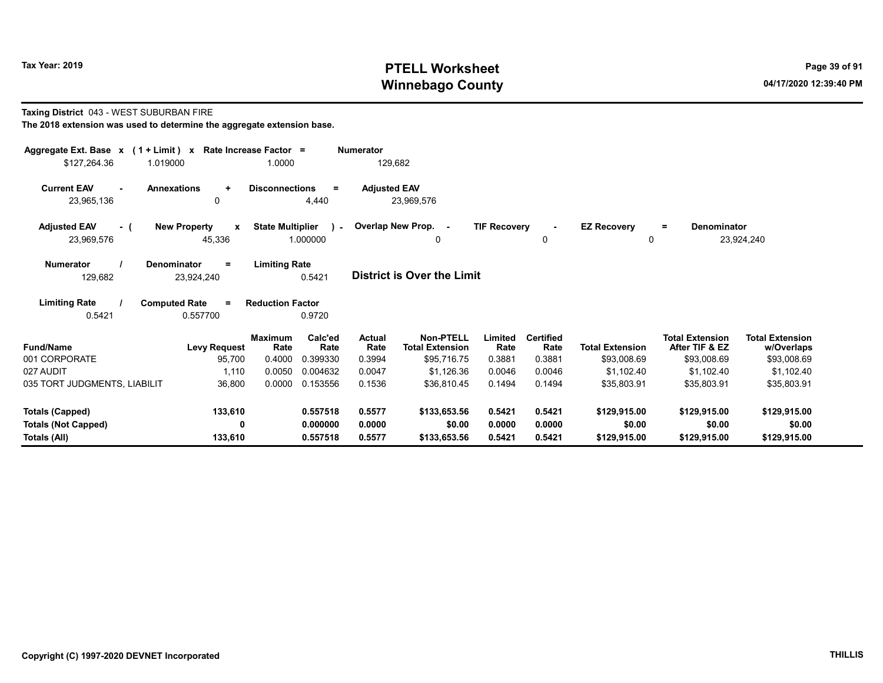Tax Year: 2019

# PTELL Worksheet
# Winnebago County

04/17/2020 12:39:40 PM

**Taxing District** 043 - WEST SUBURBAN FIRE

**The 2018 extension was used to determine the aggregate extension base.**

| Aggregate Ext. Base | x | (1 + Limit) | x | Rate Increase Factor | = | Numerator |
|---|---|---|---|---|---|---|
| $127,264.36 | | 1.019000 | | 1.0000 | | 129,682 |

| Current EAV | - | Annexations | + | Disconnections | = | Adjusted EAV |
|---|---|---|---|---|---|---|
| 23,965,136 | | 0 | | 4,440 | | 23,969,576 |

| Adjusted EAV | - ( | New Property | x | State Multiplier | ) - | Overlap New Prop. | - | TIF Recovery | - | EZ Recovery | = | Denominator |
|---|---|---|---|---|---|---|---|---|---|---|---|---|
| 23,969,576 | | 45,336 | | 1.000000 | | 0 | | 0 | | 0 | | 23,924,240 |

| Numerator | / | Denominator | = | Limiting Rate |
|---|---|---|---|---|
| 129,682 | | 23,924,240 | | 0.5421 |

**District is Over the Limit**

| Limiting Rate | / | Computed Rate | = | Reduction Factor |
|---|---|---|---|---|
| 0.5421 | | 0.557700 | | 0.9720 |

| Fund/Name | Levy Request | Maximum Rate | Calc'ed Rate | Actual Rate | Non-PTELL Total Extension | Limited Rate | Certified Rate | Total Extension | Total Extension After TIF & EZ | Total Extension w/Overlaps |
|---|---|---|---|---|---|---|---|---|---|---|
| 001 CORPORATE | 95,700 | 0.4000 | 0.399330 | 0.3994 | $95,716.75 | 0.3881 | 0.3881 | $93,008.69 | $93,008.69 | $93,008.69 |
| 027 AUDIT | 1,110 | 0.0050 | 0.004632 | 0.0047 | $1,126.36 | 0.0046 | 0.0046 | $1,102.40 | $1,102.40 | $1,102.40 |
| 035 TORT JUDGMENTS, LIABILIT | 36,800 | 0.0000 | 0.153556 | 0.1536 | $36,810.45 | 0.1494 | 0.1494 | $35,803.91 | $35,803.91 | $35,803.91 |
| **Totals (Capped)** | **133,610** | | **0.557518** | **0.5577** | **$133,653.56** | **0.5421** | **0.5421** | **$129,915.00** | **$129,915.00** | **$129,915.00** |
| **Totals (Not Capped)** | **0** | | **0.000000** | **0.0000** | **$0.00** | **0.0000** | **0.0000** | **$0.00** | **$0.00** | **$0.00** |
| **Totals (All)** | **133,610** | | **0.557518** | **0.5577** | **$133,653.56** | **0.5421** | **0.5421** | **$129,915.00** | **$129,915.00** | **$129,915.00** |

Copyright (C) 1997-2020 DEVNET Incorporated

THILLIS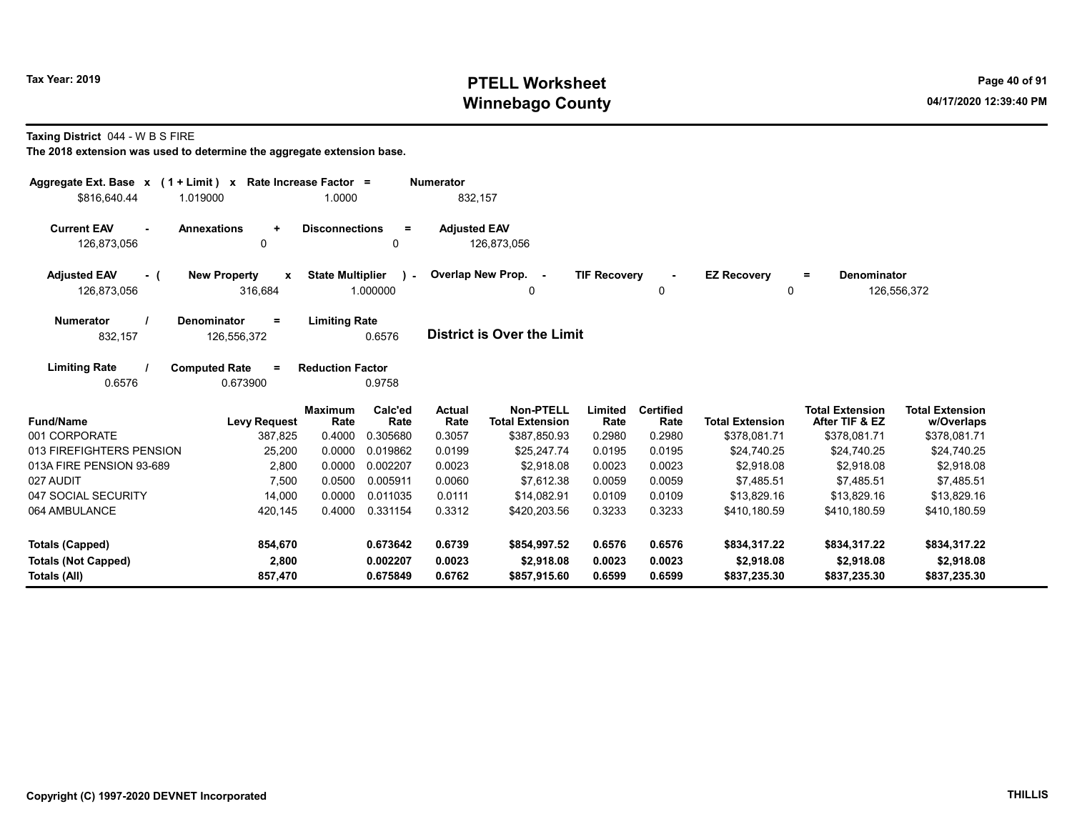**Tax Year: 2019**

# PTELL Worksheet
## Winnebago County

**Taxing District** 044 - W B S FIRE

**The 2018 extension was used to determine the aggregate extension base.**

| Aggregate Ext. Base | x | (1 + Limit) | x | Rate Increase Factor | = | Numerator |
|---|---|---|---|---|---|---|
| $816,640.44 | | 1.019000 | | 1.0000 | | 832,157 |

| Current EAV | - | Annexations | + | Disconnections | = | Adjusted EAV |
|---|---|---|---|---|---|---|
| 126,873,056 | | 0 | | 0 | | 126,873,056 |

| Adjusted EAV | - ( | New Property | x | State Multiplier | ) - | Overlap New Prop. | - | TIF Recovery | - | EZ Recovery | = | Denominator |
|---|---|---|---|---|---|---|---|---|---|---|---|---|
| 126,873,056 | | 316,684 | | 1.000000 | | 0 | | 0 | | 0 | | 126,556,372 |

| Numerator | / | Denominator | = | Limiting Rate |
|---|---|---|---|---|
| 832,157 | | 126,556,372 | | 0.6576 |

**District is Over the Limit**

| Limiting Rate | / | Computed Rate | = | Reduction Factor |
|---|---|---|---|---|
| 0.6576 | | 0.673900 | | 0.9758 |

| Fund/Name | Levy Request | Maximum Rate | Calc'ed Rate | Actual Rate | Non-PTELL Total Extension | Limited Rate | Certified Rate | Total Extension | Total Extension After TIF & EZ | Total Extension w/Overlaps |
|---|---|---|---|---|---|---|---|---|---|---|
| 001 CORPORATE | 387,825 | 0.4000 | 0.305680 | 0.3057 | $387,850.93 | 0.2980 | 0.2980 | $378,081.71 | $378,081.71 | $378,081.71 |
| 013 FIREFIGHTERS PENSION | 25,200 | 0.0000 | 0.019862 | 0.0199 | $25,247.74 | 0.0195 | 0.0195 | $24,740.25 | $24,740.25 | $24,740.25 |
| 013A FIRE PENSION 93-689 | 2,800 | 0.0000 | 0.002207 | 0.0023 | $2,918.08 | 0.0023 | 0.0023 | $2,918.08 | $2,918.08 | $2,918.08 |
| 027 AUDIT | 7,500 | 0.0500 | 0.005911 | 0.0060 | $7,612.38 | 0.0059 | 0.0059 | $7,485.51 | $7,485.51 | $7,485.51 |
| 047 SOCIAL SECURITY | 14,000 | 0.0000 | 0.011035 | 0.0111 | $14,082.91 | 0.0109 | 0.0109 | $13,829.16 | $13,829.16 | $13,829.16 |
| 064 AMBULANCE | 420,145 | 0.4000 | 0.331154 | 0.3312 | $420,203.56 | 0.3233 | 0.3233 | $410,180.59 | $410,180.59 | $410,180.59 |
| **Totals (Capped)** | **854,670** | | **0.673642** | **0.6739** | **$854,997.52** | **0.6576** | **0.6576** | **$834,317.22** | **$834,317.22** | **$834,317.22** |
| **Totals (Not Capped)** | **2,800** | | **0.002207** | **0.0023** | **$2,918.08** | **0.0023** | **0.0023** | **$2,918.08** | **$2,918.08** | **$2,918.08** |
| **Totals (All)** | **857,470** | | **0.675849** | **0.6762** | **$857,915.60** | **0.6599** | **0.6599** | **$837,235.30** | **$837,235.30** | **$837,235.30** |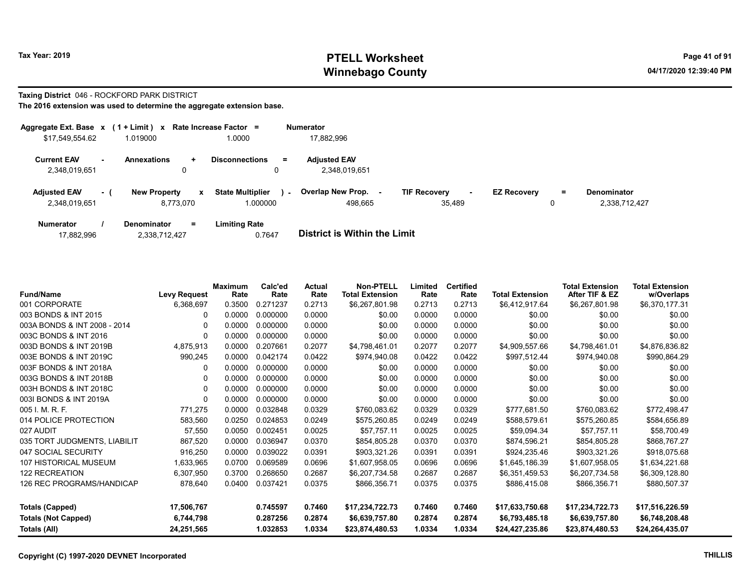# PTELL Worksheet
# Winnebago County

Tax Year: 2019

04/17/2020 12:39:40 PM

**Taxing District** 046 - ROCKFORD PARK DISTRICT

**The 2016 extension was used to determine the aggregate extension base.**

| Aggregate Ext. Base | x | (1 + Limit) | x | Rate Increase Factor | = | Numerator |
|---|---|---|---|---|---|---|
| $17,549,554.62 | | 1.019000 | | 1.0000 | | 17,882,996 |

| Current EAV | - | Annexations | + | Disconnections | = | Adjusted EAV |
|---|---|---|---|---|---|---|
| 2,348,019,651 | | 0 | | 0 | | 2,348,019,651 |

| Adjusted EAV | - ( | New Property | x | State Multiplier | ) - | Overlap New Prop. | - | TIF Recovery | - | EZ Recovery | = | Denominator |
|---|---|---|---|---|---|---|---|---|---|---|---|---|
| 2,348,019,651 | | 8,773,070 | | 1.000000 | | 498,665 | | 35,489 | | 0 | | 2,338,712,427 |

| Numerator | / | Denominator | = | Limiting Rate |
|---|---|---|---|---|
| 17,882,996 | | 2,338,712,427 | | 0.7647 |

**District is Within the Limit**

| Fund/Name | Levy Request | Maximum Rate | Calc'ed Rate | Actual Rate | Non-PTELL Total Extension | Limited Rate | Certified Rate | Total Extension | Total Extension After TIF & EZ | Total Extension w/Overlaps |
|---|---|---|---|---|---|---|---|---|---|---|
| 001 CORPORATE | 6,368,697 | 0.3500 | 0.271237 | 0.2713 | $6,267,801.98 | 0.2713 | 0.2713 | $6,412,917.64 | $6,267,801.98 | $6,370,177.31 |
| 003 BONDS & INT 2015 | 0 | 0.0000 | 0.000000 | 0.0000 | $0.00 | 0.0000 | 0.0000 | $0.00 | $0.00 | $0.00 |
| 003A BONDS & INT 2008 - 2014 | 0 | 0.0000 | 0.000000 | 0.0000 | $0.00 | 0.0000 | 0.0000 | $0.00 | $0.00 | $0.00 |
| 003C BONDS & INT 2016 | 0 | 0.0000 | 0.000000 | 0.0000 | $0.00 | 0.0000 | 0.0000 | $0.00 | $0.00 | $0.00 |
| 003D BONDS & INT 2019B | 4,875,913 | 0.0000 | 0.207661 | 0.2077 | $4,798,461.01 | 0.2077 | 0.2077 | $4,909,557.66 | $4,798,461.01 | $4,876,836.82 |
| 003E BONDS & INT 2019C | 990,245 | 0.0000 | 0.042174 | 0.0422 | $974,940.08 | 0.0422 | 0.0422 | $997,512.44 | $974,940.08 | $990,864.29 |
| 003F BONDS & INT 2018A | 0 | 0.0000 | 0.000000 | 0.0000 | $0.00 | 0.0000 | 0.0000 | $0.00 | $0.00 | $0.00 |
| 003G BONDS & INT 2018B | 0 | 0.0000 | 0.000000 | 0.0000 | $0.00 | 0.0000 | 0.0000 | $0.00 | $0.00 | $0.00 |
| 003H BONDS & INT 2018C | 0 | 0.0000 | 0.000000 | 0.0000 | $0.00 | 0.0000 | 0.0000 | $0.00 | $0.00 | $0.00 |
| 003I BONDS & INT 2019A | 0 | 0.0000 | 0.000000 | 0.0000 | $0.00 | 0.0000 | 0.0000 | $0.00 | $0.00 | $0.00 |
| 005 I. M. R. F. | 771,275 | 0.0000 | 0.032848 | 0.0329 | $760,083.62 | 0.0329 | 0.0329 | $777,681.50 | $760,083.62 | $772,498.47 |
| 014 POLICE PROTECTION | 583,560 | 0.0250 | 0.024853 | 0.0249 | $575,260.85 | 0.0249 | 0.0249 | $588,579.61 | $575,260.85 | $584,656.89 |
| 027 AUDIT | 57,550 | 0.0050 | 0.002451 | 0.0025 | $57,757.11 | 0.0025 | 0.0025 | $59,094.34 | $57,757.11 | $58,700.49 |
| 035 TORT JUDGMENTS, LIABILIT | 867,520 | 0.0000 | 0.036947 | 0.0370 | $854,805.28 | 0.0370 | 0.0370 | $874,596.21 | $854,805.28 | $868,767.27 |
| 047 SOCIAL SECURITY | 916,250 | 0.0000 | 0.039022 | 0.0391 | $903,321.26 | 0.0391 | 0.0391 | $924,235.46 | $903,321.26 | $918,075.68 |
| 107 HISTORICAL MUSEUM | 1,633,965 | 0.0700 | 0.069589 | 0.0696 | $1,607,958.05 | 0.0696 | 0.0696 | $1,645,186.39 | $1,607,958.05 | $1,634,221.68 |
| 122 RECREATION | 6,307,950 | 0.3700 | 0.268650 | 0.2687 | $6,207,734.58 | 0.2687 | 0.2687 | $6,351,459.53 | $6,207,734.58 | $6,309,128.80 |
| 126 REC PROGRAMS/HANDICAP | 878,640 | 0.0400 | 0.037421 | 0.0375 | $866,356.71 | 0.0375 | 0.0375 | $886,415.08 | $866,356.71 | $880,507.37 |
| **Totals (Capped)** | **17,506,767** | | **0.745597** | **0.7460** | **$17,234,722.73** | **0.7460** | **0.7460** | **$17,633,750.68** | **$17,234,722.73** | **$17,516,226.59** |
| **Totals (Not Capped)** | **6,744,798** | | **0.287256** | **0.2874** | **$6,639,757.80** | **0.2874** | **0.2874** | **$6,793,485.18** | **$6,639,757.80** | **$6,748,208.48** |
| **Totals (All)** | **24,251,565** | | **1.032853** | **1.0334** | **$23,874,480.53** | **1.0334** | **1.0334** | **$24,427,235.86** | **$23,874,480.53** | **$24,264,435.07** |

**Copyright (C) 1997-2020 DEVNET Incorporated** — **THILLIS**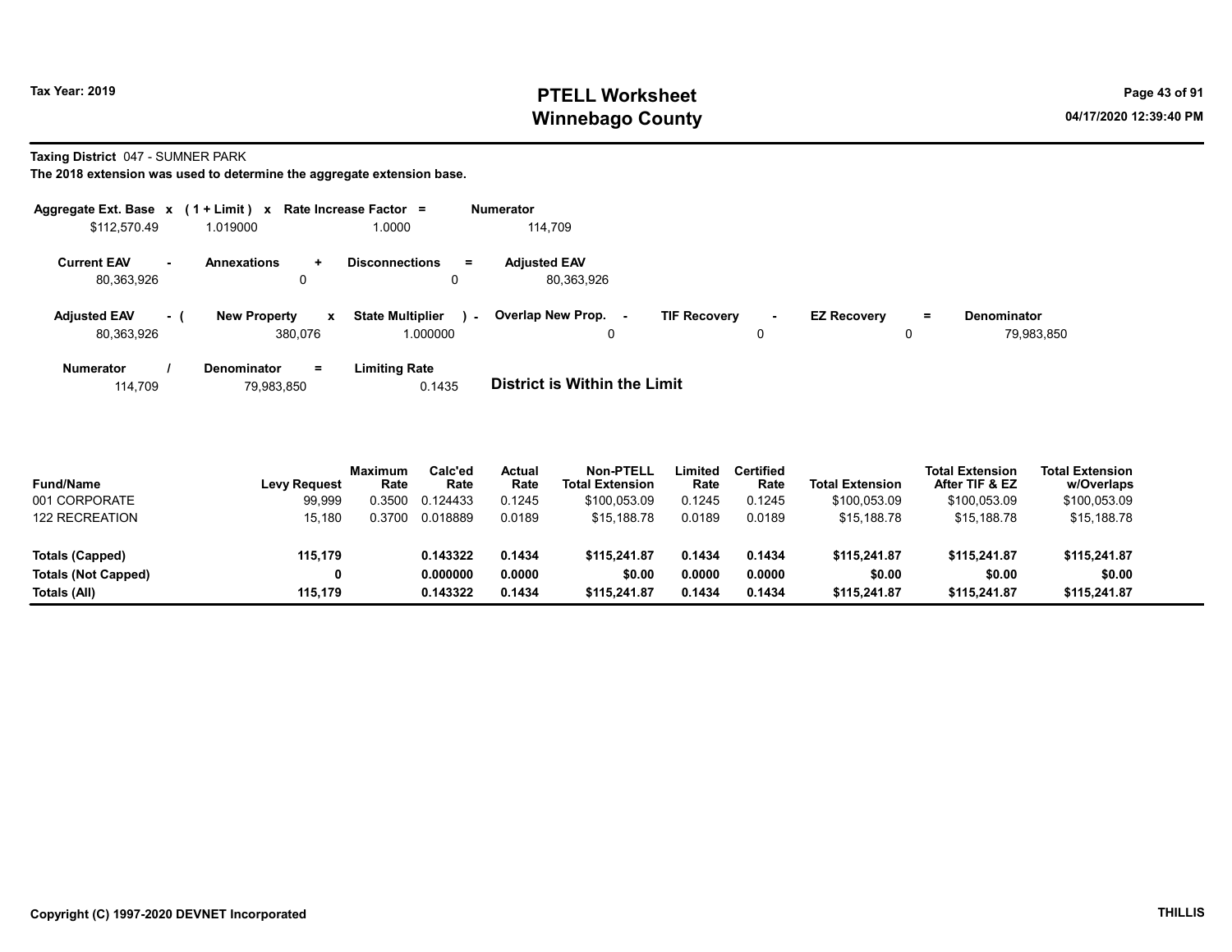# PTELL Worksheet
# Winnebago County

Tax Year: 2019

04/17/2020 12:39:40 PM

**Taxing District** 047 - SUMNER PARK

**The 2018 extension was used to determine the aggregate extension base.**

| Aggregate Ext. Base | x | (1 + Limit) | x | Rate Increase Factor | = | Numerator |
|---|---|---|---|---|---|---|
| $112,570.49 | | 1.019000 | | 1.0000 | | 114,709 |

| Current EAV | - | Annexations | + | Disconnections | = | Adjusted EAV |
|---|---|---|---|---|---|---|
| 80,363,926 | | 0 | | 0 | | 80,363,926 |

| Adjusted EAV | - ( | New Property | x | State Multiplier | ) - | Overlap New Prop. | - | TIF Recovery | - | EZ Recovery | = | Denominator |
|---|---|---|---|---|---|---|---|---|---|---|---|---|
| 80,363,926 | | 380,076 | | 1.000000 | | 0 | | 0 | | 0 | | 79,983,850 |

| Numerator | / | Denominator | = | Limiting Rate |
|---|---|---|---|---|
| 114,709 | | 79,983,850 | | 0.1435 |

**District is Within the Limit**

| Fund/Name | Levy Request | Maximum Rate | Calc'ed Rate | Actual Rate | Non-PTELL Total Extension | Limited Rate | Certified Rate | Total Extension | Total Extension After TIF & EZ | Total Extension w/Overlaps |
|---|---|---|---|---|---|---|---|---|---|---|
| 001 CORPORATE | 99,999 | 0.3500 | 0.124433 | 0.1245 | $100,053.09 | 0.1245 | 0.1245 | $100,053.09 | $100,053.09 | $100,053.09 |
| 122 RECREATION | 15,180 | 0.3700 | 0.018889 | 0.0189 | $15,188.78 | 0.0189 | 0.0189 | $15,188.78 | $15,188.78 | $15,188.78 |
| **Totals (Capped)** | **115,179** | | **0.143322** | **0.1434** | **$115,241.87** | **0.1434** | **0.1434** | **$115,241.87** | **$115,241.87** | **$115,241.87** |
| **Totals (Not Capped)** | **0** | | **0.000000** | **0.0000** | **$0.00** | **0.0000** | **0.0000** | **$0.00** | **$0.00** | **$0.00** |
| **Totals (All)** | **115,179** | | **0.143322** | **0.1434** | **$115,241.87** | **0.1434** | **0.1434** | **$115,241.87** | **$115,241.87** | **$115,241.87** |

Copyright (C) 1997-2020 DEVNET Incorporated

THILLIS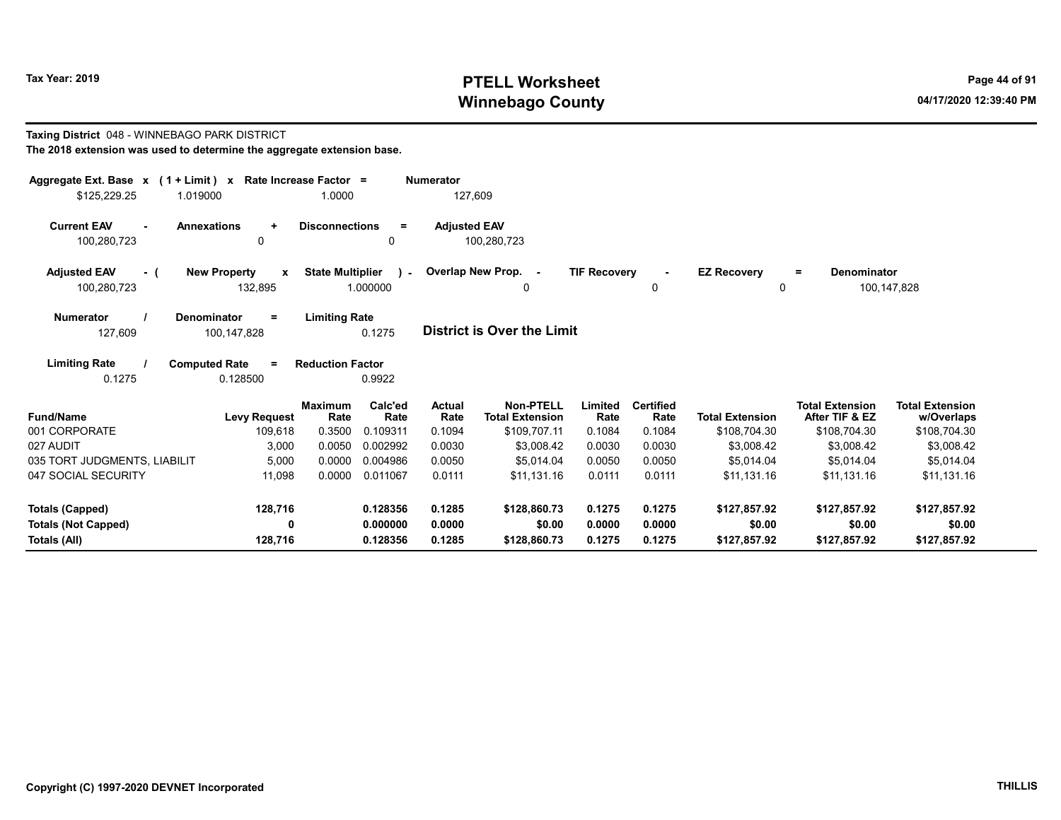**Taxing District** 048 - WINNEBAGO PARK DISTRICT

**The 2018 extension was used to determine the aggregate extension base.**

| Aggregate Ext. Base | x | (1 + Limit) | x | Rate Increase Factor | = | Numerator |
|---|---|---|---|---|---|---|
| $125,229.25 | | 1.019000 | | 1.0000 | | 127,609 |

| Current EAV | - | Annexations | + | Disconnections | = | Adjusted EAV |
|---|---|---|---|---|---|---|
| 100,280,723 | | 0 | | 0 | | 100,280,723 |

| Adjusted EAV | - ( | New Property | x | State Multiplier | ) - | Overlap New Prop. | - | TIF Recovery | - | EZ Recovery | = | Denominator |
|---|---|---|---|---|---|---|---|---|---|---|---|---|
| 100,280,723 | | 132,895 | | 1.000000 | | 0 | | 0 | | 0 | | 100,147,828 |

| Numerator | / | Denominator | = | Limiting Rate |
|---|---|---|---|---|
| 127,609 | | 100,147,828 | | 0.1275 |

**District is Over the Limit**

| Limiting Rate | / | Computed Rate | = | Reduction Factor |
|---|---|---|---|---|
| 0.1275 | | 0.128500 | | 0.9922 |

| Fund/Name | Levy Request | Maximum Rate | Calc'ed Rate | Actual Rate | Non-PTELL Total Extension | Limited Rate | Certified Rate | Total Extension | Total Extension After TIF & EZ | Total Extension w/Overlaps |
|---|---|---|---|---|---|---|---|---|---|---|
| 001 CORPORATE | 109,618 | 0.3500 | 0.109311 | 0.1094 | $109,707.11 | 0.1084 | 0.1084 | $108,704.30 | $108,704.30 | $108,704.30 |
| 027 AUDIT | 3,000 | 0.0050 | 0.002992 | 0.0030 | $3,008.42 | 0.0030 | 0.0030 | $3,008.42 | $3,008.42 | $3,008.42 |
| 035 TORT JUDGMENTS, LIABILIT | 5,000 | 0.0000 | 0.004986 | 0.0050 | $5,014.04 | 0.0050 | 0.0050 | $5,014.04 | $5,014.04 | $5,014.04 |
| 047 SOCIAL SECURITY | 11,098 | 0.0000 | 0.011067 | 0.0111 | $11,131.16 | 0.0111 | 0.0111 | $11,131.16 | $11,131.16 | $11,131.16 |
| **Totals (Capped)** | **128,716** | | **0.128356** | **0.1285** | **$128,860.73** | **0.1275** | **0.1275** | **$127,857.92** | **$127,857.92** | **$127,857.92** |
| **Totals (Not Capped)** | **0** | | **0.000000** | **0.0000** | **$0.00** | **0.0000** | **0.0000** | **$0.00** | **$0.00** | **$0.00** |
| **Totals (All)** | **128,716** | | **0.128356** | **0.1285** | **$128,860.73** | **0.1275** | **0.1275** | **$127,857.92** | **$127,857.92** | **$127,857.92** |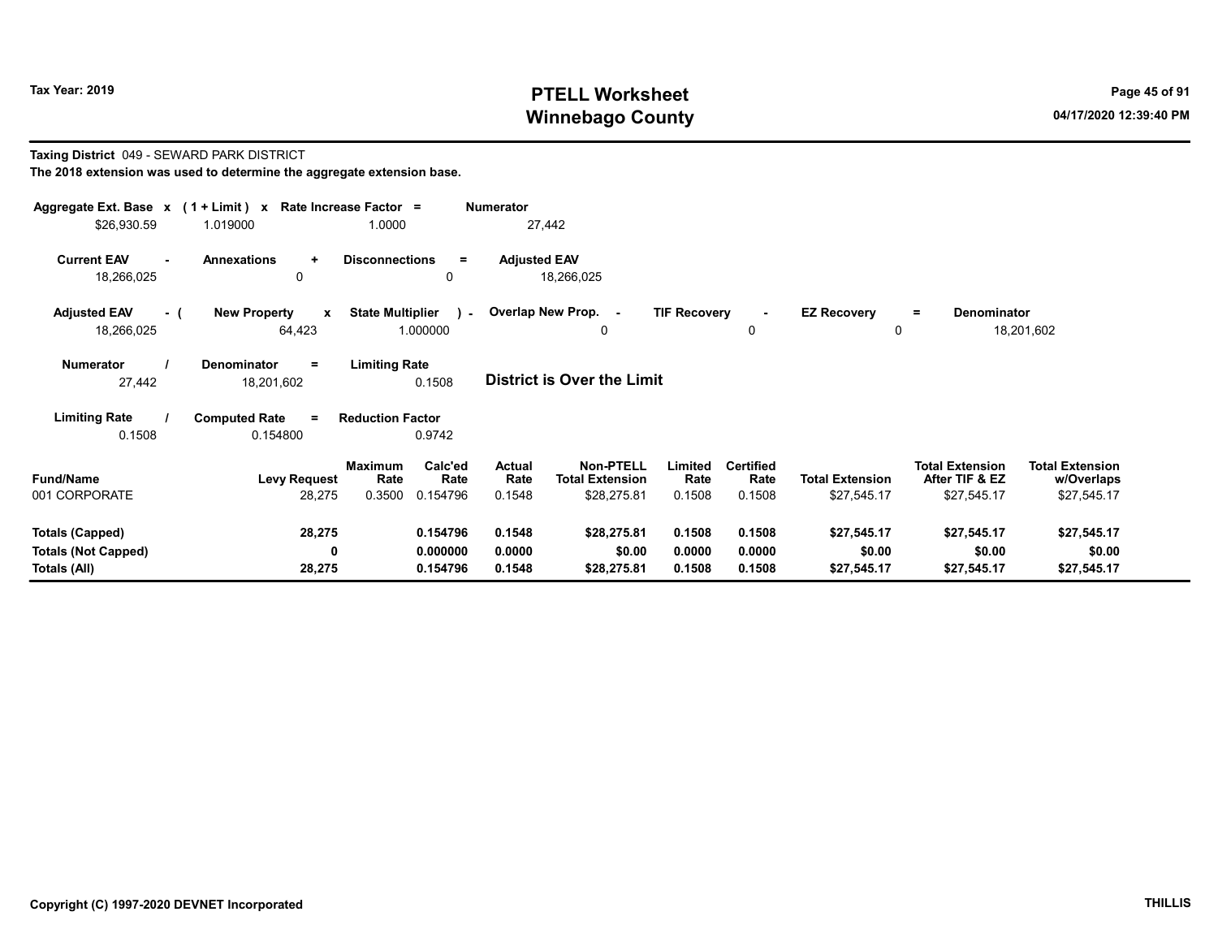**Tax Year: 2019**

# PTELL Worksheet
# Winnebago County

04/17/2020 12:39:40 PM

**Taxing District** 049 - SEWARD PARK DISTRICT

**The 2018 extension was used to determine the aggregate extension base.**

| Aggregate Ext. Base x | (1 + Limit) x | Rate Increase Factor = | Numerator |
|---|---|---|---|
| $26,930.59 | 1.019000 | 1.0000 | 27,442 |

| Current EAV - | Annexations + | Disconnections = | Adjusted EAV |
|---|---|---|---|
| 18,266,025 | 0 | 0 | 18,266,025 |

| Adjusted EAV - ( | New Property x | State Multiplier ) - | Overlap New Prop. - | TIF Recovery - | EZ Recovery = | Denominator |
|---|---|---|---|---|---|---|
| 18,266,025 | 64,423 | 1.000000 | 0 | 0 | 0 | 18,201,602 |

| Numerator / | Denominator = | Limiting Rate |
|---|---|---|
| 27,442 | 18,201,602 | 0.1508 |

**District is Over the Limit**

| Limiting Rate / | Computed Rate = | Reduction Factor |
|---|---|---|
| 0.1508 | 0.154800 | 0.9742 |

| Fund/Name | Levy Request | Maximum Rate | Calc'ed Rate | Actual Rate | Non-PTELL Total Extension | Limited Rate | Certified Rate | Total Extension | Total Extension After TIF & EZ | Total Extension w/Overlaps |
|---|---|---|---|---|---|---|---|---|---|---|
| 001 CORPORATE | 28,275 | 0.3500 | 0.154796 | 0.1548 | $28,275.81 | 0.1508 | 0.1508 | $27,545.17 | $27,545.17 | $27,545.17 |
| **Totals (Capped)** | **28,275** | | **0.154796** | **0.1548** | **$28,275.81** | **0.1508** | **0.1508** | **$27,545.17** | **$27,545.17** | **$27,545.17** |
| **Totals (Not Capped)** | **0** | | **0.000000** | **0.0000** | **$0.00** | **0.0000** | **0.0000** | **$0.00** | **$0.00** | **$0.00** |
| **Totals (All)** | **28,275** | | **0.154796** | **0.1548** | **$28,275.81** | **0.1508** | **0.1508** | **$27,545.17** | **$27,545.17** | **$27,545.17** |

**Copyright (C) 1997-2020 DEVNET Incorporated** | **THILLIS**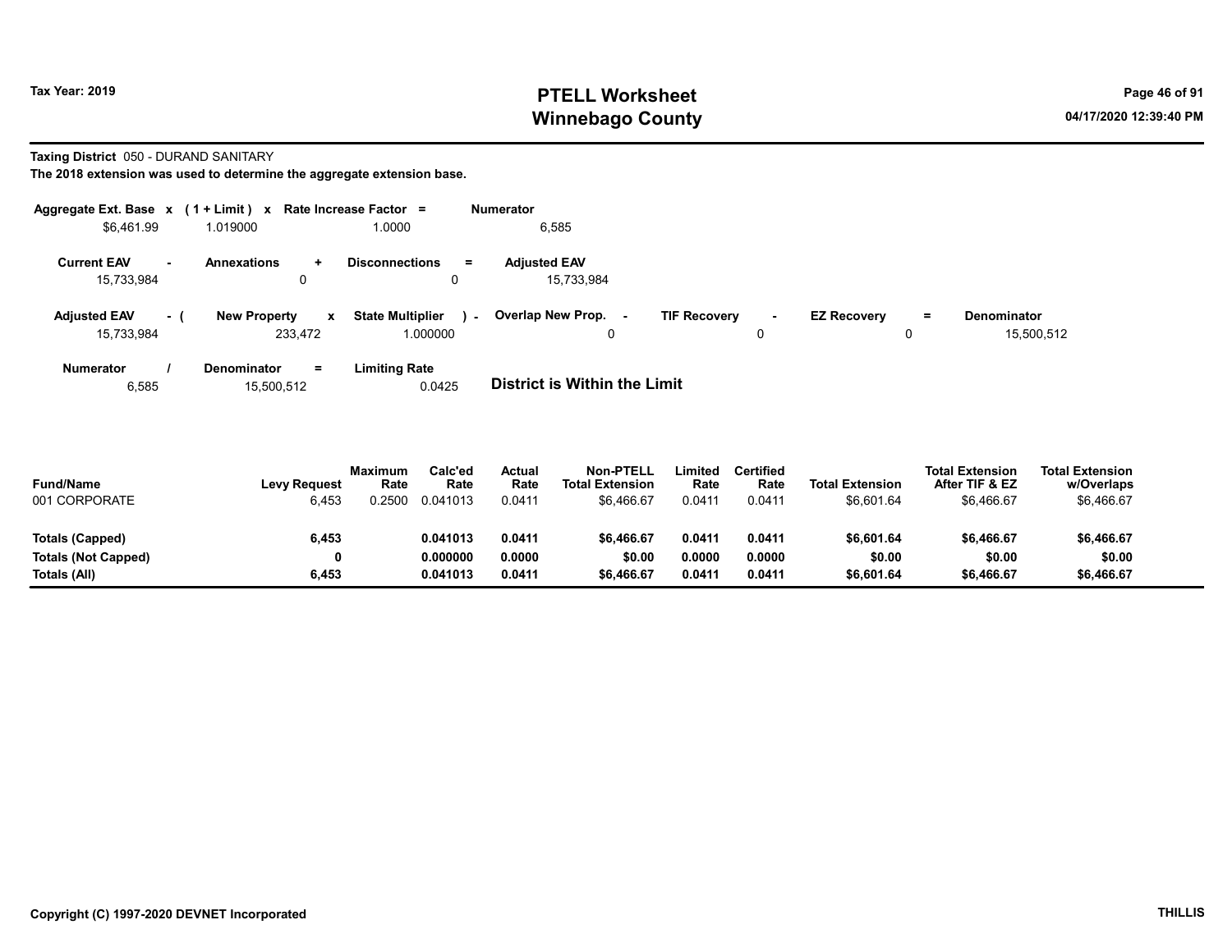# PTELL Worksheet
# Winnebago County

Tax Year: 2019

04/17/2020 12:39:40 PM

**Taxing District** 050 - DURAND SANITARY

**The 2018 extension was used to determine the aggregate extension base.**

| Aggregate Ext. Base | x | ( 1 + Limit ) | x | Rate Increase Factor | = | Numerator |
|---|---|---|---|---|---|---|
| $6,461.99 | | 1.019000 | | 1.0000 | | 6,585 |

| Current EAV | - | Annexations | + | Disconnections | = | Adjusted EAV |
|---|---|---|---|---|---|---|
| 15,733,984 | | 0 | | 0 | | 15,733,984 |

| Adjusted EAV | - ( | New Property | x | State Multiplier | ) - | Overlap New Prop. | - | TIF Recovery | - | EZ Recovery | = | Denominator |
|---|---|---|---|---|---|---|---|---|---|---|---|---|
| 15,733,984 | | 233,472 | | 1.000000 | | 0 | | 0 | | 0 | | 15,500,512 |

| Numerator | / | Denominator | = | Limiting Rate |
|---|---|---|---|---|
| 6,585 | | 15,500,512 | | 0.0425 |

**District is Within the Limit**

| Fund/Name | Levy Request | Maximum Rate | Calc'ed Rate | Actual Rate | Non-PTELL Total Extension | Limited Rate | Certified Rate | Total Extension | Total Extension After TIF & EZ | Total Extension w/Overlaps |
|---|---|---|---|---|---|---|---|---|---|---|
| 001 CORPORATE | 6,453 | 0.2500 | 0.041013 | 0.0411 | $6,466.67 | 0.0411 | 0.0411 | $6,601.64 | $6,466.67 | $6,466.67 |
| **Totals (Capped)** | **6,453** | | **0.041013** | **0.0411** | **$6,466.67** | **0.0411** | **0.0411** | **$6,601.64** | **$6,466.67** | **$6,466.67** |
| **Totals (Not Capped)** | **0** | | **0.000000** | **0.0000** | **$0.00** | **0.0000** | **0.0000** | **$0.00** | **$0.00** | **$0.00** |
| **Totals (All)** | **6,453** | | **0.041013** | **0.0411** | **$6,466.67** | **0.0411** | **0.0411** | **$6,601.64** | **$6,466.67** | **$6,466.67** |

Copyright (C) 1997-2020 DEVNET Incorporated

THILLIS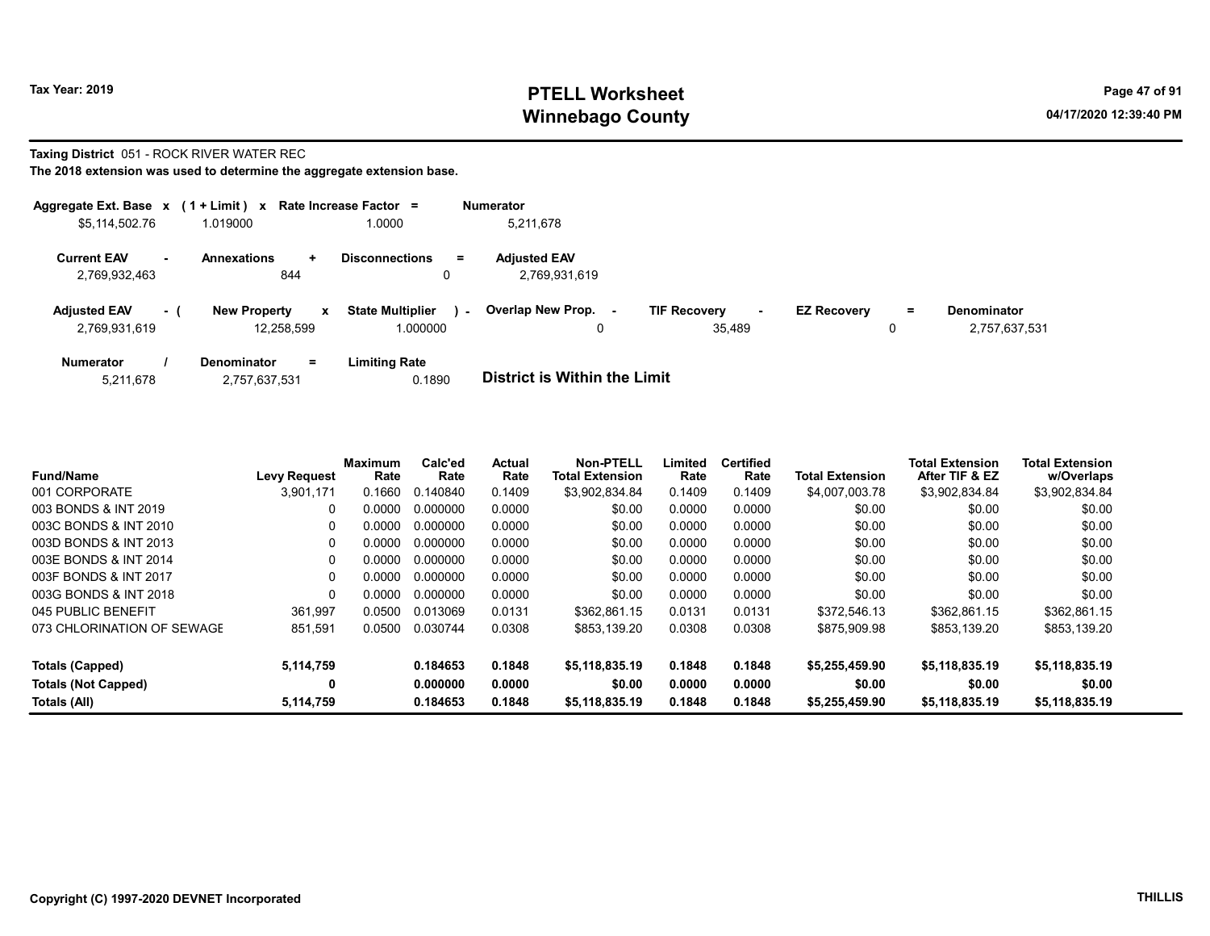# PTELL Worksheet
# Winnebago County

Tax Year: 2019

04/17/2020 12:39:40 PM

**Taxing District** 051 - ROCK RIVER WATER REC

**The 2018 extension was used to determine the aggregate extension base.**

| Aggregate Ext. Base x | (1 + Limit) x | Rate Increase Factor = | Numerator |
|---|---|---|---|
| $5,114,502.76 | 1.019000 | 1.0000 | 5,211,678 |

| Current EAV - | Annexations + | Disconnections = | Adjusted EAV |
|---|---|---|---|
| 2,769,932,463 | 844 | 0 | 2,769,931,619 |

| Adjusted EAV - ( | New Property x | State Multiplier ) - | Overlap New Prop. - | TIF Recovery - | EZ Recovery = | Denominator |
|---|---|---|---|---|---|---|
| 2,769,931,619 | 12,258,599 | 1.000000 | 0 | 35,489 | 0 | 2,757,637,531 |

| Numerator / | Denominator = | Limiting Rate |
|---|---|---|
| 5,211,678 | 2,757,637,531 | 0.1890 |

**District is Within the Limit**

| Fund/Name | Levy Request | Maximum Rate | Calc'ed Rate | Actual Rate | Non-PTELL Total Extension | Limited Rate | Certified Rate | Total Extension | Total Extension After TIF & EZ | Total Extension w/Overlaps |
|---|---|---|---|---|---|---|---|---|---|---|
| 001 CORPORATE | 3,901,171 | 0.1660 | 0.140840 | 0.1409 | $3,902,834.84 | 0.1409 | 0.1409 | $4,007,003.78 | $3,902,834.84 | $3,902,834.84 |
| 003 BONDS & INT 2019 | 0 | 0.0000 | 0.000000 | 0.0000 | $0.00 | 0.0000 | 0.0000 | $0.00 | $0.00 | $0.00 |
| 003C BONDS & INT 2010 | 0 | 0.0000 | 0.000000 | 0.0000 | $0.00 | 0.0000 | 0.0000 | $0.00 | $0.00 | $0.00 |
| 003D BONDS & INT 2013 | 0 | 0.0000 | 0.000000 | 0.0000 | $0.00 | 0.0000 | 0.0000 | $0.00 | $0.00 | $0.00 |
| 003E BONDS & INT 2014 | 0 | 0.0000 | 0.000000 | 0.0000 | $0.00 | 0.0000 | 0.0000 | $0.00 | $0.00 | $0.00 |
| 003F BONDS & INT 2017 | 0 | 0.0000 | 0.000000 | 0.0000 | $0.00 | 0.0000 | 0.0000 | $0.00 | $0.00 | $0.00 |
| 003G BONDS & INT 2018 | 0 | 0.0000 | 0.000000 | 0.0000 | $0.00 | 0.0000 | 0.0000 | $0.00 | $0.00 | $0.00 |
| 045 PUBLIC BENEFIT | 361,997 | 0.0500 | 0.013069 | 0.0131 | $362,861.15 | 0.0131 | 0.0131 | $372,546.13 | $362,861.15 | $362,861.15 |
| 073 CHLORINATION OF SEWAGE | 851,591 | 0.0500 | 0.030744 | 0.0308 | $853,139.20 | 0.0308 | 0.0308 | $875,909.98 | $853,139.20 | $853,139.20 |
| **Totals (Capped)** | **5,114,759** | | **0.184653** | **0.1848** | **$5,118,835.19** | **0.1848** | **0.1848** | **$5,255,459.90** | **$5,118,835.19** | **$5,118,835.19** |
| **Totals (Not Capped)** | **0** | | **0.000000** | **0.0000** | **$0.00** | **0.0000** | **0.0000** | **$0.00** | **$0.00** | **$0.00** |
| **Totals (All)** | **5,114,759** | | **0.184653** | **0.1848** | **$5,118,835.19** | **0.1848** | **0.1848** | **$5,255,459.90** | **$5,118,835.19** | **$5,118,835.19** |

**Copyright (C) 1997-2020 DEVNET Incorporated** THILLIS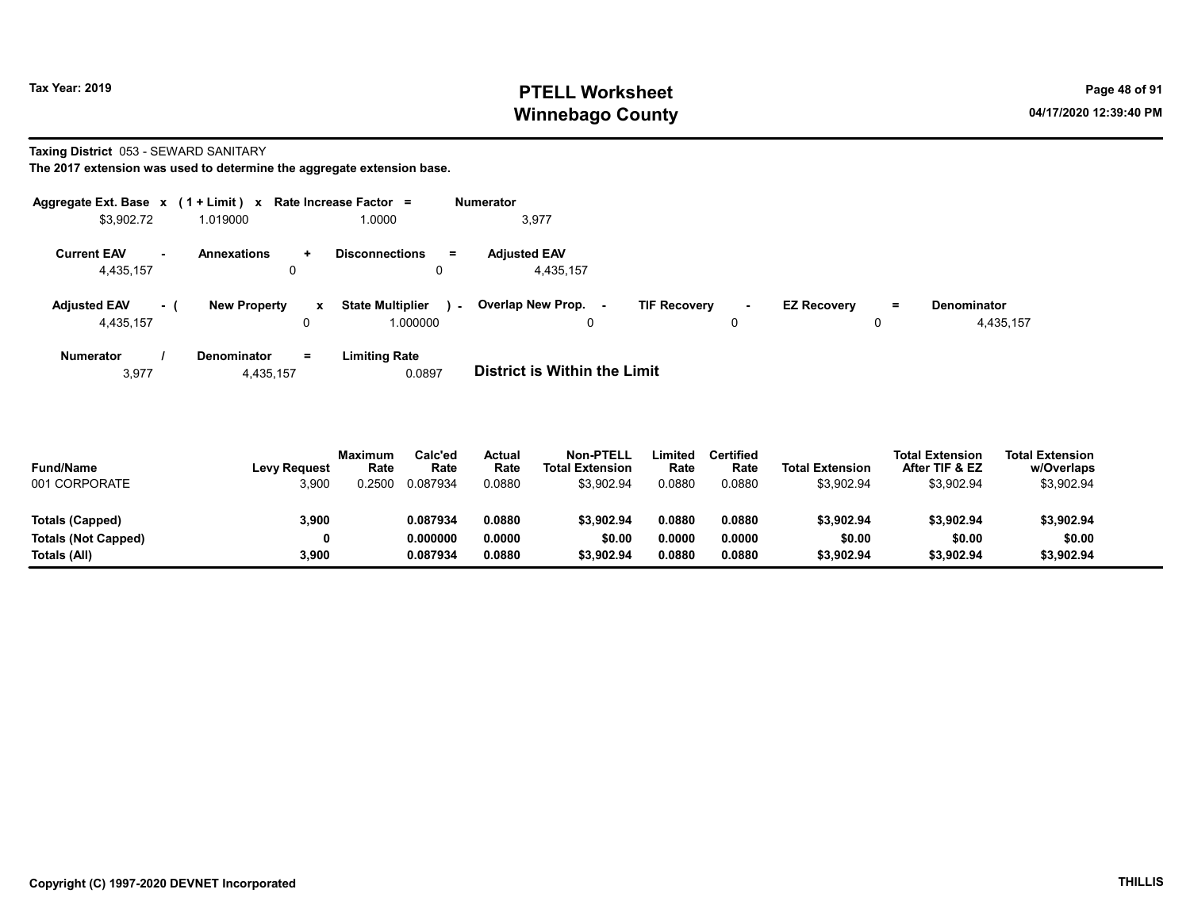**Taxing District** 053 - SEWARD SANITARY

**The 2017 extension was used to determine the aggregate extension base.**

| Aggregate Ext. Base | x | (1 + Limit) | x | Rate Increase Factor | = | Numerator |
|---|---|---|---|---|---|---|
| $3,902.72 | | 1.019000 | | 1.0000 | | 3,977 |

| Current EAV | - | Annexations | + | Disconnections | = | Adjusted EAV |
|---|---|---|---|---|---|---|
| 4,435,157 | | 0 | | 0 | | 4,435,157 |

| Adjusted EAV | - ( | New Property | x | State Multiplier | ) - | Overlap New Prop. | - | TIF Recovery | - | EZ Recovery | = | Denominator |
|---|---|---|---|---|---|---|---|---|---|---|---|---|
| 4,435,157 | | 0 | | 1.000000 | | 0 | | 0 | | 0 | | 4,435,157 |

| Numerator | / | Denominator | = | Limiting Rate |
|---|---|---|---|---|
| 3,977 | | 4,435,157 | | 0.0897 |

**District is Within the Limit**

| Fund/Name | Levy Request | Maximum Rate | Calc'ed Rate | Actual Rate | Non-PTELL Total Extension | Limited Rate | Certified Rate | Total Extension | Total Extension After TIF & EZ | Total Extension w/Overlaps |
|---|---|---|---|---|---|---|---|---|---|---|
| 001 CORPORATE | 3,900 | 0.2500 | 0.087934 | 0.0880 | $3,902.94 | 0.0880 | 0.0880 | $3,902.94 | $3,902.94 | $3,902.94 |
| **Totals (Capped)** | **3,900** | | **0.087934** | **0.0880** | **$3,902.94** | **0.0880** | **0.0880** | **$3,902.94** | **$3,902.94** | **$3,902.94** |
| **Totals (Not Capped)** | **0** | | **0.000000** | **0.0000** | **$0.00** | **0.0000** | **0.0000** | **$0.00** | **$0.00** | **$0.00** |
| **Totals (All)** | **3,900** | | **0.087934** | **0.0880** | **$3,902.94** | **0.0880** | **0.0880** | **$3,902.94** | **$3,902.94** | **$3,902.94** |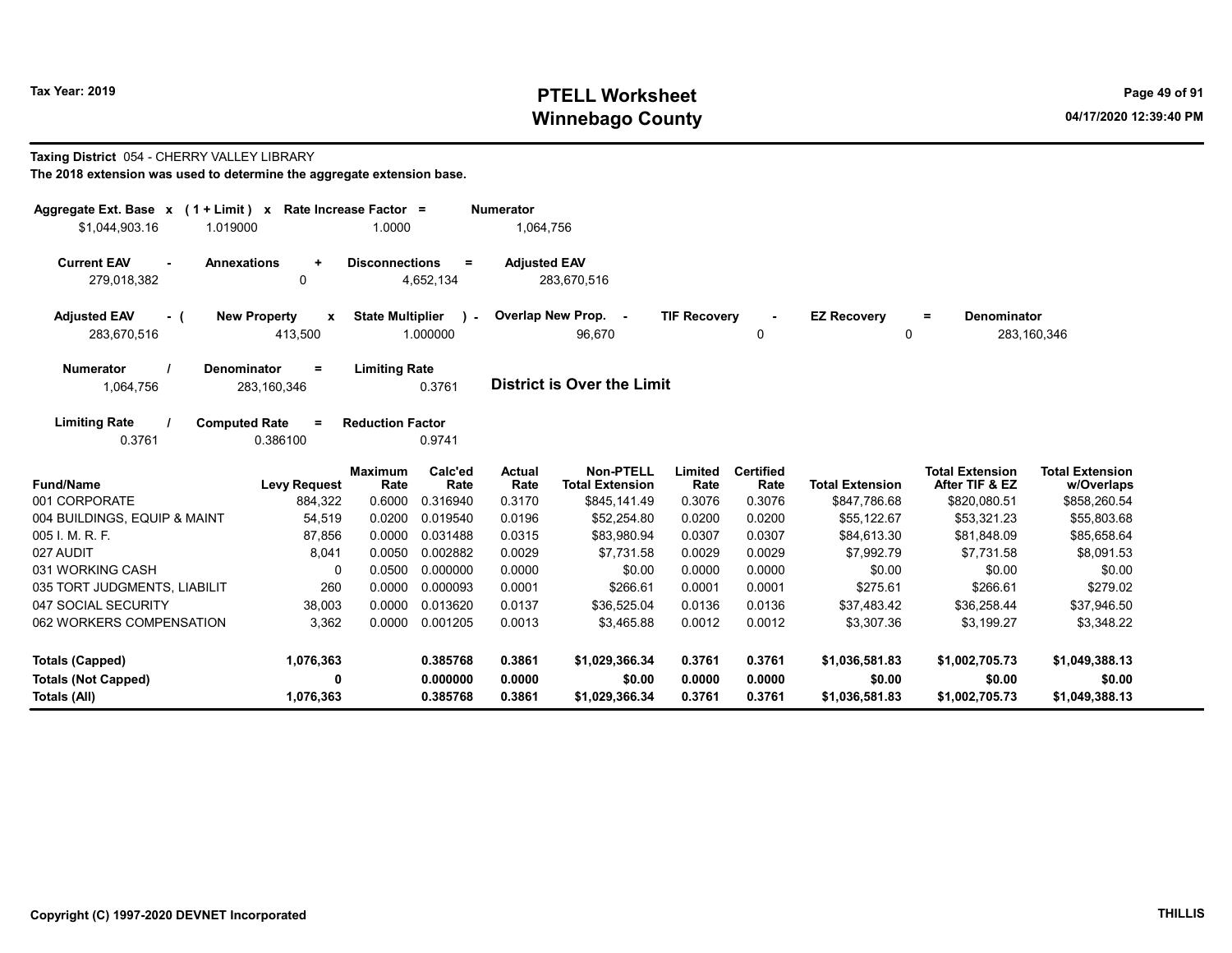**Taxing District** 054 - CHERRY VALLEY LIBRARY

**The 2018 extension was used to determine the aggregate extension base.**

| Aggregate Ext. Base | x | (1 + Limit) | x | Rate Increase Factor | = | Numerator |
|---|---|---|---|---|---|---|
| $1,044,903.16 | | 1.019000 | | 1.0000 | | 1,064,756 |

| Current EAV | - | Annexations | + | Disconnections | = | Adjusted EAV |
|---|---|---|---|---|---|---|
| 279,018,382 | | 0 | | 4,652,134 | | 283,670,516 |

| Adjusted EAV | - ( | New Property | x | State Multiplier | ) - | Overlap New Prop. | - | TIF Recovery | - | EZ Recovery | = | Denominator |
|---|---|---|---|---|---|---|---|---|---|---|---|---|
| 283,670,516 | | 413,500 | | 1.000000 | | 96,670 | | 0 | | 0 | | 283,160,346 |

| Numerator | / | Denominator | = | Limiting Rate |
|---|---|---|---|---|
| 1,064,756 | | 283,160,346 | | 0.3761 |

**District is Over the Limit**

| Limiting Rate | / | Computed Rate | = | Reduction Factor |
|---|---|---|---|---|
| 0.3761 | | 0.386100 | | 0.9741 |

| Fund/Name | Levy Request | Maximum Rate | Calc'ed Rate | Actual Rate | Non-PTELL Total Extension | Limited Rate | Certified Rate | Total Extension | Total Extension After TIF & EZ | Total Extension w/Overlaps |
|---|---|---|---|---|---|---|---|---|---|---|
| 001 CORPORATE | 884,322 | 0.6000 | 0.316940 | 0.3170 | $845,141.49 | 0.3076 | 0.3076 | $847,786.68 | $820,080.51 | $858,260.54 |
| 004 BUILDINGS, EQUIP & MAINT | 54,519 | 0.0200 | 0.019540 | 0.0196 | $52,254.80 | 0.0200 | 0.0200 | $55,122.67 | $53,321.23 | $55,803.68 |
| 005 I. M. R. F. | 87,856 | 0.0000 | 0.031488 | 0.0315 | $83,980.94 | 0.0307 | 0.0307 | $84,613.30 | $81,848.09 | $85,658.64 |
| 027 AUDIT | 8,041 | 0.0050 | 0.002882 | 0.0029 | $7,731.58 | 0.0029 | 0.0029 | $7,992.79 | $7,731.58 | $8,091.53 |
| 031 WORKING CASH | 0 | 0.0500 | 0.000000 | 0.0000 | $0.00 | 0.0000 | 0.0000 | $0.00 | $0.00 | $0.00 |
| 035 TORT JUDGMENTS, LIABILIT | 260 | 0.0000 | 0.000093 | 0.0001 | $266.61 | 0.0001 | 0.0001 | $275.61 | $266.61 | $279.02 |
| 047 SOCIAL SECURITY | 38,003 | 0.0000 | 0.013620 | 0.0137 | $36,525.04 | 0.0136 | 0.0136 | $37,483.42 | $36,258.44 | $37,946.50 |
| 062 WORKERS COMPENSATION | 3,362 | 0.0000 | 0.001205 | 0.0013 | $3,465.88 | 0.0012 | 0.0012 | $3,307.36 | $3,199.27 | $3,348.22 |
| **Totals (Capped)** | **1,076,363** | | **0.385768** | **0.3861** | **$1,029,366.34** | **0.3761** | **0.3761** | **$1,036,581.83** | **$1,002,705.73** | **$1,049,388.13** |
| **Totals (Not Capped)** | **0** | | **0.000000** | **0.0000** | **$0.00** | **0.0000** | **0.0000** | **$0.00** | **$0.00** | **$0.00** |
| **Totals (All)** | **1,076,363** | | **0.385768** | **0.3861** | **$1,029,366.34** | **0.3761** | **0.3761** | **$1,036,581.83** | **$1,002,705.73** | **$1,049,388.13** |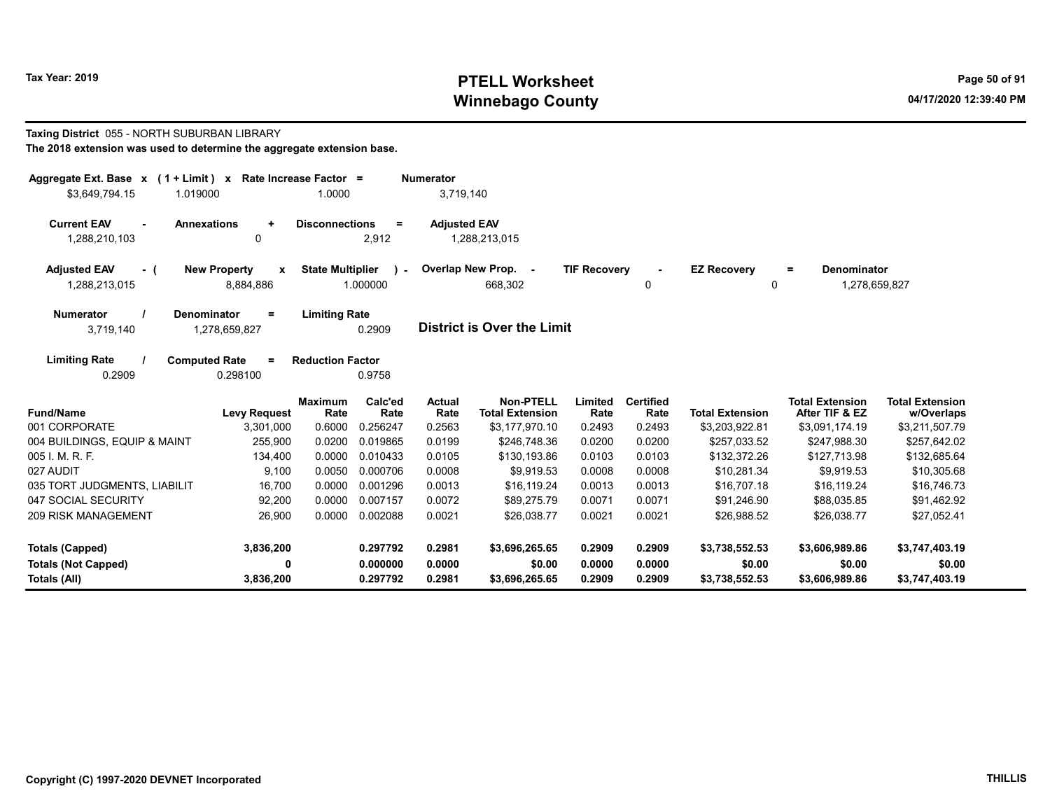# PTELL Worksheet
# Winnebago County

Tax Year: 2019

04/17/2020 12:39:40 PM

**Taxing District** 055 - NORTH SUBURBAN LIBRARY

**The 2018 extension was used to determine the aggregate extension base.**

| Aggregate Ext. Base x | (1 + Limit) x | Rate Increase Factor = | Numerator |
|---|---|---|---|
| $3,649,794.15 | 1.019000 | 1.0000 | 3,719,140 |

| Current EAV - | Annexations + | Disconnections = | Adjusted EAV |
|---|---|---|---|
| 1,288,210,103 | 0 | 2,912 | 1,288,213,015 |

| Adjusted EAV - ( | New Property x | State Multiplier ) - | Overlap New Prop. - | TIF Recovery - | EZ Recovery = | Denominator |
|---|---|---|---|---|---|---|
| 1,288,213,015 | 8,884,886 | 1.000000 | 668,302 | 0 | 0 | 1,278,659,827 |

| Numerator / | Denominator = | Limiting Rate |
|---|---|---|
| 3,719,140 | 1,278,659,827 | 0.2909 |

**District is Over the Limit**

| Limiting Rate / | Computed Rate = | Reduction Factor |
|---|---|---|
| 0.2909 | 0.298100 | 0.9758 |

| Fund/Name | Levy Request | Maximum Rate | Calc'ed Rate | Actual Rate | Non-PTELL Total Extension | Limited Rate | Certified Rate | Total Extension | Total Extension After TIF & EZ | Total Extension w/Overlaps |
|---|---|---|---|---|---|---|---|---|---|---|
| 001 CORPORATE | 3,301,000 | 0.6000 | 0.256247 | 0.2563 | $3,177,970.10 | 0.2493 | 0.2493 | $3,203,922.81 | $3,091,174.19 | $3,211,507.79 |
| 004 BUILDINGS, EQUIP & MAINT | 255,900 | 0.0200 | 0.019865 | 0.0199 | $246,748.36 | 0.0200 | 0.0200 | $257,033.52 | $247,988.30 | $257,642.02 |
| 005 I. M. R. F. | 134,400 | 0.0000 | 0.010433 | 0.0105 | $130,193.86 | 0.0103 | 0.0103 | $132,372.26 | $127,713.98 | $132,685.64 |
| 027 AUDIT | 9,100 | 0.0050 | 0.000706 | 0.0008 | $9,919.53 | 0.0008 | 0.0008 | $10,281.34 | $9,919.53 | $10,305.68 |
| 035 TORT JUDGMENTS, LIABILIT | 16,700 | 0.0000 | 0.001296 | 0.0013 | $16,119.24 | 0.0013 | 0.0013 | $16,707.18 | $16,119.24 | $16,746.73 |
| 047 SOCIAL SECURITY | 92,200 | 0.0000 | 0.007157 | 0.0072 | $89,275.79 | 0.0071 | 0.0071 | $91,246.90 | $88,035.85 | $91,462.92 |
| 209 RISK MANAGEMENT | 26,900 | 0.0000 | 0.002088 | 0.0021 | $26,038.77 | 0.0021 | 0.0021 | $26,988.52 | $26,038.77 | $27,052.41 |
| **Totals (Capped)** | **3,836,200** | | **0.297792** | **0.2981** | **$3,696,265.65** | **0.2909** | **0.2909** | **$3,738,552.53** | **$3,606,989.86** | **$3,747,403.19** |
| **Totals (Not Capped)** | **0** | | **0.000000** | **0.0000** | **$0.00** | **0.0000** | **0.0000** | **$0.00** | **$0.00** | **$0.00** |
| **Totals (All)** | **3,836,200** | | **0.297792** | **0.2981** | **$3,696,265.65** | **0.2909** | **0.2909** | **$3,738,552.53** | **$3,606,989.86** | **$3,747,403.19** |

Copyright (C) 1997-2020 DEVNET Incorporated

THILLIS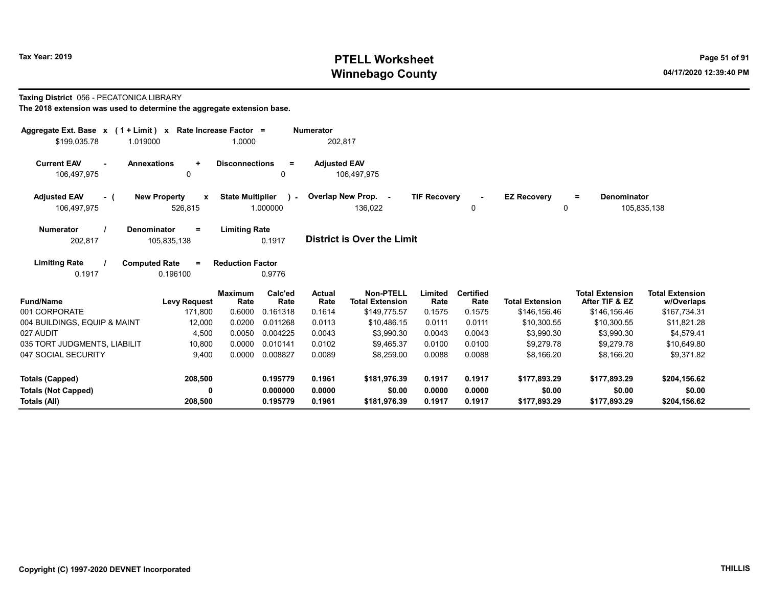Tax Year: 2019

# PTELL Worksheet
# Winnebago County

04/17/2020 12:39:40 PM

**Taxing District** 056 - PECATONICA LIBRARY

**The 2018 extension was used to determine the aggregate extension base.**

| Aggregate Ext. Base x | (1 + Limit) x | Rate Increase Factor = | Numerator |
|---|---|---|---|
| $199,035.78 | 1.019000 | 1.0000 | 202,817 |

| Current EAV - | Annexations + | Disconnections = | Adjusted EAV |
|---|---|---|---|
| 106,497,975 | 0 | 0 | 106,497,975 |

| Adjusted EAV - ( | New Property x | State Multiplier ) - | Overlap New Prop. - | TIF Recovery - | EZ Recovery = | Denominator |
|---|---|---|---|---|---|---|
| 106,497,975 | 526,815 | 1.000000 | 136,022 | 0 | 0 | 105,835,138 |

| Numerator / | Denominator = | Limiting Rate |
|---|---|---|
| 202,817 | 105,835,138 | 0.1917 |

**District is Over the Limit**

| Limiting Rate / | Computed Rate = | Reduction Factor |
|---|---|---|
| 0.1917 | 0.196100 | 0.9776 |

| Fund/Name | Levy Request | Maximum Rate | Calc'ed Rate | Actual Rate | Non-PTELL Total Extension | Limited Rate | Certified Rate | Total Extension | Total Extension After TIF & EZ | Total Extension w/Overlaps |
|---|---|---|---|---|---|---|---|---|---|---|
| 001 CORPORATE | 171,800 | 0.6000 | 0.161318 | 0.1614 | $149,775.57 | 0.1575 | 0.1575 | $146,156.46 | $146,156.46 | $167,734.31 |
| 004 BUILDINGS, EQUIP & MAINT | 12,000 | 0.0200 | 0.011268 | 0.0113 | $10,486.15 | 0.0111 | 0.0111 | $10,300.55 | $10,300.55 | $11,821.28 |
| 027 AUDIT | 4,500 | 0.0050 | 0.004225 | 0.0043 | $3,990.30 | 0.0043 | 0.0043 | $3,990.30 | $3,990.30 | $4,579.41 |
| 035 TORT JUDGMENTS, LIABILIT | 10,800 | 0.0000 | 0.010141 | 0.0102 | $9,465.37 | 0.0100 | 0.0100 | $9,279.78 | $9,279.78 | $10,649.80 |
| 047 SOCIAL SECURITY | 9,400 | 0.0000 | 0.008827 | 0.0089 | $8,259.00 | 0.0088 | 0.0088 | $8,166.20 | $8,166.20 | $9,371.82 |
| **Totals (Capped)** | **208,500** | | **0.195779** | **0.1961** | **$181,976.39** | **0.1917** | **0.1917** | **$177,893.29** | **$177,893.29** | **$204,156.62** |
| **Totals (Not Capped)** | **0** | | **0.000000** | **0.0000** | **$0.00** | **0.0000** | **0.0000** | **$0.00** | **$0.00** | **$0.00** |
| **Totals (All)** | **208,500** | | **0.195779** | **0.1961** | **$181,976.39** | **0.1917** | **0.1917** | **$177,893.29** | **$177,893.29** | **$204,156.62** |

Copyright (C) 1997-2020 DEVNET Incorporated

THILLIS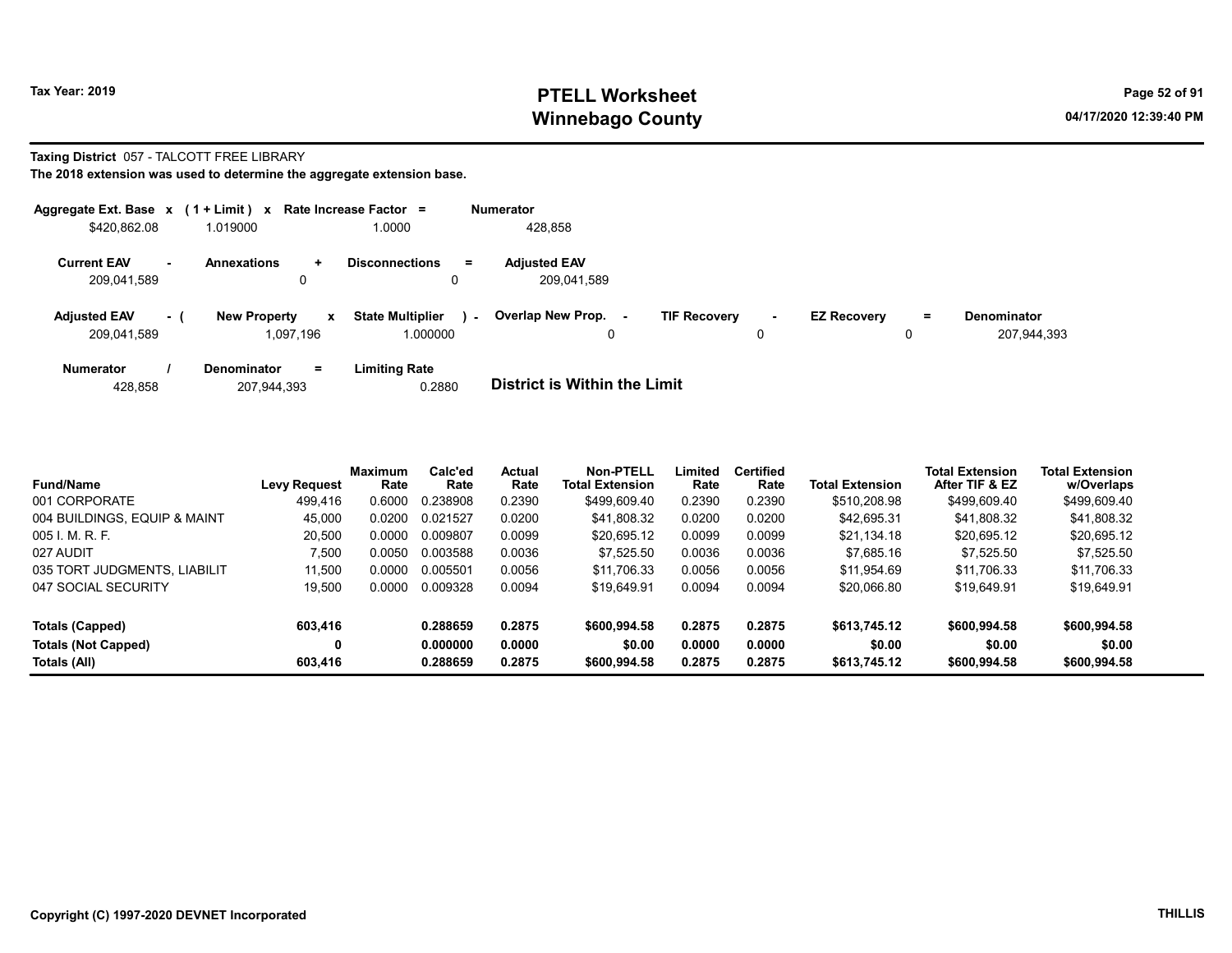Tax Year: 2019

# PTELL Worksheet
## Winnebago County

04/17/2020 12:39:40 PM

**Taxing District** 057 - TALCOTT FREE LIBRARY

**The 2018 extension was used to determine the aggregate extension base.**

| Aggregate Ext. Base | x | (1 + Limit) | x | Rate Increase Factor | = | Numerator |
|---|---|---|---|---|---|---|
| $420,862.08 | | 1.019000 | | 1.0000 | | 428,858 |

| Current EAV | - | Annexations | + | Disconnections | = | Adjusted EAV |
|---|---|---|---|---|---|---|
| 209,041,589 | | 0 | | 0 | | 209,041,589 |

| Adjusted EAV | - ( | New Property | x | State Multiplier | ) - | Overlap New Prop. | - | TIF Recovery | - | EZ Recovery | = | Denominator |
|---|---|---|---|---|---|---|---|---|---|---|---|---|
| 209,041,589 | | 1,097,196 | | 1.000000 | | 0 | | 0 | | 0 | | 207,944,393 |

| Numerator | / | Denominator | = | Limiting Rate |
|---|---|---|---|---|
| 428,858 | | 207,944,393 | | 0.2880 |

**District is Within the Limit**

| Fund/Name | Levy Request | Maximum Rate | Calc'ed Rate | Actual Rate | Non-PTELL Total Extension | Limited Rate | Certified Rate | Total Extension | Total Extension After TIF & EZ | Total Extension w/Overlaps |
|---|---|---|---|---|---|---|---|---|---|---|
| 001 CORPORATE | 499,416 | 0.6000 | 0.238908 | 0.2390 | $499,609.40 | 0.2390 | 0.2390 | $510,208.98 | $499,609.40 | $499,609.40 |
| 004 BUILDINGS, EQUIP & MAINT | 45,000 | 0.0200 | 0.021527 | 0.0200 | $41,808.32 | 0.0200 | 0.0200 | $42,695.31 | $41,808.32 | $41,808.32 |
| 005 I. M. R. F. | 20,500 | 0.0000 | 0.009807 | 0.0099 | $20,695.12 | 0.0099 | 0.0099 | $21,134.18 | $20,695.12 | $20,695.12 |
| 027 AUDIT | 7,500 | 0.0050 | 0.003588 | 0.0036 | $7,525.50 | 0.0036 | 0.0036 | $7,685.16 | $7,525.50 | $7,525.50 |
| 035 TORT JUDGMENTS, LIABILIT | 11,500 | 0.0000 | 0.005501 | 0.0056 | $11,706.33 | 0.0056 | 0.0056 | $11,954.69 | $11,706.33 | $11,706.33 |
| 047 SOCIAL SECURITY | 19,500 | 0.0000 | 0.009328 | 0.0094 | $19,649.91 | 0.0094 | 0.0094 | $20,066.80 | $19,649.91 | $19,649.91 |
| **Totals (Capped)** | **603,416** | | **0.288659** | **0.2875** | **$600,994.58** | **0.2875** | **0.2875** | **$613,745.12** | **$600,994.58** | **$600,994.58** |
| **Totals (Not Capped)** | **0** | | **0.000000** | **0.0000** | **$0.00** | **0.0000** | **0.0000** | **$0.00** | **$0.00** | **$0.00** |
| **Totals (All)** | **603,416** | | **0.288659** | **0.2875** | **$600,994.58** | **0.2875** | **0.2875** | **$613,745.12** | **$600,994.58** | **$600,994.58** |

Copyright (C) 1997-2020 DEVNET Incorporated

THILLIS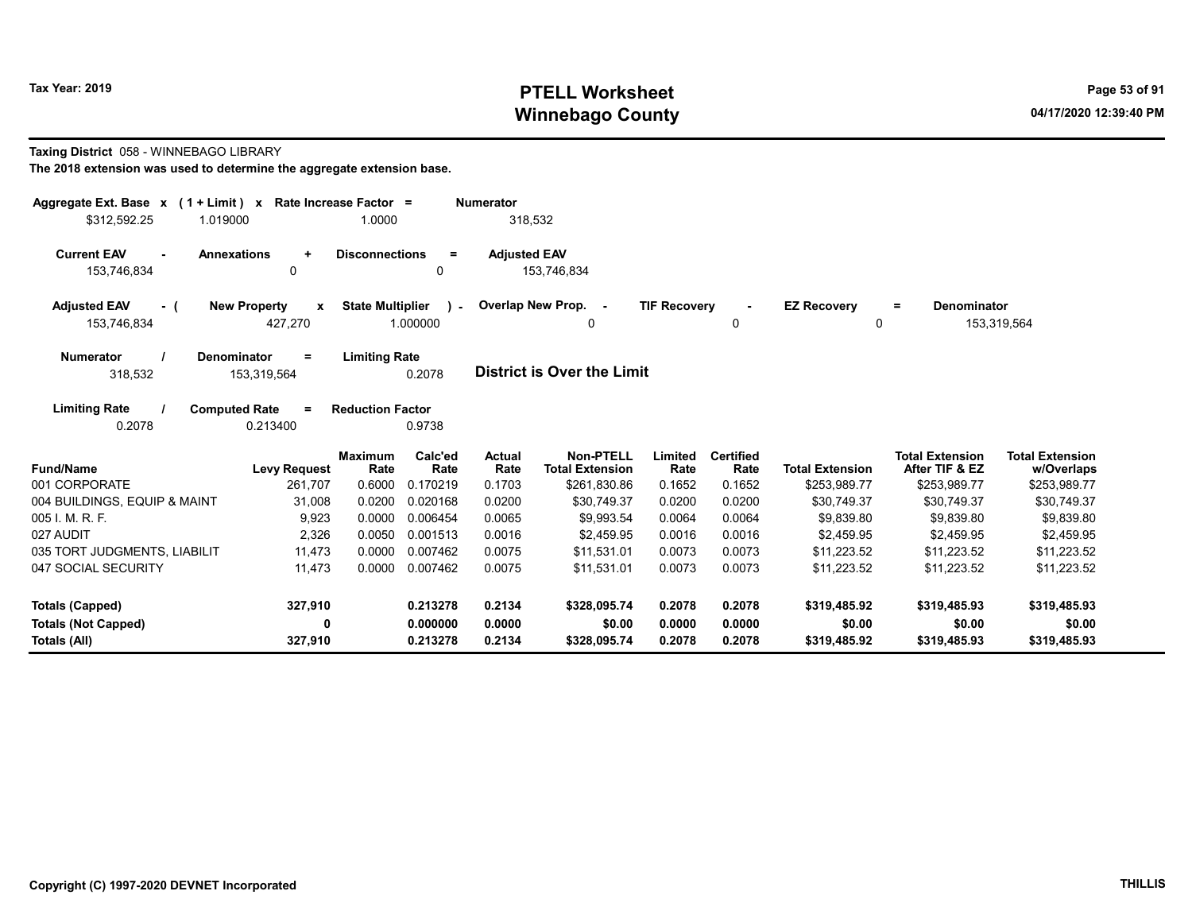**Taxing District** 058 - WINNEBAGO LIBRARY

**The 2018 extension was used to determine the aggregate extension base.**

| Aggregate Ext. Base | x | (1 + Limit) | x | Rate Increase Factor | = | Numerator |
|---|---|---|---|---|---|---|
| $312,592.25 | | 1.019000 | | 1.0000 | | 318,532 |

| Current EAV | - | Annexations | + | Disconnections | = | Adjusted EAV |
|---|---|---|---|---|---|---|
| 153,746,834 | | 0 | | 0 | | 153,746,834 |

| Adjusted EAV | - ( | New Property | x | State Multiplier | ) - | Overlap New Prop. | - | TIF Recovery | - | EZ Recovery | = | Denominator |
|---|---|---|---|---|---|---|---|---|---|---|---|---|
| 153,746,834 | | 427,270 | | 1.000000 | | 0 | | 0 | | 0 | | 153,319,564 |

| Numerator | / | Denominator | = | Limiting Rate |
|---|---|---|---|---|
| 318,532 | | 153,319,564 | | 0.2078 |

**District is Over the Limit**

| Limiting Rate | / | Computed Rate | = | Reduction Factor |
|---|---|---|---|---|
| 0.2078 | | 0.213400 | | 0.9738 |

| Fund/Name | Levy Request | Maximum Rate | Calc'ed Rate | Actual Rate | Non-PTELL Total Extension | Limited Rate | Certified Rate | Total Extension | Total Extension After TIF & EZ | Total Extension w/Overlaps |
|---|---|---|---|---|---|---|---|---|---|---|
| 001 CORPORATE | 261,707 | 0.6000 | 0.170219 | 0.1703 | $261,830.86 | 0.1652 | 0.1652 | $253,989.77 | $253,989.77 | $253,989.77 |
| 004 BUILDINGS, EQUIP & MAINT | 31,008 | 0.0200 | 0.020168 | 0.0200 | $30,749.37 | 0.0200 | 0.0200 | $30,749.37 | $30,749.37 | $30,749.37 |
| 005 I. M. R. F. | 9,923 | 0.0000 | 0.006454 | 0.0065 | $9,993.54 | 0.0064 | 0.0064 | $9,839.80 | $9,839.80 | $9,839.80 |
| 027 AUDIT | 2,326 | 0.0050 | 0.001513 | 0.0016 | $2,459.95 | 0.0016 | 0.0016 | $2,459.95 | $2,459.95 | $2,459.95 |
| 035 TORT JUDGMENTS, LIABILIT | 11,473 | 0.0000 | 0.007462 | 0.0075 | $11,531.01 | 0.0073 | 0.0073 | $11,223.52 | $11,223.52 | $11,223.52 |
| 047 SOCIAL SECURITY | 11,473 | 0.0000 | 0.007462 | 0.0075 | $11,531.01 | 0.0073 | 0.0073 | $11,223.52 | $11,223.52 | $11,223.52 |
| **Totals (Capped)** | **327,910** | | **0.213278** | **0.2134** | **$328,095.74** | **0.2078** | **0.2078** | **$319,485.92** | **$319,485.93** | **$319,485.93** |
| **Totals (Not Capped)** | **0** | | **0.000000** | **0.0000** | **$0.00** | **0.0000** | **0.0000** | **$0.00** | **$0.00** | **$0.00** |
| **Totals (All)** | **327,910** | | **0.213278** | **0.2134** | **$328,095.74** | **0.2078** | **0.2078** | **$319,485.92** | **$319,485.93** | **$319,485.93** |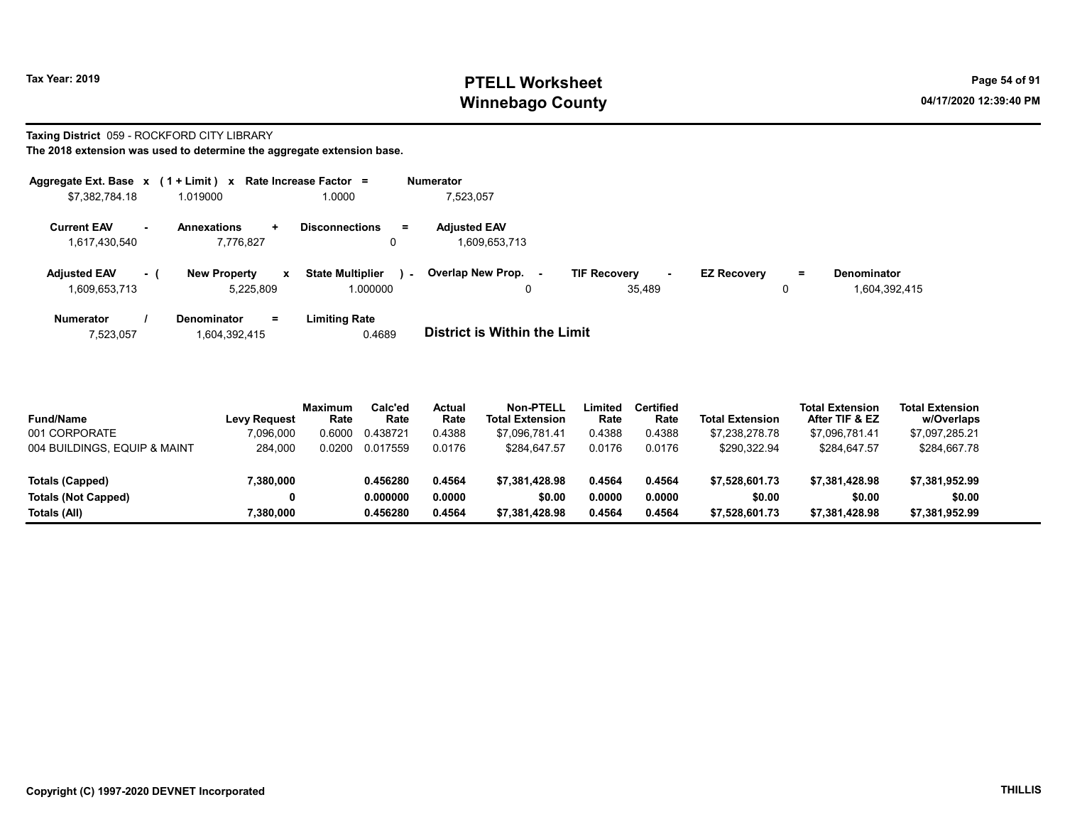Tax Year: 2019

# PTELL Worksheet
# Winnebago County

**Taxing District** 059 - ROCKFORD CITY LIBRARY

**The 2018 extension was used to determine the aggregate extension base.**

| Aggregate Ext. Base | x | (1 + Limit) | x | Rate Increase Factor | = | Numerator |
|---|---|---|---|---|---|---|
| $7,382,784.18 | | 1.019000 | | 1.0000 | | 7,523,057 |

| Current EAV | - | Annexations | + | Disconnections | = | Adjusted EAV |
|---|---|---|---|---|---|---|
| 1,617,430,540 | | 7,776,827 | | 0 | | 1,609,653,713 |

| Adjusted EAV | - ( | New Property | x | State Multiplier | ) - | Overlap New Prop. | - | TIF Recovery | - | EZ Recovery | = | Denominator |
|---|---|---|---|---|---|---|---|---|---|---|---|---|
| 1,609,653,713 | | 5,225,809 | | 1.000000 | | 0 | | 35,489 | | 0 | | 1,604,392,415 |

| Numerator | / | Denominator | = | Limiting Rate |
|---|---|---|---|---|
| 7,523,057 | | 1,604,392,415 | | 0.4689 |

**District is Within the Limit**

| Fund/Name | Levy Request | Maximum Rate | Calc'ed Rate | Actual Rate | Non-PTELL Total Extension | Limited Rate | Certified Rate | Total Extension | Total Extension After TIF & EZ | Total Extension w/Overlaps |
|---|---|---|---|---|---|---|---|---|---|---|
| 001 CORPORATE | 7,096,000 | 0.6000 | 0.438721 | 0.4388 | $7,096,781.41 | 0.4388 | 0.4388 | $7,238,278.78 | $7,096,781.41 | $7,097,285.21 |
| 004 BUILDINGS, EQUIP & MAINT | 284,000 | 0.0200 | 0.017559 | 0.0176 | $284,647.57 | 0.0176 | 0.0176 | $290,322.94 | $284,647.57 | $284,667.78 |
| **Totals (Capped)** | **7,380,000** | | **0.456280** | **0.4564** | **$7,381,428.98** | **0.4564** | **0.4564** | **$7,528,601.73** | **$7,381,428.98** | **$7,381,952.99** |
| **Totals (Not Capped)** | **0** | | **0.000000** | **0.0000** | **$0.00** | **0.0000** | **0.0000** | **$0.00** | **$0.00** | **$0.00** |
| **Totals (All)** | **7,380,000** | | **0.456280** | **0.4564** | **$7,381,428.98** | **0.4564** | **0.4564** | **$7,528,601.73** | **$7,381,428.98** | **$7,381,952.99** |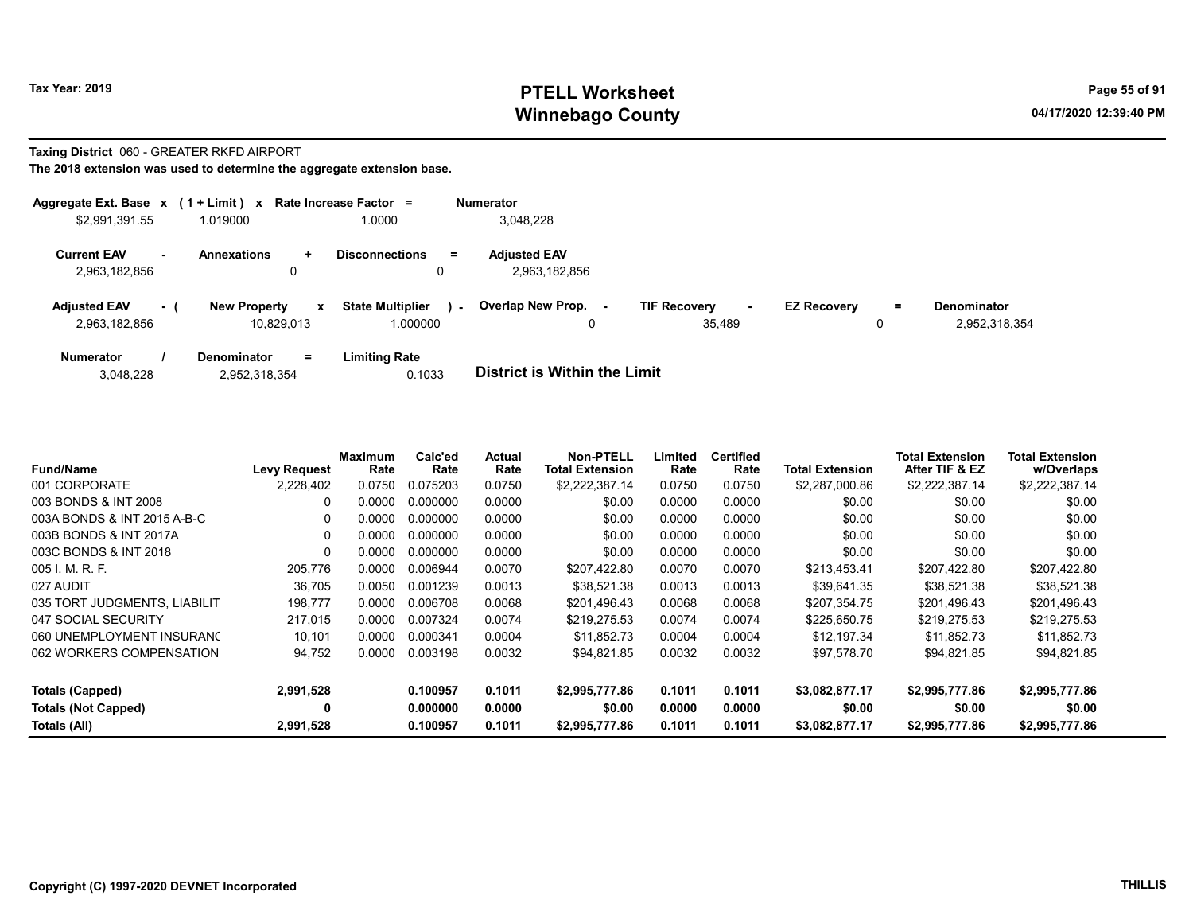# PTELL Worksheet
# Winnebago County

Tax Year: 2019

04/17/2020 12:39:40 PM

**Taxing District** 060 - GREATER RKFD AIRPORT

**The 2018 extension was used to determine the aggregate extension base.**

| Aggregate Ext. Base | x | (1 + Limit) | x | Rate Increase Factor | = | Numerator |
|---|---|---|---|---|---|---|
| $2,991,391.55 | | 1.019000 | | 1.0000 | | 3,048,228 |

| Current EAV | - | Annexations | + | Disconnections | = | Adjusted EAV |
|---|---|---|---|---|---|---|
| 2,963,182,856 | | 0 | | 0 | | 2,963,182,856 |

| Adjusted EAV | - ( | New Property | x | State Multiplier | ) - | Overlap New Prop. | - | TIF Recovery | - | EZ Recovery | = | Denominator |
|---|---|---|---|---|---|---|---|---|---|---|---|---|
| 2,963,182,856 | | 10,829,013 | | 1.000000 | | 0 | | 35,489 | | 0 | | 2,952,318,354 |

| Numerator | / | Denominator | = | Limiting Rate |
|---|---|---|---|---|
| 3,048,228 | | 2,952,318,354 | | 0.1033 |

**District is Within the Limit**

| Fund/Name | Levy Request | Maximum Rate | Calc'ed Rate | Actual Rate | Non-PTELL Total Extension | Limited Rate | Certified Rate | Total Extension | Total Extension After TIF & EZ | Total Extension w/Overlaps |
|---|---|---|---|---|---|---|---|---|---|---|
| 001 CORPORATE | 2,228,402 | 0.0750 | 0.075203 | 0.0750 | $2,222,387.14 | 0.0750 | 0.0750 | $2,287,000.86 | $2,222,387.14 | $2,222,387.14 |
| 003 BONDS & INT 2008 | 0 | 0.0000 | 0.000000 | 0.0000 | $0.00 | 0.0000 | 0.0000 | $0.00 | $0.00 | $0.00 |
| 003A BONDS & INT 2015 A-B-C | 0 | 0.0000 | 0.000000 | 0.0000 | $0.00 | 0.0000 | 0.0000 | $0.00 | $0.00 | $0.00 |
| 003B BONDS & INT 2017A | 0 | 0.0000 | 0.000000 | 0.0000 | $0.00 | 0.0000 | 0.0000 | $0.00 | $0.00 | $0.00 |
| 003C BONDS & INT 2018 | 0 | 0.0000 | 0.000000 | 0.0000 | $0.00 | 0.0000 | 0.0000 | $0.00 | $0.00 | $0.00 |
| 005 I. M. R. F. | 205,776 | 0.0000 | 0.006944 | 0.0070 | $207,422.80 | 0.0070 | 0.0070 | $213,453.41 | $207,422.80 | $207,422.80 |
| 027 AUDIT | 36,705 | 0.0050 | 0.001239 | 0.0013 | $38,521.38 | 0.0013 | 0.0013 | $39,641.35 | $38,521.38 | $38,521.38 |
| 035 TORT JUDGMENTS, LIABILIT | 198,777 | 0.0000 | 0.006708 | 0.0068 | $201,496.43 | 0.0068 | 0.0068 | $207,354.75 | $201,496.43 | $201,496.43 |
| 047 SOCIAL SECURITY | 217,015 | 0.0000 | 0.007324 | 0.0074 | $219,275.53 | 0.0074 | 0.0074 | $225,650.75 | $219,275.53 | $219,275.53 |
| 060 UNEMPLOYMENT INSURANC | 10,101 | 0.0000 | 0.000341 | 0.0004 | $11,852.73 | 0.0004 | 0.0004 | $12,197.34 | $11,852.73 | $11,852.73 |
| 062 WORKERS COMPENSATION | 94,752 | 0.0000 | 0.003198 | 0.0032 | $94,821.85 | 0.0032 | 0.0032 | $97,578.70 | $94,821.85 | $94,821.85 |
| **Totals (Capped)** | **2,991,528** | | **0.100957** | **0.1011** | **$2,995,777.86** | **0.1011** | **0.1011** | **$3,082,877.17** | **$2,995,777.86** | **$2,995,777.86** |
| **Totals (Not Capped)** | **0** | | **0.000000** | **0.0000** | **$0.00** | **0.0000** | **0.0000** | **$0.00** | **$0.00** | **$0.00** |
| **Totals (All)** | **2,991,528** | | **0.100957** | **0.1011** | **$2,995,777.86** | **0.1011** | **0.1011** | **$3,082,877.17** | **$2,995,777.86** | **$2,995,777.86** |

Copyright (C) 1997-2020 DEVNET Incorporated

THILLIS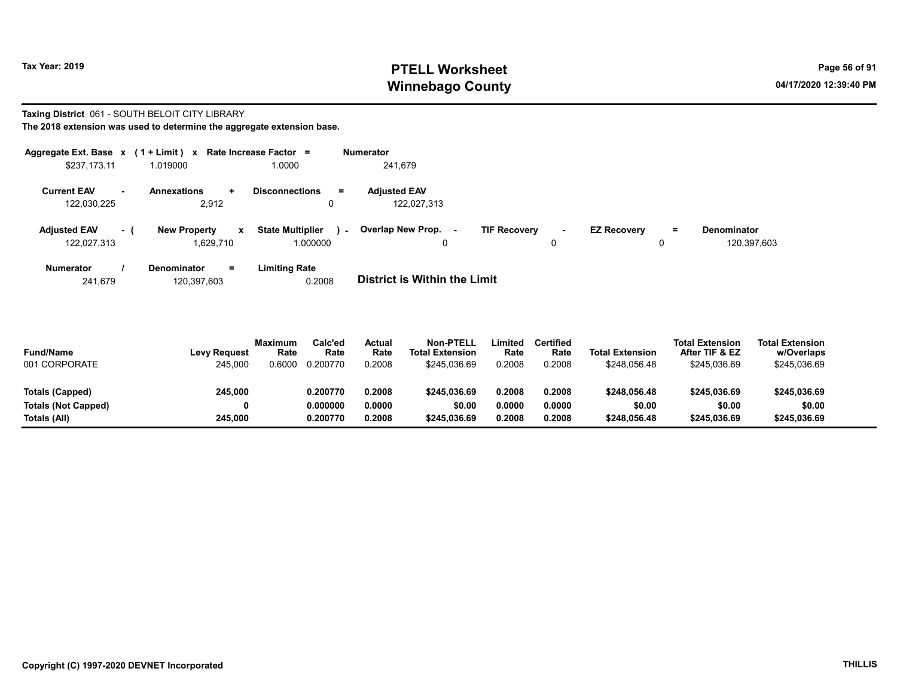# PTELL Worksheet
# Winnebago County

Tax Year: 2019

04/17/2020 12:39:40 PM

**Taxing District** 061 - SOUTH BELOIT CITY LIBRARY

**The 2018 extension was used to determine the aggregate extension base.**

| Aggregate Ext. Base | x | (1 + Limit) | x | Rate Increase Factor | = | Numerator |
|---|---|---|---|---|---|---|
| $237,173.11 | | 1.019000 | | 1.0000 | | 241,679 |

| Current EAV | - | Annexations | + | Disconnections | = | Adjusted EAV |
|---|---|---|---|---|---|---|
| 122,030,225 | | 2,912 | | 0 | | 122,027,313 |

| Adjusted EAV | - ( | New Property | x | State Multiplier | ) - | Overlap New Prop. | - | TIF Recovery | - | EZ Recovery | = | Denominator |
|---|---|---|---|---|---|---|---|---|---|---|---|---|
| 122,027,313 | | 1,629,710 | | 1.000000 | | 0 | | 0 | | 0 | | 120,397,603 |

| Numerator | / | Denominator | = | Limiting Rate |
|---|---|---|---|---|
| 241,679 | | 120,397,603 | | 0.2008 |

**District is Within the Limit**

| Fund/Name | Levy Request | Maximum Rate | Calc'ed Rate | Actual Rate | Non-PTELL Total Extension | Limited Rate | Certified Rate | Total Extension | Total Extension After TIF & EZ | Total Extension w/Overlaps |
|---|---|---|---|---|---|---|---|---|---|---|
| 001 CORPORATE | 245,000 | 0.6000 | 0.200770 | 0.2008 | $245,036.69 | 0.2008 | 0.2008 | $248,056.48 | $245,036.69 | $245,036.69 |
| **Totals (Capped)** | **245,000** | | **0.200770** | **0.2008** | **$245,036.69** | **0.2008** | **0.2008** | **$248,056.48** | **$245,036.69** | **$245,036.69** |
| **Totals (Not Capped)** | **0** | | **0.000000** | **0.0000** | **$0.00** | **0.0000** | **0.0000** | **$0.00** | **$0.00** | **$0.00** |
| **Totals (All)** | **245,000** | | **0.200770** | **0.2008** | **$245,036.69** | **0.2008** | **0.2008** | **$248,056.48** | **$245,036.69** | **$245,036.69** |

**Copyright (C) 1997-2020 DEVNET Incorporated**

**THILLIS**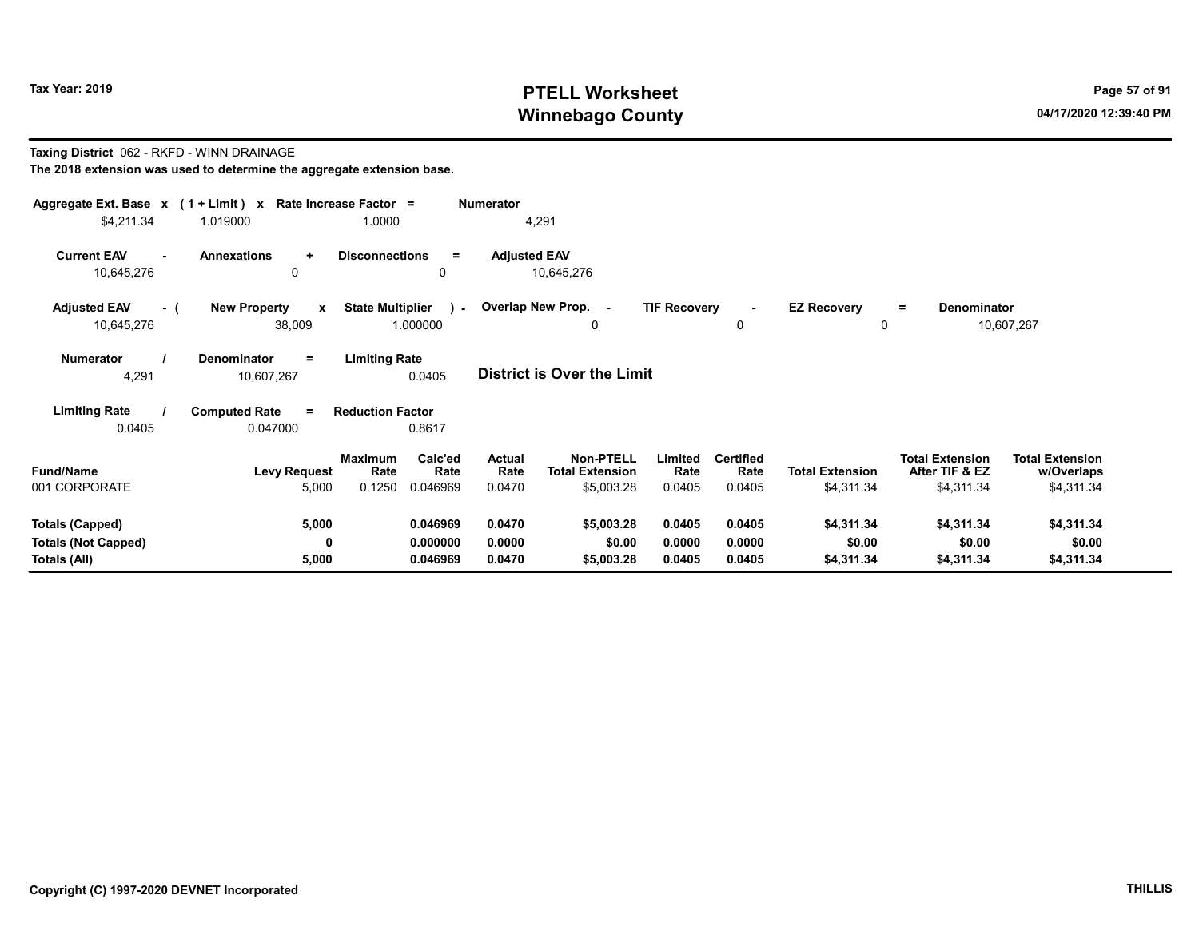**Tax Year: 2019**

# PTELL Worksheet
# Winnebago County

04/17/2020 12:39:40 PM

**Taxing District** 062 - RKFD - WINN DRAINAGE

**The 2018 extension was used to determine the aggregate extension base.**

| Aggregate Ext. Base | x | (1 + Limit) | x | Rate Increase Factor | = | Numerator |
|---|---|---|---|---|---|---|
| $4,211.34 | | 1.019000 | | 1.0000 | | 4,291 |

| Current EAV | - | Annexations | + | Disconnections | = | Adjusted EAV |
|---|---|---|---|---|---|---|
| 10,645,276 | | 0 | | 0 | | 10,645,276 |

| Adjusted EAV | - ( | New Property | x | State Multiplier | ) - | Overlap New Prop. | - | TIF Recovery | - | EZ Recovery | = | Denominator |
|---|---|---|---|---|---|---|---|---|---|---|---|---|
| 10,645,276 | | 38,009 | | 1.000000 | | 0 | | 0 | | 0 | | 10,607,267 |

| Numerator | / | Denominator | = | Limiting Rate |
|---|---|---|---|---|
| 4,291 | | 10,607,267 | | 0.0405 |

**District is Over the Limit**

| Limiting Rate | / | Computed Rate | = | Reduction Factor |
|---|---|---|---|---|
| 0.0405 | | 0.047000 | | 0.8617 |

| Fund/Name | Levy Request | Maximum Rate | Calc'ed Rate | Actual Rate | Non-PTELL Total Extension | Limited Rate | Certified Rate | Total Extension | Total Extension After TIF & EZ | Total Extension w/Overlaps |
|---|---|---|---|---|---|---|---|---|---|---|
| 001 CORPORATE | 5,000 | 0.1250 | 0.046969 | 0.0470 | $5,003.28 | 0.0405 | 0.0405 | $4,311.34 | $4,311.34 | $4,311.34 |
| **Totals (Capped)** | **5,000** | | **0.046969** | **0.0470** | **$5,003.28** | **0.0405** | **0.0405** | **$4,311.34** | **$4,311.34** | **$4,311.34** |
| **Totals (Not Capped)** | **0** | | **0.000000** | **0.0000** | **$0.00** | **0.0000** | **0.0000** | **$0.00** | **$0.00** | **$0.00** |
| **Totals (All)** | **5,000** | | **0.046969** | **0.0470** | **$5,003.28** | **0.0405** | **0.0405** | **$4,311.34** | **$4,311.34** | **$4,311.34** |

**Copyright (C) 1997-2020 DEVNET Incorporated** **THILLIS**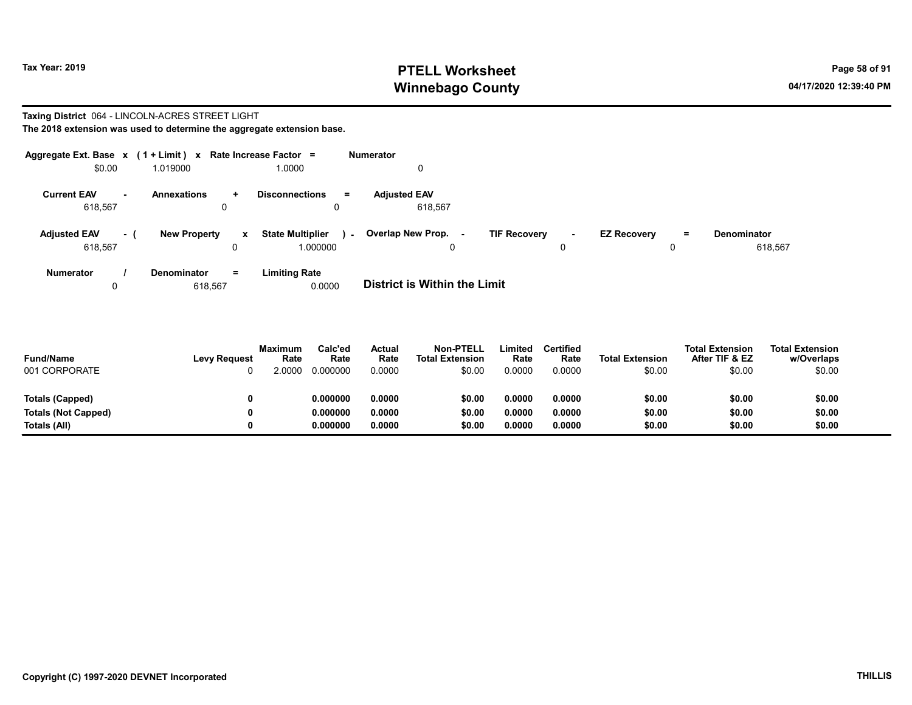# PTELL Worksheet
# Winnebago County

Tax Year: 2019

04/17/2020 12:39:40 PM

**Taxing District** 064 - LINCOLN-ACRES STREET LIGHT

**The 2018 extension was used to determine the aggregate extension base.**

| Aggregate Ext. Base | x | (1 + Limit) | x | Rate Increase Factor | = | Numerator |
|---|---|---|---|---|---|---|
| $0.00 | | 1.019000 | | 1.0000 | | 0 |

| Current EAV | - | Annexations | + | Disconnections | = | Adjusted EAV |
|---|---|---|---|---|---|---|
| 618,567 | | 0 | | 0 | | 618,567 |

| Adjusted EAV | - ( | New Property | x | State Multiplier | ) - | Overlap New Prop. | - | TIF Recovery | - | EZ Recovery | = | Denominator |
|---|---|---|---|---|---|---|---|---|---|---|---|---|
| 618,567 | | 0 | | 1.000000 | | 0 | | 0 | | 0 | | 618,567 |

| Numerator | / | Denominator | = | Limiting Rate |
|---|---|---|---|---|
| 0 | | 618,567 | | 0.0000 |

**District is Within the Limit**

| Fund/Name | Levy Request | Maximum Rate | Calc'ed Rate | Actual Rate | Non-PTELL Total Extension | Limited Rate | Certified Rate | Total Extension | Total Extension After TIF & EZ | Total Extension w/Overlaps |
|---|---|---|---|---|---|---|---|---|---|---|
| 001 CORPORATE | 0 | 2.0000 | 0.000000 | 0.0000 | $0.00 | 0.0000 | 0.0000 | $0.00 | $0.00 | $0.00 |
| **Totals (Capped)** | **0** | | **0.000000** | **0.0000** | **$0.00** | **0.0000** | **0.0000** | **$0.00** | **$0.00** | **$0.00** |
| **Totals (Not Capped)** | **0** | | **0.000000** | **0.0000** | **$0.00** | **0.0000** | **0.0000** | **$0.00** | **$0.00** | **$0.00** |
| **Totals (All)** | **0** | | **0.000000** | **0.0000** | **$0.00** | **0.0000** | **0.0000** | **$0.00** | **$0.00** | **$0.00** |

Copyright (C) 1997-2020 DEVNET Incorporated

THILLIS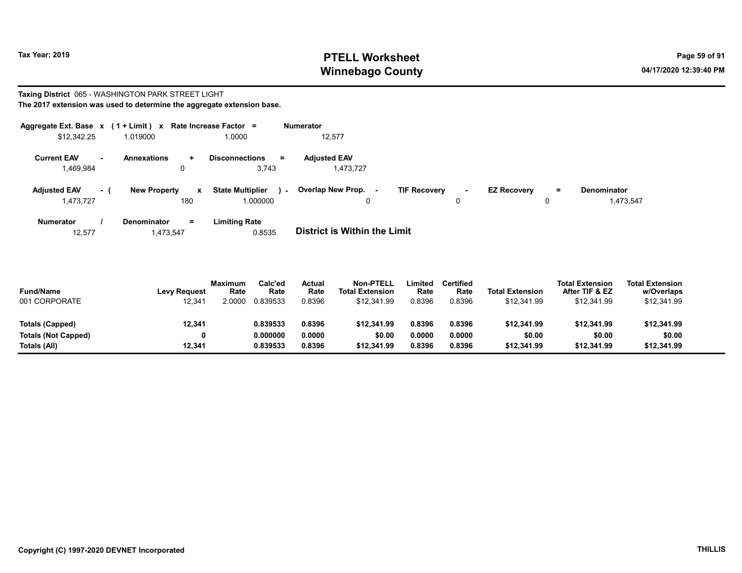Tax Year: 2019

# PTELL Worksheet
# Winnebago County

04/17/2020 12:39:40 PM

**Taxing District** 065 - WASHINGTON PARK STREET LIGHT
**The 2017 extension was used to determine the aggregate extension base.**

| Aggregate Ext. Base | x | (1 + Limit) | x | Rate Increase Factor | = | Numerator |
|---|---|---|---|---|---|---|
| $12,342.25 | | 1.019000 | | 1.0000 | | 12,577 |

| Current EAV | - | Annexations | + | Disconnections | = | Adjusted EAV |
|---|---|---|---|---|---|---|
| 1,469,984 | | 0 | | 3,743 | | 1,473,727 |

| Adjusted EAV | - ( | New Property | x | State Multiplier | ) - | Overlap New Prop. | - | TIF Recovery | - | EZ Recovery | = | Denominator |
|---|---|---|---|---|---|---|---|---|---|---|---|---|
| 1,473,727 | | 180 | | 1.000000 | | 0 | | 0 | | 0 | | 1,473,547 |

| Numerator | / | Denominator | = | Limiting Rate |
|---|---|---|---|---|
| 12,577 | | 1,473,547 | | 0.8535 |

**District is Within the Limit**

| Fund/Name | Levy Request | Maximum Rate | Calc'ed Rate | Actual Rate | Non-PTELL Total Extension | Limited Rate | Certified Rate | Total Extension | Total Extension After TIF & EZ | Total Extension w/Overlaps |
|---|---|---|---|---|---|---|---|---|---|---|
| 001 CORPORATE | 12,341 | 2.0000 | 0.839533 | 0.8396 | $12,341.99 | 0.8396 | 0.8396 | $12,341.99 | $12,341.99 | $12,341.99 |
| **Totals (Capped)** | **12,341** | | **0.839533** | **0.8396** | **$12,341.99** | **0.8396** | **0.8396** | **$12,341.99** | **$12,341.99** | **$12,341.99** |
| **Totals (Not Capped)** | **0** | | **0.000000** | **0.0000** | **$0.00** | **0.0000** | **0.0000** | **$0.00** | **$0.00** | **$0.00** |
| **Totals (All)** | **12,341** | | **0.839533** | **0.8396** | **$12,341.99** | **0.8396** | **0.8396** | **$12,341.99** | **$12,341.99** | **$12,341.99** |

Copyright (C) 1997-2020 DEVNET Incorporated

THILLIS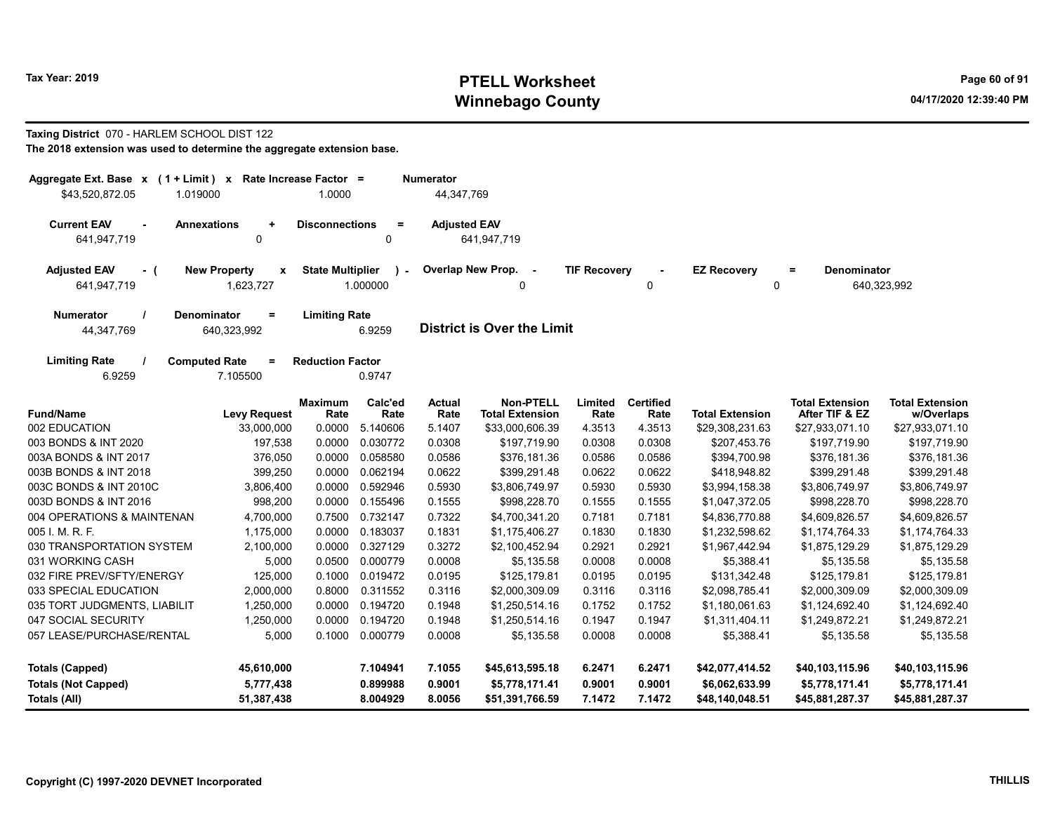Tax Year: 2019

# PTELL Worksheet
## Winnebago County

04/17/2020 12:39:40 PM

**Taxing District** 070 - HARLEM SCHOOL DIST 122
**The 2018 extension was used to determine the aggregate extension base.**

| Aggregate Ext. Base x | (1 + Limit) x | Rate Increase Factor = | Numerator |
|---|---|---|---|
| $43,520,872.05 | 1.019000 | 1.0000 | 44,347,769 |

| Current EAV - | Annexations + | Disconnections = | Adjusted EAV |
|---|---|---|---|
| 641,947,719 | 0 | 0 | 641,947,719 |

| Adjusted EAV - ( | New Property x | State Multiplier ) - | Overlap New Prop. - | TIF Recovery - | EZ Recovery = | Denominator |
|---|---|---|---|---|---|---|
| 641,947,719 | 1,623,727 | 1.000000 | 0 | 0 | 0 | 640,323,992 |

| Numerator / | Denominator = | Limiting Rate |
|---|---|---|
| 44,347,769 | 640,323,992 | 6.9259 |

**District is Over the Limit**

| Limiting Rate / | Computed Rate = | Reduction Factor |
|---|---|---|
| 6.9259 | 7.105500 | 0.9747 |

| Fund/Name | Levy Request | Maximum Rate | Calc'ed Rate | Actual Rate | Non-PTELL Total Extension | Limited Rate | Certified Rate | Total Extension | Total Extension After TIF & EZ | Total Extension w/Overlaps |
|---|---|---|---|---|---|---|---|---|---|---|
| 002 EDUCATION | 33,000,000 | 0.0000 | 5.140606 | 5.1407 | $33,000,606.39 | 4.3513 | 4.3513 | $29,308,231.63 | $27,933,071.10 | $27,933,071.10 |
| 003 BONDS & INT 2020 | 197,538 | 0.0000 | 0.030772 | 0.0308 | $197,719.90 | 0.0308 | 0.0308 | $207,453.76 | $197,719.90 | $197,719.90 |
| 003A BONDS & INT 2017 | 376,050 | 0.0000 | 0.058580 | 0.0586 | $376,181.36 | 0.0586 | 0.0586 | $394,700.98 | $376,181.36 | $376,181.36 |
| 003B BONDS & INT 2018 | 399,250 | 0.0000 | 0.062194 | 0.0622 | $399,291.48 | 0.0622 | 0.0622 | $418,948.82 | $399,291.48 | $399,291.48 |
| 003C BONDS & INT 2010C | 3,806,400 | 0.0000 | 0.592946 | 0.5930 | $3,806,749.97 | 0.5930 | 0.5930 | $3,994,158.38 | $3,806,749.97 | $3,806,749.97 |
| 003D BONDS & INT 2016 | 998,200 | 0.0000 | 0.155496 | 0.1555 | $998,228.70 | 0.1555 | 0.1555 | $1,047,372.05 | $998,228.70 | $998,228.70 |
| 004 OPERATIONS & MAINTENAN | 4,700,000 | 0.7500 | 0.732147 | 0.7322 | $4,700,341.20 | 0.7181 | 0.7181 | $4,836,770.88 | $4,609,826.57 | $4,609,826.57 |
| 005 I. M. R. F. | 1,175,000 | 0.0000 | 0.183037 | 0.1831 | $1,175,406.27 | 0.1830 | 0.1830 | $1,232,598.62 | $1,174,764.33 | $1,174,764.33 |
| 030 TRANSPORTATION SYSTEM | 2,100,000 | 0.0000 | 0.327129 | 0.3272 | $2,100,452.94 | 0.2921 | 0.2921 | $1,967,442.94 | $1,875,129.29 | $1,875,129.29 |
| 031 WORKING CASH | 5,000 | 0.0500 | 0.000779 | 0.0008 | $5,135.58 | 0.0008 | 0.0008 | $5,388.41 | $5,135.58 | $5,135.58 |
| 032 FIRE PREV/SFTY/ENERGY | 125,000 | 0.1000 | 0.019472 | 0.0195 | $125,179.81 | 0.0195 | 0.0195 | $131,342.48 | $125,179.81 | $125,179.81 |
| 033 SPECIAL EDUCATION | 2,000,000 | 0.8000 | 0.311552 | 0.3116 | $2,000,309.09 | 0.3116 | 0.3116 | $2,098,785.41 | $2,000,309.09 | $2,000,309.09 |
| 035 TORT JUDGMENTS, LIABILIT | 1,250,000 | 0.0000 | 0.194720 | 0.1948 | $1,250,514.16 | 0.1752 | 0.1752 | $1,180,061.63 | $1,124,692.40 | $1,124,692.40 |
| 047 SOCIAL SECURITY | 1,250,000 | 0.0000 | 0.194720 | 0.1948 | $1,250,514.16 | 0.1947 | 0.1947 | $1,311,404.11 | $1,249,872.21 | $1,249,872.21 |
| 057 LEASE/PURCHASE/RENTAL | 5,000 | 0.1000 | 0.000779 | 0.0008 | $5,135.58 | 0.0008 | 0.0008 | $5,388.41 | $5,135.58 | $5,135.58 |
| **Totals (Capped)** | **45,610,000** | | **7.104941** | **7.1055** | **$45,613,595.18** | **6.2471** | **6.2471** | **$42,077,414.52** | **$40,103,115.96** | **$40,103,115.96** |
| **Totals (Not Capped)** | **5,777,438** | | **0.899988** | **0.9001** | **$5,778,171.41** | **0.9001** | **0.9001** | **$6,062,633.99** | **$5,778,171.41** | **$5,778,171.41** |
| **Totals (All)** | **51,387,438** | | **8.004929** | **8.0056** | **$51,391,766.59** | **7.1472** | **7.1472** | **$48,140,048.51** | **$45,881,287.37** | **$45,881,287.37** |

Copyright (C) 1997-2020 DEVNET Incorporated

THILLIS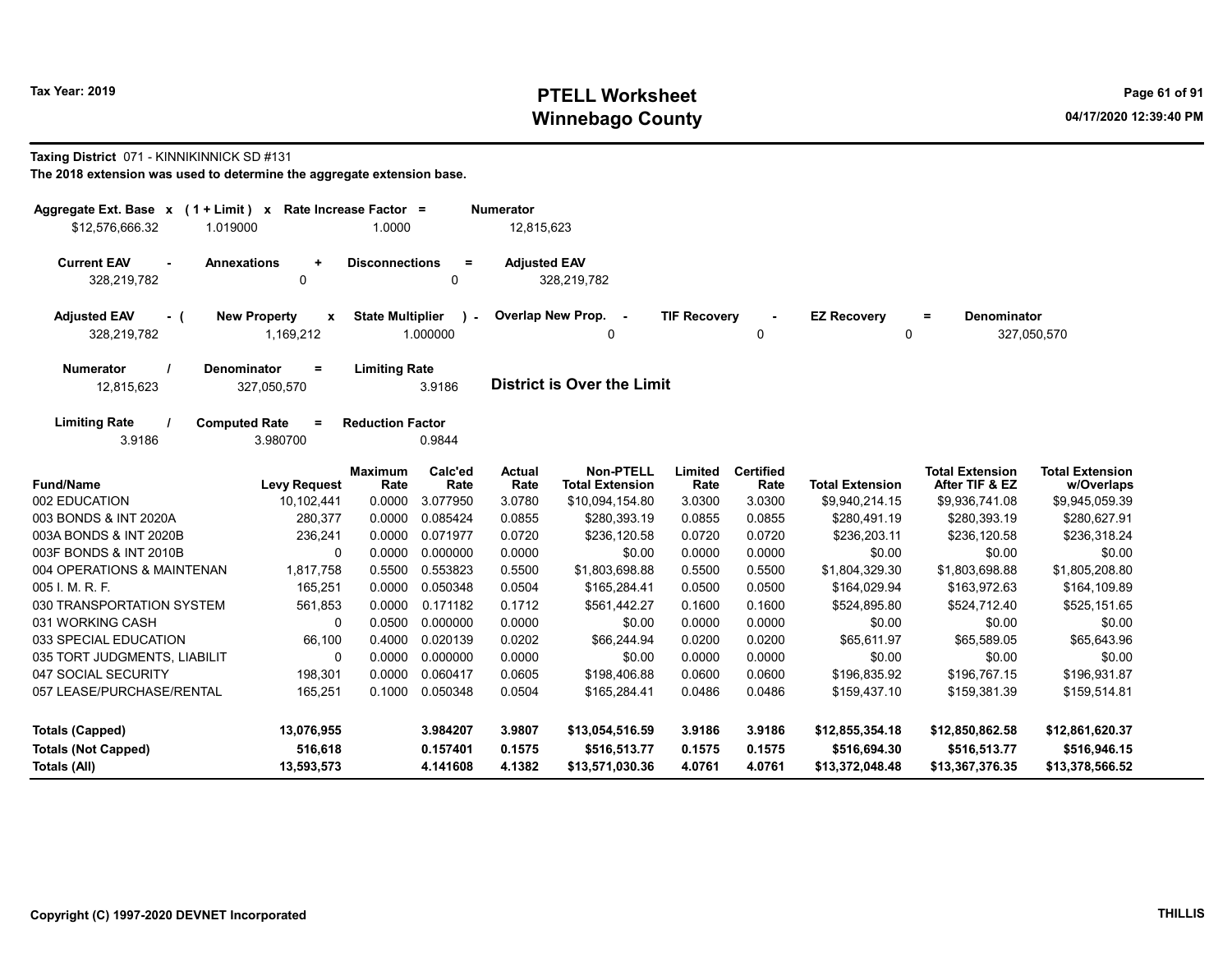# PTELL Worksheet
# Winnebago County

Tax Year: 2019

04/17/2020 12:39:40 PM

**Taxing District** 071 - KINNIKINNICK SD #131

**The 2018 extension was used to determine the aggregate extension base.**

| Aggregate Ext. Base x | (1 + Limit) x | Rate Increase Factor = | Numerator |
|---|---|---|---|
| $12,576,666.32 | 1.019000 | 1.0000 | 12,815,623 |

| Current EAV - | Annexations + | Disconnections = | Adjusted EAV |
|---|---|---|---|
| 328,219,782 | 0 | 0 | 328,219,782 |

| Adjusted EAV - ( | New Property x | State Multiplier ) - | Overlap New Prop. - | TIF Recovery - | EZ Recovery = | Denominator |
|---|---|---|---|---|---|---|
| 328,219,782 | 1,169,212 | 1.000000 | 0 | 0 | 0 | 327,050,570 |

| Numerator / | Denominator = | Limiting Rate |
|---|---|---|
| 12,815,623 | 327,050,570 | 3.9186 |

**District is Over the Limit**

| Limiting Rate / | Computed Rate = | Reduction Factor |
|---|---|---|
| 3.9186 | 3.980700 | 0.9844 |

| Fund/Name | Levy Request | Maximum Rate | Calc'ed Rate | Actual Rate | Non-PTELL Total Extension | Limited Rate | Certified Rate | Total Extension | Total Extension After TIF & EZ | Total Extension w/Overlaps |
|---|---|---|---|---|---|---|---|---|---|---|
| 002 EDUCATION | 10,102,441 | 0.0000 | 3.077950 | 3.0780 | $10,094,154.80 | 3.0300 | 3.0300 | $9,940,214.15 | $9,936,741.08 | $9,945,059.39 |
| 003 BONDS & INT 2020A | 280,377 | 0.0000 | 0.085424 | 0.0855 | $280,393.19 | 0.0855 | 0.0855 | $280,491.19 | $280,393.19 | $280,627.91 |
| 003A BONDS & INT 2020B | 236,241 | 0.0000 | 0.071977 | 0.0720 | $236,120.58 | 0.0720 | 0.0720 | $236,203.11 | $236,120.58 | $236,318.24 |
| 003F BONDS & INT 2010B | 0 | 0.0000 | 0.000000 | 0.0000 | $0.00 | 0.0000 | 0.0000 | $0.00 | $0.00 | $0.00 |
| 004 OPERATIONS & MAINTENAN | 1,817,758 | 0.5500 | 0.553823 | 0.5500 | $1,803,698.88 | 0.5500 | 0.5500 | $1,804,329.30 | $1,803,698.88 | $1,805,208.80 |
| 005 I. M. R. F. | 165,251 | 0.0000 | 0.050348 | 0.0504 | $165,284.41 | 0.0500 | 0.0500 | $164,029.94 | $163,972.63 | $164,109.89 |
| 030 TRANSPORTATION SYSTEM | 561,853 | 0.0000 | 0.171182 | 0.1712 | $561,442.27 | 0.1600 | 0.1600 | $524,895.80 | $524,712.40 | $525,151.65 |
| 031 WORKING CASH | 0 | 0.0500 | 0.000000 | 0.0000 | $0.00 | 0.0000 | 0.0000 | $0.00 | $0.00 | $0.00 |
| 033 SPECIAL EDUCATION | 66,100 | 0.4000 | 0.020139 | 0.0202 | $66,244.94 | 0.0200 | 0.0200 | $65,611.97 | $65,589.05 | $65,643.96 |
| 035 TORT JUDGMENTS, LIABILIT | 0 | 0.0000 | 0.000000 | 0.0000 | $0.00 | 0.0000 | 0.0000 | $0.00 | $0.00 | $0.00 |
| 047 SOCIAL SECURITY | 198,301 | 0.0000 | 0.060417 | 0.0605 | $198,406.88 | 0.0600 | 0.0600 | $196,835.92 | $196,767.15 | $196,931.87 |
| 057 LEASE/PURCHASE/RENTAL | 165,251 | 0.1000 | 0.050348 | 0.0504 | $165,284.41 | 0.0486 | 0.0486 | $159,437.10 | $159,381.39 | $159,514.81 |
| **Totals (Capped)** | **13,076,955** | | **3.984207** | **3.9807** | **$13,054,516.59** | **3.9186** | **3.9186** | **$12,855,354.18** | **$12,850,862.58** | **$12,861,620.37** |
| **Totals (Not Capped)** | **516,618** | | **0.157401** | **0.1575** | **$516,513.77** | **0.1575** | **0.1575** | **$516,694.30** | **$516,513.77** | **$516,946.15** |
| **Totals (All)** | **13,593,573** | | **4.141608** | **4.1382** | **$13,571,030.36** | **4.0761** | **4.0761** | **$13,372,048.48** | **$13,367,376.35** | **$13,378,566.52** |

Copyright (C) 1997-2020 DEVNET Incorporated

THILLIS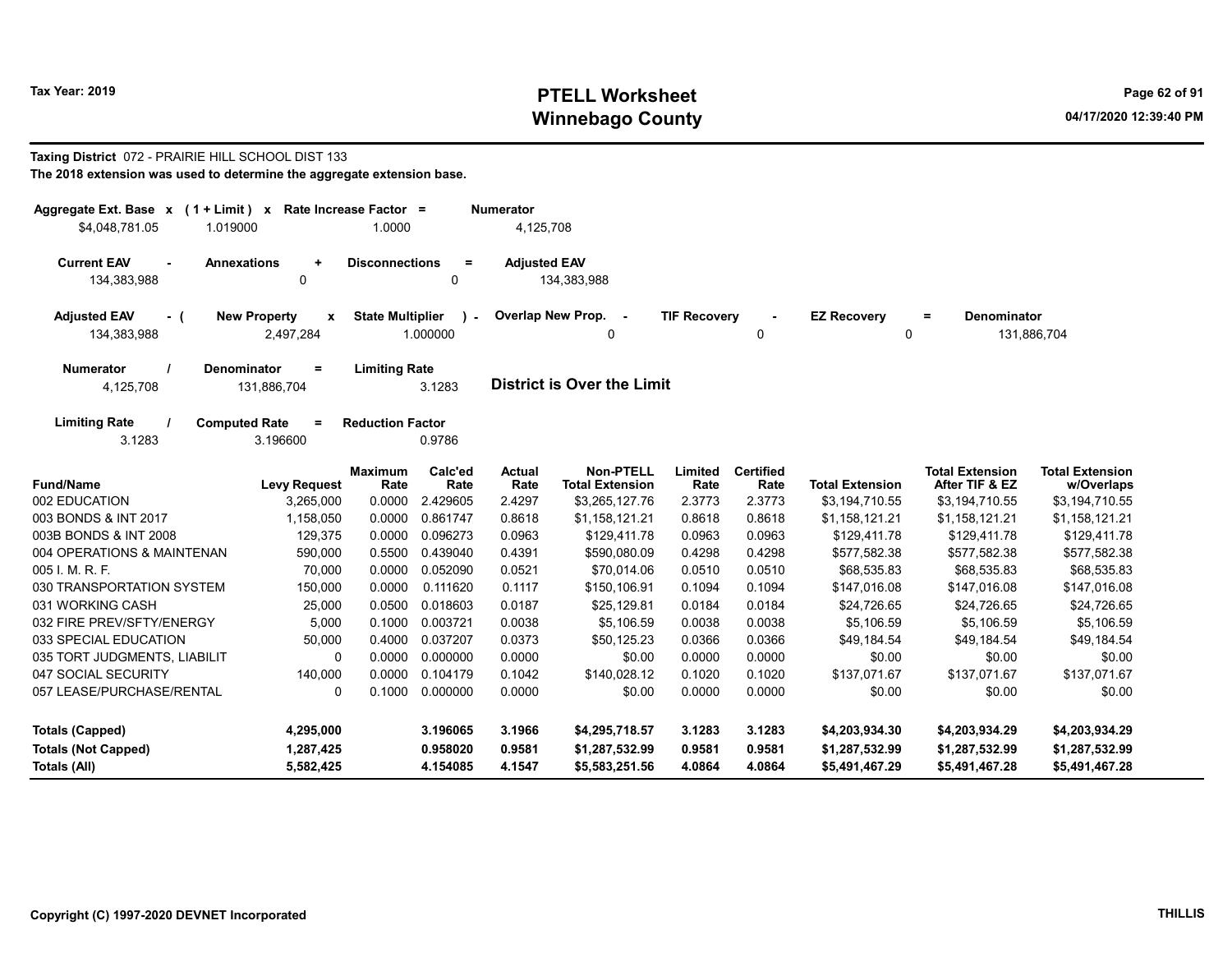# PTELL Worksheet
# Winnebago County

Tax Year: 2019

04/17/2020 12:39:40 PM

**Taxing District** 072 - PRAIRIE HILL SCHOOL DIST 133

**The 2018 extension was used to determine the aggregate extension base.**

| Aggregate Ext. Base x | (1 + Limit) x | Rate Increase Factor = | Numerator |
|---|---|---|---|
| $4,048,781.05 | 1.019000 | 1.0000 | 4,125,708 |

| Current EAV - | Annexations + | Disconnections = | Adjusted EAV |
|---|---|---|---|
| 134,383,988 | 0 | 0 | 134,383,988 |

| Adjusted EAV - ( | New Property x | State Multiplier ) - | Overlap New Prop. - | TIF Recovery - | EZ Recovery = | Denominator |
|---|---|---|---|---|---|---|
| 134,383,988 | 2,497,284 | 1.000000 | 0 | 0 | 0 | 131,886,704 |

| Numerator / | Denominator = | Limiting Rate |
|---|---|---|
| 4,125,708 | 131,886,704 | 3.1283 |

**District is Over the Limit**

| Limiting Rate / | Computed Rate = | Reduction Factor |
|---|---|---|
| 3.1283 | 3.196600 | 0.9786 |

| Fund/Name | Levy Request | Maximum Rate | Calc'ed Rate | Actual Rate | Non-PTELL Total Extension | Limited Rate | Certified Rate | Total Extension | Total Extension After TIF & EZ | Total Extension w/Overlaps |
|---|---|---|---|---|---|---|---|---|---|---|
| 002 EDUCATION | 3,265,000 | 0.0000 | 2.429605 | 2.4297 | $3,265,127.76 | 2.3773 | 2.3773 | $3,194,710.55 | $3,194,710.55 | $3,194,710.55 |
| 003 BONDS & INT 2017 | 1,158,050 | 0.0000 | 0.861747 | 0.8618 | $1,158,121.21 | 0.8618 | 0.8618 | $1,158,121.21 | $1,158,121.21 | $1,158,121.21 |
| 003B BONDS & INT 2008 | 129,375 | 0.0000 | 0.096273 | 0.0963 | $129,411.78 | 0.0963 | 0.0963 | $129,411.78 | $129,411.78 | $129,411.78 |
| 004 OPERATIONS & MAINTENAN | 590,000 | 0.5500 | 0.439040 | 0.4391 | $590,080.09 | 0.4298 | 0.4298 | $577,582.38 | $577,582.38 | $577,582.38 |
| 005 I. M. R. F. | 70,000 | 0.0000 | 0.052090 | 0.0521 | $70,014.06 | 0.0510 | 0.0510 | $68,535.83 | $68,535.83 | $68,535.83 |
| 030 TRANSPORTATION SYSTEM | 150,000 | 0.0000 | 0.111620 | 0.1117 | $150,106.91 | 0.1094 | 0.1094 | $147,016.08 | $147,016.08 | $147,016.08 |
| 031 WORKING CASH | 25,000 | 0.0500 | 0.018603 | 0.0187 | $25,129.81 | 0.0184 | 0.0184 | $24,726.65 | $24,726.65 | $24,726.65 |
| 032 FIRE PREV/SFTY/ENERGY | 5,000 | 0.1000 | 0.003721 | 0.0038 | $5,106.59 | 0.0038 | 0.0038 | $5,106.59 | $5,106.59 | $5,106.59 |
| 033 SPECIAL EDUCATION | 50,000 | 0.4000 | 0.037207 | 0.0373 | $50,125.23 | 0.0366 | 0.0366 | $49,184.54 | $49,184.54 | $49,184.54 |
| 035 TORT JUDGMENTS, LIABILIT | 0 | 0.0000 | 0.000000 | 0.0000 | $0.00 | 0.0000 | 0.0000 | $0.00 | $0.00 | $0.00 |
| 047 SOCIAL SECURITY | 140,000 | 0.0000 | 0.104179 | 0.1042 | $140,028.12 | 0.1020 | 0.1020 | $137,071.67 | $137,071.67 | $137,071.67 |
| 057 LEASE/PURCHASE/RENTAL | 0 | 0.1000 | 0.000000 | 0.0000 | $0.00 | 0.0000 | 0.0000 | $0.00 | $0.00 | $0.00 |
| **Totals (Capped)** | **4,295,000** | | **3.196065** | **3.1966** | **$4,295,718.57** | **3.1283** | **3.1283** | **$4,203,934.30** | **$4,203,934.29** | **$4,203,934.29** |
| **Totals (Not Capped)** | **1,287,425** | | **0.958020** | **0.9581** | **$1,287,532.99** | **0.9581** | **0.9581** | **$1,287,532.99** | **$1,287,532.99** | **$1,287,532.99** |
| **Totals (All)** | **5,582,425** | | **4.154085** | **4.1547** | **$5,583,251.56** | **4.0864** | **4.0864** | **$5,491,467.29** | **$5,491,467.28** | **$5,491,467.28** |

Copyright (C) 1997-2020 DEVNET Incorporated

THILLIS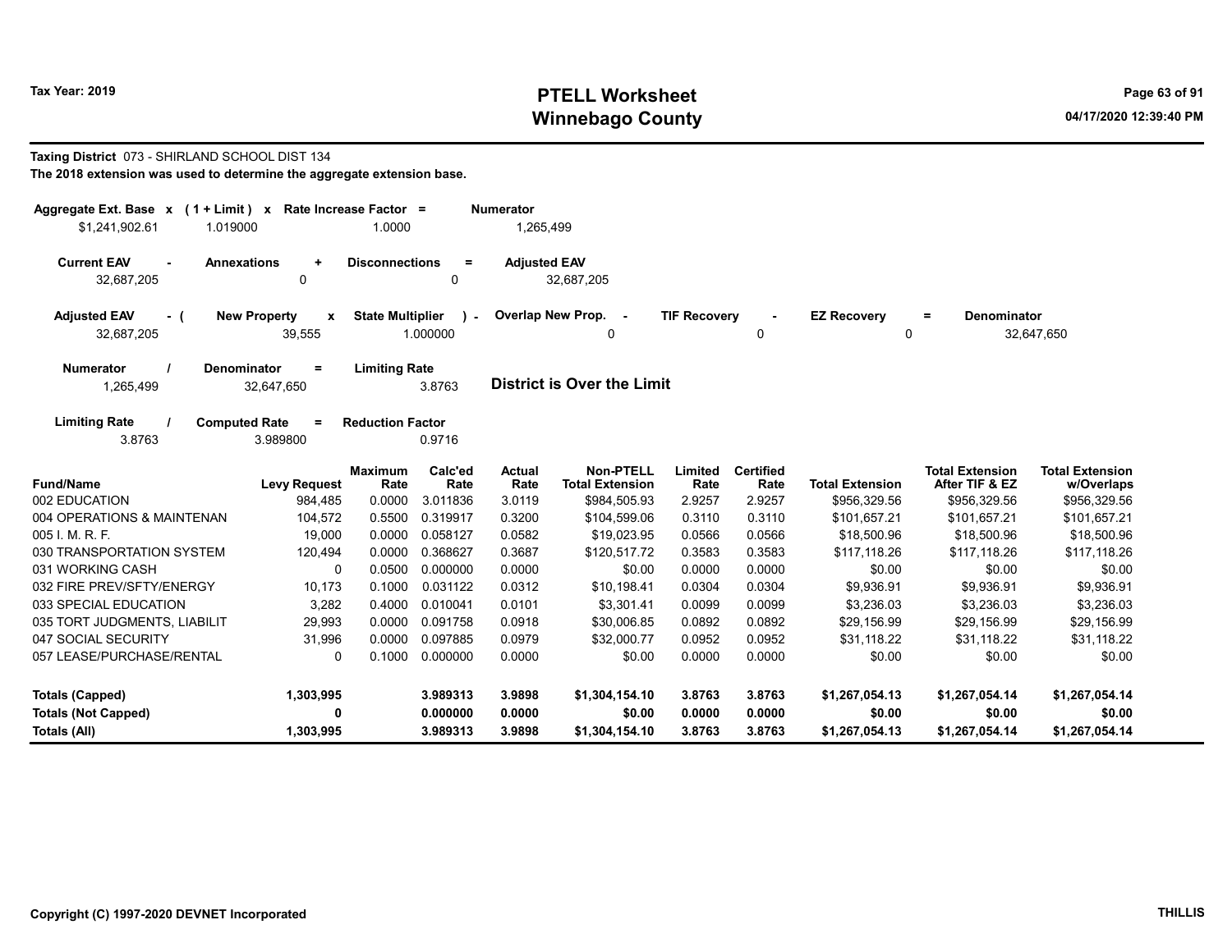# PTELL Worksheet
# Winnebago County

Tax Year: 2019

04/17/2020 12:39:40 PM

**Taxing District** 073 - SHIRLAND SCHOOL DIST 134

**The 2018 extension was used to determine the aggregate extension base.**

| Aggregate Ext. Base | x | ( 1 + Limit ) | x | Rate Increase Factor | = | Numerator |
|---|---|---|---|---|---|---|
| $1,241,902.61 | | 1.019000 | | 1.0000 | | 1,265,499 |

| Current EAV | - | Annexations | + | Disconnections | = | Adjusted EAV |
|---|---|---|---|---|---|---|
| 32,687,205 | | 0 | | 0 | | 32,687,205 |

| Adjusted EAV | - ( | New Property | x | State Multiplier | ) - | Overlap New Prop. | - | TIF Recovery | - | EZ Recovery | = | Denominator |
|---|---|---|---|---|---|---|---|---|---|---|---|---|
| 32,687,205 | | 39,555 | | 1.000000 | | 0 | | 0 | | 0 | | 32,647,650 |

| Numerator | / | Denominator | = | Limiting Rate |
|---|---|---|---|---|
| 1,265,499 | | 32,647,650 | | 3.8763 |

**District is Over the Limit**

| Limiting Rate | / | Computed Rate | = | Reduction Factor |
|---|---|---|---|---|
| 3.8763 | | 3.989800 | | 0.9716 |

| Fund/Name | Levy Request | Maximum Rate | Calc'ed Rate | Actual Rate | Non-PTELL Total Extension | Limited Rate | Certified Rate | Total Extension | Total Extension After TIF & EZ | Total Extension w/Overlaps |
|---|---|---|---|---|---|---|---|---|---|---|
| 002 EDUCATION | 984,485 | 0.0000 | 3.011836 | 3.0119 | $984,505.93 | 2.9257 | 2.9257 | $956,329.56 | $956,329.56 | $956,329.56 |
| 004 OPERATIONS & MAINTENAN | 104,572 | 0.5500 | 0.319917 | 0.3200 | $104,599.06 | 0.3110 | 0.3110 | $101,657.21 | $101,657.21 | $101,657.21 |
| 005 I. M. R. F. | 19,000 | 0.0000 | 0.058127 | 0.0582 | $19,023.95 | 0.0566 | 0.0566 | $18,500.96 | $18,500.96 | $18,500.96 |
| 030 TRANSPORTATION SYSTEM | 120,494 | 0.0000 | 0.368627 | 0.3687 | $120,517.72 | 0.3583 | 0.3583 | $117,118.26 | $117,118.26 | $117,118.26 |
| 031 WORKING CASH | 0 | 0.0500 | 0.000000 | 0.0000 | $0.00 | 0.0000 | 0.0000 | $0.00 | $0.00 | $0.00 |
| 032 FIRE PREV/SFTY/ENERGY | 10,173 | 0.1000 | 0.031122 | 0.0312 | $10,198.41 | 0.0304 | 0.0304 | $9,936.91 | $9,936.91 | $9,936.91 |
| 033 SPECIAL EDUCATION | 3,282 | 0.4000 | 0.010041 | 0.0101 | $3,301.41 | 0.0099 | 0.0099 | $3,236.03 | $3,236.03 | $3,236.03 |
| 035 TORT JUDGMENTS, LIABILIT | 29,993 | 0.0000 | 0.091758 | 0.0918 | $30,006.85 | 0.0892 | 0.0892 | $29,156.99 | $29,156.99 | $29,156.99 |
| 047 SOCIAL SECURITY | 31,996 | 0.0000 | 0.097885 | 0.0979 | $32,000.77 | 0.0952 | 0.0952 | $31,118.22 | $31,118.22 | $31,118.22 |
| 057 LEASE/PURCHASE/RENTAL | 0 | 0.1000 | 0.000000 | 0.0000 | $0.00 | 0.0000 | 0.0000 | $0.00 | $0.00 | $0.00 |
| **Totals (Capped)** | **1,303,995** | | **3.989313** | **3.9898** | **$1,304,154.10** | **3.8763** | **3.8763** | **$1,267,054.13** | **$1,267,054.14** | **$1,267,054.14** |
| **Totals (Not Capped)** | **0** | | **0.000000** | **0.0000** | **$0.00** | **0.0000** | **0.0000** | **$0.00** | **$0.00** | **$0.00** |
| **Totals (All)** | **1,303,995** | | **3.989313** | **3.9898** | **$1,304,154.10** | **3.8763** | **3.8763** | **$1,267,054.13** | **$1,267,054.14** | **$1,267,054.14** |

Copyright (C) 1997-2020 DEVNET Incorporated

THILLIS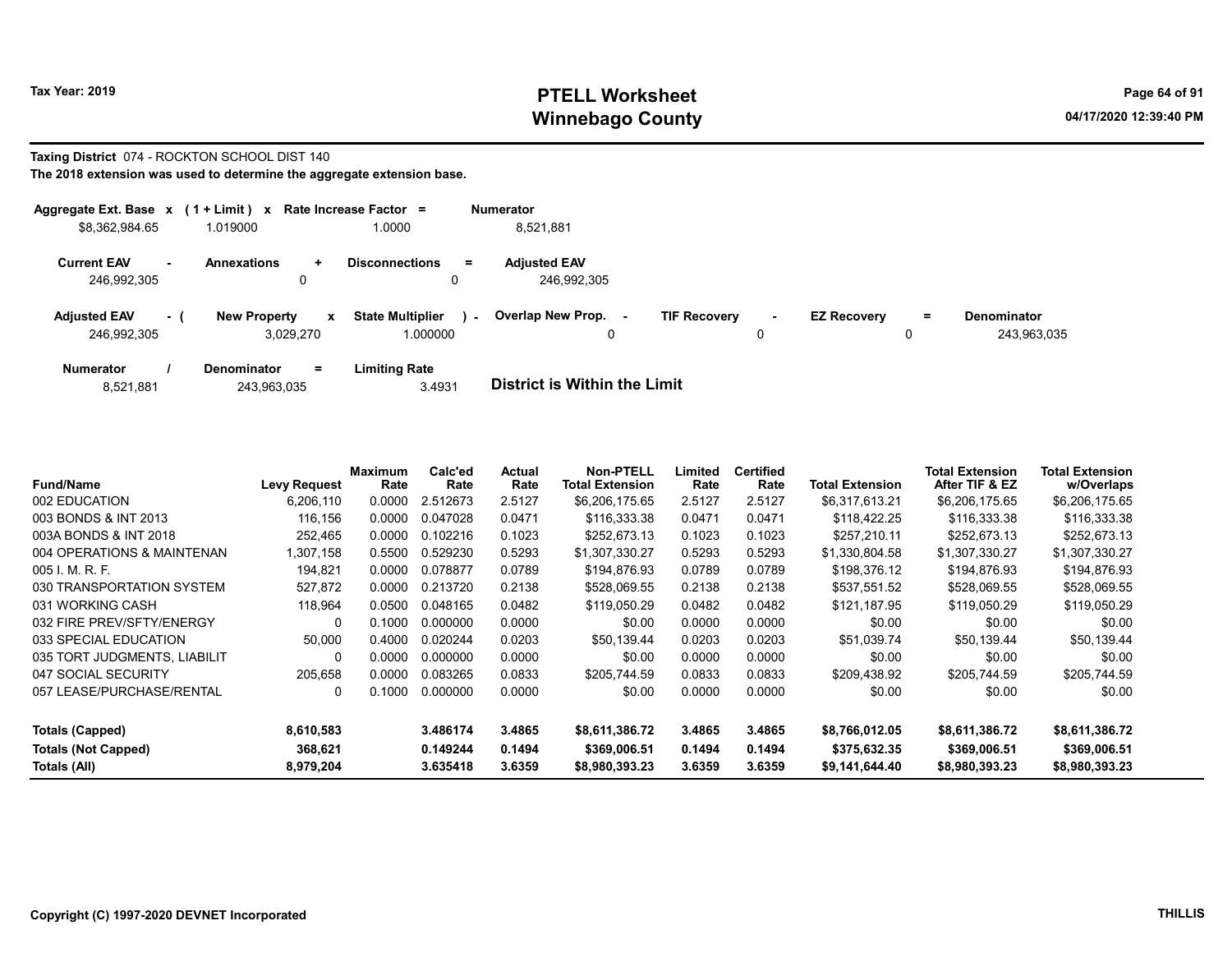Tax Year: 2019

# PTELL Worksheet
# Winnebago County

04/17/2020 12:39:40 PM

**Taxing District** 074 - ROCKTON SCHOOL DIST 140

**The 2018 extension was used to determine the aggregate extension base.**

| Aggregate Ext. Base x | (1 + Limit) x | Rate Increase Factor = | Numerator |
|---|---|---|---|
| $8,362,984.65 | 1.019000 | 1.0000 | 8,521,881 |

| Current EAV - | Annexations + | Disconnections = | Adjusted EAV |
|---|---|---|---|
| 246,992,305 | 0 | 0 | 246,992,305 |

| Adjusted EAV - ( | New Property x | State Multiplier ) - | Overlap New Prop. - | TIF Recovery - | EZ Recovery = | Denominator |
|---|---|---|---|---|---|---|
| 246,992,305 | 3,029,270 | 1.000000 | 0 | 0 | 0 | 243,963,035 |

| Numerator / | Denominator = | Limiting Rate |
|---|---|---|
| 8,521,881 | 243,963,035 | 3.4931 |

**District is Within the Limit**

| Fund/Name | Levy Request | Maximum Rate | Calc'ed Rate | Actual Rate | Non-PTELL Total Extension | Limited Rate | Certified Rate | Total Extension | Total Extension After TIF & EZ | Total Extension w/Overlaps |
|---|---|---|---|---|---|---|---|---|---|---|
| 002 EDUCATION | 6,206,110 | 0.0000 | 2.512673 | 2.5127 | $6,206,175.65 | 2.5127 | 2.5127 | $6,317,613.21 | $6,206,175.65 | $6,206,175.65 |
| 003 BONDS & INT 2013 | 116,156 | 0.0000 | 0.047028 | 0.0471 | $116,333.38 | 0.0471 | 0.0471 | $118,422.25 | $116,333.38 | $116,333.38 |
| 003A BONDS & INT 2018 | 252,465 | 0.0000 | 0.102216 | 0.1023 | $252,673.13 | 0.1023 | 0.1023 | $257,210.11 | $252,673.13 | $252,673.13 |
| 004 OPERATIONS & MAINTENAN | 1,307,158 | 0.5500 | 0.529230 | 0.5293 | $1,307,330.27 | 0.5293 | 0.5293 | $1,330,804.58 | $1,307,330.27 | $1,307,330.27 |
| 005 I. M. R. F. | 194,821 | 0.0000 | 0.078877 | 0.0789 | $194,876.93 | 0.0789 | 0.0789 | $198,376.12 | $194,876.93 | $194,876.93 |
| 030 TRANSPORTATION SYSTEM | 527,872 | 0.0000 | 0.213720 | 0.2138 | $528,069.55 | 0.2138 | 0.2138 | $537,551.52 | $528,069.55 | $528,069.55 |
| 031 WORKING CASH | 118,964 | 0.0500 | 0.048165 | 0.0482 | $119,050.29 | 0.0482 | 0.0482 | $121,187.95 | $119,050.29 | $119,050.29 |
| 032 FIRE PREV/SFTY/ENERGY | 0 | 0.1000 | 0.000000 | 0.0000 | $0.00 | 0.0000 | 0.0000 | $0.00 | $0.00 | $0.00 |
| 033 SPECIAL EDUCATION | 50,000 | 0.4000 | 0.020244 | 0.0203 | $50,139.44 | 0.0203 | 0.0203 | $51,039.74 | $50,139.44 | $50,139.44 |
| 035 TORT JUDGMENTS, LIABILIT | 0 | 0.0000 | 0.000000 | 0.0000 | $0.00 | 0.0000 | 0.0000 | $0.00 | $0.00 | $0.00 |
| 047 SOCIAL SECURITY | 205,658 | 0.0000 | 0.083265 | 0.0833 | $205,744.59 | 0.0833 | 0.0833 | $209,438.92 | $205,744.59 | $205,744.59 |
| 057 LEASE/PURCHASE/RENTAL | 0 | 0.1000 | 0.000000 | 0.0000 | $0.00 | 0.0000 | 0.0000 | $0.00 | $0.00 | $0.00 |
| **Totals (Capped)** | **8,610,583** | | **3.486174** | **3.4865** | **$8,611,386.72** | **3.4865** | **3.4865** | **$8,766,012.05** | **$8,611,386.72** | **$8,611,386.72** |
| **Totals (Not Capped)** | **368,621** | | **0.149244** | **0.1494** | **$369,006.51** | **0.1494** | **0.1494** | **$375,632.35** | **$369,006.51** | **$369,006.51** |
| **Totals (All)** | **8,979,204** | | **3.635418** | **3.6359** | **$8,980,393.23** | **3.6359** | **3.6359** | **$9,141,644.40** | **$8,980,393.23** | **$8,980,393.23** |

Copyright (C) 1997-2020 DEVNET Incorporated

THILLIS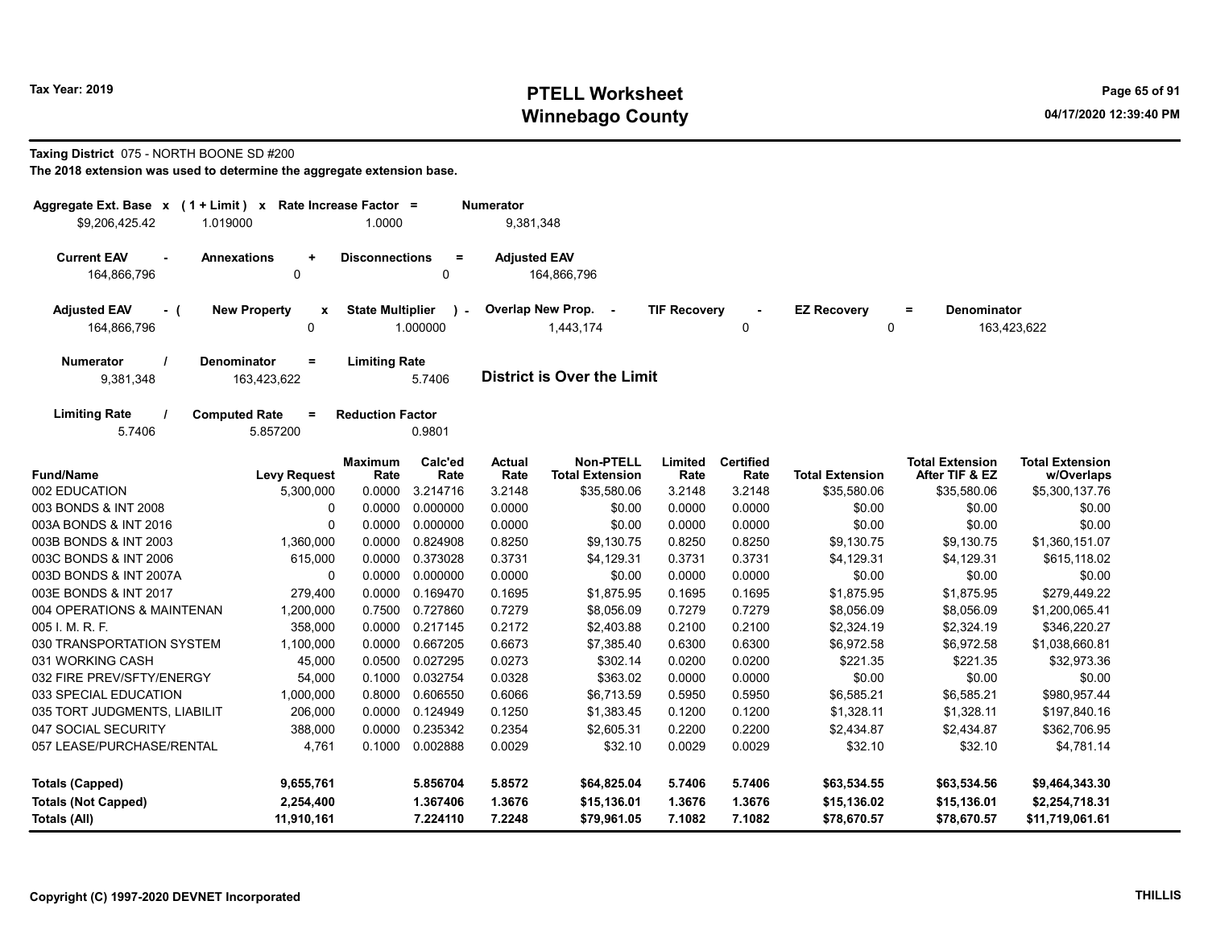Tax Year: 2019

# PTELL Worksheet
# Winnebago County

**Taxing District** 075 - NORTH BOONE SD #200
**The 2018 extension was used to determine the aggregate extension base.**

| Aggregate Ext. Base x | ( 1 + Limit ) x | Rate Increase Factor = | Numerator |
|---|---|---|---|
| $9,206,425.42 | 1.019000 | 1.0000 | 9,381,348 |

| Current EAV - | Annexations + | Disconnections = | Adjusted EAV |
|---|---|---|---|
| 164,866,796 | 0 | 0 | 164,866,796 |

| Adjusted EAV - ( | New Property x | State Multiplier ) - | Overlap New Prop. - | TIF Recovery - | EZ Recovery = | Denominator |
|---|---|---|---|---|---|---|
| 164,866,796 | 0 | 1.000000 | 1,443,174 | 0 | 0 | 163,423,622 |

| Numerator / | Denominator = | Limiting Rate |
|---|---|---|
| 9,381,348 | 163,423,622 | 5.7406 |

**District is Over the Limit**

| Limiting Rate / | Computed Rate = | Reduction Factor |
|---|---|---|
| 5.7406 | 5.857200 | 0.9801 |

| Fund/Name | Levy Request | Maximum Rate | Calc'ed Rate | Actual Rate | Non-PTELL Total Extension | Limited Rate | Certified Rate | Total Extension | Total Extension After TIF & EZ | Total Extension w/Overlaps |
|---|---|---|---|---|---|---|---|---|---|---|
| 002 EDUCATION | 5,300,000 | 0.0000 | 3.214716 | 3.2148 | $35,580.06 | 3.2148 | 3.2148 | $35,580.06 | $35,580.06 | $5,300,137.76 |
| 003 BONDS & INT 2008 | 0 | 0.0000 | 0.000000 | 0.0000 | $0.00 | 0.0000 | 0.0000 | $0.00 | $0.00 | $0.00 |
| 003A BONDS & INT 2016 | 0 | 0.0000 | 0.000000 | 0.0000 | $0.00 | 0.0000 | 0.0000 | $0.00 | $0.00 | $0.00 |
| 003B BONDS & INT 2003 | 1,360,000 | 0.0000 | 0.824908 | 0.8250 | $9,130.75 | 0.8250 | 0.8250 | $9,130.75 | $9,130.75 | $1,360,151.07 |
| 003C BONDS & INT 2006 | 615,000 | 0.0000 | 0.373028 | 0.3731 | $4,129.31 | 0.3731 | 0.3731 | $4,129.31 | $4,129.31 | $615,118.02 |
| 003D BONDS & INT 2007A | 0 | 0.0000 | 0.000000 | 0.0000 | $0.00 | 0.0000 | 0.0000 | $0.00 | $0.00 | $0.00 |
| 003E BONDS & INT 2017 | 279,400 | 0.0000 | 0.169470 | 0.1695 | $1,875.95 | 0.1695 | 0.1695 | $1,875.95 | $1,875.95 | $279,449.22 |
| 004 OPERATIONS & MAINTENAN | 1,200,000 | 0.7500 | 0.727860 | 0.7279 | $8,056.09 | 0.7279 | 0.7279 | $8,056.09 | $8,056.09 | $1,200,065.41 |
| 005 I. M. R. F. | 358,000 | 0.0000 | 0.217145 | 0.2172 | $2,403.88 | 0.2100 | 0.2100 | $2,324.19 | $2,324.19 | $346,220.27 |
| 030 TRANSPORTATION SYSTEM | 1,100,000 | 0.0000 | 0.667205 | 0.6673 | $7,385.40 | 0.6300 | 0.6300 | $6,972.58 | $6,972.58 | $1,038,660.81 |
| 031 WORKING CASH | 45,000 | 0.0500 | 0.027295 | 0.0273 | $302.14 | 0.0200 | 0.0200 | $221.35 | $221.35 | $32,973.36 |
| 032 FIRE PREV/SFTY/ENERGY | 54,000 | 0.1000 | 0.032754 | 0.0328 | $363.02 | 0.0000 | 0.0000 | $0.00 | $0.00 | $0.00 |
| 033 SPECIAL EDUCATION | 1,000,000 | 0.8000 | 0.606550 | 0.6066 | $6,713.59 | 0.5950 | 0.5950 | $6,585.21 | $6,585.21 | $980,957.44 |
| 035 TORT JUDGMENTS, LIABILIT | 206,000 | 0.0000 | 0.124949 | 0.1250 | $1,383.45 | 0.1200 | 0.1200 | $1,328.11 | $1,328.11 | $197,840.16 |
| 047 SOCIAL SECURITY | 388,000 | 0.0000 | 0.235342 | 0.2354 | $2,605.31 | 0.2200 | 0.2200 | $2,434.87 | $2,434.87 | $362,706.95 |
| 057 LEASE/PURCHASE/RENTAL | 4,761 | 0.1000 | 0.002888 | 0.0029 | $32.10 | 0.0029 | 0.0029 | $32.10 | $32.10 | $4,781.14 |
| **Totals (Capped)** | **9,655,761** | | **5.856704** | **5.8572** | **$64,825.04** | **5.7406** | **5.7406** | **$63,534.55** | **$63,534.56** | **$9,464,343.30** |
| **Totals (Not Capped)** | **2,254,400** | | **1.367406** | **1.3676** | **$15,136.01** | **1.3676** | **1.3676** | **$15,136.02** | **$15,136.01** | **$2,254,718.31** |
| **Totals (All)** | **11,910,161** | | **7.224110** | **7.2248** | **$79,961.05** | **7.1082** | **7.1082** | **$78,670.57** | **$78,670.57** | **$11,719,061.61** |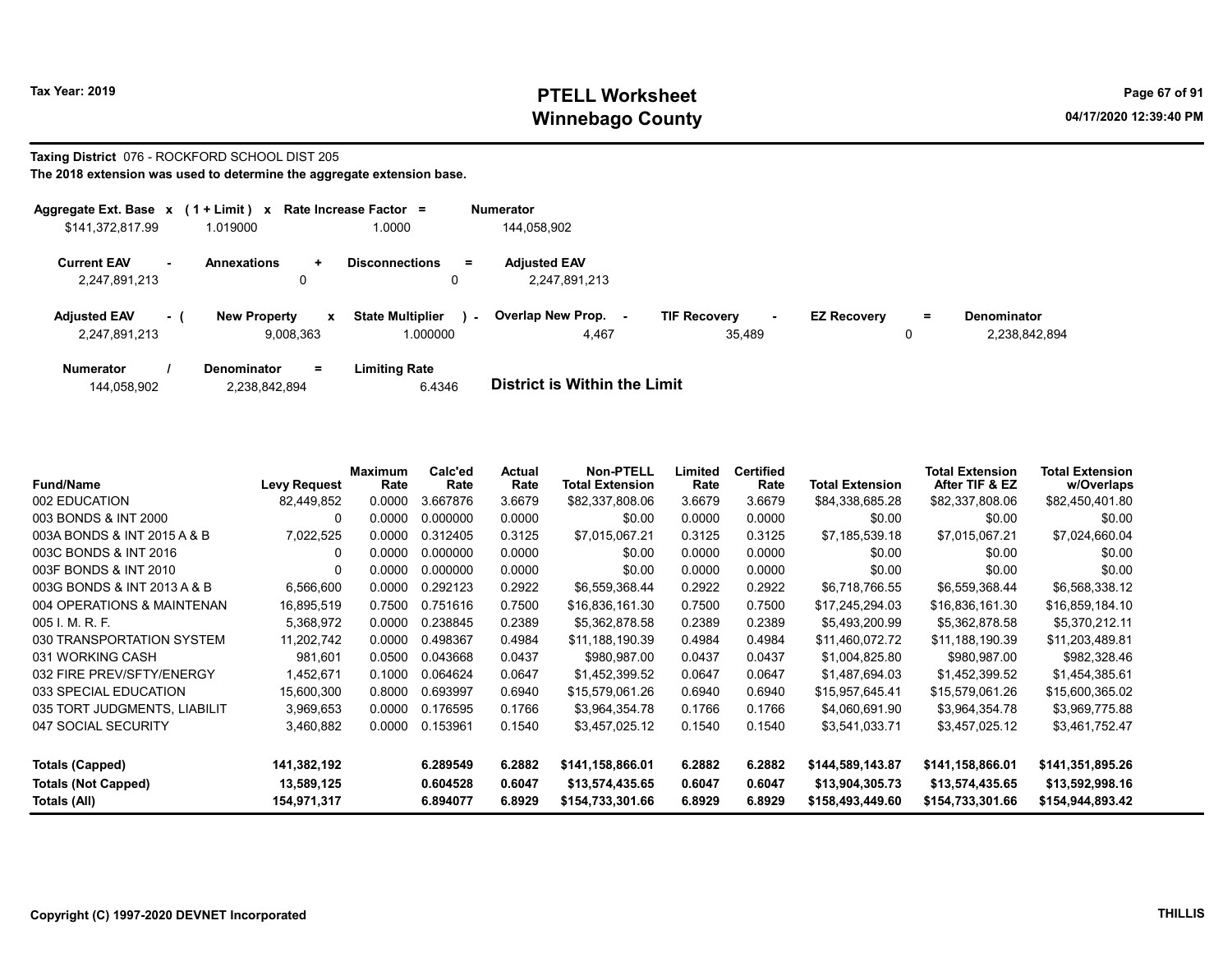## PTELL Worksheet
## Winnebago County

Tax Year: 2019

04/17/2020 12:39:40 PM

**Taxing District** 076 - ROCKFORD SCHOOL DIST 205

**The 2018 extension was used to determine the aggregate extension base.**

| Aggregate Ext. Base | x | (1 + Limit) | x | Rate Increase Factor | = | Numerator |
|---|---|---|---|---|---|---|
| $141,372,817.99 | | 1.019000 | | 1.0000 | | 144,058,902 |

| Current EAV | - | Annexations | + | Disconnections | = | Adjusted EAV |
|---|---|---|---|---|---|---|
| 2,247,891,213 | | 0 | | 0 | | 2,247,891,213 |

| Adjusted EAV | - ( | New Property | x | State Multiplier | ) - | Overlap New Prop. | - | TIF Recovery | - | EZ Recovery | = | Denominator |
|---|---|---|---|---|---|---|---|---|---|---|---|---|
| 2,247,891,213 | | 9,008,363 | | 1.000000 | | 4,467 | | 35,489 | | 0 | | 2,238,842,894 |

| Numerator | / | Denominator | = | Limiting Rate |
|---|---|---|---|---|
| 144,058,902 | | 2,238,842,894 | | 6.4346 |

**District is Within the Limit**

| Fund/Name | Levy Request | Maximum Rate | Calc'ed Rate | Actual Rate | Non-PTELL Total Extension | Limited Rate | Certified Rate | Total Extension | Total Extension After TIF & EZ | Total Extension w/Overlaps |
|---|---|---|---|---|---|---|---|---|---|---|
| 002 EDUCATION | 82,449,852 | 0.0000 | 3.667876 | 3.6679 | $82,337,808.06 | 3.6679 | 3.6679 | $84,338,685.28 | $82,337,808.06 | $82,450,401.80 |
| 003 BONDS & INT 2000 | 0 | 0.0000 | 0.000000 | 0.0000 | $0.00 | 0.0000 | 0.0000 | $0.00 | $0.00 | $0.00 |
| 003A BONDS & INT 2015 A & B | 7,022,525 | 0.0000 | 0.312405 | 0.3125 | $7,015,067.21 | 0.3125 | 0.3125 | $7,185,539.18 | $7,015,067.21 | $7,024,660.04 |
| 003C BONDS & INT 2016 | 0 | 0.0000 | 0.000000 | 0.0000 | $0.00 | 0.0000 | 0.0000 | $0.00 | $0.00 | $0.00 |
| 003F BONDS & INT 2010 | 0 | 0.0000 | 0.000000 | 0.0000 | $0.00 | 0.0000 | 0.0000 | $0.00 | $0.00 | $0.00 |
| 003G BONDS & INT 2013 A & B | 6,566,600 | 0.0000 | 0.292123 | 0.2922 | $6,559,368.44 | 0.2922 | 0.2922 | $6,718,766.55 | $6,559,368.44 | $6,568,338.12 |
| 004 OPERATIONS & MAINTENAN | 16,895,519 | 0.7500 | 0.751616 | 0.7500 | $16,836,161.30 | 0.7500 | 0.7500 | $17,245,294.03 | $16,836,161.30 | $16,859,184.10 |
| 005 I. M. R. F. | 5,368,972 | 0.0000 | 0.238845 | 0.2389 | $5,362,878.58 | 0.2389 | 0.2389 | $5,493,200.99 | $5,362,878.58 | $5,370,212.11 |
| 030 TRANSPORTATION SYSTEM | 11,202,742 | 0.0000 | 0.498367 | 0.4984 | $11,188,190.39 | 0.4984 | 0.4984 | $11,460,072.72 | $11,188,190.39 | $11,203,489.81 |
| 031 WORKING CASH | 981,601 | 0.0500 | 0.043668 | 0.0437 | $980,987.00 | 0.0437 | 0.0437 | $1,004,825.80 | $980,987.00 | $982,328.46 |
| 032 FIRE PREV/SFTY/ENERGY | 1,452,671 | 0.1000 | 0.064624 | 0.0647 | $1,452,399.52 | 0.0647 | 0.0647 | $1,487,694.03 | $1,452,399.52 | $1,454,385.61 |
| 033 SPECIAL EDUCATION | 15,600,300 | 0.8000 | 0.693997 | 0.6940 | $15,579,061.26 | 0.6940 | 0.6940 | $15,957,645.41 | $15,579,061.26 | $15,600,365.02 |
| 035 TORT JUDGMENTS, LIABILIT | 3,969,653 | 0.0000 | 0.176595 | 0.1766 | $3,964,354.78 | 0.1766 | 0.1766 | $4,060,691.90 | $3,964,354.78 | $3,969,775.88 |
| 047 SOCIAL SECURITY | 3,460,882 | 0.0000 | 0.153961 | 0.1540 | $3,457,025.12 | 0.1540 | 0.1540 | $3,541,033.71 | $3,457,025.12 | $3,461,752.47 |
| **Totals (Capped)** | **141,382,192** | | **6.289549** | **6.2882** | **$141,158,866.01** | **6.2882** | **6.2882** | **$144,589,143.87** | **$141,158,866.01** | **$141,351,895.26** |
| **Totals (Not Capped)** | **13,589,125** | | **0.604528** | **0.6047** | **$13,574,435.65** | **0.6047** | **0.6047** | **$13,904,305.73** | **$13,574,435.65** | **$13,592,998.16** |
| **Totals (All)** | **154,971,317** | | **6.894077** | **6.8929** | **$154,733,301.66** | **6.8929** | **6.8929** | **$158,493,449.60** | **$154,733,301.66** | **$154,944,893.42** |

Copyright (C) 1997-2020 DEVNET Incorporated

THILLIS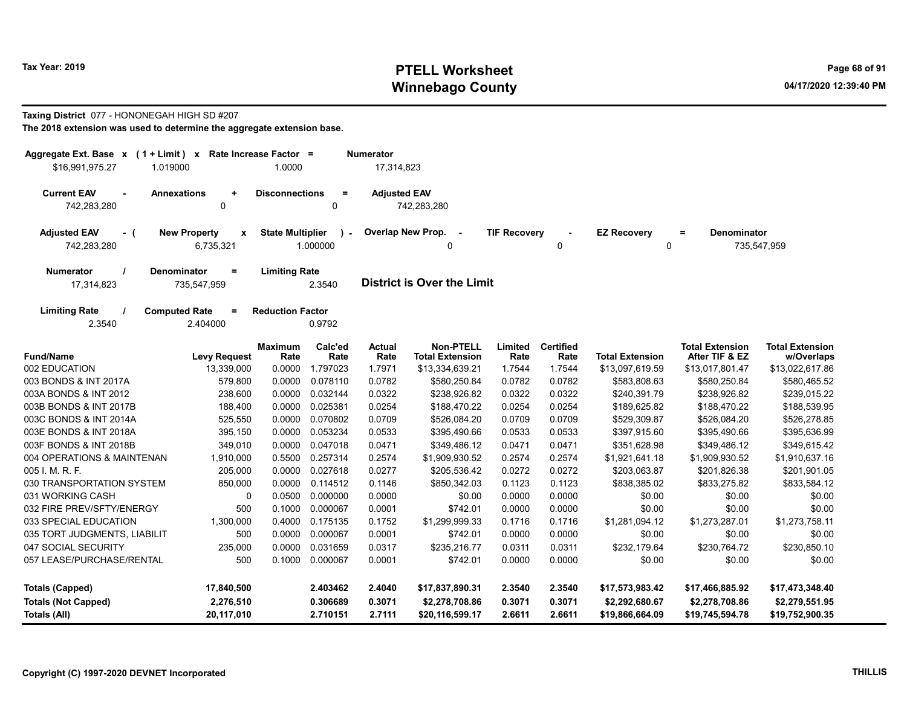**Taxing District** 077 - HONONEGAH HIGH SD #207

**The 2018 extension was used to determine the aggregate extension base.**

| Aggregate Ext. Base x | ( 1 + Limit ) x | Rate Increase Factor = | Numerator |
|---|---|---|---|
| $16,991,975.27 | 1.019000 | 1.0000 | 17,314,823 |

| Current EAV - | Annexations + | Disconnections = | Adjusted EAV |
|---|---|---|---|
| 742,283,280 | 0 | 0 | 742,283,280 |

| Adjusted EAV - ( | New Property x | State Multiplier ) - | Overlap New Prop. - | TIF Recovery - | EZ Recovery = | Denominator |
|---|---|---|---|---|---|---|
| 742,283,280 | 6,735,321 | 1.000000 | 0 | 0 | 0 | 735,547,959 |

| Numerator / | Denominator = | Limiting Rate |
|---|---|---|
| 17,314,823 | 735,547,959 | 2.3540 |

**District is Over the Limit**

| Limiting Rate / | Computed Rate = | Reduction Factor |
|---|---|---|
| 2.3540 | 2.404000 | 0.9792 |

| Fund/Name | Levy Request | Maximum Rate | Calc'ed Rate | Actual Rate | Non-PTELL Total Extension | Limited Rate | Certified Rate | Total Extension | Total Extension After TIF & EZ | Total Extension w/Overlaps |
|---|---|---|---|---|---|---|---|---|---|---|
| 002 EDUCATION | 13,339,000 | 0.0000 | 1.797023 | 1.7971 | $13,334,639.21 | 1.7544 | 1.7544 | $13,097,619.59 | $13,017,801.47 | $13,022,617.86 |
| 003 BONDS & INT 2017A | 579,800 | 0.0000 | 0.078110 | 0.0782 | $580,250.84 | 0.0782 | 0.0782 | $583,808.63 | $580,250.84 | $580,465.52 |
| 003A BONDS & INT 2012 | 238,600 | 0.0000 | 0.032144 | 0.0322 | $238,926.82 | 0.0322 | 0.0322 | $240,391.79 | $238,926.82 | $239,015.22 |
| 003B BONDS & INT 2017B | 188,400 | 0.0000 | 0.025381 | 0.0254 | $188,470.22 | 0.0254 | 0.0254 | $189,625.82 | $188,470.22 | $188,539.95 |
| 003C BONDS & INT 2014A | 525,550 | 0.0000 | 0.070802 | 0.0709 | $526,084.20 | 0.0709 | 0.0709 | $529,309.87 | $526,084.20 | $526,278.85 |
| 003E BONDS & INT 2018A | 395,150 | 0.0000 | 0.053234 | 0.0533 | $395,490.66 | 0.0533 | 0.0533 | $397,915.60 | $395,490.66 | $395,636.99 |
| 003F BONDS & INT 2018B | 349,010 | 0.0000 | 0.047018 | 0.0471 | $349,486.12 | 0.0471 | 0.0471 | $351,628.98 | $349,486.12 | $349,615.42 |
| 004 OPERATIONS & MAINTENAN | 1,910,000 | 0.5500 | 0.257314 | 0.2574 | $1,909,930.52 | 0.2574 | 0.2574 | $1,921,641.18 | $1,909,930.52 | $1,910,637.16 |
| 005 I. M. R. F. | 205,000 | 0.0000 | 0.027618 | 0.0277 | $205,536.42 | 0.0272 | 0.0272 | $203,063.87 | $201,826.38 | $201,901.05 |
| 030 TRANSPORTATION SYSTEM | 850,000 | 0.0000 | 0.114512 | 0.1146 | $850,342.03 | 0.1123 | 0.1123 | $838,385.02 | $833,275.82 | $833,584.12 |
| 031 WORKING CASH | 0 | 0.0500 | 0.000000 | 0.0000 | $0.00 | 0.0000 | 0.0000 | $0.00 | $0.00 | $0.00 |
| 032 FIRE PREV/SFTY/ENERGY | 500 | 0.1000 | 0.000067 | 0.0001 | $742.01 | 0.0000 | 0.0000 | $0.00 | $0.00 | $0.00 |
| 033 SPECIAL EDUCATION | 1,300,000 | 0.4000 | 0.175135 | 0.1752 | $1,299,999.33 | 0.1716 | 0.1716 | $1,281,094.12 | $1,273,287.01 | $1,273,758.11 |
| 035 TORT JUDGMENTS, LIABILIT | 500 | 0.0000 | 0.000067 | 0.0001 | $742.01 | 0.0000 | 0.0000 | $0.00 | $0.00 | $0.00 |
| 047 SOCIAL SECURITY | 235,000 | 0.0000 | 0.031659 | 0.0317 | $235,216.77 | 0.0311 | 0.0311 | $232,179.64 | $230,764.72 | $230,850.10 |
| 057 LEASE/PURCHASE/RENTAL | 500 | 0.1000 | 0.000067 | 0.0001 | $742.01 | 0.0000 | 0.0000 | $0.00 | $0.00 | $0.00 |
| **Totals (Capped)** | **17,840,500** | | **2.403462** | **2.4040** | **$17,837,890.31** | **2.3540** | **2.3540** | **$17,573,983.42** | **$17,466,885.92** | **$17,473,348.40** |
| **Totals (Not Capped)** | **2,276,510** | | **0.306689** | **0.3071** | **$2,278,708.86** | **0.3071** | **0.3071** | **$2,292,680.67** | **$2,278,708.86** | **$2,279,551.95** |
| **Totals (All)** | **20,117,010** | | **2.710151** | **2.7111** | **$20,116,599.17** | **2.6611** | **2.6611** | **$19,866,664.09** | **$19,745,594.78** | **$19,752,900.35** |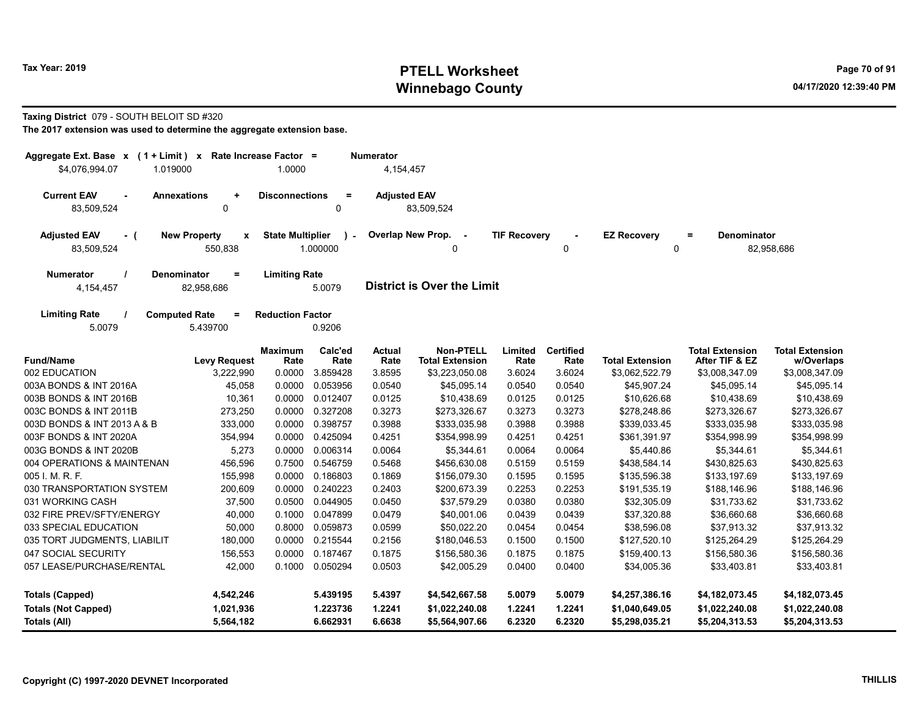# PTELL Worksheet
# Winnebago County

Tax Year: 2019

04/17/2020 12:39:40 PM

**Taxing District** 079 - SOUTH BELOIT SD #320

**The 2017 extension was used to determine the aggregate extension base.**

| Aggregate Ext. Base x | (1 + Limit) x | Rate Increase Factor = | Numerator |
|---|---|---|---|
| $4,076,994.07 | 1.019000 | 1.0000 | 4,154,457 |

| Current EAV - | Annexations + | Disconnections = | Adjusted EAV |
|---|---|---|---|
| 83,509,524 | 0 | 0 | 83,509,524 |

| Adjusted EAV - ( | New Property x | State Multiplier ) - | Overlap New Prop. - | TIF Recovery - | EZ Recovery = | Denominator |
|---|---|---|---|---|---|---|
| 83,509,524 | 550,838 | 1.000000 | 0 | 0 | 0 | 82,958,686 |

| Numerator / | Denominator = | Limiting Rate |
|---|---|---|
| 4,154,457 | 82,958,686 | 5.0079 |

**District is Over the Limit**

| Limiting Rate / | Computed Rate = | Reduction Factor |
|---|---|---|
| 5.0079 | 5.439700 | 0.9206 |

| Fund/Name | Levy Request | Maximum Rate | Calc'ed Rate | Actual Rate | Non-PTELL Total Extension | Limited Rate | Certified Rate | Total Extension | Total Extension After TIF & EZ | Total Extension w/Overlaps |
|---|---|---|---|---|---|---|---|---|---|---|
| 002 EDUCATION | 3,222,990 | 0.0000 | 3.859428 | 3.8595 | $3,223,050.08 | 3.6024 | 3.6024 | $3,062,522.79 | $3,008,347.09 | $3,008,347.09 |
| 003A BONDS & INT 2016A | 45,058 | 0.0000 | 0.053956 | 0.0540 | $45,095.14 | 0.0540 | 0.0540 | $45,907.24 | $45,095.14 | $45,095.14 |
| 003B BONDS & INT 2016B | 10,361 | 0.0000 | 0.012407 | 0.0125 | $10,438.69 | 0.0125 | 0.0125 | $10,626.68 | $10,438.69 | $10,438.69 |
| 003C BONDS & INT 2011B | 273,250 | 0.0000 | 0.327208 | 0.3273 | $273,326.67 | 0.3273 | 0.3273 | $278,248.86 | $273,326.67 | $273,326.67 |
| 003D BONDS & INT 2013 A & B | 333,000 | 0.0000 | 0.398757 | 0.3988 | $333,035.98 | 0.3988 | 0.3988 | $339,033.45 | $333,035.98 | $333,035.98 |
| 003F BONDS & INT 2020A | 354,994 | 0.0000 | 0.425094 | 0.4251 | $354,998.99 | 0.4251 | 0.4251 | $361,391.97 | $354,998.99 | $354,998.99 |
| 003G BONDS & INT 2020B | 5,273 | 0.0000 | 0.006314 | 0.0064 | $5,344.61 | 0.0064 | 0.0064 | $5,440.86 | $5,344.61 | $5,344.61 |
| 004 OPERATIONS & MAINTENAN | 456,596 | 0.7500 | 0.546759 | 0.5468 | $456,630.08 | 0.5159 | 0.5159 | $438,584.14 | $430,825.63 | $430,825.63 |
| 005 I. M. R. F. | 155,998 | 0.0000 | 0.186803 | 0.1869 | $156,079.30 | 0.1595 | 0.1595 | $135,596.38 | $133,197.69 | $133,197.69 |
| 030 TRANSPORTATION SYSTEM | 200,609 | 0.0000 | 0.240223 | 0.2403 | $200,673.39 | 0.2253 | 0.2253 | $191,535.19 | $188,146.96 | $188,146.96 |
| 031 WORKING CASH | 37,500 | 0.0500 | 0.044905 | 0.0450 | $37,579.29 | 0.0380 | 0.0380 | $32,305.09 | $31,733.62 | $31,733.62 |
| 032 FIRE PREV/SFTY/ENERGY | 40,000 | 0.1000 | 0.047899 | 0.0479 | $40,001.06 | 0.0439 | 0.0439 | $37,320.88 | $36,660.68 | $36,660.68 |
| 033 SPECIAL EDUCATION | 50,000 | 0.8000 | 0.059873 | 0.0599 | $50,022.20 | 0.0454 | 0.0454 | $38,596.08 | $37,913.32 | $37,913.32 |
| 035 TORT JUDGMENTS, LIABILIT | 180,000 | 0.0000 | 0.215544 | 0.2156 | $180,046.53 | 0.1500 | 0.1500 | $127,520.10 | $125,264.29 | $125,264.29 |
| 047 SOCIAL SECURITY | 156,553 | 0.0000 | 0.187467 | 0.1875 | $156,580.36 | 0.1875 | 0.1875 | $159,400.13 | $156,580.36 | $156,580.36 |
| 057 LEASE/PURCHASE/RENTAL | 42,000 | 0.1000 | 0.050294 | 0.0503 | $42,005.29 | 0.0400 | 0.0400 | $34,005.36 | $33,403.81 | $33,403.81 |
| **Totals (Capped)** | **4,542,246** | | **5.439195** | **5.4397** | **$4,542,667.58** | **5.0079** | **5.0079** | **$4,257,386.16** | **$4,182,073.45** | **$4,182,073.45** |
| **Totals (Not Capped)** | **1,021,936** | | **1.223736** | **1.2241** | **$1,022,240.08** | **1.2241** | **1.2241** | **$1,040,649.05** | **$1,022,240.08** | **$1,022,240.08** |
| **Totals (All)** | **5,564,182** | | **6.662931** | **6.6638** | **$5,564,907.66** | **6.2320** | **6.2320** | **$5,298,035.21** | **$5,204,313.53** | **$5,204,313.53** |

Copyright (C) 1997-2020 DEVNET Incorporated

THILLIS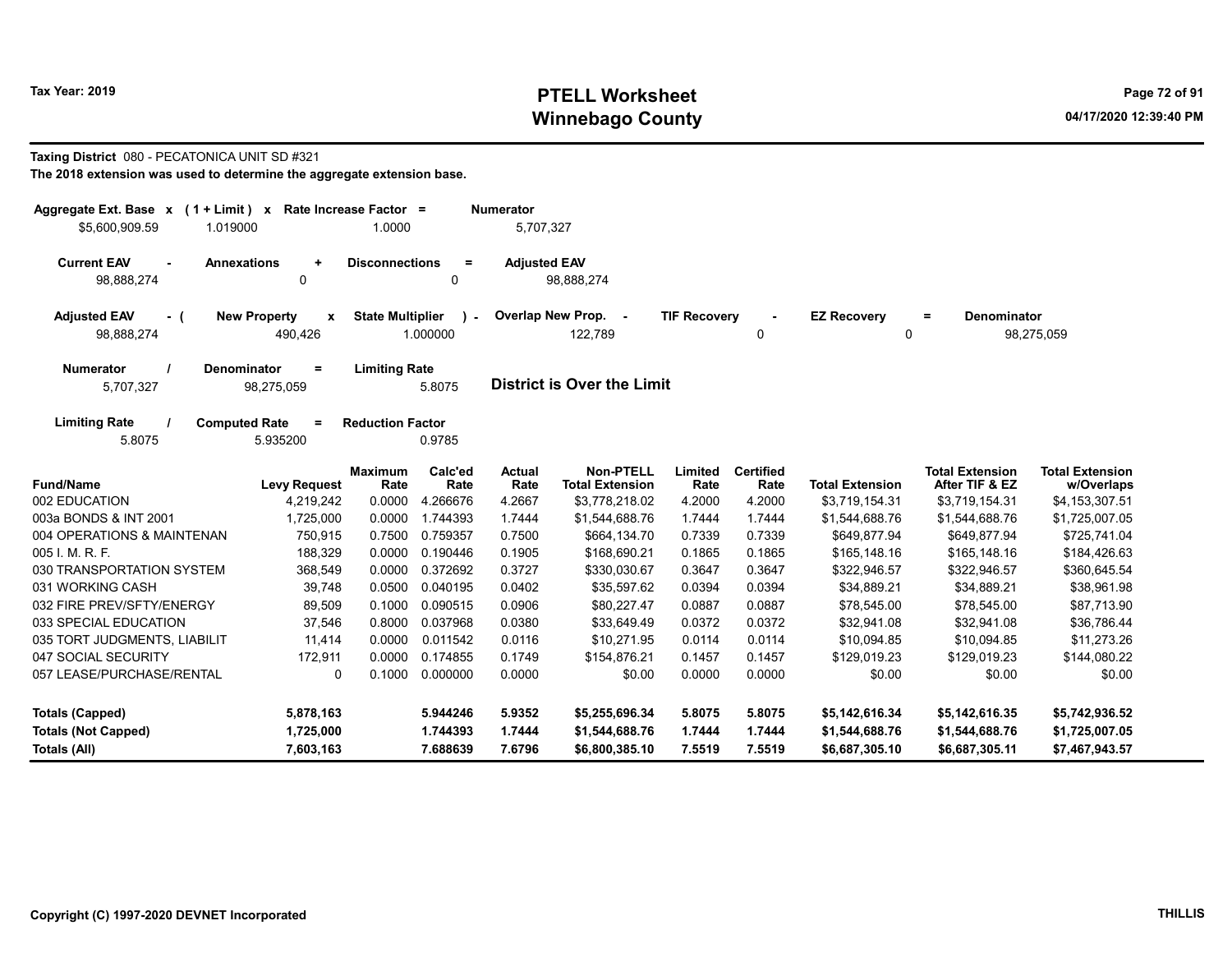Tax Year: 2019

# PTELL Worksheet
# Winnebago County

04/17/2020 12:39:40 PM

**Taxing District** 080 - PECATONICA UNIT SD #321

**The 2018 extension was used to determine the aggregate extension base.**

| Aggregate Ext. Base | x | (1 + Limit) | x | Rate Increase Factor | = | Numerator |
|---|---|---|---|---|---|---|
| $5,600,909.59 | | 1.019000 | | 1.0000 | | 5,707,327 |

| Current EAV | - | Annexations | + | Disconnections | = | Adjusted EAV |
|---|---|---|---|---|---|---|
| 98,888,274 | | 0 | | 0 | | 98,888,274 |

| Adjusted EAV | - ( | New Property | x | State Multiplier | ) - | Overlap New Prop. | - | TIF Recovery | - | EZ Recovery | = | Denominator |
|---|---|---|---|---|---|---|---|---|---|---|---|---|
| 98,888,274 | | 490,426 | | 1.000000 | | 122,789 | | 0 | | 0 | | 98,275,059 |

| Numerator | / | Denominator | = | Limiting Rate |
|---|---|---|---|---|
| 5,707,327 | | 98,275,059 | | 5.8075 |

**District is Over the Limit**

| Limiting Rate | / | Computed Rate | = | Reduction Factor |
|---|---|---|---|---|
| 5.8075 | | 5.935200 | | 0.9785 |

| Fund/Name | Levy Request | Maximum Rate | Calc'ed Rate | Actual Rate | Non-PTELL Total Extension | Limited Rate | Certified Rate | Total Extension | Total Extension After TIF & EZ | Total Extension w/Overlaps |
|---|---|---|---|---|---|---|---|---|---|---|
| 002 EDUCATION | 4,219,242 | 0.0000 | 4.266676 | 4.2667 | $3,778,218.02 | 4.2000 | 4.2000 | $3,719,154.31 | $3,719,154.31 | $4,153,307.51 |
| 003a BONDS & INT 2001 | 1,725,000 | 0.0000 | 1.744393 | 1.7444 | $1,544,688.76 | 1.7444 | 1.7444 | $1,544,688.76 | $1,544,688.76 | $1,725,007.05 |
| 004 OPERATIONS & MAINTENAN | 750,915 | 0.7500 | 0.759357 | 0.7500 | $664,134.70 | 0.7339 | 0.7339 | $649,877.94 | $649,877.94 | $725,741.04 |
| 005 I. M. R. F. | 188,329 | 0.0000 | 0.190446 | 0.1905 | $168,690.21 | 0.1865 | 0.1865 | $165,148.16 | $165,148.16 | $184,426.63 |
| 030 TRANSPORTATION SYSTEM | 368,549 | 0.0000 | 0.372692 | 0.3727 | $330,030.67 | 0.3647 | 0.3647 | $322,946.57 | $322,946.57 | $360,645.54 |
| 031 WORKING CASH | 39,748 | 0.0500 | 0.040195 | 0.0402 | $35,597.62 | 0.0394 | 0.0394 | $34,889.21 | $34,889.21 | $38,961.98 |
| 032 FIRE PREV/SFTY/ENERGY | 89,509 | 0.1000 | 0.090515 | 0.0906 | $80,227.47 | 0.0887 | 0.0887 | $78,545.00 | $78,545.00 | $87,713.90 |
| 033 SPECIAL EDUCATION | 37,546 | 0.8000 | 0.037968 | 0.0380 | $33,649.49 | 0.0372 | 0.0372 | $32,941.08 | $32,941.08 | $36,786.44 |
| 035 TORT JUDGMENTS, LIABILIT | 11,414 | 0.0000 | 0.011542 | 0.0116 | $10,271.95 | 0.0114 | 0.0114 | $10,094.85 | $10,094.85 | $11,273.26 |
| 047 SOCIAL SECURITY | 172,911 | 0.0000 | 0.174855 | 0.1749 | $154,876.21 | 0.1457 | 0.1457 | $129,019.23 | $129,019.23 | $144,080.22 |
| 057 LEASE/PURCHASE/RENTAL | 0 | 0.1000 | 0.000000 | 0.0000 | $0.00 | 0.0000 | 0.0000 | $0.00 | $0.00 | $0.00 |
| **Totals (Capped)** | **5,878,163** | | **5.944246** | **5.9352** | **$5,255,696.34** | **5.8075** | **5.8075** | **$5,142,616.34** | **$5,142,616.35** | **$5,742,936.52** |
| **Totals (Not Capped)** | **1,725,000** | | **1.744393** | **1.7444** | **$1,544,688.76** | **1.7444** | **1.7444** | **$1,544,688.76** | **$1,544,688.76** | **$1,725,007.05** |
| **Totals (All)** | **7,603,163** | | **7.688639** | **7.6796** | **$6,800,385.10** | **7.5519** | **7.5519** | **$6,687,305.10** | **$6,687,305.11** | **$7,467,943.57** |

Copyright (C) 1997-2020 DEVNET Incorporated

THILLIS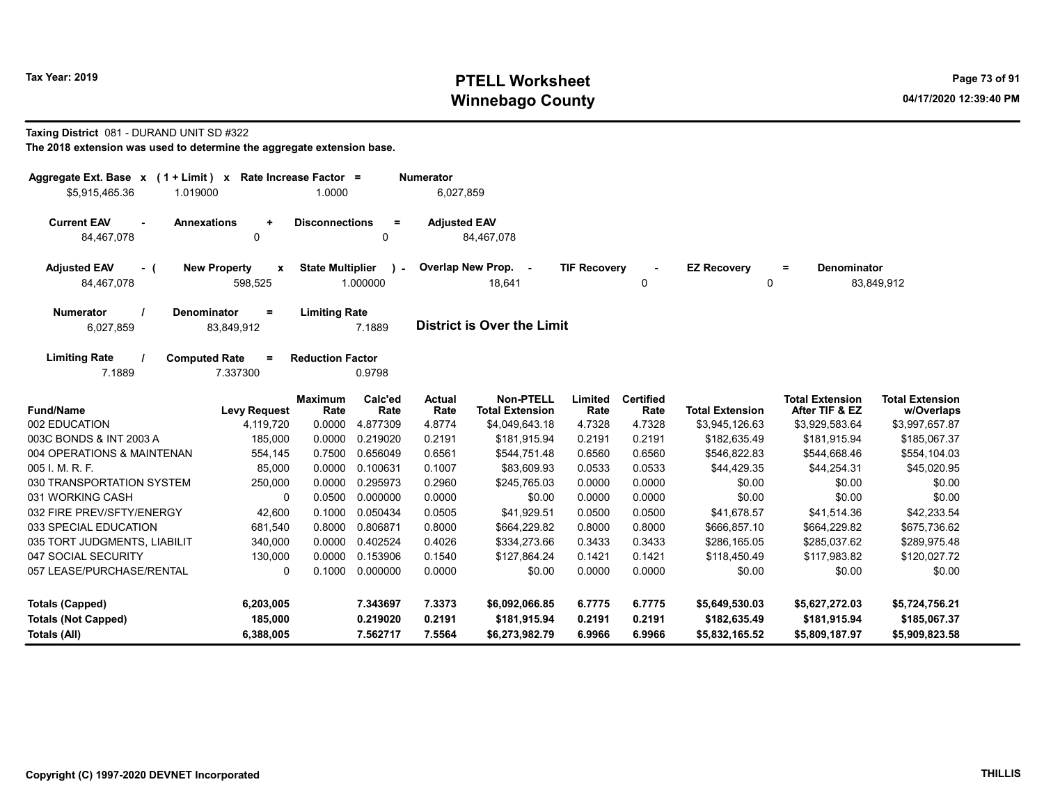# PTELL Worksheet
# Winnebago County

Tax Year: 2019

04/17/2020 12:39:40 PM

**Taxing District** 081 - DURAND UNIT SD #322

**The 2018 extension was used to determine the aggregate extension base.**

| Aggregate Ext. Base x | (1 + Limit) x | Rate Increase Factor = | Numerator |
|---|---|---|---|
| $5,915,465.36 | 1.019000 | 1.0000 | 6,027,859 |

| Current EAV - | Annexations + | Disconnections = | Adjusted EAV |
|---|---|---|---|
| 84,467,078 | 0 | 0 | 84,467,078 |

| Adjusted EAV - ( | New Property x | State Multiplier ) - | Overlap New Prop. - | TIF Recovery - | EZ Recovery = | Denominator |
|---|---|---|---|---|---|---|
| 84,467,078 | 598,525 | 1.000000 | 18,641 | 0 | 0 | 83,849,912 |

| Numerator / | Denominator = | Limiting Rate |
|---|---|---|
| 6,027,859 | 83,849,912 | 7.1889 |

**District is Over the Limit**

| Limiting Rate / | Computed Rate = | Reduction Factor |
|---|---|---|
| 7.1889 | 7.337300 | 0.9798 |

| Fund/Name | Levy Request | Maximum Rate | Calc'ed Rate | Actual Rate | Non-PTELL Total Extension | Limited Rate | Certified Rate | Total Extension | Total Extension After TIF & EZ | Total Extension w/Overlaps |
|---|---|---|---|---|---|---|---|---|---|---|
| 002 EDUCATION | 4,119,720 | 0.0000 | 4.877309 | 4.8774 | $4,049,643.18 | 4.7328 | 4.7328 | $3,945,126.63 | $3,929,583.64 | $3,997,657.87 |
| 003C BONDS & INT 2003 A | 185,000 | 0.0000 | 0.219020 | 0.2191 | $181,915.94 | 0.2191 | 0.2191 | $182,635.49 | $181,915.94 | $185,067.37 |
| 004 OPERATIONS & MAINTENAN | 554,145 | 0.7500 | 0.656049 | 0.6561 | $544,751.48 | 0.6560 | 0.6560 | $546,822.83 | $544,668.46 | $554,104.03 |
| 005 I. M. R. F. | 85,000 | 0.0000 | 0.100631 | 0.1007 | $83,609.93 | 0.0533 | 0.0533 | $44,429.35 | $44,254.31 | $45,020.95 |
| 030 TRANSPORTATION SYSTEM | 250,000 | 0.0000 | 0.295973 | 0.2960 | $245,765.03 | 0.0000 | 0.0000 | $0.00 | $0.00 | $0.00 |
| 031 WORKING CASH | 0 | 0.0500 | 0.000000 | 0.0000 | $0.00 | 0.0000 | 0.0000 | $0.00 | $0.00 | $0.00 |
| 032 FIRE PREV/SFTY/ENERGY | 42,600 | 0.1000 | 0.050434 | 0.0505 | $41,929.51 | 0.0500 | 0.0500 | $41,678.57 | $41,514.36 | $42,233.54 |
| 033 SPECIAL EDUCATION | 681,540 | 0.8000 | 0.806871 | 0.8000 | $664,229.82 | 0.8000 | 0.8000 | $666,857.10 | $664,229.82 | $675,736.62 |
| 035 TORT JUDGMENTS, LIABILIT | 340,000 | 0.0000 | 0.402524 | 0.4026 | $334,273.66 | 0.3433 | 0.3433 | $286,165.05 | $285,037.62 | $289,975.48 |
| 047 SOCIAL SECURITY | 130,000 | 0.0000 | 0.153906 | 0.1540 | $127,864.24 | 0.1421 | 0.1421 | $118,450.49 | $117,983.82 | $120,027.72 |
| 057 LEASE/PURCHASE/RENTAL | 0 | 0.1000 | 0.000000 | 0.0000 | $0.00 | 0.0000 | 0.0000 | $0.00 | $0.00 | $0.00 |
| **Totals (Capped)** | **6,203,005** | | **7.343697** | **7.3373** | **$6,092,066.85** | **6.7775** | **6.7775** | **$5,649,530.03** | **$5,627,272.03** | **$5,724,756.21** |
| **Totals (Not Capped)** | **185,000** | | **0.219020** | **0.2191** | **$181,915.94** | **0.2191** | **0.2191** | **$182,635.49** | **$181,915.94** | **$185,067.37** |
| **Totals (All)** | **6,388,005** | | **7.562717** | **7.5564** | **$6,273,982.79** | **6.9966** | **6.9966** | **$5,832,165.52** | **$5,809,187.97** | **$5,909,823.58** |

Copyright (C) 1997-2020 DEVNET Incorporated

THILLIS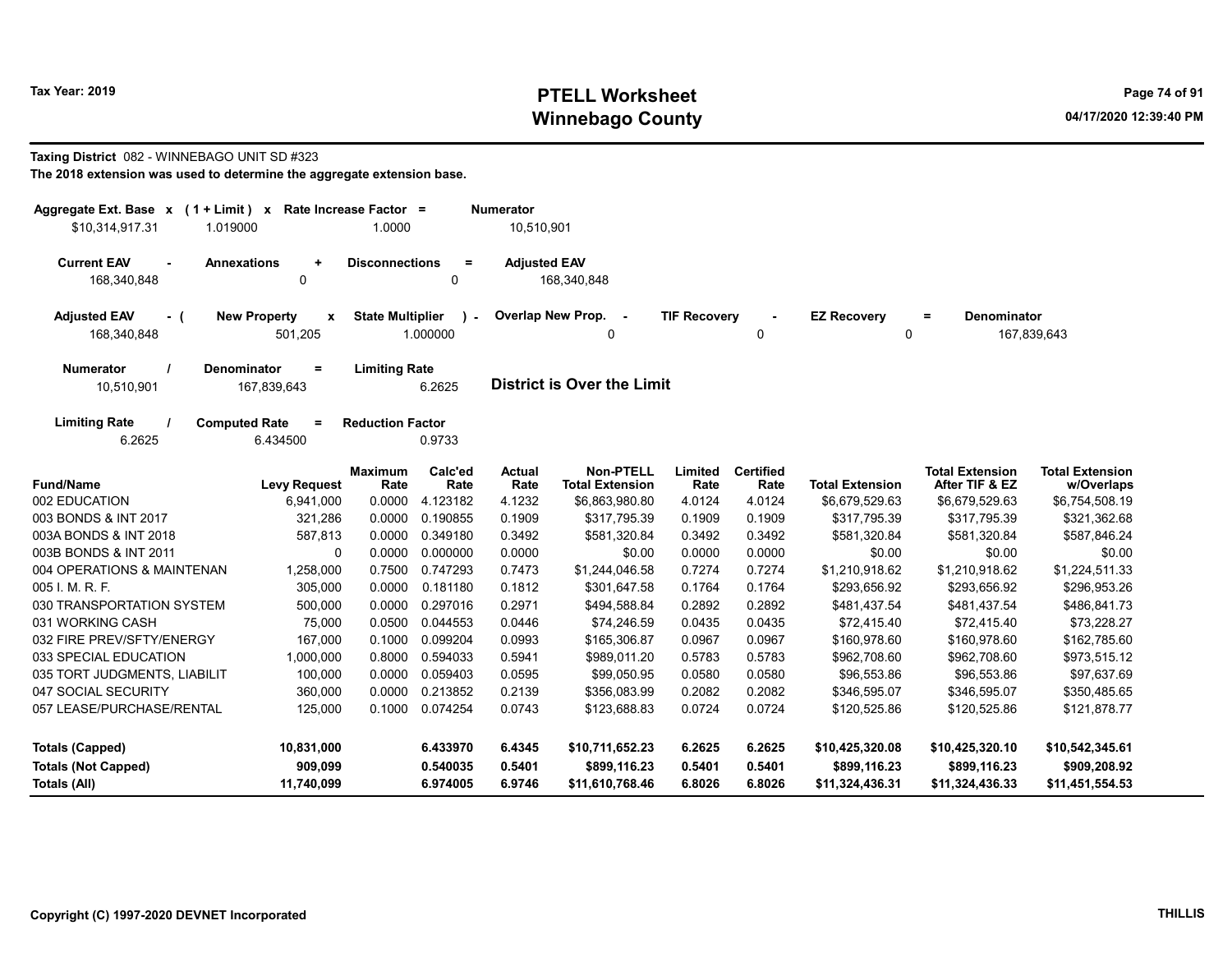# PTELL Worksheet
# Winnebago County

Tax Year: 2019

04/17/2020 12:39:40 PM

**Taxing District** 082 - WINNEBAGO UNIT SD #323

**The 2018 extension was used to determine the aggregate extension base.**

| Aggregate Ext. Base | x | (1 + Limit) | x | Rate Increase Factor | = | Numerator |
|---|---|---|---|---|---|---|
| $10,314,917.31 | | 1.019000 | | 1.0000 | | 10,510,901 |

| Current EAV | - | Annexations | + | Disconnections | = | Adjusted EAV |
|---|---|---|---|---|---|---|
| 168,340,848 | | 0 | | 0 | | 168,340,848 |

| Adjusted EAV | - ( | New Property | x | State Multiplier | ) - | Overlap New Prop. | - | TIF Recovery | - | EZ Recovery | = | Denominator |
|---|---|---|---|---|---|---|---|---|---|---|---|---|
| 168,340,848 | | 501,205 | | 1.000000 | | 0 | | 0 | | 0 | | 167,839,643 |

| Numerator | / | Denominator | = | Limiting Rate |
|---|---|---|---|---|
| 10,510,901 | | 167,839,643 | | 6.2625 |

**District is Over the Limit**

| Limiting Rate | / | Computed Rate | = | Reduction Factor |
|---|---|---|---|---|
| 6.2625 | | 6.434500 | | 0.9733 |

| Fund/Name | Levy Request | Maximum Rate | Calc'ed Rate | Actual Rate | Non-PTELL Total Extension | Limited Rate | Certified Rate | Total Extension | Total Extension After TIF & EZ | Total Extension w/Overlaps |
|---|---|---|---|---|---|---|---|---|---|---|
| 002 EDUCATION | 6,941,000 | 0.0000 | 4.123182 | 4.1232 | $6,863,980.80 | 4.0124 | 4.0124 | $6,679,529.63 | $6,679,529.63 | $6,754,508.19 |
| 003 BONDS & INT 2017 | 321,286 | 0.0000 | 0.190855 | 0.1909 | $317,795.39 | 0.1909 | 0.1909 | $317,795.39 | $317,795.39 | $321,362.68 |
| 003A BONDS & INT 2018 | 587,813 | 0.0000 | 0.349180 | 0.3492 | $581,320.84 | 0.3492 | 0.3492 | $581,320.84 | $581,320.84 | $587,846.24 |
| 003B BONDS & INT 2011 | 0 | 0.0000 | 0.000000 | 0.0000 | $0.00 | 0.0000 | 0.0000 | $0.00 | $0.00 | $0.00 |
| 004 OPERATIONS & MAINTENAN | 1,258,000 | 0.7500 | 0.747293 | 0.7473 | $1,244,046.58 | 0.7274 | 0.7274 | $1,210,918.62 | $1,210,918.62 | $1,224,511.33 |
| 005 I. M. R. F. | 305,000 | 0.0000 | 0.181180 | 0.1812 | $301,647.58 | 0.1764 | 0.1764 | $293,656.92 | $293,656.92 | $296,953.26 |
| 030 TRANSPORTATION SYSTEM | 500,000 | 0.0000 | 0.297016 | 0.2971 | $494,588.84 | 0.2892 | 0.2892 | $481,437.54 | $481,437.54 | $486,841.73 |
| 031 WORKING CASH | 75,000 | 0.0500 | 0.044553 | 0.0446 | $74,246.59 | 0.0435 | 0.0435 | $72,415.40 | $72,415.40 | $73,228.27 |
| 032 FIRE PREV/SFTY/ENERGY | 167,000 | 0.1000 | 0.099204 | 0.0993 | $165,306.87 | 0.0967 | 0.0967 | $160,978.60 | $160,978.60 | $162,785.60 |
| 033 SPECIAL EDUCATION | 1,000,000 | 0.8000 | 0.594033 | 0.5941 | $989,011.20 | 0.5783 | 0.5783 | $962,708.60 | $962,708.60 | $973,515.12 |
| 035 TORT JUDGMENTS, LIABILIT | 100,000 | 0.0000 | 0.059403 | 0.0595 | $99,050.95 | 0.0580 | 0.0580 | $96,553.86 | $96,553.86 | $97,637.69 |
| 047 SOCIAL SECURITY | 360,000 | 0.0000 | 0.213852 | 0.2139 | $356,083.99 | 0.2082 | 0.2082 | $346,595.07 | $346,595.07 | $350,485.65 |
| 057 LEASE/PURCHASE/RENTAL | 125,000 | 0.1000 | 0.074254 | 0.0743 | $123,688.83 | 0.0724 | 0.0724 | $120,525.86 | $120,525.86 | $121,878.77 |
| **Totals (Capped)** | **10,831,000** | | **6.433970** | **6.4345** | **$10,711,652.23** | **6.2625** | **6.2625** | **$10,425,320.08** | **$10,425,320.10** | **$10,542,345.61** |
| **Totals (Not Capped)** | **909,099** | | **0.540035** | **0.5401** | **$899,116.23** | **0.5401** | **0.5401** | **$899,116.23** | **$899,116.23** | **$909,208.92** |
| **Totals (All)** | **11,740,099** | | **6.974005** | **6.9746** | **$11,610,768.46** | **6.8026** | **6.8026** | **$11,324,436.31** | **$11,324,436.33** | **$11,451,554.53** |

Copyright (C) 1997-2020 DEVNET Incorporated

THILLIS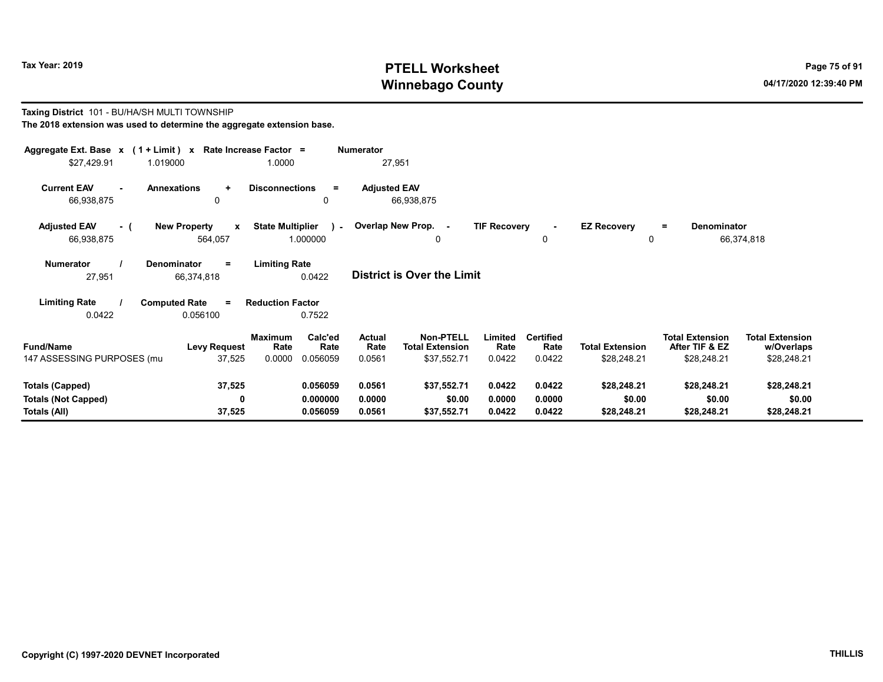# PTELL Worksheet
# Winnebago County

Tax Year: 2019

04/17/2020 12:39:40 PM

**Taxing District** 101 - BU/HA/SH MULTI TOWNSHIP

**The 2018 extension was used to determine the aggregate extension base.**

| Aggregate Ext. Base x | (1 + Limit) x | Rate Increase Factor = | Numerator |
|---|---|---|---|
| $27,429.91 | 1.019000 | 1.0000 | 27,951 |

| Current EAV - | Annexations + | Disconnections = | Adjusted EAV |
|---|---|---|---|
| 66,938,875 | 0 | 0 | 66,938,875 |

| Adjusted EAV - ( | New Property x | State Multiplier ) - | Overlap New Prop. - | TIF Recovery - | EZ Recovery = | Denominator |
|---|---|---|---|---|---|---|
| 66,938,875 | 564,057 | 1.000000 | 0 | 0 | 0 | 66,374,818 |

| Numerator / | Denominator = | Limiting Rate |
|---|---|---|
| 27,951 | 66,374,818 | 0.0422 |

**District is Over the Limit**

| Limiting Rate / | Computed Rate = | Reduction Factor |
|---|---|---|
| 0.0422 | 0.056100 | 0.7522 |

| Fund/Name | Levy Request | Maximum Rate | Calc'ed Rate | Actual Rate | Non-PTELL Total Extension | Limited Rate | Certified Rate | Total Extension | Total Extension After TIF & EZ | Total Extension w/Overlaps |
|---|---|---|---|---|---|---|---|---|---|---|
| 147 ASSESSING PURPOSES (mu | 37,525 | 0.0000 | 0.056059 | 0.0561 | $37,552.71 | 0.0422 | 0.0422 | $28,248.21 | $28,248.21 | $28,248.21 |
| **Totals (Capped)** | **37,525** | | **0.056059** | **0.0561** | **$37,552.71** | **0.0422** | **0.0422** | **$28,248.21** | **$28,248.21** | **$28,248.21** |
| **Totals (Not Capped)** | **0** | | **0.000000** | **0.0000** | **$0.00** | **0.0000** | **0.0000** | **$0.00** | **$0.00** | **$0.00** |
| **Totals (All)** | **37,525** | | **0.056059** | **0.0561** | **$37,552.71** | **0.0422** | **0.0422** | **$28,248.21** | **$28,248.21** | **$28,248.21** |

Copyright (C) 1997-2020 DEVNET Incorporated

THILLIS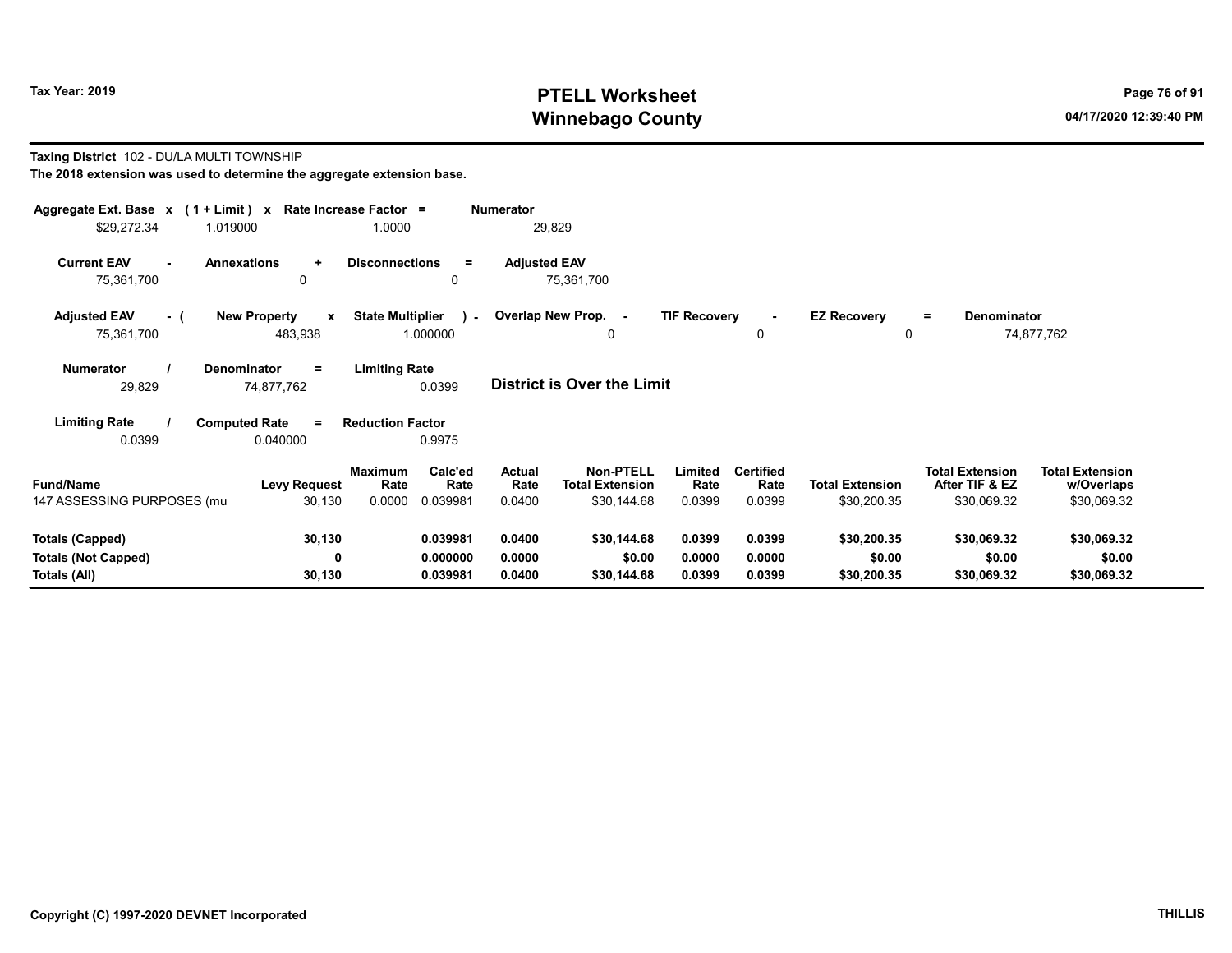# PTELL Worksheet
# Winnebago County

Tax Year: 2019

04/17/2020 12:39:40 PM

**Taxing District** 102 - DU/LA MULTI TOWNSHIP

**The 2018 extension was used to determine the aggregate extension base.**

| Aggregate Ext. Base | x | (1 + Limit) | x | Rate Increase Factor | = | Numerator |
|---|---|---|---|---|---|---|
| $29,272.34 | | 1.019000 | | 1.0000 | | 29,829 |

| Current EAV | - | Annexations | + | Disconnections | = | Adjusted EAV |
|---|---|---|---|---|---|---|
| 75,361,700 | | 0 | | 0 | | 75,361,700 |

| Adjusted EAV | - ( | New Property | x | State Multiplier | ) - | Overlap New Prop. | - | TIF Recovery | - | EZ Recovery | = | Denominator |
|---|---|---|---|---|---|---|---|---|---|---|---|---|
| 75,361,700 | | 483,938 | | 1.000000 | | 0 | | 0 | | 0 | | 74,877,762 |

| Numerator | / | Denominator | = | Limiting Rate |
|---|---|---|---|---|
| 29,829 | | 74,877,762 | | 0.0399 |

**District is Over the Limit**

| Limiting Rate | / | Computed Rate | = | Reduction Factor |
|---|---|---|---|---|
| 0.0399 | | 0.040000 | | 0.9975 |

| Fund/Name | Levy Request | Maximum Rate | Calc'ed Rate | Actual Rate | Non-PTELL Total Extension | Limited Rate | Certified Rate | Total Extension | Total Extension After TIF & EZ | Total Extension w/Overlaps |
|---|---|---|---|---|---|---|---|---|---|---|
| 147 ASSESSING PURPOSES (mu | 30,130 | 0.0000 | 0.039981 | 0.0400 | $30,144.68 | 0.0399 | 0.0399 | $30,200.35 | $30,069.32 | $30,069.32 |
| **Totals (Capped)** | **30,130** | | **0.039981** | **0.0400** | **$30,144.68** | **0.0399** | **0.0399** | **$30,200.35** | **$30,069.32** | **$30,069.32** |
| **Totals (Not Capped)** | **0** | | **0.000000** | **0.0000** | **$0.00** | **0.0000** | **0.0000** | **$0.00** | **$0.00** | **$0.00** |
| **Totals (All)** | **30,130** | | **0.039981** | **0.0400** | **$30,144.68** | **0.0399** | **0.0399** | **$30,200.35** | **$30,069.32** | **$30,069.32** |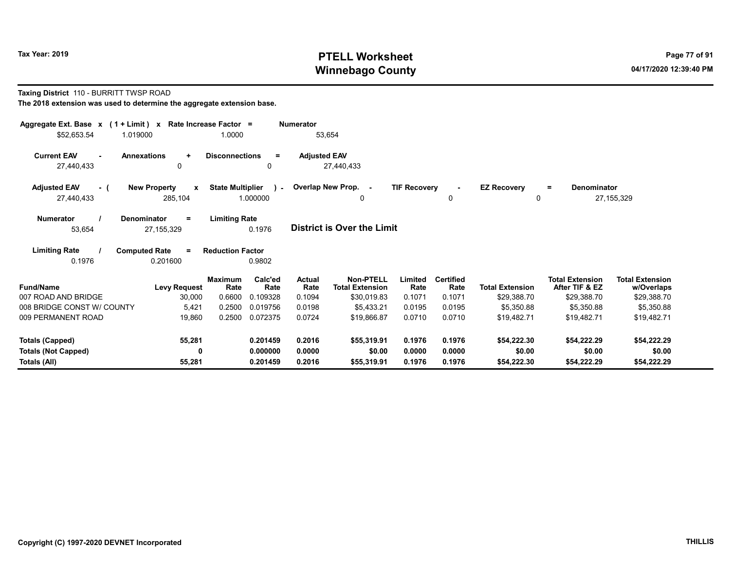Tax Year: 2019

# PTELL Worksheet
# Winnebago County

04/17/2020 12:39:40 PM

**Taxing District** 110 - BURRITT TWSP ROAD
**The 2018 extension was used to determine the aggregate extension base.**

| Aggregate Ext. Base | x | (1 + Limit) | x | Rate Increase Factor | = | Numerator |
|---|---|---|---|---|---|---|
| $52,653.54 | | 1.019000 | | 1.0000 | | 53,654 |

| Current EAV | - | Annexations | + | Disconnections | = | Adjusted EAV |
|---|---|---|---|---|---|---|
| 27,440,433 | | 0 | | 0 | | 27,440,433 |

| Adjusted EAV | - ( | New Property | x | State Multiplier | ) - | Overlap New Prop. | - | TIF Recovery | - | EZ Recovery | = | Denominator |
|---|---|---|---|---|---|---|---|---|---|---|---|---|
| 27,440,433 | | 285,104 | | 1.000000 | | 0 | | 0 | | 0 | | 27,155,329 |

| Numerator | / | Denominator | = | Limiting Rate |
|---|---|---|---|---|
| 53,654 | | 27,155,329 | | 0.1976 |

**District is Over the Limit**

| Limiting Rate | / | Computed Rate | = | Reduction Factor |
|---|---|---|---|---|
| 0.1976 | | 0.201600 | | 0.9802 |

| Fund/Name | Levy Request | Maximum Rate | Calc'ed Rate | Actual Rate | Non-PTELL Total Extension | Limited Rate | Certified Rate | Total Extension | Total Extension After TIF & EZ | Total Extension w/Overlaps |
|---|---|---|---|---|---|---|---|---|---|---|
| 007 ROAD AND BRIDGE | 30,000 | 0.6600 | 0.109328 | 0.1094 | $30,019.83 | 0.1071 | 0.1071 | $29,388.70 | $29,388.70 | $29,388.70 |
| 008 BRIDGE CONST W/ COUNTY | 5,421 | 0.2500 | 0.019756 | 0.0198 | $5,433.21 | 0.0195 | 0.0195 | $5,350.88 | $5,350.88 | $5,350.88 |
| 009 PERMANENT ROAD | 19,860 | 0.2500 | 0.072375 | 0.0724 | $19,866.87 | 0.0710 | 0.0710 | $19,482.71 | $19,482.71 | $19,482.71 |
| **Totals (Capped)** | **55,281** | | **0.201459** | **0.2016** | **$55,319.91** | **0.1976** | **0.1976** | **$54,222.30** | **$54,222.29** | **$54,222.29** |
| **Totals (Not Capped)** | **0** | | **0.000000** | **0.0000** | **$0.00** | **0.0000** | **0.0000** | **$0.00** | **$0.00** | **$0.00** |
| **Totals (All)** | **55,281** | | **0.201459** | **0.2016** | **$55,319.91** | **0.1976** | **0.1976** | **$54,222.30** | **$54,222.29** | **$54,222.29** |

Copyright (C) 1997-2020 DEVNET Incorporated

THILLIS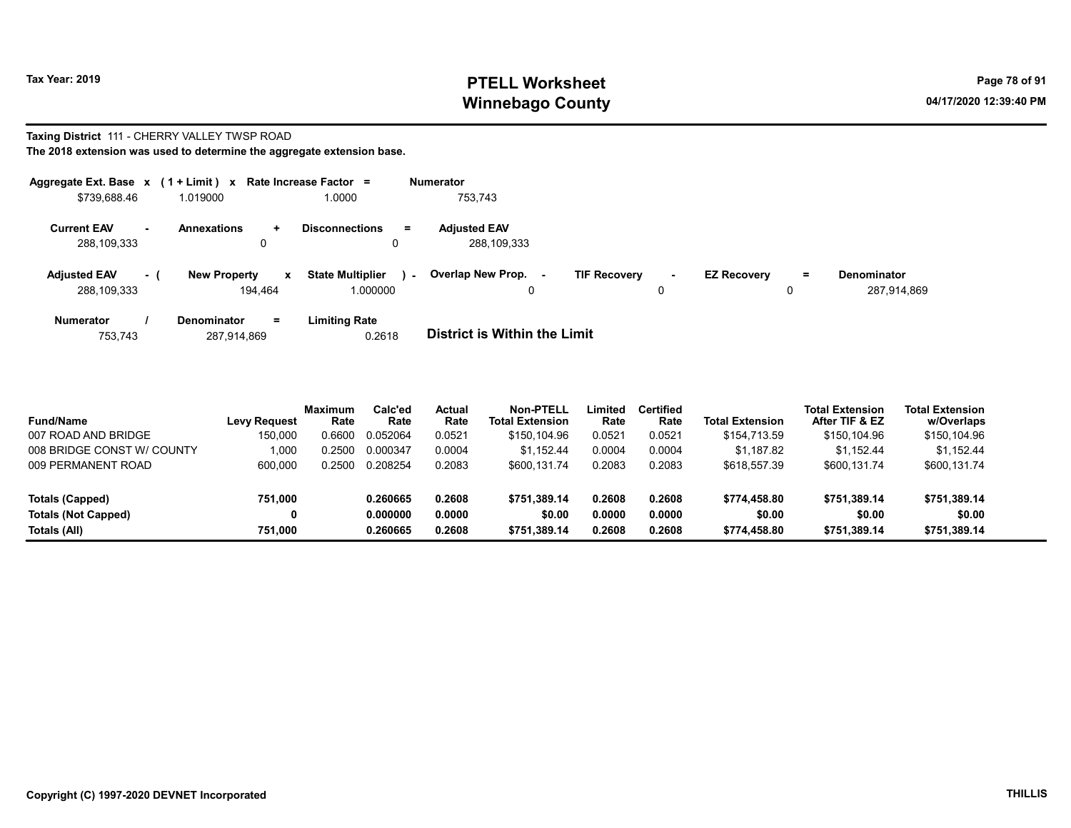Tax Year: 2019

# PTELL Worksheet
# Winnebago County

04/17/2020 12:39:40 PM

**Taxing District** 111 - CHERRY VALLEY TWSP ROAD

**The 2018 extension was used to determine the aggregate extension base.**

| Aggregate Ext. Base | x | (1 + Limit) | x | Rate Increase Factor | = | Numerator |
|---|---|---|---|---|---|---|
| $739,688.46 | | 1.019000 | | 1.0000 | | 753,743 |

| Current EAV | - | Annexations | + | Disconnections | = | Adjusted EAV |
|---|---|---|---|---|---|---|
| 288,109,333 | | 0 | | 0 | | 288,109,333 |

| Adjusted EAV | - ( | New Property | x | State Multiplier | ) - | Overlap New Prop. | - | TIF Recovery | - | EZ Recovery | = | Denominator |
|---|---|---|---|---|---|---|---|---|---|---|---|---|
| 288,109,333 | | 194,464 | | 1.000000 | | 0 | | 0 | | 0 | | 287,914,869 |

| Numerator | / | Denominator | = | Limiting Rate |
|---|---|---|---|---|
| 753,743 | | 287,914,869 | | 0.2618 |

**District is Within the Limit**

| Fund/Name | Levy Request | Maximum Rate | Calc'ed Rate | Actual Rate | Non-PTELL Total Extension | Limited Rate | Certified Rate | Total Extension | Total Extension After TIF & EZ | Total Extension w/Overlaps |
|---|---|---|---|---|---|---|---|---|---|---|
| 007 ROAD AND BRIDGE | 150,000 | 0.6600 | 0.052064 | 0.0521 | $150,104.96 | 0.0521 | 0.0521 | $154,713.59 | $150,104.96 | $150,104.96 |
| 008 BRIDGE CONST W/ COUNTY | 1,000 | 0.2500 | 0.000347 | 0.0004 | $1,152.44 | 0.0004 | 0.0004 | $1,187.82 | $1,152.44 | $1,152.44 |
| 009 PERMANENT ROAD | 600,000 | 0.2500 | 0.208254 | 0.2083 | $600,131.74 | 0.2083 | 0.2083 | $618,557.39 | $600,131.74 | $600,131.74 |
| **Totals (Capped)** | **751,000** | | **0.260665** | **0.2608** | **$751,389.14** | **0.2608** | **0.2608** | **$774,458.80** | **$751,389.14** | **$751,389.14** |
| **Totals (Not Capped)** | **0** | | **0.000000** | **0.0000** | **$0.00** | **0.0000** | **0.0000** | **$0.00** | **$0.00** | **$0.00** |
| **Totals (All)** | **751,000** | | **0.260665** | **0.2608** | **$751,389.14** | **0.2608** | **0.2608** | **$774,458.80** | **$751,389.14** | **$751,389.14** |

**Copyright (C) 1997-2020 DEVNET Incorporated** **THILLIS**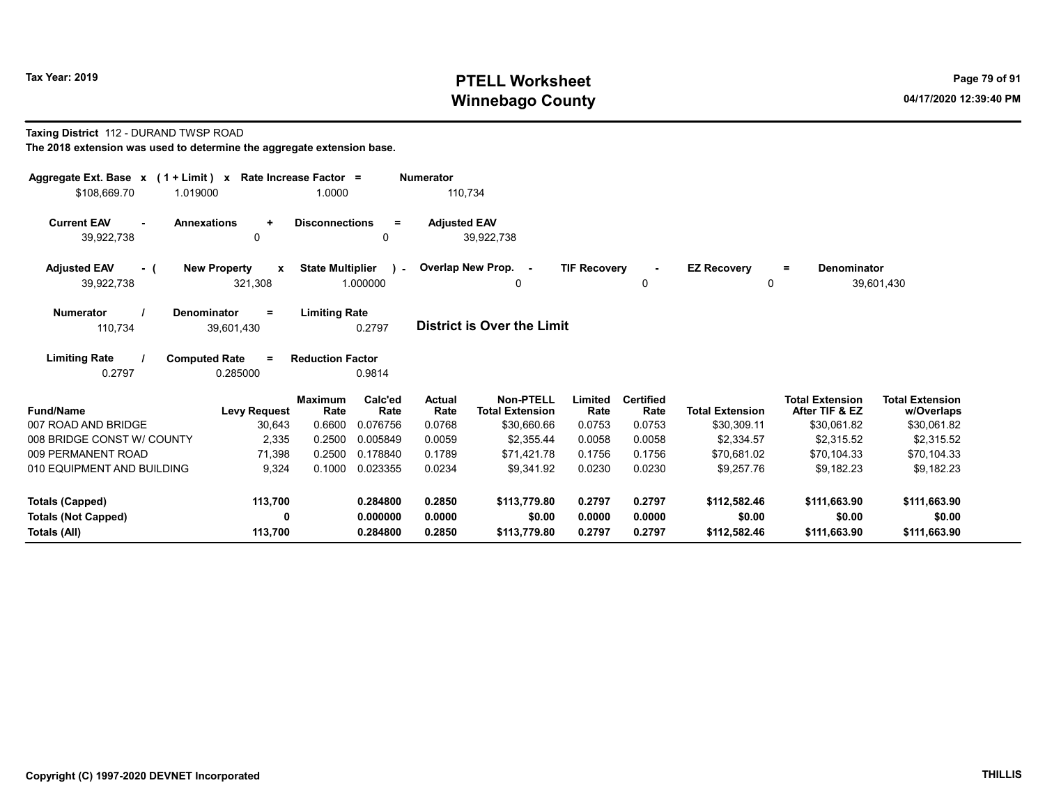Tax Year: 2019

# PTELL Worksheet
# Winnebago County

04/17/2020 12:39:40 PM

**Taxing District** 112 - DURAND TWSP ROAD

**The 2018 extension was used to determine the aggregate extension base.**

| Aggregate Ext. Base x | (1 + Limit) x | Rate Increase Factor = | Numerator |
|---|---|---|---|
| $108,669.70 | 1.019000 | 1.0000 | 110,734 |

| Current EAV - | Annexations + | Disconnections = | Adjusted EAV |
|---|---|---|---|
| 39,922,738 | 0 | 0 | 39,922,738 |

| Adjusted EAV - ( | New Property x | State Multiplier ) - | Overlap New Prop. - | TIF Recovery - | EZ Recovery = | Denominator |
|---|---|---|---|---|---|---|
| 39,922,738 | 321,308 | 1.000000 | 0 | 0 | 0 | 39,601,430 |

| Numerator / | Denominator = | Limiting Rate |
|---|---|---|
| 110,734 | 39,601,430 | 0.2797 |

**District is Over the Limit**

| Limiting Rate / | Computed Rate = | Reduction Factor |
|---|---|---|
| 0.2797 | 0.285000 | 0.9814 |

| Fund/Name | Levy Request | Maximum Rate | Calc'ed Rate | Actual Rate | Non-PTELL Total Extension | Limited Rate | Certified Rate | Total Extension | Total Extension After TIF & EZ | Total Extension w/Overlaps |
|---|---|---|---|---|---|---|---|---|---|---|
| 007 ROAD AND BRIDGE | 30,643 | 0.6600 | 0.076756 | 0.0768 | $30,660.66 | 0.0753 | 0.0753 | $30,309.11 | $30,061.82 | $30,061.82 |
| 008 BRIDGE CONST W/ COUNTY | 2,335 | 0.2500 | 0.005849 | 0.0059 | $2,355.44 | 0.0058 | 0.0058 | $2,334.57 | $2,315.52 | $2,315.52 |
| 009 PERMANENT ROAD | 71,398 | 0.2500 | 0.178840 | 0.1789 | $71,421.78 | 0.1756 | 0.1756 | $70,681.02 | $70,104.33 | $70,104.33 |
| 010 EQUIPMENT AND BUILDING | 9,324 | 0.1000 | 0.023355 | 0.0234 | $9,341.92 | 0.0230 | 0.0230 | $9,257.76 | $9,182.23 | $9,182.23 |
| **Totals (Capped)** | **113,700** | | **0.284800** | **0.2850** | **$113,779.80** | **0.2797** | **0.2797** | **$112,582.46** | **$111,663.90** | **$111,663.90** |
| **Totals (Not Capped)** | **0** | | **0.000000** | **0.0000** | **$0.00** | **0.0000** | **0.0000** | **$0.00** | **$0.00** | **$0.00** |
| **Totals (All)** | **113,700** | | **0.284800** | **0.2850** | **$113,779.80** | **0.2797** | **0.2797** | **$112,582.46** | **$111,663.90** | **$111,663.90** |

Copyright (C) 1997-2020 DEVNET Incorporated — THILLIS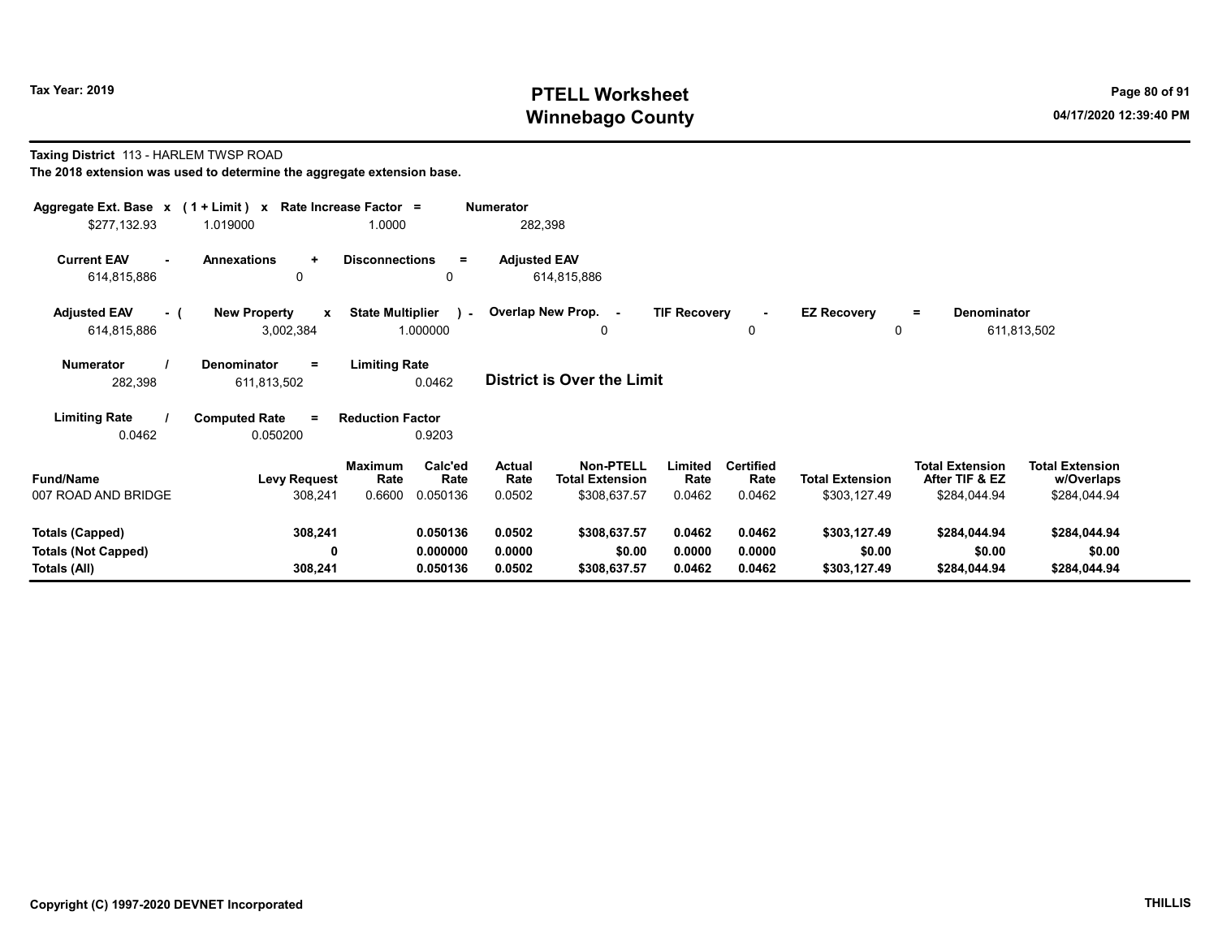# PTELL Worksheet
# Winnebago County

Tax Year: 2019

04/17/2020 12:39:40 PM

**Taxing District** 113 - HARLEM TWSP ROAD

**The 2018 extension was used to determine the aggregate extension base.**

| Aggregate Ext. Base | x | (1 + Limit) | x | Rate Increase Factor | = | Numerator |
|---|---|---|---|---|---|---|
| $277,132.93 | | 1.019000 | | 1.0000 | | 282,398 |

| Current EAV | - | Annexations | + | Disconnections | = | Adjusted EAV |
|---|---|---|---|---|---|---|
| 614,815,886 | | 0 | | 0 | | 614,815,886 |

| Adjusted EAV | - ( | New Property | x | State Multiplier | ) - | Overlap New Prop. | - | TIF Recovery | - | EZ Recovery | = | Denominator |
|---|---|---|---|---|---|---|---|---|---|---|---|---|
| 614,815,886 | | 3,002,384 | | 1.000000 | | 0 | | 0 | | 0 | | 611,813,502 |

| Numerator | / | Denominator | = | Limiting Rate |
|---|---|---|---|---|
| 282,398 | | 611,813,502 | | 0.0462 |

**District is Over the Limit**

| Limiting Rate | / | Computed Rate | = | Reduction Factor |
|---|---|---|---|---|
| 0.0462 | | 0.050200 | | 0.9203 |

| Fund/Name | Levy Request | Maximum Rate | Calc'ed Rate | Actual Rate | Non-PTELL Total Extension | Limited Rate | Certified Rate | Total Extension | Total Extension After TIF & EZ | Total Extension w/Overlaps |
|---|---|---|---|---|---|---|---|---|---|---|
| 007 ROAD AND BRIDGE | 308,241 | 0.6600 | 0.050136 | 0.0502 | $308,637.57 | 0.0462 | 0.0462 | $303,127.49 | $284,044.94 | $284,044.94 |
| **Totals (Capped)** | **308,241** | | **0.050136** | **0.0502** | **$308,637.57** | **0.0462** | **0.0462** | **$303,127.49** | **$284,044.94** | **$284,044.94** |
| **Totals (Not Capped)** | **0** | | **0.000000** | **0.0000** | **$0.00** | **0.0000** | **0.0000** | **$0.00** | **$0.00** | **$0.00** |
| **Totals (All)** | **308,241** | | **0.050136** | **0.0502** | **$308,637.57** | **0.0462** | **0.0462** | **$303,127.49** | **$284,044.94** | **$284,044.94** |

Copyright (C) 1997-2020 DEVNET Incorporated

THILLIS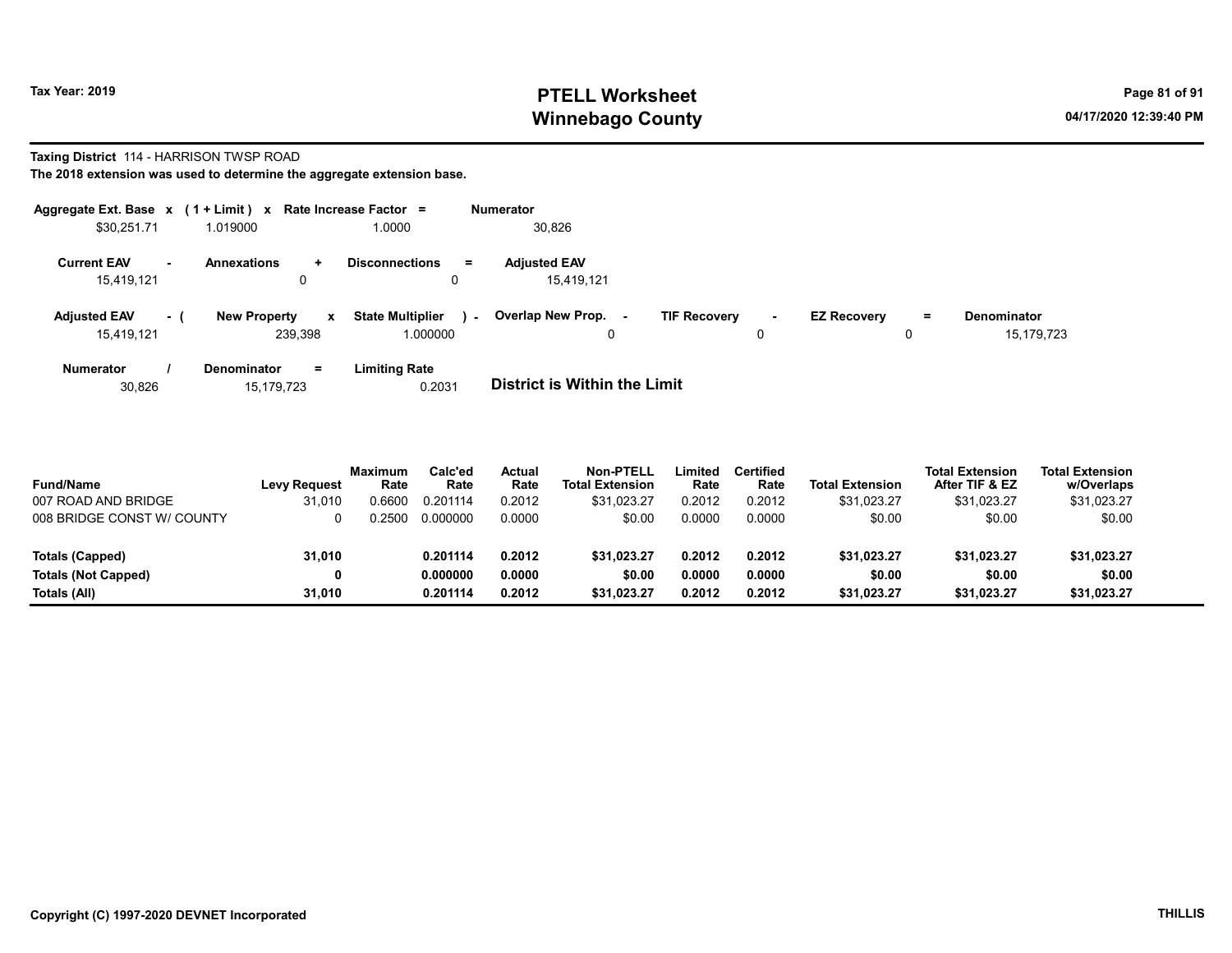# PTELL Worksheet
# Winnebago County

Tax Year: 2019

04/17/2020 12:39:40 PM

**Taxing District** 114 - HARRISON TWSP ROAD

**The 2018 extension was used to determine the aggregate extension base.**

| Aggregate Ext. Base | x | (1 + Limit) | x | Rate Increase Factor | = | Numerator |
|---|---|---|---|---|---|---|
| $30,251.71 | | 1.019000 | | 1.0000 | | 30,826 |

| Current EAV | - | Annexations | + | Disconnections | = | Adjusted EAV |
|---|---|---|---|---|---|---|
| 15,419,121 | | 0 | | 0 | | 15,419,121 |

| Adjusted EAV | - ( | New Property | x | State Multiplier | ) - | Overlap New Prop. | - | TIF Recovery | - | EZ Recovery | = | Denominator |
|---|---|---|---|---|---|---|---|---|---|---|---|---|
| 15,419,121 | | 239,398 | | 1.000000 | | 0 | | 0 | | 0 | | 15,179,723 |

| Numerator | / | Denominator | = | Limiting Rate |
|---|---|---|---|---|
| 30,826 | | 15,179,723 | | 0.2031 |

**District is Within the Limit**

| Fund/Name | Levy Request | Maximum Rate | Calc'ed Rate | Actual Rate | Non-PTELL Total Extension | Limited Rate | Certified Rate | Total Extension | Total Extension After TIF & EZ | Total Extension w/Overlaps |
|---|---|---|---|---|---|---|---|---|---|---|
| 007 ROAD AND BRIDGE | 31,010 | 0.6600 | 0.201114 | 0.2012 | $31,023.27 | 0.2012 | 0.2012 | $31,023.27 | $31,023.27 | $31,023.27 |
| 008 BRIDGE CONST W/ COUNTY | 0 | 0.2500 | 0.000000 | 0.0000 | $0.00 | 0.0000 | 0.0000 | $0.00 | $0.00 | $0.00 |
| **Totals (Capped)** | **31,010** | | **0.201114** | **0.2012** | **$31,023.27** | **0.2012** | **0.2012** | **$31,023.27** | **$31,023.27** | **$31,023.27** |
| **Totals (Not Capped)** | **0** | | **0.000000** | **0.0000** | **$0.00** | **0.0000** | **0.0000** | **$0.00** | **$0.00** | **$0.00** |
| **Totals (All)** | **31,010** | | **0.201114** | **0.2012** | **$31,023.27** | **0.2012** | **0.2012** | **$31,023.27** | **$31,023.27** | **$31,023.27** |

Copyright (C) 1997-2020 DEVNET Incorporated

THILLIS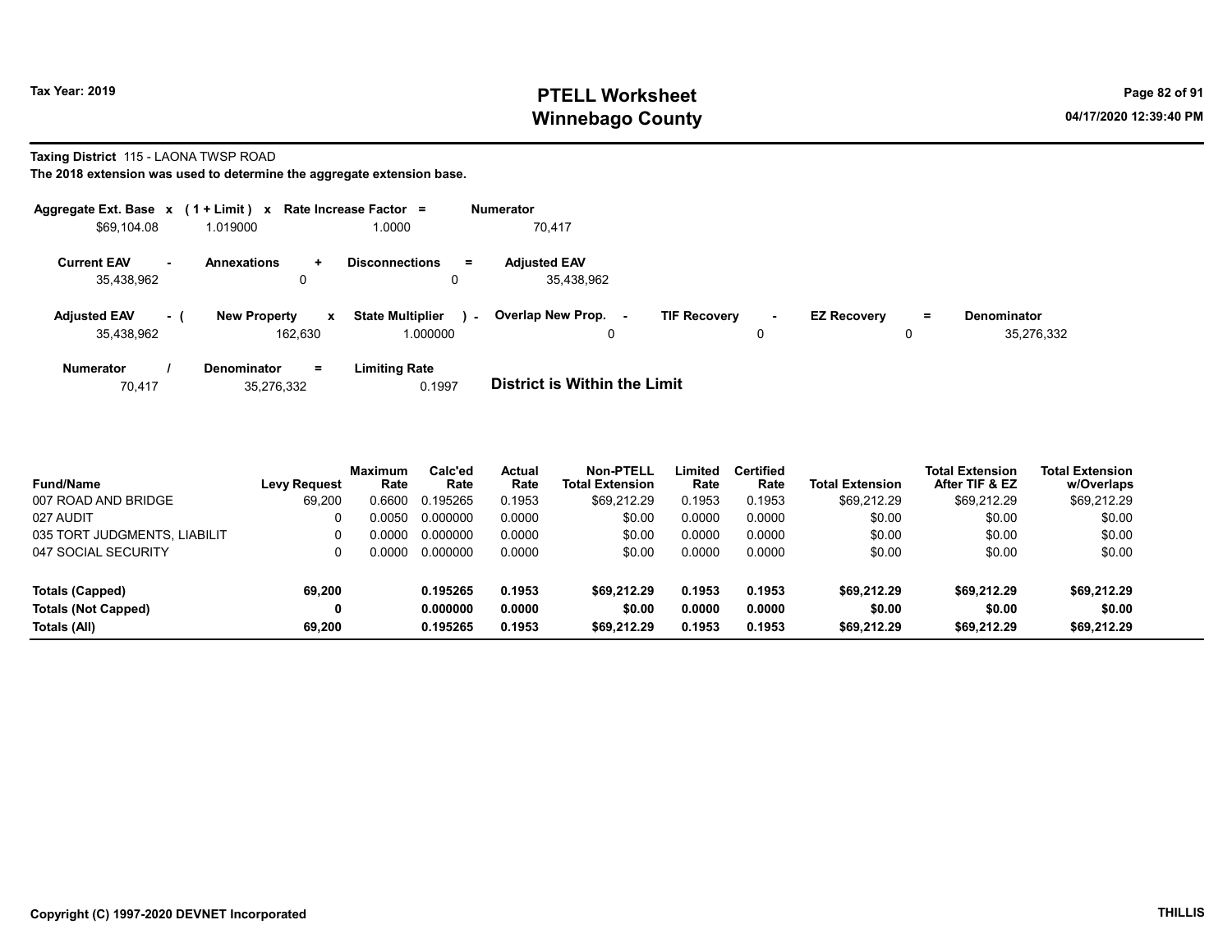**Tax Year: 2019**

# PTELL Worksheet
## Winnebago County

**Taxing District** 115 - LAONA TWSP ROAD

**The 2018 extension was used to determine the aggregate extension base.**

| Aggregate Ext. Base | x | ( 1 + Limit ) | x | Rate Increase Factor | = | Numerator |
|---|---|---|---|---|---|---|
| $69,104.08 | | 1.019000 | | 1.0000 | | 70,417 |

| Current EAV | - | Annexations | + | Disconnections | = | Adjusted EAV |
|---|---|---|---|---|---|---|
| 35,438,962 | | 0 | | 0 | | 35,438,962 |

| Adjusted EAV | - ( | New Property | x | State Multiplier | ) - | Overlap New Prop. | - | TIF Recovery | - | EZ Recovery | = | Denominator |
|---|---|---|---|---|---|---|---|---|---|---|---|---|
| 35,438,962 | | 162,630 | | 1.000000 | | 0 | | 0 | | 0 | | 35,276,332 |

| Numerator | / | Denominator | = | Limiting Rate |
|---|---|---|---|---|
| 70,417 | | 35,276,332 | | 0.1997 |

**District is Within the Limit**

| Fund/Name | Levy Request | Maximum Rate | Calc'ed Rate | Actual Rate | Non-PTELL Total Extension | Limited Rate | Certified Rate | Total Extension | Total Extension After TIF & EZ | Total Extension w/Overlaps |
|---|---|---|---|---|---|---|---|---|---|---|
| 007 ROAD AND BRIDGE | 69,200 | 0.6600 | 0.195265 | 0.1953 | $69,212.29 | 0.1953 | 0.1953 | $69,212.29 | $69,212.29 | $69,212.29 |
| 027 AUDIT | 0 | 0.0050 | 0.000000 | 0.0000 | $0.00 | 0.0000 | 0.0000 | $0.00 | $0.00 | $0.00 |
| 035 TORT JUDGMENTS, LIABILIT | 0 | 0.0000 | 0.000000 | 0.0000 | $0.00 | 0.0000 | 0.0000 | $0.00 | $0.00 | $0.00 |
| 047 SOCIAL SECURITY | 0 | 0.0000 | 0.000000 | 0.0000 | $0.00 | 0.0000 | 0.0000 | $0.00 | $0.00 | $0.00 |
| **Totals (Capped)** | **69,200** | | **0.195265** | **0.1953** | **$69,212.29** | **0.1953** | **0.1953** | **$69,212.29** | **$69,212.29** | **$69,212.29** |
| **Totals (Not Capped)** | **0** | | **0.000000** | **0.0000** | **$0.00** | **0.0000** | **0.0000** | **$0.00** | **$0.00** | **$0.00** |
| **Totals (All)** | **69,200** | | **0.195265** | **0.1953** | **$69,212.29** | **0.1953** | **0.1953** | **$69,212.29** | **$69,212.29** | **$69,212.29** |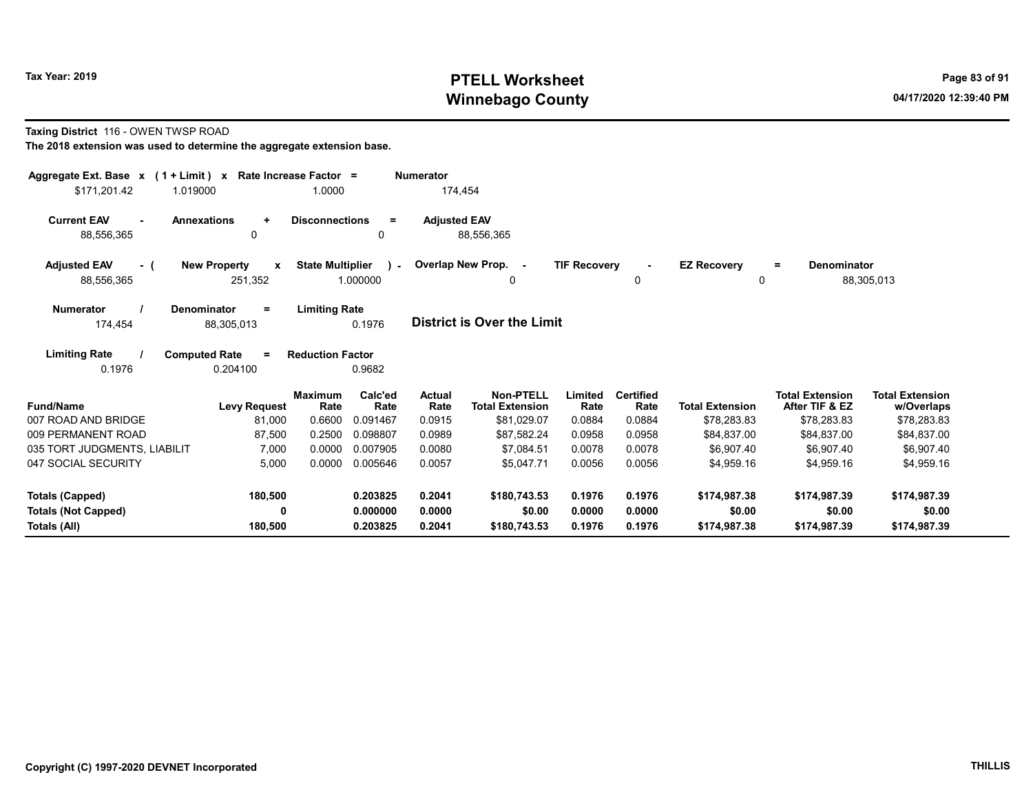# PTELL Worksheet
# Winnebago County

Tax Year: 2019

04/17/2020 12:39:40 PM

**Taxing District** 116 - OWEN TWSP ROAD

**The 2018 extension was used to determine the aggregate extension base.**

| Aggregate Ext. Base | x | (1 + Limit) | x | Rate Increase Factor | = | Numerator |
|---|---|---|---|---|---|---|
| $171,201.42 | | 1.019000 | | 1.0000 | | 174,454 |

| Current EAV | - | Annexations | + | Disconnections | = | Adjusted EAV |
|---|---|---|---|---|---|---|
| 88,556,365 | | 0 | | 0 | | 88,556,365 |

| Adjusted EAV | - ( | New Property | x | State Multiplier | ) - | Overlap New Prop. | - | TIF Recovery | - | EZ Recovery | = | Denominator |
|---|---|---|---|---|---|---|---|---|---|---|---|---|
| 88,556,365 | | 251,352 | | 1.000000 | | 0 | | 0 | | 0 | | 88,305,013 |

| Numerator | / | Denominator | = | Limiting Rate |
|---|---|---|---|---|
| 174,454 | | 88,305,013 | | 0.1976 |

**District is Over the Limit**

| Limiting Rate | / | Computed Rate | = | Reduction Factor |
|---|---|---|---|---|
| 0.1976 | | 0.204100 | | 0.9682 |

| Fund/Name | Levy Request | Maximum Rate | Calc'ed Rate | Actual Rate | Non-PTELL Total Extension | Limited Rate | Certified Rate | Total Extension | Total Extension After TIF & EZ | Total Extension w/Overlaps |
|---|---|---|---|---|---|---|---|---|---|---|
| 007 ROAD AND BRIDGE | 81,000 | 0.6600 | 0.091467 | 0.0915 | $81,029.07 | 0.0884 | 0.0884 | $78,283.83 | $78,283.83 | $78,283.83 |
| 009 PERMANENT ROAD | 87,500 | 0.2500 | 0.098807 | 0.0989 | $87,582.24 | 0.0958 | 0.0958 | $84,837.00 | $84,837.00 | $84,837.00 |
| 035 TORT JUDGMENTS, LIABILIT | 7,000 | 0.0000 | 0.007905 | 0.0080 | $7,084.51 | 0.0078 | 0.0078 | $6,907.40 | $6,907.40 | $6,907.40 |
| 047 SOCIAL SECURITY | 5,000 | 0.0000 | 0.005646 | 0.0057 | $5,047.71 | 0.0056 | 0.0056 | $4,959.16 | $4,959.16 | $4,959.16 |
| **Totals (Capped)** | **180,500** | | **0.203825** | **0.2041** | **$180,743.53** | **0.1976** | **0.1976** | **$174,987.38** | **$174,987.39** | **$174,987.39** |
| **Totals (Not Capped)** | **0** | | **0.000000** | **0.0000** | **$0.00** | **0.0000** | **0.0000** | **$0.00** | **$0.00** | **$0.00** |
| **Totals (All)** | **180,500** | | **0.203825** | **0.2041** | **$180,743.53** | **0.1976** | **0.1976** | **$174,987.38** | **$174,987.39** | **$174,987.39** |

Copyright (C) 1997-2020 DEVNET Incorporated

THILLIS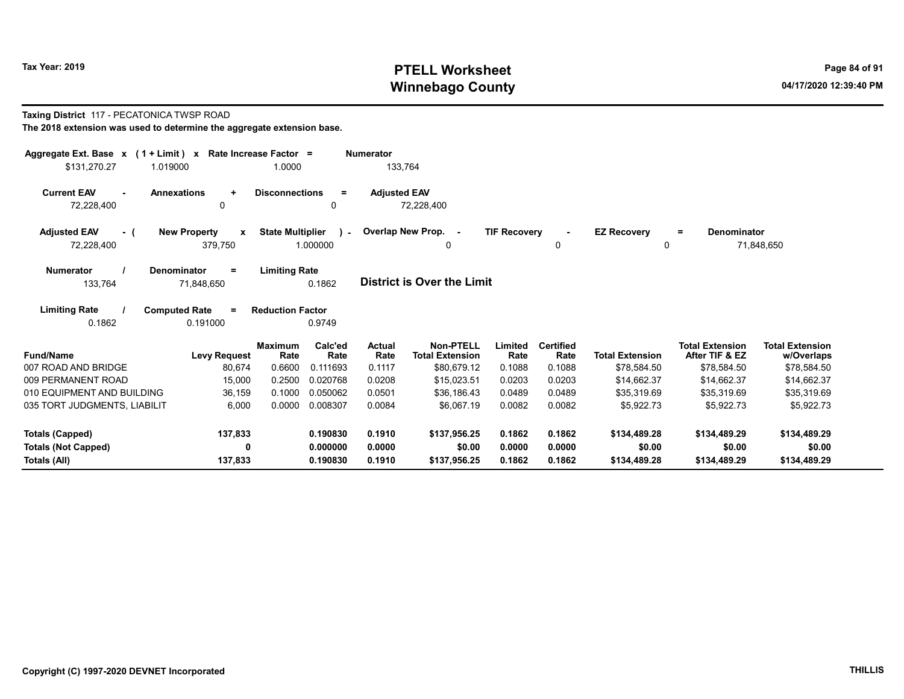# PTELL Worksheet
# Winnebago County

Tax Year: 2019

04/17/2020 12:39:40 PM

**Taxing District** 117 - PECATONICA TWSP ROAD

**The 2018 extension was used to determine the aggregate extension base.**

| Aggregate Ext. Base x | (1 + Limit) x | Rate Increase Factor = | Numerator |
|---|---|---|---|
| $131,270.27 | 1.019000 | 1.0000 | 133,764 |

| Current EAV - | Annexations + | Disconnections = | Adjusted EAV |
|---|---|---|---|
| 72,228,400 | 0 | 0 | 72,228,400 |

| Adjusted EAV - ( | New Property x | State Multiplier ) - | Overlap New Prop. - | TIF Recovery - | EZ Recovery = | Denominator |
|---|---|---|---|---|---|---|
| 72,228,400 | 379,750 | 1.000000 | 0 | 0 | 0 | 71,848,650 |

| Numerator / | Denominator = | Limiting Rate |
|---|---|---|
| 133,764 | 71,848,650 | 0.1862 |

**District is Over the Limit**

| Limiting Rate / | Computed Rate = | Reduction Factor |
|---|---|---|
| 0.1862 | 0.191000 | 0.9749 |

| Fund/Name | Levy Request | Maximum Rate | Calc'ed Rate | Actual Rate | Non-PTELL Total Extension | Limited Rate | Certified Rate | Total Extension | Total Extension After TIF & EZ | Total Extension w/Overlaps |
|---|---|---|---|---|---|---|---|---|---|---|
| 007 ROAD AND BRIDGE | 80,674 | 0.6600 | 0.111693 | 0.1117 | $80,679.12 | 0.1088 | 0.1088 | $78,584.50 | $78,584.50 | $78,584.50 |
| 009 PERMANENT ROAD | 15,000 | 0.2500 | 0.020768 | 0.0208 | $15,023.51 | 0.0203 | 0.0203 | $14,662.37 | $14,662.37 | $14,662.37 |
| 010 EQUIPMENT AND BUILDING | 36,159 | 0.1000 | 0.050062 | 0.0501 | $36,186.43 | 0.0489 | 0.0489 | $35,319.69 | $35,319.69 | $35,319.69 |
| 035 TORT JUDGMENTS, LIABILIT | 6,000 | 0.0000 | 0.008307 | 0.0084 | $6,067.19 | 0.0082 | 0.0082 | $5,922.73 | $5,922.73 | $5,922.73 |
| **Totals (Capped)** | **137,833** | | **0.190830** | **0.1910** | **$137,956.25** | **0.1862** | **0.1862** | **$134,489.28** | **$134,489.29** | **$134,489.29** |
| **Totals (Not Capped)** | **0** | | **0.000000** | **0.0000** | **$0.00** | **0.0000** | **0.0000** | **$0.00** | **$0.00** | **$0.00** |
| **Totals (All)** | **137,833** | | **0.190830** | **0.1910** | **$137,956.25** | **0.1862** | **0.1862** | **$134,489.28** | **$134,489.29** | **$134,489.29** |

Copyright (C) 1997-2020 DEVNET Incorporated

THILLIS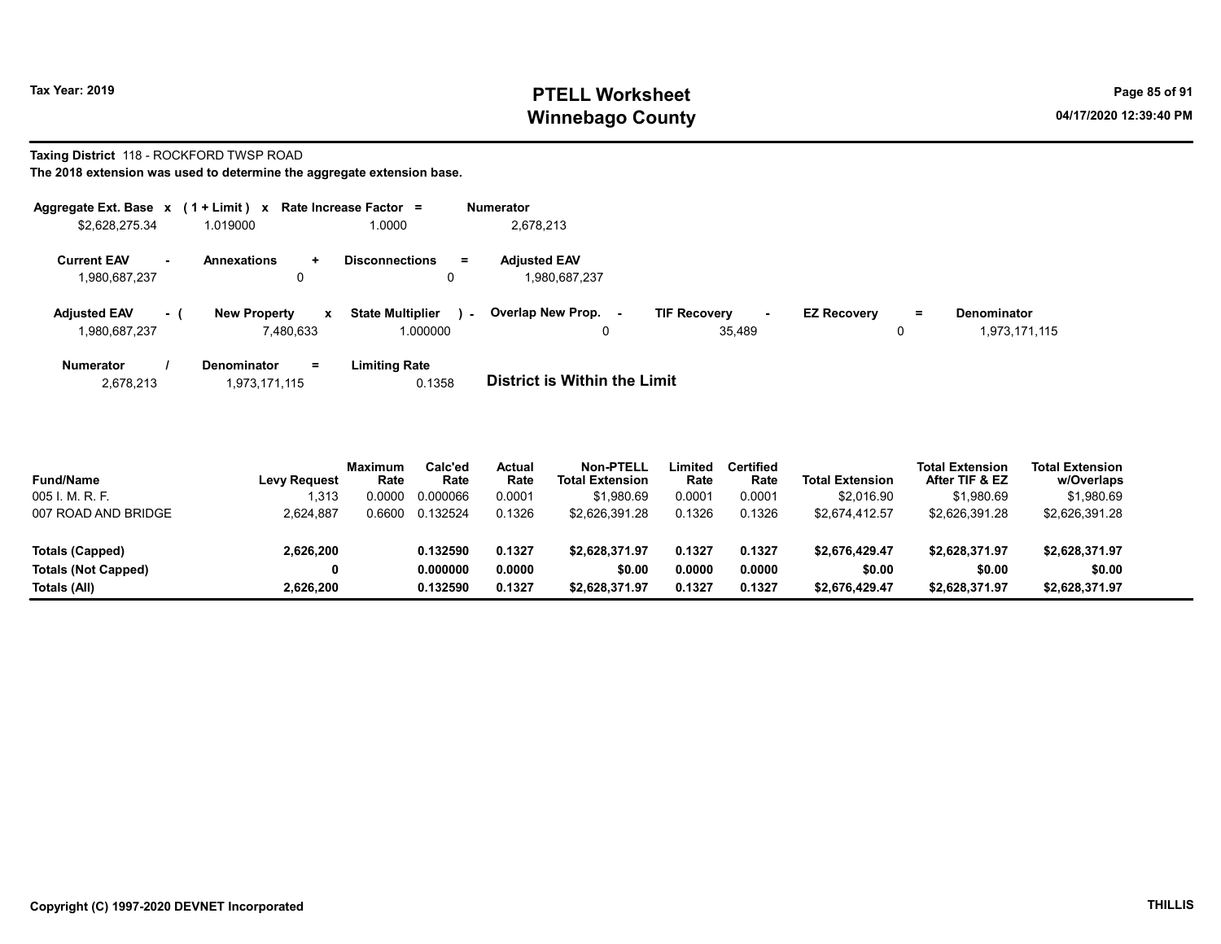# PTELL Worksheet
# Winnebago County

Tax Year: 2019

04/17/2020 12:39:40 PM

**Taxing District** 118 - ROCKFORD TWSP ROAD

**The 2018 extension was used to determine the aggregate extension base.**

| Aggregate Ext. Base | x | (1 + Limit) | x | Rate Increase Factor | = | Numerator |
|---|---|---|---|---|---|---|
| $2,628,275.34 | | 1.019000 | | 1.0000 | | 2,678,213 |

| Current EAV | - | Annexations | + | Disconnections | = | Adjusted EAV |
|---|---|---|---|---|---|---|
| 1,980,687,237 | | 0 | | 0 | | 1,980,687,237 |

| Adjusted EAV | - ( | New Property | x | State Multiplier | ) - | Overlap New Prop. | - | TIF Recovery | - | EZ Recovery | = | Denominator |
|---|---|---|---|---|---|---|---|---|---|---|---|---|
| 1,980,687,237 | | 7,480,633 | | 1.000000 | | 0 | | 35,489 | | 0 | | 1,973,171,115 |

| Numerator | / | Denominator | = | Limiting Rate |
|---|---|---|---|---|
| 2,678,213 | | 1,973,171,115 | | 0.1358 |

**District is Within the Limit**

| Fund/Name | Levy Request | Maximum Rate | Calc'ed Rate | Actual Rate | Non-PTELL Total Extension | Limited Rate | Certified Rate | Total Extension | Total Extension After TIF & EZ | Total Extension w/Overlaps |
|---|---|---|---|---|---|---|---|---|---|---|
| 005 I. M. R. F. | 1,313 | 0.0000 | 0.000066 | 0.0001 | $1,980.69 | 0.0001 | 0.0001 | $2,016.90 | $1,980.69 | $1,980.69 |
| 007 ROAD AND BRIDGE | 2,624,887 | 0.6600 | 0.132524 | 0.1326 | $2,626,391.28 | 0.1326 | 0.1326 | $2,674,412.57 | $2,626,391.28 | $2,626,391.28 |
| **Totals (Capped)** | **2,626,200** | | **0.132590** | **0.1327** | **$2,628,371.97** | **0.1327** | **0.1327** | **$2,676,429.47** | **$2,628,371.97** | **$2,628,371.97** |
| **Totals (Not Capped)** | **0** | | **0.000000** | **0.0000** | **$0.00** | **0.0000** | **0.0000** | **$0.00** | **$0.00** | **$0.00** |
| **Totals (All)** | **2,626,200** | | **0.132590** | **0.1327** | **$2,628,371.97** | **0.1327** | **0.1327** | **$2,676,429.47** | **$2,628,371.97** | **$2,628,371.97** |

Copyright (C) 1997-2020 DEVNET Incorporated

THILLIS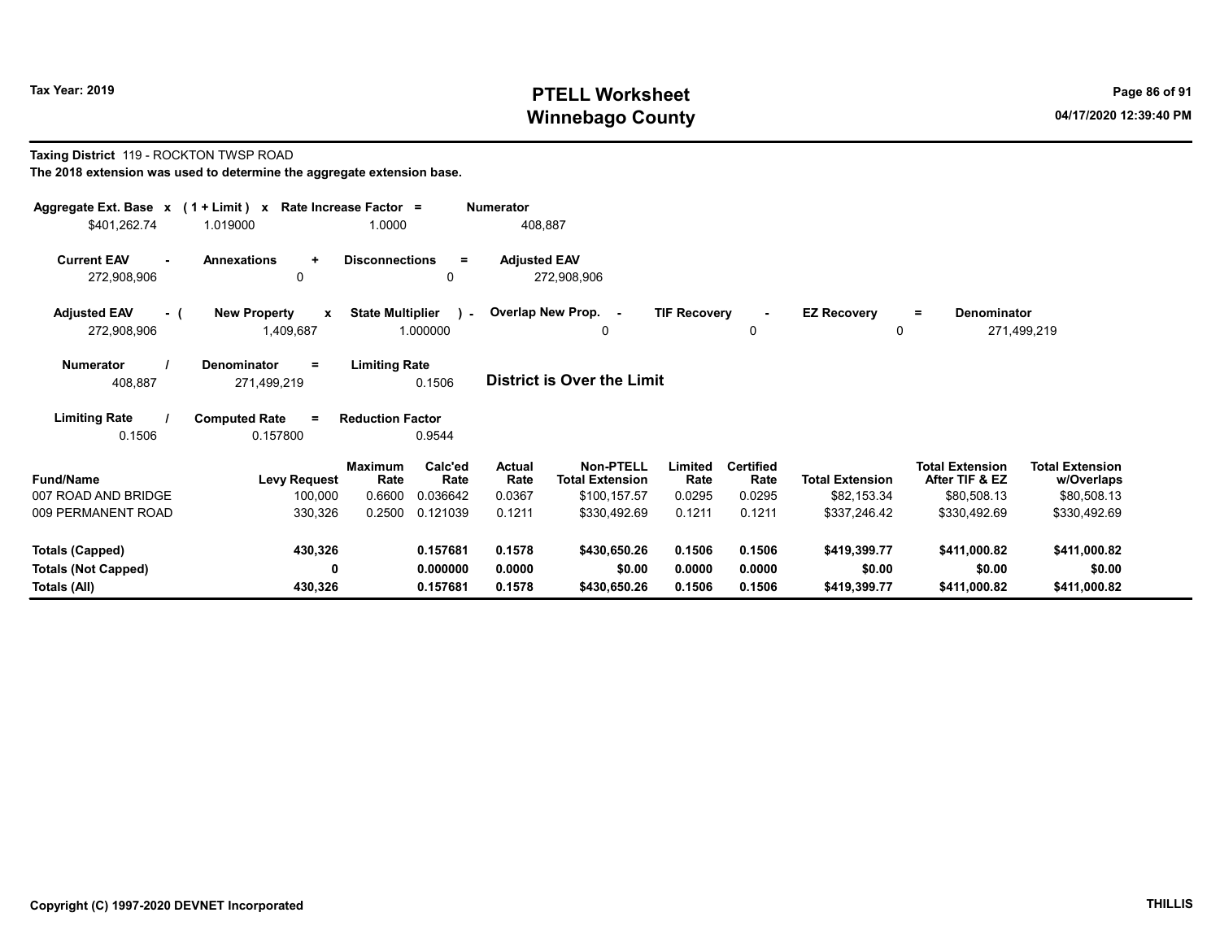**Tax Year: 2019**

# PTELL Worksheet
# Winnebago County

04/17/2020 12:39:40 PM

**Taxing District** 119 - ROCKTON TWSP ROAD

**The 2018 extension was used to determine the aggregate extension base.**

| Aggregate Ext. Base | x | (1 + Limit) | x | Rate Increase Factor | = | Numerator |
|---|---|---|---|---|---|---|
| $401,262.74 | | 1.019000 | | 1.0000 | | 408,887 |

| Current EAV | - | Annexations | + | Disconnections | = | Adjusted EAV |
|---|---|---|---|---|---|---|
| 272,908,906 | | 0 | | 0 | | 272,908,906 |

| Adjusted EAV | - ( | New Property | x | State Multiplier | ) - | Overlap New Prop. | - | TIF Recovery | - | EZ Recovery | = | Denominator |
|---|---|---|---|---|---|---|---|---|---|---|---|---|
| 272,908,906 | | 1,409,687 | | 1.000000 | | 0 | | 0 | | 0 | | 271,499,219 |

| Numerator | / | Denominator | = | Limiting Rate |
|---|---|---|---|---|
| 408,887 | | 271,499,219 | | 0.1506 |

**District is Over the Limit**

| Limiting Rate | / | Computed Rate | = | Reduction Factor |
|---|---|---|---|---|
| 0.1506 | | 0.157800 | | 0.9544 |

| Fund/Name | Levy Request | Maximum Rate | Calc'ed Rate | Actual Rate | Non-PTELL Total Extension | Limited Rate | Certified Rate | Total Extension | Total Extension After TIF & EZ | Total Extension w/Overlaps |
|---|---|---|---|---|---|---|---|---|---|---|
| 007 ROAD AND BRIDGE | 100,000 | 0.6600 | 0.036642 | 0.0367 | $100,157.57 | 0.0295 | 0.0295 | $82,153.34 | $80,508.13 | $80,508.13 |
| 009 PERMANENT ROAD | 330,326 | 0.2500 | 0.121039 | 0.1211 | $330,492.69 | 0.1211 | 0.1211 | $337,246.42 | $330,492.69 | $330,492.69 |
| **Totals (Capped)** | **430,326** | | **0.157681** | **0.1578** | **$430,650.26** | **0.1506** | **0.1506** | **$419,399.77** | **$411,000.82** | **$411,000.82** |
| **Totals (Not Capped)** | **0** | | **0.000000** | **0.0000** | **$0.00** | **0.0000** | **0.0000** | **$0.00** | **$0.00** | **$0.00** |
| **Totals (All)** | **430,326** | | **0.157681** | **0.1578** | **$430,650.26** | **0.1506** | **0.1506** | **$419,399.77** | **$411,000.82** | **$411,000.82** |

Copyright (C) 1997-2020 DEVNET Incorporated

THILLIS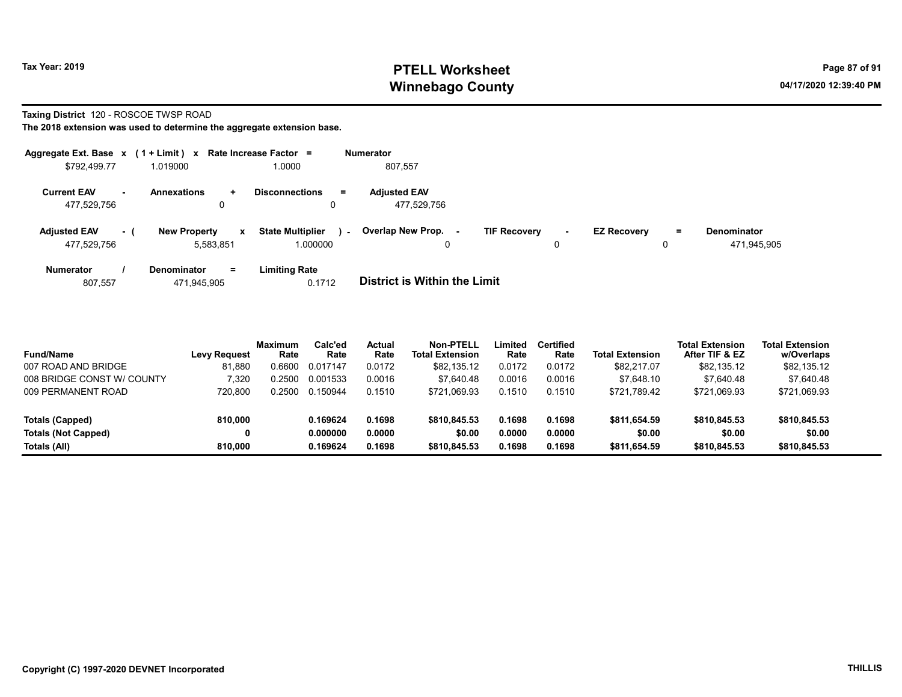# PTELL Worksheet
# Winnebago County

Tax Year: 2019

04/17/2020 12:39:40 PM

**Taxing District** 120 - ROSCOE TWSP ROAD

**The 2018 extension was used to determine the aggregate extension base.**

| Aggregate Ext. Base | x | (1 + Limit) | x | Rate Increase Factor | = | Numerator |
|---|---|---|---|---|---|---|
| $792,499.77 | | 1.019000 | | 1.0000 | | 807,557 |

| Current EAV | - | Annexations | + | Disconnections | = | Adjusted EAV |
|---|---|---|---|---|---|---|
| 477,529,756 | | 0 | | 0 | | 477,529,756 |

| Adjusted EAV | - ( | New Property | x | State Multiplier | ) - | Overlap New Prop. | - | TIF Recovery | - | EZ Recovery | = | Denominator |
|---|---|---|---|---|---|---|---|---|---|---|---|---|
| 477,529,756 | | 5,583,851 | | 1.000000 | | 0 | | 0 | | 0 | | 471,945,905 |

| Numerator | / | Denominator | = | Limiting Rate |
|---|---|---|---|---|
| 807,557 | | 471,945,905 | | 0.1712 |

**District is Within the Limit**

| Fund/Name | Levy Request | Maximum Rate | Calc'ed Rate | Actual Rate | Non-PTELL Total Extension | Limited Rate | Certified Rate | Total Extension | Total Extension After TIF & EZ | Total Extension w/Overlaps |
|---|---|---|---|---|---|---|---|---|---|---|
| 007 ROAD AND BRIDGE | 81,880 | 0.6600 | 0.017147 | 0.0172 | $82,135.12 | 0.0172 | 0.0172 | $82,217.07 | $82,135.12 | $82,135.12 |
| 008 BRIDGE CONST W/ COUNTY | 7,320 | 0.2500 | 0.001533 | 0.0016 | $7,640.48 | 0.0016 | 0.0016 | $7,648.10 | $7,640.48 | $7,640.48 |
| 009 PERMANENT ROAD | 720,800 | 0.2500 | 0.150944 | 0.1510 | $721,069.93 | 0.1510 | 0.1510 | $721,789.42 | $721,069.93 | $721,069.93 |
| **Totals (Capped)** | **810,000** | | **0.169624** | **0.1698** | **$810,845.53** | **0.1698** | **0.1698** | **$811,654.59** | **$810,845.53** | **$810,845.53** |
| **Totals (Not Capped)** | **0** | | **0.000000** | **0.0000** | **$0.00** | **0.0000** | **0.0000** | **$0.00** | **$0.00** | **$0.00** |
| **Totals (All)** | **810,000** | | **0.169624** | **0.1698** | **$810,845.53** | **0.1698** | **0.1698** | **$811,654.59** | **$810,845.53** | **$810,845.53** |

**Copyright (C) 1997-2020 DEVNET Incorporated** THILLIS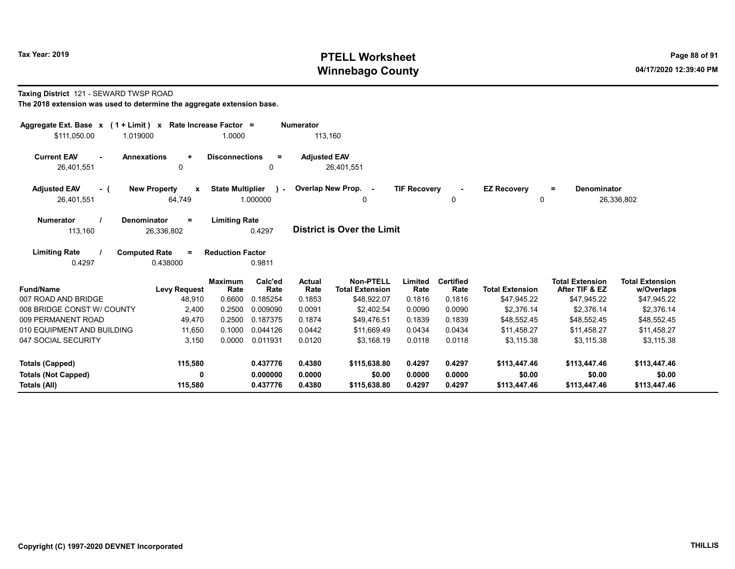Tax Year: 2019

# PTELL Worksheet
# Winnebago County

04/17/2020 12:39:40 PM

**Taxing District** 121 - SEWARD TWSP ROAD

**The 2018 extension was used to determine the aggregate extension base.**

| Aggregate Ext. Base x | (1 + Limit) x | Rate Increase Factor = | Numerator |
|---|---|---|---|
| $111,050.00 | 1.019000 | 1.0000 | 113,160 |

| Current EAV - | Annexations + | Disconnections = | Adjusted EAV |
|---|---|---|---|
| 26,401,551 | 0 | 0 | 26,401,551 |

| Adjusted EAV - ( | New Property x | State Multiplier ) - | Overlap New Prop. - | TIF Recovery - | EZ Recovery = | Denominator |
|---|---|---|---|---|---|---|
| 26,401,551 | 64,749 | 1.000000 | 0 | 0 | 0 | 26,336,802 |

| Numerator / | Denominator = | Limiting Rate |
|---|---|---|
| 113,160 | 26,336,802 | 0.4297 |

**District is Over the Limit**

| Limiting Rate / | Computed Rate = | Reduction Factor |
|---|---|---|
| 0.4297 | 0.438000 | 0.9811 |

| Fund/Name | Levy Request | Maximum Rate | Calc'ed Rate | Actual Rate | Non-PTELL Total Extension | Limited Rate | Certified Rate | Total Extension | Total Extension After TIF & EZ | Total Extension w/Overlaps |
|---|---|---|---|---|---|---|---|---|---|---|
| 007 ROAD AND BRIDGE | 48,910 | 0.6600 | 0.185254 | 0.1853 | $48,922.07 | 0.1816 | 0.1816 | $47,945.22 | $47,945.22 | $47,945.22 |
| 008 BRIDGE CONST W/ COUNTY | 2,400 | 0.2500 | 0.009090 | 0.0091 | $2,402.54 | 0.0090 | 0.0090 | $2,376.14 | $2,376.14 | $2,376.14 |
| 009 PERMANENT ROAD | 49,470 | 0.2500 | 0.187375 | 0.1874 | $49,476.51 | 0.1839 | 0.1839 | $48,552.45 | $48,552.45 | $48,552.45 |
| 010 EQUIPMENT AND BUILDING | 11,650 | 0.1000 | 0.044126 | 0.0442 | $11,669.49 | 0.0434 | 0.0434 | $11,458.27 | $11,458.27 | $11,458.27 |
| 047 SOCIAL SECURITY | 3,150 | 0.0000 | 0.011931 | 0.0120 | $3,168.19 | 0.0118 | 0.0118 | $3,115.38 | $3,115.38 | $3,115.38 |
| **Totals (Capped)** | **115,580** | | **0.437776** | **0.4380** | **$115,638.80** | **0.4297** | **0.4297** | **$113,447.46** | **$113,447.46** | **$113,447.46** |
| **Totals (Not Capped)** | **0** | | **0.000000** | **0.0000** | **$0.00** | **0.0000** | **0.0000** | **$0.00** | **$0.00** | **$0.00** |
| **Totals (All)** | **115,580** | | **0.437776** | **0.4380** | **$115,638.80** | **0.4297** | **0.4297** | **$113,447.46** | **$113,447.46** | **$113,447.46** |

Copyright (C) 1997-2020 DEVNET Incorporated

THILLIS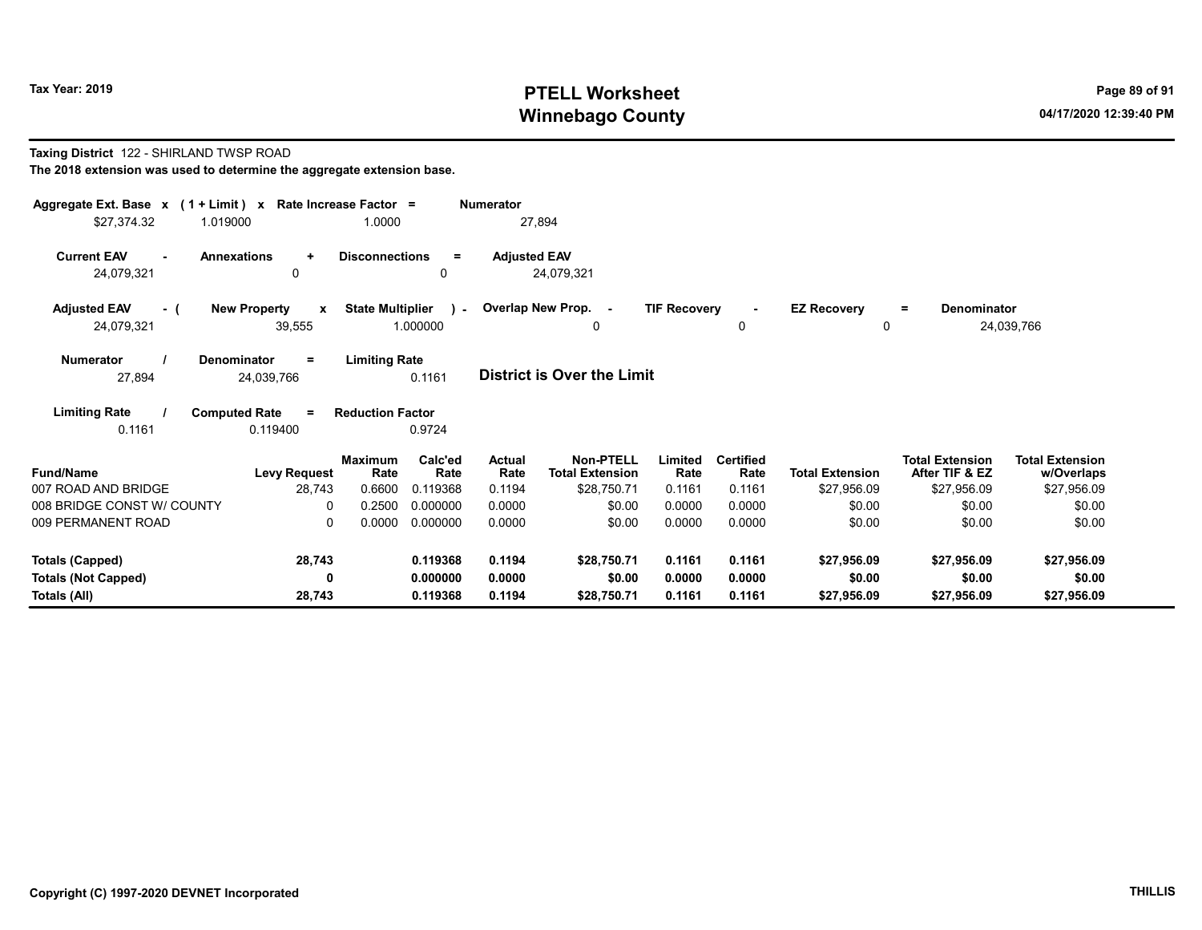## PTELL Worksheet
## Winnebago County

Tax Year: 2019

04/17/2020 12:39:40 PM

**Taxing District** 122 - SHIRLAND TWSP ROAD

**The 2018 extension was used to determine the aggregate extension base.**

| Aggregate Ext. Base | x | (1 + Limit) | x | Rate Increase Factor | = | Numerator |
|---|---|---|---|---|---|---|
| $27,374.32 | | 1.019000 | | 1.0000 | | 27,894 |

| Current EAV | - | Annexations | + | Disconnections | = | Adjusted EAV |
|---|---|---|---|---|---|---|
| 24,079,321 | | 0 | | 0 | | 24,079,321 |

| Adjusted EAV | - ( | New Property | x | State Multiplier | ) - | Overlap New Prop. | - | TIF Recovery | - | EZ Recovery | = | Denominator |
|---|---|---|---|---|---|---|---|---|---|---|---|---|
| 24,079,321 | | 39,555 | | 1.000000 | | 0 | | 0 | | 0 | | 24,039,766 |

| Numerator | / | Denominator | = | Limiting Rate |
|---|---|---|---|---|
| 27,894 | | 24,039,766 | | 0.1161 |

**District is Over the Limit**

| Limiting Rate | / | Computed Rate | = | Reduction Factor |
|---|---|---|---|---|
| 0.1161 | | 0.119400 | | 0.9724 |

| Fund/Name | Levy Request | Maximum Rate | Calc'ed Rate | Actual Rate | Non-PTELL Total Extension | Limited Rate | Certified Rate | Total Extension | Total Extension After TIF & EZ | Total Extension w/Overlaps |
|---|---|---|---|---|---|---|---|---|---|---|
| 007 ROAD AND BRIDGE | 28,743 | 0.6600 | 0.119368 | 0.1194 | $28,750.71 | 0.1161 | 0.1161 | $27,956.09 | $27,956.09 | $27,956.09 |
| 008 BRIDGE CONST W/ COUNTY | 0 | 0.2500 | 0.000000 | 0.0000 | $0.00 | 0.0000 | 0.0000 | $0.00 | $0.00 | $0.00 |
| 009 PERMANENT ROAD | 0 | 0.0000 | 0.000000 | 0.0000 | $0.00 | 0.0000 | 0.0000 | $0.00 | $0.00 | $0.00 |
| **Totals (Capped)** | **28,743** | | **0.119368** | **0.1194** | **$28,750.71** | **0.1161** | **0.1161** | **$27,956.09** | **$27,956.09** | **$27,956.09** |
| **Totals (Not Capped)** | **0** | | **0.000000** | **0.0000** | **$0.00** | **0.0000** | **0.0000** | **$0.00** | **$0.00** | **$0.00** |
| **Totals (All)** | **28,743** | | **0.119368** | **0.1194** | **$28,750.71** | **0.1161** | **0.1161** | **$27,956.09** | **$27,956.09** | **$27,956.09** |

Copyright (C) 1997-2020 DEVNET Incorporated

THILLIS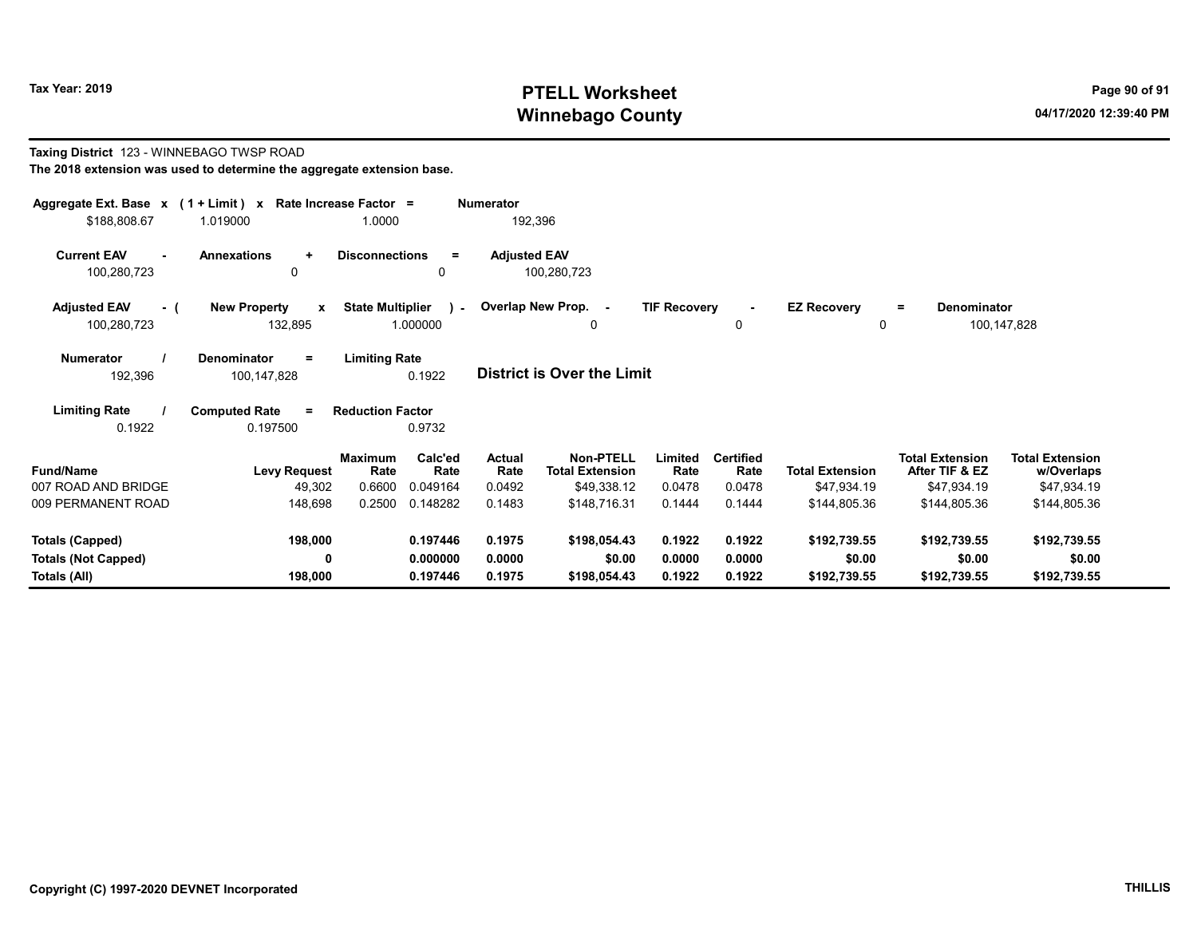Tax Year: 2019

# PTELL Worksheet
# Winnebago County

04/17/2020 12:39:40 PM

**Taxing District** 123 - WINNEBAGO TWSP ROAD

**The 2018 extension was used to determine the aggregate extension base.**

| Aggregate Ext. Base x | (1 + Limit) x | Rate Increase Factor = | Numerator |
|---|---|---|---|
| $188,808.67 | 1.019000 | 1.0000 | 192,396 |

| Current EAV - | Annexations + | Disconnections = | Adjusted EAV |
|---|---|---|---|
| 100,280,723 | 0 | 0 | 100,280,723 |

| Adjusted EAV - ( | New Property x | State Multiplier ) - | Overlap New Prop. - | TIF Recovery - | EZ Recovery = | Denominator |
|---|---|---|---|---|---|---|
| 100,280,723 | 132,895 | 1.000000 | 0 | 0 | 0 | 100,147,828 |

| Numerator / | Denominator = | Limiting Rate |
|---|---|---|
| 192,396 | 100,147,828 | 0.1922 |

**District is Over the Limit**

| Limiting Rate / | Computed Rate = | Reduction Factor |
|---|---|---|
| 0.1922 | 0.197500 | 0.9732 |

| Fund/Name | Levy Request | Maximum Rate | Calc'ed Rate | Actual Rate | Non-PTELL Total Extension | Limited Rate | Certified Rate | Total Extension | Total Extension After TIF & EZ | Total Extension w/Overlaps |
|---|---|---|---|---|---|---|---|---|---|---|
| 007 ROAD AND BRIDGE | 49,302 | 0.6600 | 0.049164 | 0.0492 | $49,338.12 | 0.0478 | 0.0478 | $47,934.19 | $47,934.19 | $47,934.19 |
| 009 PERMANENT ROAD | 148,698 | 0.2500 | 0.148282 | 0.1483 | $148,716.31 | 0.1444 | 0.1444 | $144,805.36 | $144,805.36 | $144,805.36 |
| **Totals (Capped)** | **198,000** | | **0.197446** | **0.1975** | **$198,054.43** | **0.1922** | **0.1922** | **$192,739.55** | **$192,739.55** | **$192,739.55** |
| **Totals (Not Capped)** | **0** | | **0.000000** | **0.0000** | **$0.00** | **0.0000** | **0.0000** | **$0.00** | **$0.00** | **$0.00** |
| **Totals (All)** | **198,000** | | **0.197446** | **0.1975** | **$198,054.43** | **0.1922** | **0.1922** | **$192,739.55** | **$192,739.55** | **$192,739.55** |

**Copyright (C) 1997-2020 DEVNET Incorporated** **THILLIS**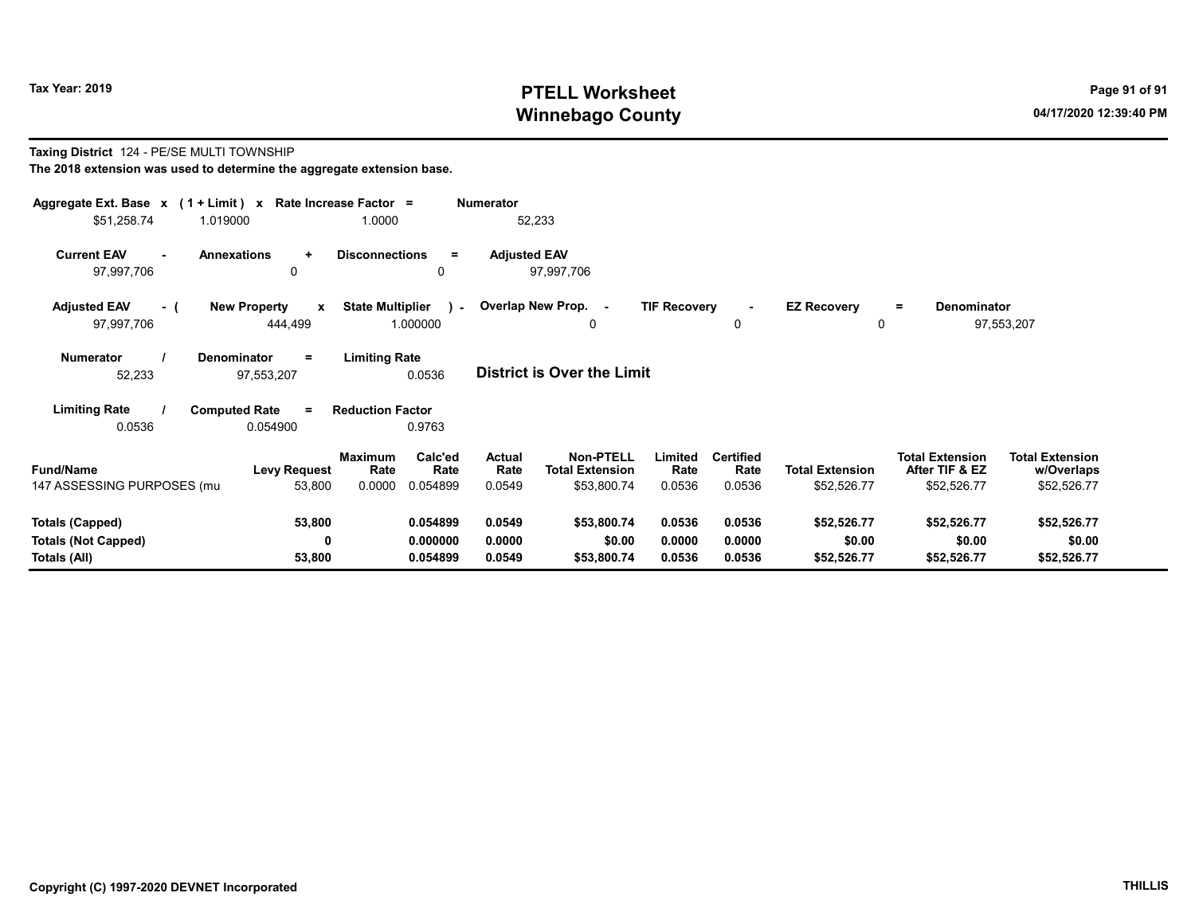# PTELL Worksheet
# Winnebago County

Tax Year: 2019

04/17/2020 12:39:40 PM

**Taxing District** 124 - PE/SE MULTI TOWNSHIP

**The 2018 extension was used to determine the aggregate extension base.**

| Aggregate Ext. Base | x | (1 + Limit) | x | Rate Increase Factor | = | Numerator |
|---|---|---|---|---|---|---|
| $51,258.74 | | 1.019000 | | 1.0000 | | 52,233 |

| Current EAV | - | Annexations | + | Disconnections | = | Adjusted EAV |
|---|---|---|---|---|---|---|
| 97,997,706 | | 0 | | 0 | | 97,997,706 |

| Adjusted EAV | - ( | New Property | x | State Multiplier | ) - | Overlap New Prop. | - | TIF Recovery | - | EZ Recovery | = | Denominator |
|---|---|---|---|---|---|---|---|---|---|---|---|---|
| 97,997,706 | | 444,499 | | 1.000000 | | 0 | | 0 | | 0 | | 97,553,207 |

| Numerator | / | Denominator | = | Limiting Rate |
|---|---|---|---|---|
| 52,233 | | 97,553,207 | | 0.0536 |

**District is Over the Limit**

| Limiting Rate | / | Computed Rate | = | Reduction Factor |
|---|---|---|---|---|
| 0.0536 | | 0.054900 | | 0.9763 |

| Fund/Name | Levy Request | Maximum Rate | Calc'ed Rate | Actual Rate | Non-PTELL Total Extension | Limited Rate | Certified Rate | Total Extension | Total Extension After TIF & EZ | Total Extension w/Overlaps |
|---|---|---|---|---|---|---|---|---|---|---|
| 147 ASSESSING PURPOSES (mu | 53,800 | 0.0000 | 0.054899 | 0.0549 | $53,800.74 | 0.0536 | 0.0536 | $52,526.77 | $52,526.77 | $52,526.77 |
| **Totals (Capped)** | **53,800** | | **0.054899** | **0.0549** | **$53,800.74** | **0.0536** | **0.0536** | **$52,526.77** | **$52,526.77** | **$52,526.77** |
| **Totals (Not Capped)** | **0** | | **0.000000** | **0.0000** | **$0.00** | **0.0000** | **0.0000** | **$0.00** | **$0.00** | **$0.00** |
| **Totals (All)** | **53,800** | | **0.054899** | **0.0549** | **$53,800.74** | **0.0536** | **0.0536** | **$52,526.77** | **$52,526.77** | **$52,526.77** |

Copyright (C) 1997-2020 DEVNET Incorporated

THILLIS